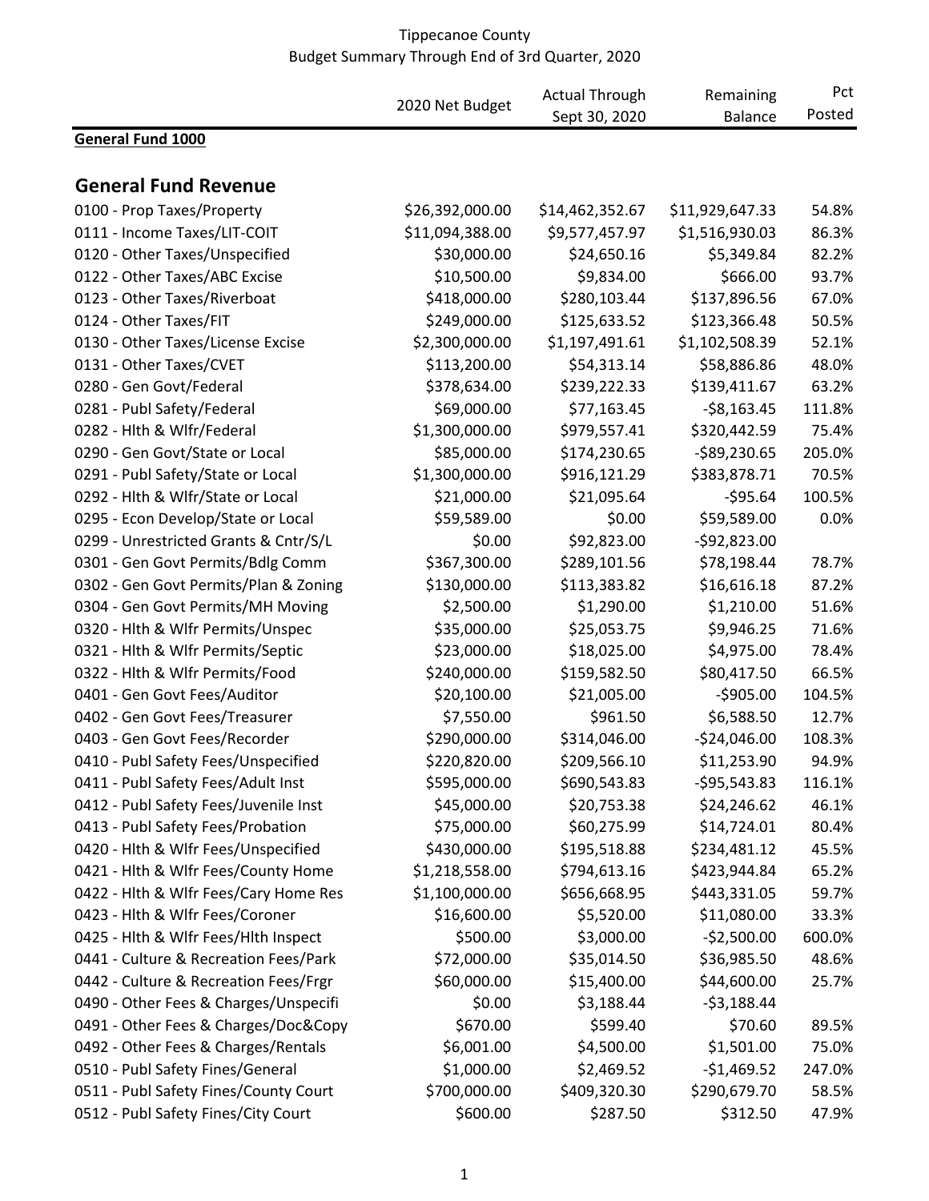# Tippecanoe County
## Budget Summary Through End of 3rd Quarter, 2020

| | 2020 Net Budget | Actual Through Sept 30, 2020 | Remaining Balance | Pct Posted |
|---|---|---|---|---|
| **General Fund 1000** | | | | |
| **General Fund Revenue** | | | | |
| 0100 - Prop Taxes/Property | $26,392,000.00 | $14,462,352.67 | $11,929,647.33 | 54.8% |
| 0111 - Income Taxes/LIT-COIT | $11,094,388.00 | $9,577,457.97 | $1,516,930.03 | 86.3% |
| 0120 - Other Taxes/Unspecified | $30,000.00 | $24,650.16 | $5,349.84 | 82.2% |
| 0122 - Other Taxes/ABC Excise | $10,500.00 | $9,834.00 | $666.00 | 93.7% |
| 0123 - Other Taxes/Riverboat | $418,000.00 | $280,103.44 | $137,896.56 | 67.0% |
| 0124 - Other Taxes/FIT | $249,000.00 | $125,633.52 | $123,366.48 | 50.5% |
| 0130 - Other Taxes/License Excise | $2,300,000.00 | $1,197,491.61 | $1,102,508.39 | 52.1% |
| 0131 - Other Taxes/CVET | $113,200.00 | $54,313.14 | $58,886.86 | 48.0% |
| 0280 - Gen Govt/Federal | $378,634.00 | $239,222.33 | $139,411.67 | 63.2% |
| 0281 - Publ Safety/Federal | $69,000.00 | $77,163.45 | -$8,163.45 | 111.8% |
| 0282 - Hlth & Wlfr/Federal | $1,300,000.00 | $979,557.41 | $320,442.59 | 75.4% |
| 0290 - Gen Govt/State or Local | $85,000.00 | $174,230.65 | -$89,230.65 | 205.0% |
| 0291 - Publ Safety/State or Local | $1,300,000.00 | $916,121.29 | $383,878.71 | 70.5% |
| 0292 - Hlth & Wlfr/State or Local | $21,000.00 | $21,095.64 | -$95.64 | 100.5% |
| 0295 - Econ Develop/State or Local | $59,589.00 | $0.00 | $59,589.00 | 0.0% |
| 0299 - Unrestricted Grants & Cntr/S/L | $0.00 | $92,823.00 | -$92,823.00 | |
| 0301 - Gen Govt Permits/Bdlg Comm | $367,300.00 | $289,101.56 | $78,198.44 | 78.7% |
| 0302 - Gen Govt Permits/Plan & Zoning | $130,000.00 | $113,383.82 | $16,616.18 | 87.2% |
| 0304 - Gen Govt Permits/MH Moving | $2,500.00 | $1,290.00 | $1,210.00 | 51.6% |
| 0320 - Hlth & Wlfr Permits/Unspec | $35,000.00 | $25,053.75 | $9,946.25 | 71.6% |
| 0321 - Hlth & Wlfr Permits/Septic | $23,000.00 | $18,025.00 | $4,975.00 | 78.4% |
| 0322 - Hlth & Wlfr Permits/Food | $240,000.00 | $159,582.50 | $80,417.50 | 66.5% |
| 0401 - Gen Govt Fees/Auditor | $20,100.00 | $21,005.00 | -$905.00 | 104.5% |
| 0402 - Gen Govt Fees/Treasurer | $7,550.00 | $961.50 | $6,588.50 | 12.7% |
| 0403 - Gen Govt Fees/Recorder | $290,000.00 | $314,046.00 | -$24,046.00 | 108.3% |
| 0410 - Publ Safety Fees/Unspecified | $220,820.00 | $209,566.10 | $11,253.90 | 94.9% |
| 0411 - Publ Safety Fees/Adult Inst | $595,000.00 | $690,543.83 | -$95,543.83 | 116.1% |
| 0412 - Publ Safety Fees/Juvenile Inst | $45,000.00 | $20,753.38 | $24,246.62 | 46.1% |
| 0413 - Publ Safety Fees/Probation | $75,000.00 | $60,275.99 | $14,724.01 | 80.4% |
| 0420 - Hlth & Wlfr Fees/Unspecified | $430,000.00 | $195,518.88 | $234,481.12 | 45.5% |
| 0421 - Hlth & Wlfr Fees/County Home | $1,218,558.00 | $794,613.16 | $423,944.84 | 65.2% |
| 0422 - Hlth & Wlfr Fees/Cary Home Res | $1,100,000.00 | $656,668.95 | $443,331.05 | 59.7% |
| 0423 - Hlth & Wlfr Fees/Coroner | $16,600.00 | $5,520.00 | $11,080.00 | 33.3% |
| 0425 - Hlth & Wlfr Fees/Hlth Inspect | $500.00 | $3,000.00 | -$2,500.00 | 600.0% |
| 0441 - Culture & Recreation Fees/Park | $72,000.00 | $35,014.50 | $36,985.50 | 48.6% |
| 0442 - Culture & Recreation Fees/Frgr | $60,000.00 | $15,400.00 | $44,600.00 | 25.7% |
| 0490 - Other Fees & Charges/Unspecifi | $0.00 | $3,188.44 | -$3,188.44 | |
| 0491 - Other Fees & Charges/Doc&Copy | $670.00 | $599.40 | $70.60 | 89.5% |
| 0492 - Other Fees & Charges/Rentals | $6,001.00 | $4,500.00 | $1,501.00 | 75.0% |
| 0510 - Publ Safety Fines/General | $1,000.00 | $2,469.52 | -$1,469.52 | 247.0% |
| 0511 - Publ Safety Fines/County Court | $700,000.00 | $409,320.30 | $290,679.70 | 58.5% |
| 0512 - Publ Safety Fines/City Court | $600.00 | $287.50 | $312.50 | 47.9% |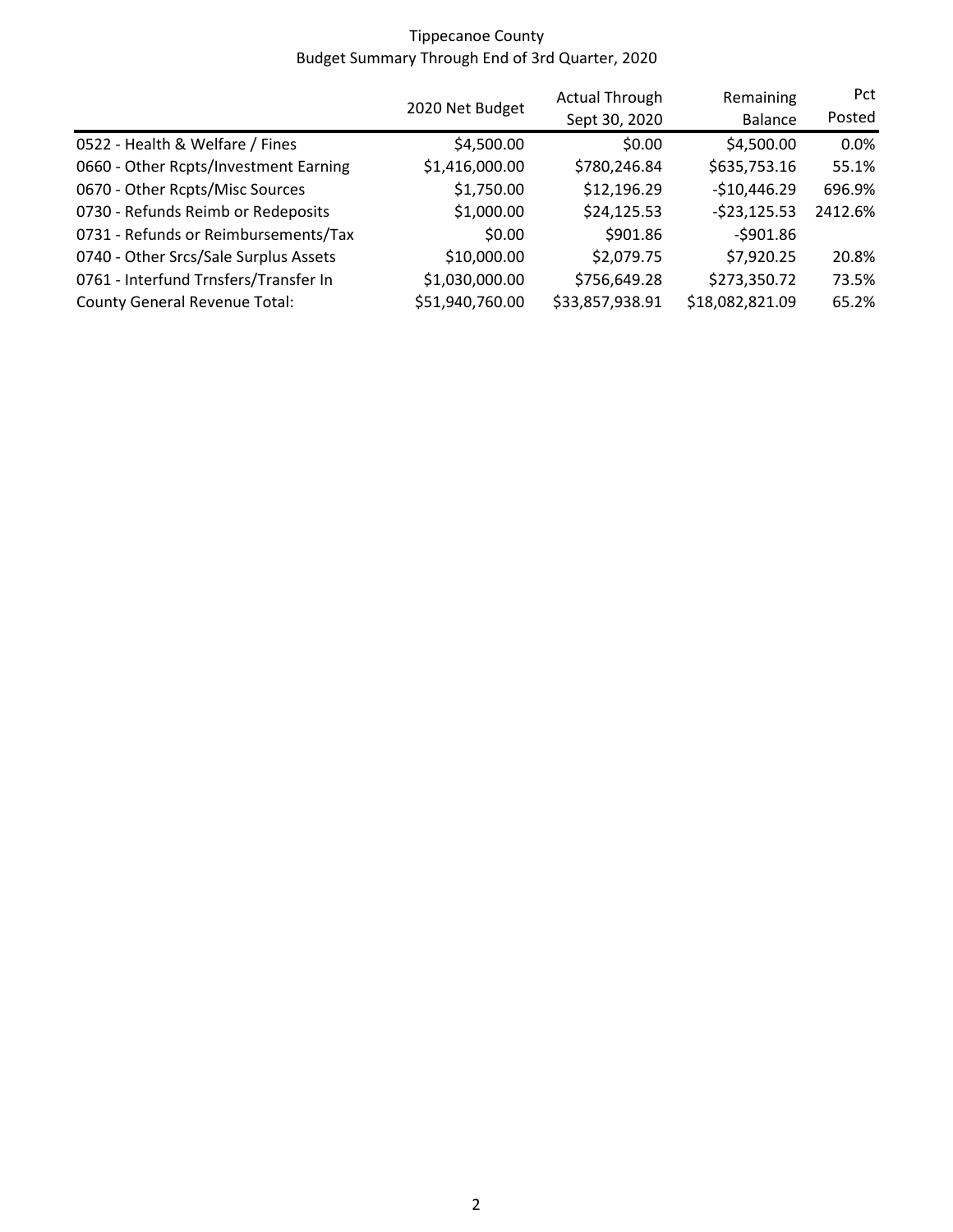Tippecanoe County

Budget Summary Through End of 3rd Quarter, 2020

| | 2020 Net Budget | Actual Through Sept 30, 2020 | Remaining Balance | Pct Posted |
|---|---|---|---|---|
| 0522 - Health & Welfare / Fines | $4,500.00 | $0.00 | $4,500.00 | 0.0% |
| 0660 - Other Rcpts/Investment Earning | $1,416,000.00 | $780,246.84 | $635,753.16 | 55.1% |
| 0670 - Other Rcpts/Misc Sources | $1,750.00 | $12,196.29 | -$10,446.29 | 696.9% |
| 0730 - Refunds Reimb or Redeposits | $1,000.00 | $24,125.53 | -$23,125.53 | 2412.6% |
| 0731 - Refunds or Reimbursements/Tax | $0.00 | $901.86 | -$901.86 | |
| 0740 - Other Srcs/Sale Surplus Assets | $10,000.00 | $2,079.75 | $7,920.25 | 20.8% |
| 0761 - Interfund Trnsfers/Transfer In | $1,030,000.00 | $756,649.28 | $273,350.72 | 73.5% |
| County General Revenue Total: | $51,940,760.00 | $33,857,938.91 | $18,082,821.09 | 65.2% |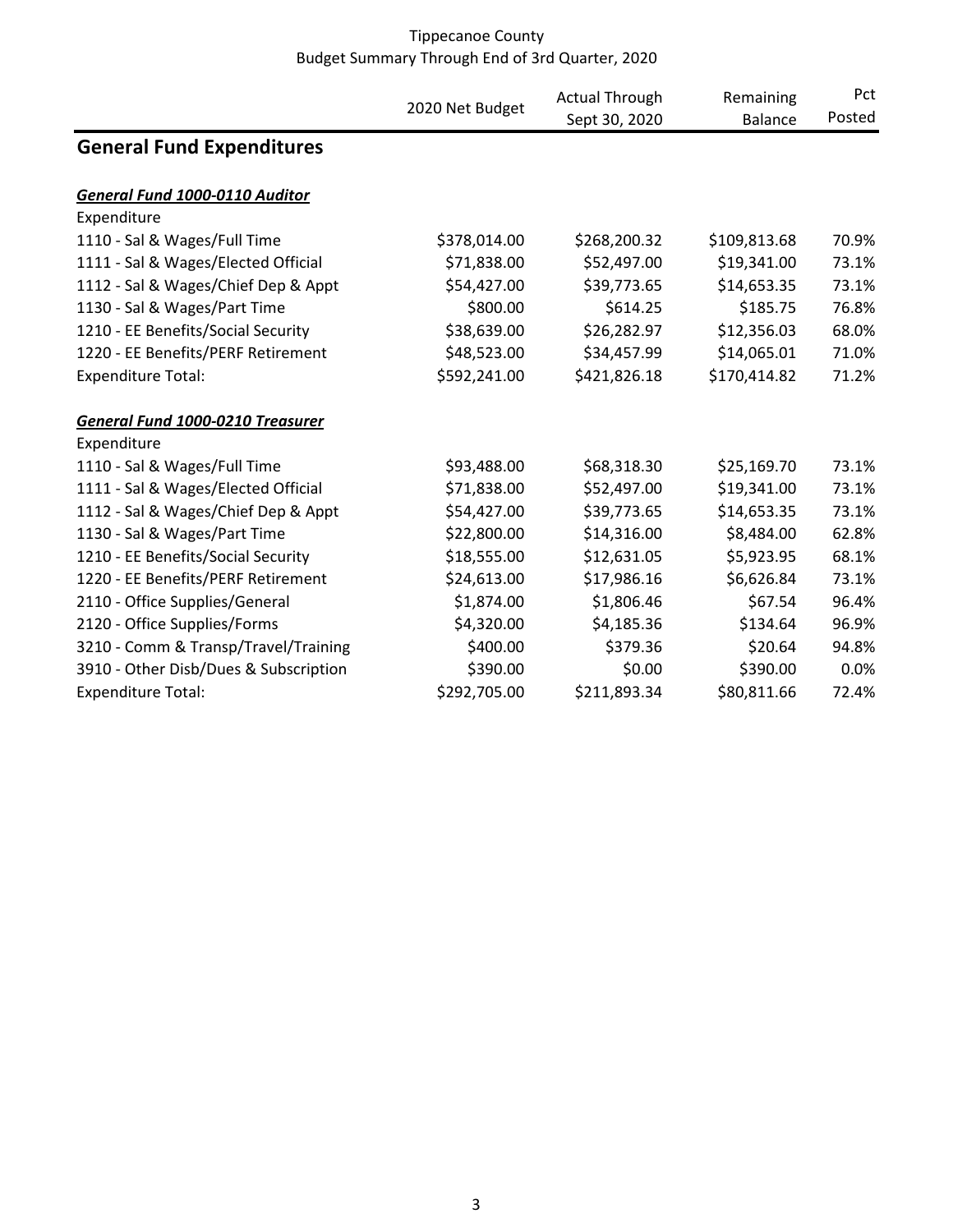Tippecanoe County
Budget Summary Through End of 3rd Quarter, 2020

| | 2020 Net Budget | Actual Through Sept 30, 2020 | Remaining Balance | Pct Posted |
|---|---|---|---|---|
| **General Fund Expenditures** | | | | |
| ***General Fund 1000-0110 Auditor*** | | | | |
| Expenditure | | | | |
| 1110 - Sal & Wages/Full Time | \$378,014.00 | \$268,200.32 | \$109,813.68 | 70.9% |
| 1111 - Sal & Wages/Elected Official | \$71,838.00 | \$52,497.00 | \$19,341.00 | 73.1% |
| 1112 - Sal & Wages/Chief Dep & Appt | \$54,427.00 | \$39,773.65 | \$14,653.35 | 73.1% |
| 1130 - Sal & Wages/Part Time | \$800.00 | \$614.25 | \$185.75 | 76.8% |
| 1210 - EE Benefits/Social Security | \$38,639.00 | \$26,282.97 | \$12,356.03 | 68.0% |
| 1220 - EE Benefits/PERF Retirement | \$48,523.00 | \$34,457.99 | \$14,065.01 | 71.0% |
| Expenditure Total: | \$592,241.00 | \$421,826.18 | \$170,414.82 | 71.2% |
| ***General Fund 1000-0210 Treasurer*** | | | | |
| Expenditure | | | | |
| 1110 - Sal & Wages/Full Time | \$93,488.00 | \$68,318.30 | \$25,169.70 | 73.1% |
| 1111 - Sal & Wages/Elected Official | \$71,838.00 | \$52,497.00 | \$19,341.00 | 73.1% |
| 1112 - Sal & Wages/Chief Dep & Appt | \$54,427.00 | \$39,773.65 | \$14,653.35 | 73.1% |
| 1130 - Sal & Wages/Part Time | \$22,800.00 | \$14,316.00 | \$8,484.00 | 62.8% |
| 1210 - EE Benefits/Social Security | \$18,555.00 | \$12,631.05 | \$5,923.95 | 68.1% |
| 1220 - EE Benefits/PERF Retirement | \$24,613.00 | \$17,986.16 | \$6,626.84 | 73.1% |
| 2110 - Office Supplies/General | \$1,874.00 | \$1,806.46 | \$67.54 | 96.4% |
| 2120 - Office Supplies/Forms | \$4,320.00 | \$4,185.36 | \$134.64 | 96.9% |
| 3210 - Comm & Transp/Travel/Training | \$400.00 | \$379.36 | \$20.64 | 94.8% |
| 3910 - Other Disb/Dues & Subscription | \$390.00 | \$0.00 | \$390.00 | 0.0% |
| Expenditure Total: | \$292,705.00 | \$211,893.34 | \$80,811.66 | 72.4% |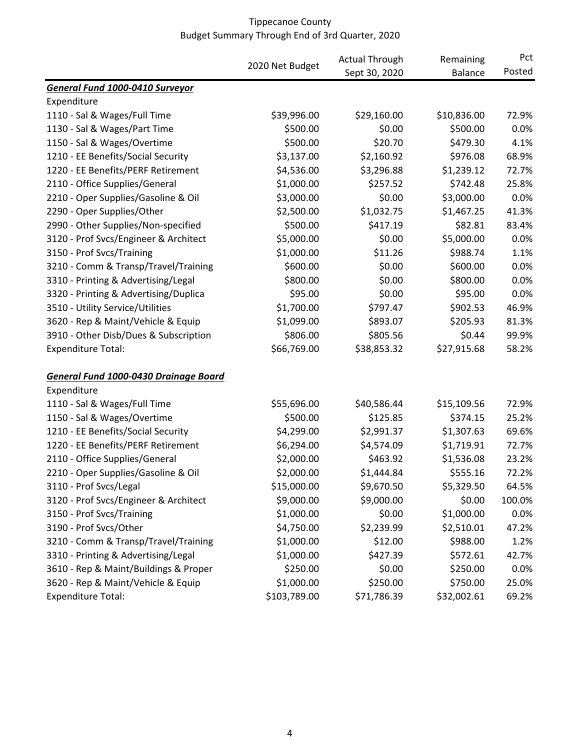Tippecanoe County
Budget Summary Through End of 3rd Quarter, 2020

| | 2020 Net Budget | Actual Through Sept 30, 2020 | Remaining Balance | Pct Posted |
|---|---|---|---|---|
| ***General Fund 1000-0410 Surveyor*** | | | | |
| Expenditure | | | | |
| 1110 - Sal & Wages/Full Time | $39,996.00 | $29,160.00 | $10,836.00 | 72.9% |
| 1130 - Sal & Wages/Part Time | $500.00 | $0.00 | $500.00 | 0.0% |
| 1150 - Sal & Wages/Overtime | $500.00 | $20.70 | $479.30 | 4.1% |
| 1210 - EE Benefits/Social Security | $3,137.00 | $2,160.92 | $976.08 | 68.9% |
| 1220 - EE Benefits/PERF Retirement | $4,536.00 | $3,296.88 | $1,239.12 | 72.7% |
| 2110 - Office Supplies/General | $1,000.00 | $257.52 | $742.48 | 25.8% |
| 2210 - Oper Supplies/Gasoline & Oil | $3,000.00 | $0.00 | $3,000.00 | 0.0% |
| 2290 - Oper Supplies/Other | $2,500.00 | $1,032.75 | $1,467.25 | 41.3% |
| 2990 - Other Supplies/Non-specified | $500.00 | $417.19 | $82.81 | 83.4% |
| 3120 - Prof Svcs/Engineer & Architect | $5,000.00 | $0.00 | $5,000.00 | 0.0% |
| 3150 - Prof Svcs/Training | $1,000.00 | $11.26 | $988.74 | 1.1% |
| 3210 - Comm & Transp/Travel/Training | $600.00 | $0.00 | $600.00 | 0.0% |
| 3310 - Printing & Advertising/Legal | $800.00 | $0.00 | $800.00 | 0.0% |
| 3320 - Printing & Advertising/Duplica | $95.00 | $0.00 | $95.00 | 0.0% |
| 3510 - Utility Service/Utilities | $1,700.00 | $797.47 | $902.53 | 46.9% |
| 3620 - Rep & Maint/Vehicle & Equip | $1,099.00 | $893.07 | $205.93 | 81.3% |
| 3910 - Other Disb/Dues & Subscription | $806.00 | $805.56 | $0.44 | 99.9% |
| Expenditure Total: | $66,769.00 | $38,853.32 | $27,915.68 | 58.2% |
| | | | | |
| ***General Fund 1000-0430 Drainage Board*** | | | | |
| Expenditure | | | | |
| 1110 - Sal & Wages/Full Time | $55,696.00 | $40,586.44 | $15,109.56 | 72.9% |
| 1150 - Sal & Wages/Overtime | $500.00 | $125.85 | $374.15 | 25.2% |
| 1210 - EE Benefits/Social Security | $4,299.00 | $2,991.37 | $1,307.63 | 69.6% |
| 1220 - EE Benefits/PERF Retirement | $6,294.00 | $4,574.09 | $1,719.91 | 72.7% |
| 2110 - Office Supplies/General | $2,000.00 | $463.92 | $1,536.08 | 23.2% |
| 2210 - Oper Supplies/Gasoline & Oil | $2,000.00 | $1,444.84 | $555.16 | 72.2% |
| 3110 - Prof Svcs/Legal | $15,000.00 | $9,670.50 | $5,329.50 | 64.5% |
| 3120 - Prof Svcs/Engineer & Architect | $9,000.00 | $9,000.00 | $0.00 | 100.0% |
| 3150 - Prof Svcs/Training | $1,000.00 | $0.00 | $1,000.00 | 0.0% |
| 3190 - Prof Svcs/Other | $4,750.00 | $2,239.99 | $2,510.01 | 47.2% |
| 3210 - Comm & Transp/Travel/Training | $1,000.00 | $12.00 | $988.00 | 1.2% |
| 3310 - Printing & Advertising/Legal | $1,000.00 | $427.39 | $572.61 | 42.7% |
| 3610 - Rep & Maint/Buildings & Proper | $250.00 | $0.00 | $250.00 | 0.0% |
| 3620 - Rep & Maint/Vehicle & Equip | $1,000.00 | $250.00 | $750.00 | 25.0% |
| Expenditure Total: | $103,789.00 | $71,786.39 | $32,002.61 | 69.2% |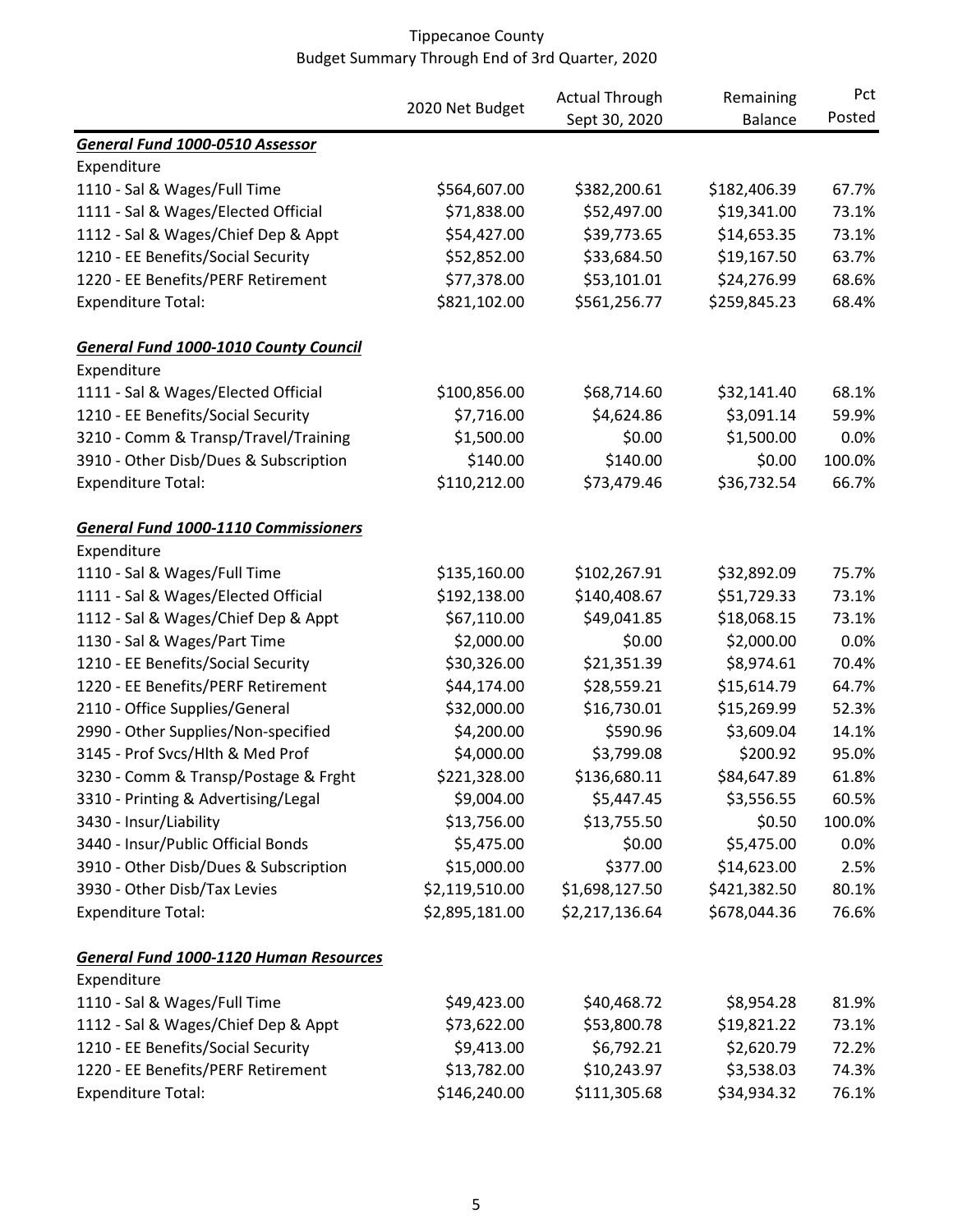Tippecanoe County
Budget Summary Through End of 3rd Quarter, 2020

| | 2020 Net Budget | Actual Through Sept 30, 2020 | Remaining Balance | Pct Posted |
|---|---|---|---|---|
| ***General Fund 1000-0510 Assessor*** | | | | |
| Expenditure | | | | |
| 1110 - Sal & Wages/Full Time | $564,607.00 | $382,200.61 | $182,406.39 | 67.7% |
| 1111 - Sal & Wages/Elected Official | $71,838.00 | $52,497.00 | $19,341.00 | 73.1% |
| 1112 - Sal & Wages/Chief Dep & Appt | $54,427.00 | $39,773.65 | $14,653.35 | 73.1% |
| 1210 - EE Benefits/Social Security | $52,852.00 | $33,684.50 | $19,167.50 | 63.7% |
| 1220 - EE Benefits/PERF Retirement | $77,378.00 | $53,101.01 | $24,276.99 | 68.6% |
| Expenditure Total: | $821,102.00 | $561,256.77 | $259,845.23 | 68.4% |
| | | | | |
| ***General Fund 1000-1010 County Council*** | | | | |
| Expenditure | | | | |
| 1111 - Sal & Wages/Elected Official | $100,856.00 | $68,714.60 | $32,141.40 | 68.1% |
| 1210 - EE Benefits/Social Security | $7,716.00 | $4,624.86 | $3,091.14 | 59.9% |
| 3210 - Comm & Transp/Travel/Training | $1,500.00 | $0.00 | $1,500.00 | 0.0% |
| 3910 - Other Disb/Dues & Subscription | $140.00 | $140.00 | $0.00 | 100.0% |
| Expenditure Total: | $110,212.00 | $73,479.46 | $36,732.54 | 66.7% |
| | | | | |
| ***General Fund 1000-1110 Commissioners*** | | | | |
| Expenditure | | | | |
| 1110 - Sal & Wages/Full Time | $135,160.00 | $102,267.91 | $32,892.09 | 75.7% |
| 1111 - Sal & Wages/Elected Official | $192,138.00 | $140,408.67 | $51,729.33 | 73.1% |
| 1112 - Sal & Wages/Chief Dep & Appt | $67,110.00 | $49,041.85 | $18,068.15 | 73.1% |
| 1130 - Sal & Wages/Part Time | $2,000.00 | $0.00 | $2,000.00 | 0.0% |
| 1210 - EE Benefits/Social Security | $30,326.00 | $21,351.39 | $8,974.61 | 70.4% |
| 1220 - EE Benefits/PERF Retirement | $44,174.00 | $28,559.21 | $15,614.79 | 64.7% |
| 2110 - Office Supplies/General | $32,000.00 | $16,730.01 | $15,269.99 | 52.3% |
| 2990 - Other Supplies/Non-specified | $4,200.00 | $590.96 | $3,609.04 | 14.1% |
| 3145 - Prof Svcs/Hlth & Med Prof | $4,000.00 | $3,799.08 | $200.92 | 95.0% |
| 3230 - Comm & Transp/Postage & Frght | $221,328.00 | $136,680.11 | $84,647.89 | 61.8% |
| 3310 - Printing & Advertising/Legal | $9,004.00 | $5,447.45 | $3,556.55 | 60.5% |
| 3430 - Insur/Liability | $13,756.00 | $13,755.50 | $0.50 | 100.0% |
| 3440 - Insur/Public Official Bonds | $5,475.00 | $0.00 | $5,475.00 | 0.0% |
| 3910 - Other Disb/Dues & Subscription | $15,000.00 | $377.00 | $14,623.00 | 2.5% |
| 3930 - Other Disb/Tax Levies | $2,119,510.00 | $1,698,127.50 | $421,382.50 | 80.1% |
| Expenditure Total: | $2,895,181.00 | $2,217,136.64 | $678,044.36 | 76.6% |
| | | | | |
| ***General Fund 1000-1120 Human Resources*** | | | | |
| Expenditure | | | | |
| 1110 - Sal & Wages/Full Time | $49,423.00 | $40,468.72 | $8,954.28 | 81.9% |
| 1112 - Sal & Wages/Chief Dep & Appt | $73,622.00 | $53,800.78 | $19,821.22 | 73.1% |
| 1210 - EE Benefits/Social Security | $9,413.00 | $6,792.21 | $2,620.79 | 72.2% |
| 1220 - EE Benefits/PERF Retirement | $13,782.00 | $10,243.97 | $3,538.03 | 74.3% |
| Expenditure Total: | $146,240.00 | $111,305.68 | $34,934.32 | 76.1% |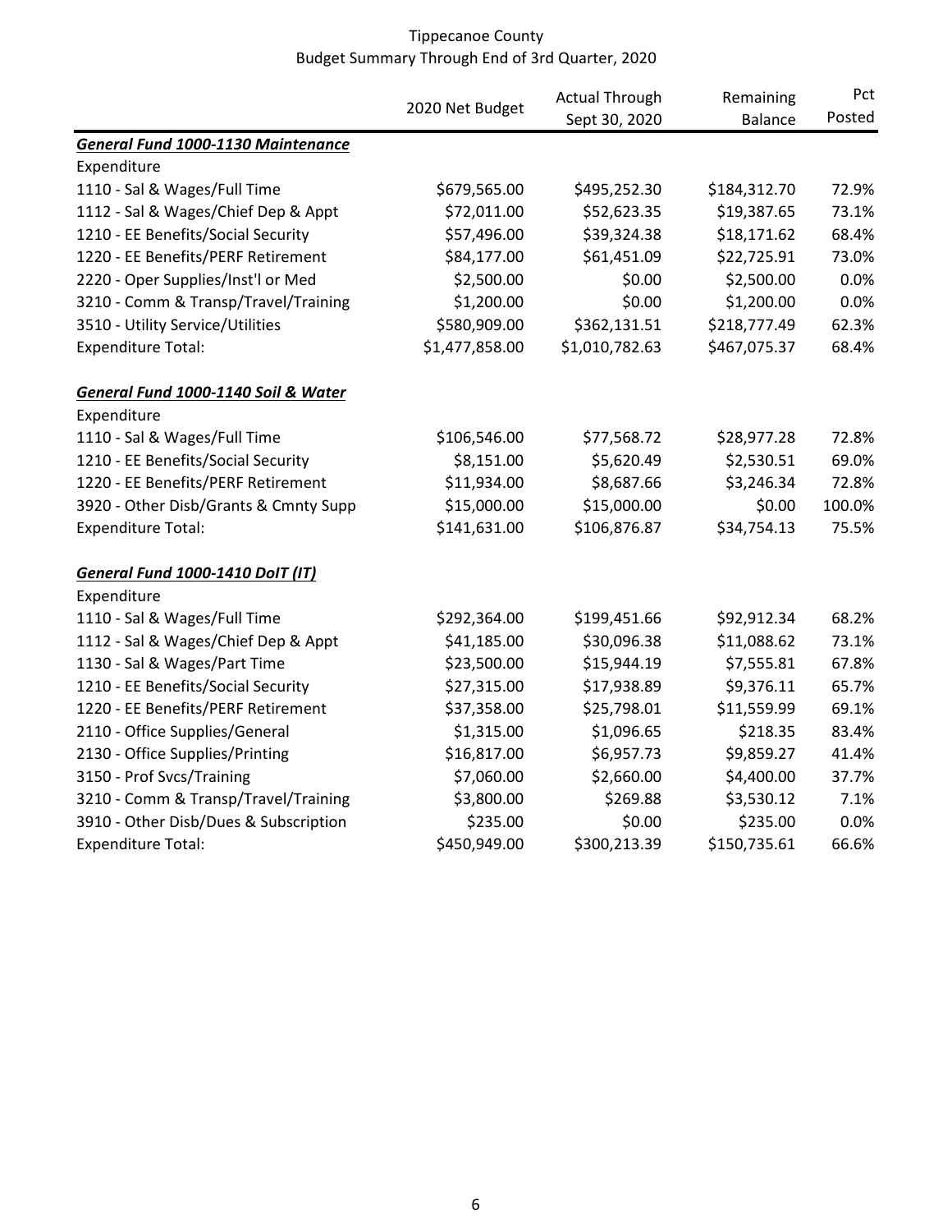Tippecanoe County
Budget Summary Through End of 3rd Quarter, 2020

| | 2020 Net Budget | Actual Through Sept 30, 2020 | Remaining Balance | Pct Posted |
|---|---|---|---|---|
| ***General Fund 1000-1130 Maintenance*** | | | | |
| Expenditure | | | | |
| 1110 - Sal & Wages/Full Time | $679,565.00 | $495,252.30 | $184,312.70 | 72.9% |
| 1112 - Sal & Wages/Chief Dep & Appt | $72,011.00 | $52,623.35 | $19,387.65 | 73.1% |
| 1210 - EE Benefits/Social Security | $57,496.00 | $39,324.38 | $18,171.62 | 68.4% |
| 1220 - EE Benefits/PERF Retirement | $84,177.00 | $61,451.09 | $22,725.91 | 73.0% |
| 2220 - Oper Supplies/Inst'l or Med | $2,500.00 | $0.00 | $2,500.00 | 0.0% |
| 3210 - Comm & Transp/Travel/Training | $1,200.00 | $0.00 | $1,200.00 | 0.0% |
| 3510 - Utility Service/Utilities | $580,909.00 | $362,131.51 | $218,777.49 | 62.3% |
| Expenditure Total: | $1,477,858.00 | $1,010,782.63 | $467,075.37 | 68.4% |
| | | | | |
| ***General Fund 1000-1140 Soil & Water*** | | | | |
| Expenditure | | | | |
| 1110 - Sal & Wages/Full Time | $106,546.00 | $77,568.72 | $28,977.28 | 72.8% |
| 1210 - EE Benefits/Social Security | $8,151.00 | $5,620.49 | $2,530.51 | 69.0% |
| 1220 - EE Benefits/PERF Retirement | $11,934.00 | $8,687.66 | $3,246.34 | 72.8% |
| 3920 - Other Disb/Grants & Cmnty Supp | $15,000.00 | $15,000.00 | $0.00 | 100.0% |
| Expenditure Total: | $141,631.00 | $106,876.87 | $34,754.13 | 75.5% |
| | | | | |
| ***General Fund 1000-1410 DoIT (IT)*** | | | | |
| Expenditure | | | | |
| 1110 - Sal & Wages/Full Time | $292,364.00 | $199,451.66 | $92,912.34 | 68.2% |
| 1112 - Sal & Wages/Chief Dep & Appt | $41,185.00 | $30,096.38 | $11,088.62 | 73.1% |
| 1130 - Sal & Wages/Part Time | $23,500.00 | $15,944.19 | $7,555.81 | 67.8% |
| 1210 - EE Benefits/Social Security | $27,315.00 | $17,938.89 | $9,376.11 | 65.7% |
| 1220 - EE Benefits/PERF Retirement | $37,358.00 | $25,798.01 | $11,559.99 | 69.1% |
| 2110 - Office Supplies/General | $1,315.00 | $1,096.65 | $218.35 | 83.4% |
| 2130 - Office Supplies/Printing | $16,817.00 | $6,957.73 | $9,859.27 | 41.4% |
| 3150 - Prof Svcs/Training | $7,060.00 | $2,660.00 | $4,400.00 | 37.7% |
| 3210 - Comm & Transp/Travel/Training | $3,800.00 | $269.88 | $3,530.12 | 7.1% |
| 3910 - Other Disb/Dues & Subscription | $235.00 | $0.00 | $235.00 | 0.0% |
| Expenditure Total: | $450,949.00 | $300,213.39 | $150,735.61 | 66.6% |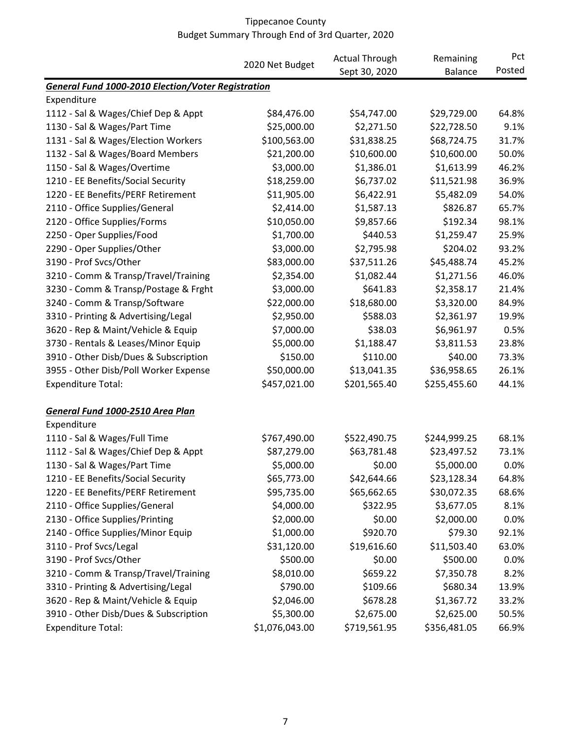Tippecanoe County
Budget Summary Through End of 3rd Quarter, 2020

| | 2020 Net Budget | Actual Through Sept 30, 2020 | Remaining Balance | Pct Posted |
|---|---|---|---|---|
| ***General Fund 1000-2010 Election/Voter Registration*** | | | | |
| Expenditure | | | | |
| 1112 - Sal & Wages/Chief Dep & Appt | $84,476.00 | $54,747.00 | $29,729.00 | 64.8% |
| 1130 - Sal & Wages/Part Time | $25,000.00 | $2,271.50 | $22,728.50 | 9.1% |
| 1131 - Sal & Wages/Election Workers | $100,563.00 | $31,838.25 | $68,724.75 | 31.7% |
| 1132 - Sal & Wages/Board Members | $21,200.00 | $10,600.00 | $10,600.00 | 50.0% |
| 1150 - Sal & Wages/Overtime | $3,000.00 | $1,386.01 | $1,613.99 | 46.2% |
| 1210 - EE Benefits/Social Security | $18,259.00 | $6,737.02 | $11,521.98 | 36.9% |
| 1220 - EE Benefits/PERF Retirement | $11,905.00 | $6,422.91 | $5,482.09 | 54.0% |
| 2110 - Office Supplies/General | $2,414.00 | $1,587.13 | $826.87 | 65.7% |
| 2120 - Office Supplies/Forms | $10,050.00 | $9,857.66 | $192.34 | 98.1% |
| 2250 - Oper Supplies/Food | $1,700.00 | $440.53 | $1,259.47 | 25.9% |
| 2290 - Oper Supplies/Other | $3,000.00 | $2,795.98 | $204.02 | 93.2% |
| 3190 - Prof Svcs/Other | $83,000.00 | $37,511.26 | $45,488.74 | 45.2% |
| 3210 - Comm & Transp/Travel/Training | $2,354.00 | $1,082.44 | $1,271.56 | 46.0% |
| 3230 - Comm & Transp/Postage & Frght | $3,000.00 | $641.83 | $2,358.17 | 21.4% |
| 3240 - Comm & Transp/Software | $22,000.00 | $18,680.00 | $3,320.00 | 84.9% |
| 3310 - Printing & Advertising/Legal | $2,950.00 | $588.03 | $2,361.97 | 19.9% |
| 3620 - Rep & Maint/Vehicle & Equip | $7,000.00 | $38.03 | $6,961.97 | 0.5% |
| 3730 - Rentals & Leases/Minor Equip | $5,000.00 | $1,188.47 | $3,811.53 | 23.8% |
| 3910 - Other Disb/Dues & Subscription | $150.00 | $110.00 | $40.00 | 73.3% |
| 3955 - Other Disb/Poll Worker Expense | $50,000.00 | $13,041.35 | $36,958.65 | 26.1% |
| Expenditure Total: | $457,021.00 | $201,565.40 | $255,455.60 | 44.1% |
| | | | | |
| ***General Fund 1000-2510 Area Plan*** | | | | |
| Expenditure | | | | |
| 1110 - Sal & Wages/Full Time | $767,490.00 | $522,490.75 | $244,999.25 | 68.1% |
| 1112 - Sal & Wages/Chief Dep & Appt | $87,279.00 | $63,781.48 | $23,497.52 | 73.1% |
| 1130 - Sal & Wages/Part Time | $5,000.00 | $0.00 | $5,000.00 | 0.0% |
| 1210 - EE Benefits/Social Security | $65,773.00 | $42,644.66 | $23,128.34 | 64.8% |
| 1220 - EE Benefits/PERF Retirement | $95,735.00 | $65,662.65 | $30,072.35 | 68.6% |
| 2110 - Office Supplies/General | $4,000.00 | $322.95 | $3,677.05 | 8.1% |
| 2130 - Office Supplies/Printing | $2,000.00 | $0.00 | $2,000.00 | 0.0% |
| 2140 - Office Supplies/Minor Equip | $1,000.00 | $920.70 | $79.30 | 92.1% |
| 3110 - Prof Svcs/Legal | $31,120.00 | $19,616.60 | $11,503.40 | 63.0% |
| 3190 - Prof Svcs/Other | $500.00 | $0.00 | $500.00 | 0.0% |
| 3210 - Comm & Transp/Travel/Training | $8,010.00 | $659.22 | $7,350.78 | 8.2% |
| 3310 - Printing & Advertising/Legal | $790.00 | $109.66 | $680.34 | 13.9% |
| 3620 - Rep & Maint/Vehicle & Equip | $2,046.00 | $678.28 | $1,367.72 | 33.2% |
| 3910 - Other Disb/Dues & Subscription | $5,300.00 | $2,675.00 | $2,625.00 | 50.5% |
| Expenditure Total: | $1,076,043.00 | $719,561.95 | $356,481.05 | 66.9% |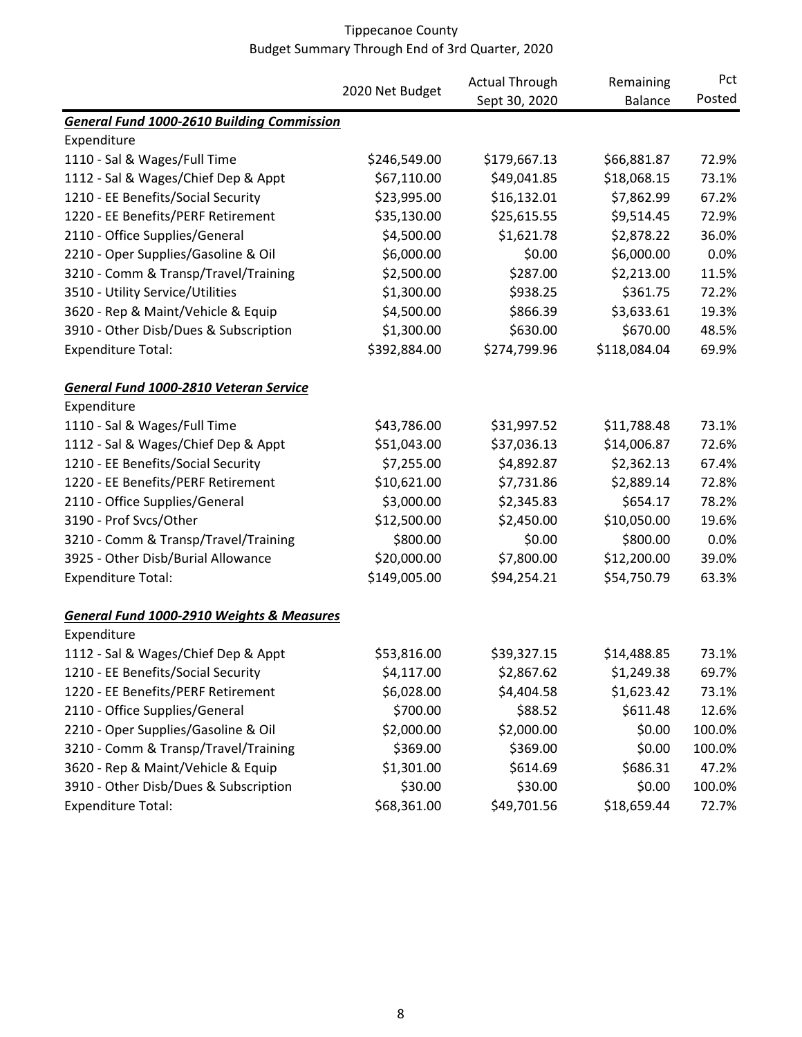Tippecanoe County
Budget Summary Through End of 3rd Quarter, 2020

| | 2020 Net Budget | Actual Through Sept 30, 2020 | Remaining Balance | Pct Posted |
|---|---|---|---|---|
| ***General Fund 1000-2610 Building Commission*** | | | | |
| Expenditure | | | | |
| 1110 - Sal & Wages/Full Time | $246,549.00 | $179,667.13 | $66,881.87 | 72.9% |
| 1112 - Sal & Wages/Chief Dep & Appt | $67,110.00 | $49,041.85 | $18,068.15 | 73.1% |
| 1210 - EE Benefits/Social Security | $23,995.00 | $16,132.01 | $7,862.99 | 67.2% |
| 1220 - EE Benefits/PERF Retirement | $35,130.00 | $25,615.55 | $9,514.45 | 72.9% |
| 2110 - Office Supplies/General | $4,500.00 | $1,621.78 | $2,878.22 | 36.0% |
| 2210 - Oper Supplies/Gasoline & Oil | $6,000.00 | $0.00 | $6,000.00 | 0.0% |
| 3210 - Comm & Transp/Travel/Training | $2,500.00 | $287.00 | $2,213.00 | 11.5% |
| 3510 - Utility Service/Utilities | $1,300.00 | $938.25 | $361.75 | 72.2% |
| 3620 - Rep & Maint/Vehicle & Equip | $4,500.00 | $866.39 | $3,633.61 | 19.3% |
| 3910 - Other Disb/Dues & Subscription | $1,300.00 | $630.00 | $670.00 | 48.5% |
| Expenditure Total: | $392,884.00 | $274,799.96 | $118,084.04 | 69.9% |
| | | | | |
| ***General Fund 1000-2810 Veteran Service*** | | | | |
| Expenditure | | | | |
| 1110 - Sal & Wages/Full Time | $43,786.00 | $31,997.52 | $11,788.48 | 73.1% |
| 1112 - Sal & Wages/Chief Dep & Appt | $51,043.00 | $37,036.13 | $14,006.87 | 72.6% |
| 1210 - EE Benefits/Social Security | $7,255.00 | $4,892.87 | $2,362.13 | 67.4% |
| 1220 - EE Benefits/PERF Retirement | $10,621.00 | $7,731.86 | $2,889.14 | 72.8% |
| 2110 - Office Supplies/General | $3,000.00 | $2,345.83 | $654.17 | 78.2% |
| 3190 - Prof Svcs/Other | $12,500.00 | $2,450.00 | $10,050.00 | 19.6% |
| 3210 - Comm & Transp/Travel/Training | $800.00 | $0.00 | $800.00 | 0.0% |
| 3925 - Other Disb/Burial Allowance | $20,000.00 | $7,800.00 | $12,200.00 | 39.0% |
| Expenditure Total: | $149,005.00 | $94,254.21 | $54,750.79 | 63.3% |
| | | | | |
| ***General Fund 1000-2910 Weights & Measures*** | | | | |
| Expenditure | | | | |
| 1112 - Sal & Wages/Chief Dep & Appt | $53,816.00 | $39,327.15 | $14,488.85 | 73.1% |
| 1210 - EE Benefits/Social Security | $4,117.00 | $2,867.62 | $1,249.38 | 69.7% |
| 1220 - EE Benefits/PERF Retirement | $6,028.00 | $4,404.58 | $1,623.42 | 73.1% |
| 2110 - Office Supplies/General | $700.00 | $88.52 | $611.48 | 12.6% |
| 2210 - Oper Supplies/Gasoline & Oil | $2,000.00 | $2,000.00 | $0.00 | 100.0% |
| 3210 - Comm & Transp/Travel/Training | $369.00 | $369.00 | $0.00 | 100.0% |
| 3620 - Rep & Maint/Vehicle & Equip | $1,301.00 | $614.69 | $686.31 | 47.2% |
| 3910 - Other Disb/Dues & Subscription | $30.00 | $30.00 | $0.00 | 100.0% |
| Expenditure Total: | $68,361.00 | $49,701.56 | $18,659.44 | 72.7% |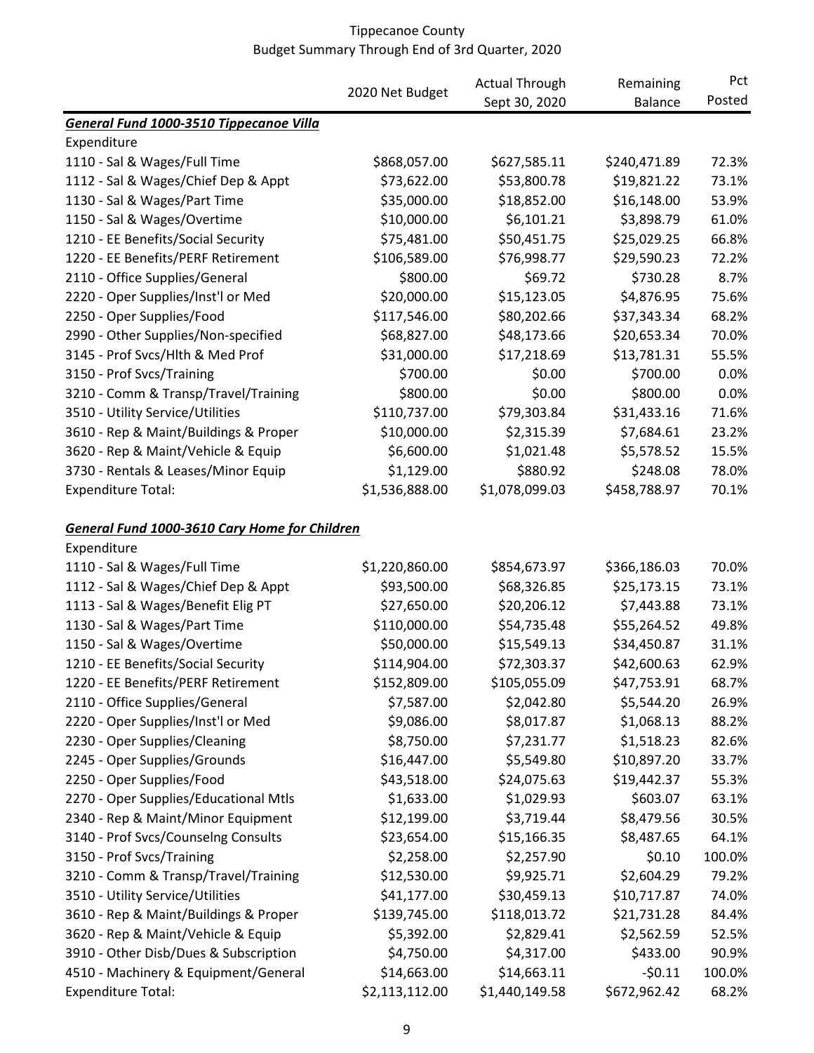Tippecanoe County
Budget Summary Through End of 3rd Quarter, 2020

| | 2020 Net Budget | Actual Through Sept 30, 2020 | Remaining Balance | Pct Posted |
|---|---|---|---|---|
| ***General Fund 1000-3510 Tippecanoe Villa*** | | | | |
| Expenditure | | | | |
| 1110 - Sal & Wages/Full Time | $868,057.00 | $627,585.11 | $240,471.89 | 72.3% |
| 1112 - Sal & Wages/Chief Dep & Appt | $73,622.00 | $53,800.78 | $19,821.22 | 73.1% |
| 1130 - Sal & Wages/Part Time | $35,000.00 | $18,852.00 | $16,148.00 | 53.9% |
| 1150 - Sal & Wages/Overtime | $10,000.00 | $6,101.21 | $3,898.79 | 61.0% |
| 1210 - EE Benefits/Social Security | $75,481.00 | $50,451.75 | $25,029.25 | 66.8% |
| 1220 - EE Benefits/PERF Retirement | $106,589.00 | $76,998.77 | $29,590.23 | 72.2% |
| 2110 - Office Supplies/General | $800.00 | $69.72 | $730.28 | 8.7% |
| 2220 - Oper Supplies/Inst'l or Med | $20,000.00 | $15,123.05 | $4,876.95 | 75.6% |
| 2250 - Oper Supplies/Food | $117,546.00 | $80,202.66 | $37,343.34 | 68.2% |
| 2990 - Other Supplies/Non-specified | $68,827.00 | $48,173.66 | $20,653.34 | 70.0% |
| 3145 - Prof Svcs/Hlth & Med Prof | $31,000.00 | $17,218.69 | $13,781.31 | 55.5% |
| 3150 - Prof Svcs/Training | $700.00 | $0.00 | $700.00 | 0.0% |
| 3210 - Comm & Transp/Travel/Training | $800.00 | $0.00 | $800.00 | 0.0% |
| 3510 - Utility Service/Utilities | $110,737.00 | $79,303.84 | $31,433.16 | 71.6% |
| 3610 - Rep & Maint/Buildings & Proper | $10,000.00 | $2,315.39 | $7,684.61 | 23.2% |
| 3620 - Rep & Maint/Vehicle & Equip | $6,600.00 | $1,021.48 | $5,578.52 | 15.5% |
| 3730 - Rentals & Leases/Minor Equip | $1,129.00 | $880.92 | $248.08 | 78.0% |
| Expenditure Total: | $1,536,888.00 | $1,078,099.03 | $458,788.97 | 70.1% |

| | 2020 Net Budget | Actual Through Sept 30, 2020 | Remaining Balance | Pct Posted |
|---|---|---|---|---|
| ***General Fund 1000-3610 Cary Home for Children*** | | | | |
| Expenditure | | | | |
| 1110 - Sal & Wages/Full Time | $1,220,860.00 | $854,673.97 | $366,186.03 | 70.0% |
| 1112 - Sal & Wages/Chief Dep & Appt | $93,500.00 | $68,326.85 | $25,173.15 | 73.1% |
| 1113 - Sal & Wages/Benefit Elig PT | $27,650.00 | $20,206.12 | $7,443.88 | 73.1% |
| 1130 - Sal & Wages/Part Time | $110,000.00 | $54,735.48 | $55,264.52 | 49.8% |
| 1150 - Sal & Wages/Overtime | $50,000.00 | $15,549.13 | $34,450.87 | 31.1% |
| 1210 - EE Benefits/Social Security | $114,904.00 | $72,303.37 | $42,600.63 | 62.9% |
| 1220 - EE Benefits/PERF Retirement | $152,809.00 | $105,055.09 | $47,753.91 | 68.7% |
| 2110 - Office Supplies/General | $7,587.00 | $2,042.80 | $5,544.20 | 26.9% |
| 2220 - Oper Supplies/Inst'l or Med | $9,086.00 | $8,017.87 | $1,068.13 | 88.2% |
| 2230 - Oper Supplies/Cleaning | $8,750.00 | $7,231.77 | $1,518.23 | 82.6% |
| 2245 - Oper Supplies/Grounds | $16,447.00 | $5,549.80 | $10,897.20 | 33.7% |
| 2250 - Oper Supplies/Food | $43,518.00 | $24,075.63 | $19,442.37 | 55.3% |
| 2270 - Oper Supplies/Educational Mtls | $1,633.00 | $1,029.93 | $603.07 | 63.1% |
| 2340 - Rep & Maint/Minor Equipment | $12,199.00 | $3,719.44 | $8,479.56 | 30.5% |
| 3140 - Prof Svcs/Counselng Consults | $23,654.00 | $15,166.35 | $8,487.65 | 64.1% |
| 3150 - Prof Svcs/Training | $2,258.00 | $2,257.90 | $0.10 | 100.0% |
| 3210 - Comm & Transp/Travel/Training | $12,530.00 | $9,925.71 | $2,604.29 | 79.2% |
| 3510 - Utility Service/Utilities | $41,177.00 | $30,459.13 | $10,717.87 | 74.0% |
| 3610 - Rep & Maint/Buildings & Proper | $139,745.00 | $118,013.72 | $21,731.28 | 84.4% |
| 3620 - Rep & Maint/Vehicle & Equip | $5,392.00 | $2,829.41 | $2,562.59 | 52.5% |
| 3910 - Other Disb/Dues & Subscription | $4,750.00 | $4,317.00 | $433.00 | 90.9% |
| 4510 - Machinery & Equipment/General | $14,663.00 | $14,663.11 | -$0.11 | 100.0% |
| Expenditure Total: | $2,113,112.00 | $1,440,149.58 | $672,962.42 | 68.2% |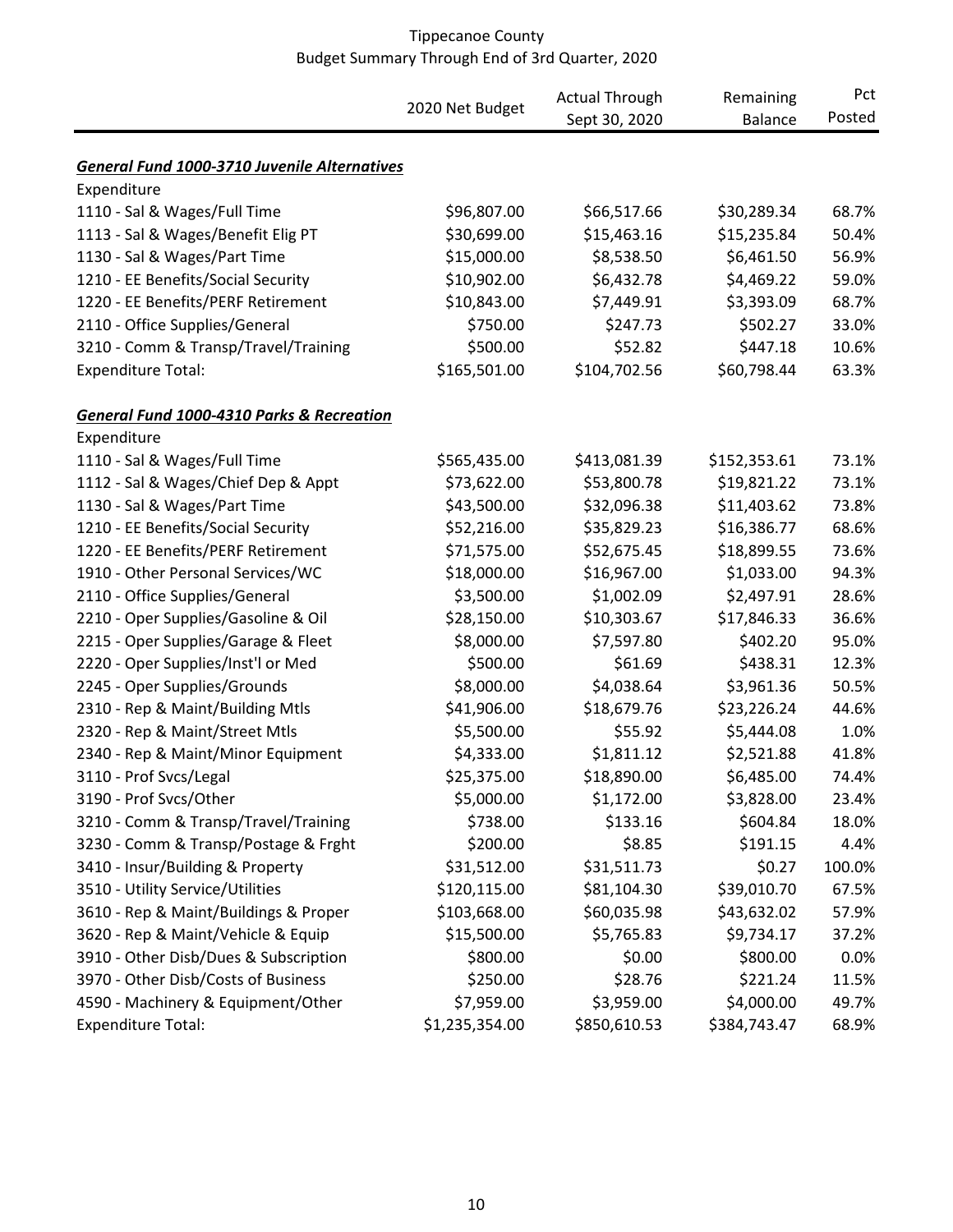Tippecanoe County
Budget Summary Through End of 3rd Quarter, 2020

| | 2020 Net Budget | Actual Through Sept 30, 2020 | Remaining Balance | Pct Posted |
|---|---|---|---|---|
| ***General Fund 1000-3710 Juvenile Alternatives*** | | | | |
| Expenditure | | | | |
| 1110 - Sal & Wages/Full Time | $96,807.00 | $66,517.66 | $30,289.34 | 68.7% |
| 1113 - Sal & Wages/Benefit Elig PT | $30,699.00 | $15,463.16 | $15,235.84 | 50.4% |
| 1130 - Sal & Wages/Part Time | $15,000.00 | $8,538.50 | $6,461.50 | 56.9% |
| 1210 - EE Benefits/Social Security | $10,902.00 | $6,432.78 | $4,469.22 | 59.0% |
| 1220 - EE Benefits/PERF Retirement | $10,843.00 | $7,449.91 | $3,393.09 | 68.7% |
| 2110 - Office Supplies/General | $750.00 | $247.73 | $502.27 | 33.0% |
| 3210 - Comm & Transp/Travel/Training | $500.00 | $52.82 | $447.18 | 10.6% |
| Expenditure Total: | $165,501.00 | $104,702.56 | $60,798.44 | 63.3% |
| ***General Fund 1000-4310 Parks & Recreation*** | | | | |
| Expenditure | | | | |
| 1110 - Sal & Wages/Full Time | $565,435.00 | $413,081.39 | $152,353.61 | 73.1% |
| 1112 - Sal & Wages/Chief Dep & Appt | $73,622.00 | $53,800.78 | $19,821.22 | 73.1% |
| 1130 - Sal & Wages/Part Time | $43,500.00 | $32,096.38 | $11,403.62 | 73.8% |
| 1210 - EE Benefits/Social Security | $52,216.00 | $35,829.23 | $16,386.77 | 68.6% |
| 1220 - EE Benefits/PERF Retirement | $71,575.00 | $52,675.45 | $18,899.55 | 73.6% |
| 1910 - Other Personal Services/WC | $18,000.00 | $16,967.00 | $1,033.00 | 94.3% |
| 2110 - Office Supplies/General | $3,500.00 | $1,002.09 | $2,497.91 | 28.6% |
| 2210 - Oper Supplies/Gasoline & Oil | $28,150.00 | $10,303.67 | $17,846.33 | 36.6% |
| 2215 - Oper Supplies/Garage & Fleet | $8,000.00 | $7,597.80 | $402.20 | 95.0% |
| 2220 - Oper Supplies/Inst'l or Med | $500.00 | $61.69 | $438.31 | 12.3% |
| 2245 - Oper Supplies/Grounds | $8,000.00 | $4,038.64 | $3,961.36 | 50.5% |
| 2310 - Rep & Maint/Building Mtls | $41,906.00 | $18,679.76 | $23,226.24 | 44.6% |
| 2320 - Rep & Maint/Street Mtls | $5,500.00 | $55.92 | $5,444.08 | 1.0% |
| 2340 - Rep & Maint/Minor Equipment | $4,333.00 | $1,811.12 | $2,521.88 | 41.8% |
| 3110 - Prof Svcs/Legal | $25,375.00 | $18,890.00 | $6,485.00 | 74.4% |
| 3190 - Prof Svcs/Other | $5,000.00 | $1,172.00 | $3,828.00 | 23.4% |
| 3210 - Comm & Transp/Travel/Training | $738.00 | $133.16 | $604.84 | 18.0% |
| 3230 - Comm & Transp/Postage & Frght | $200.00 | $8.85 | $191.15 | 4.4% |
| 3410 - Insur/Building & Property | $31,512.00 | $31,511.73 | $0.27 | 100.0% |
| 3510 - Utility Service/Utilities | $120,115.00 | $81,104.30 | $39,010.70 | 67.5% |
| 3610 - Rep & Maint/Buildings & Proper | $103,668.00 | $60,035.98 | $43,632.02 | 57.9% |
| 3620 - Rep & Maint/Vehicle & Equip | $15,500.00 | $5,765.83 | $9,734.17 | 37.2% |
| 3910 - Other Disb/Dues & Subscription | $800.00 | $0.00 | $800.00 | 0.0% |
| 3970 - Other Disb/Costs of Business | $250.00 | $28.76 | $221.24 | 11.5% |
| 4590 - Machinery & Equipment/Other | $7,959.00 | $3,959.00 | $4,000.00 | 49.7% |
| Expenditure Total: | $1,235,354.00 | $850,610.53 | $384,743.47 | 68.9% |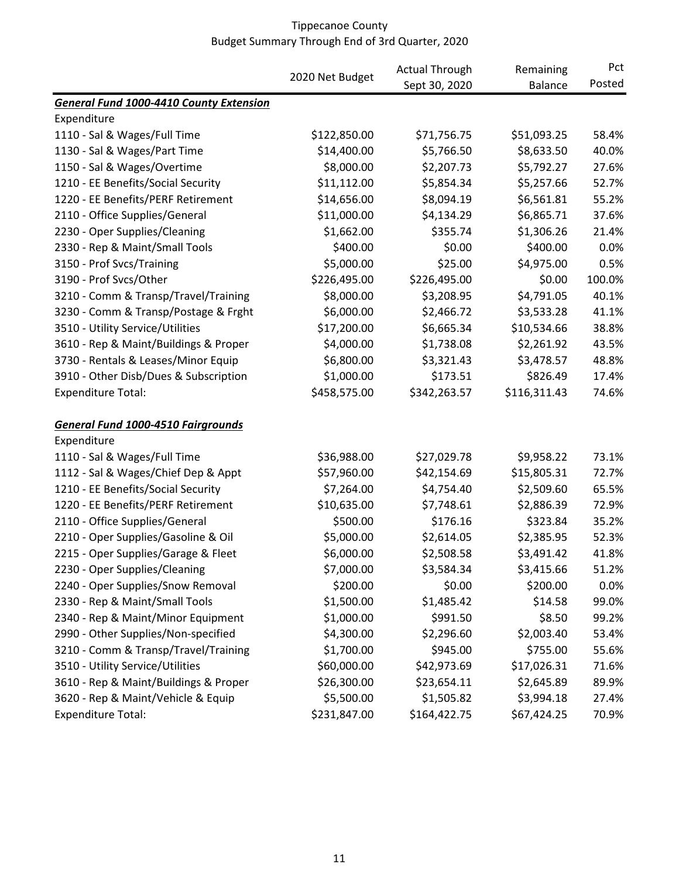# Tippecanoe County
## Budget Summary Through End of 3rd Quarter, 2020

| | 2020 Net Budget | Actual Through Sept 30, 2020 | Remaining Balance | Pct Posted |
|---|---|---|---|---|
| ***General Fund 1000-4410 County Extension*** | | | | |
| Expenditure | | | | |
| 1110 - Sal & Wages/Full Time | $122,850.00 | $71,756.75 | $51,093.25 | 58.4% |
| 1130 - Sal & Wages/Part Time | $14,400.00 | $5,766.50 | $8,633.50 | 40.0% |
| 1150 - Sal & Wages/Overtime | $8,000.00 | $2,207.73 | $5,792.27 | 27.6% |
| 1210 - EE Benefits/Social Security | $11,112.00 | $5,854.34 | $5,257.66 | 52.7% |
| 1220 - EE Benefits/PERF Retirement | $14,656.00 | $8,094.19 | $6,561.81 | 55.2% |
| 2110 - Office Supplies/General | $11,000.00 | $4,134.29 | $6,865.71 | 37.6% |
| 2230 - Oper Supplies/Cleaning | $1,662.00 | $355.74 | $1,306.26 | 21.4% |
| 2330 - Rep & Maint/Small Tools | $400.00 | $0.00 | $400.00 | 0.0% |
| 3150 - Prof Svcs/Training | $5,000.00 | $25.00 | $4,975.00 | 0.5% |
| 3190 - Prof Svcs/Other | $226,495.00 | $226,495.00 | $0.00 | 100.0% |
| 3210 - Comm & Transp/Travel/Training | $8,000.00 | $3,208.95 | $4,791.05 | 40.1% |
| 3230 - Comm & Transp/Postage & Frght | $6,000.00 | $2,466.72 | $3,533.28 | 41.1% |
| 3510 - Utility Service/Utilities | $17,200.00 | $6,665.34 | $10,534.66 | 38.8% |
| 3610 - Rep & Maint/Buildings & Proper | $4,000.00 | $1,738.08 | $2,261.92 | 43.5% |
| 3730 - Rentals & Leases/Minor Equip | $6,800.00 | $3,321.43 | $3,478.57 | 48.8% |
| 3910 - Other Disb/Dues & Subscription | $1,000.00 | $173.51 | $826.49 | 17.4% |
| Expenditure Total: | $458,575.00 | $342,263.57 | $116,311.43 | 74.6% |
| | | | | |
| ***General Fund 1000-4510 Fairgrounds*** | | | | |
| Expenditure | | | | |
| 1110 - Sal & Wages/Full Time | $36,988.00 | $27,029.78 | $9,958.22 | 73.1% |
| 1112 - Sal & Wages/Chief Dep & Appt | $57,960.00 | $42,154.69 | $15,805.31 | 72.7% |
| 1210 - EE Benefits/Social Security | $7,264.00 | $4,754.40 | $2,509.60 | 65.5% |
| 1220 - EE Benefits/PERF Retirement | $10,635.00 | $7,748.61 | $2,886.39 | 72.9% |
| 2110 - Office Supplies/General | $500.00 | $176.16 | $323.84 | 35.2% |
| 2210 - Oper Supplies/Gasoline & Oil | $5,000.00 | $2,614.05 | $2,385.95 | 52.3% |
| 2215 - Oper Supplies/Garage & Fleet | $6,000.00 | $2,508.58 | $3,491.42 | 41.8% |
| 2230 - Oper Supplies/Cleaning | $7,000.00 | $3,584.34 | $3,415.66 | 51.2% |
| 2240 - Oper Supplies/Snow Removal | $200.00 | $0.00 | $200.00 | 0.0% |
| 2330 - Rep & Maint/Small Tools | $1,500.00 | $1,485.42 | $14.58 | 99.0% |
| 2340 - Rep & Maint/Minor Equipment | $1,000.00 | $991.50 | $8.50 | 99.2% |
| 2990 - Other Supplies/Non-specified | $4,300.00 | $2,296.60 | $2,003.40 | 53.4% |
| 3210 - Comm & Transp/Travel/Training | $1,700.00 | $945.00 | $755.00 | 55.6% |
| 3510 - Utility Service/Utilities | $60,000.00 | $42,973.69 | $17,026.31 | 71.6% |
| 3610 - Rep & Maint/Buildings & Proper | $26,300.00 | $23,654.11 | $2,645.89 | 89.9% |
| 3620 - Rep & Maint/Vehicle & Equip | $5,500.00 | $1,505.82 | $3,994.18 | 27.4% |
| Expenditure Total: | $231,847.00 | $164,422.75 | $67,424.25 | 70.9% |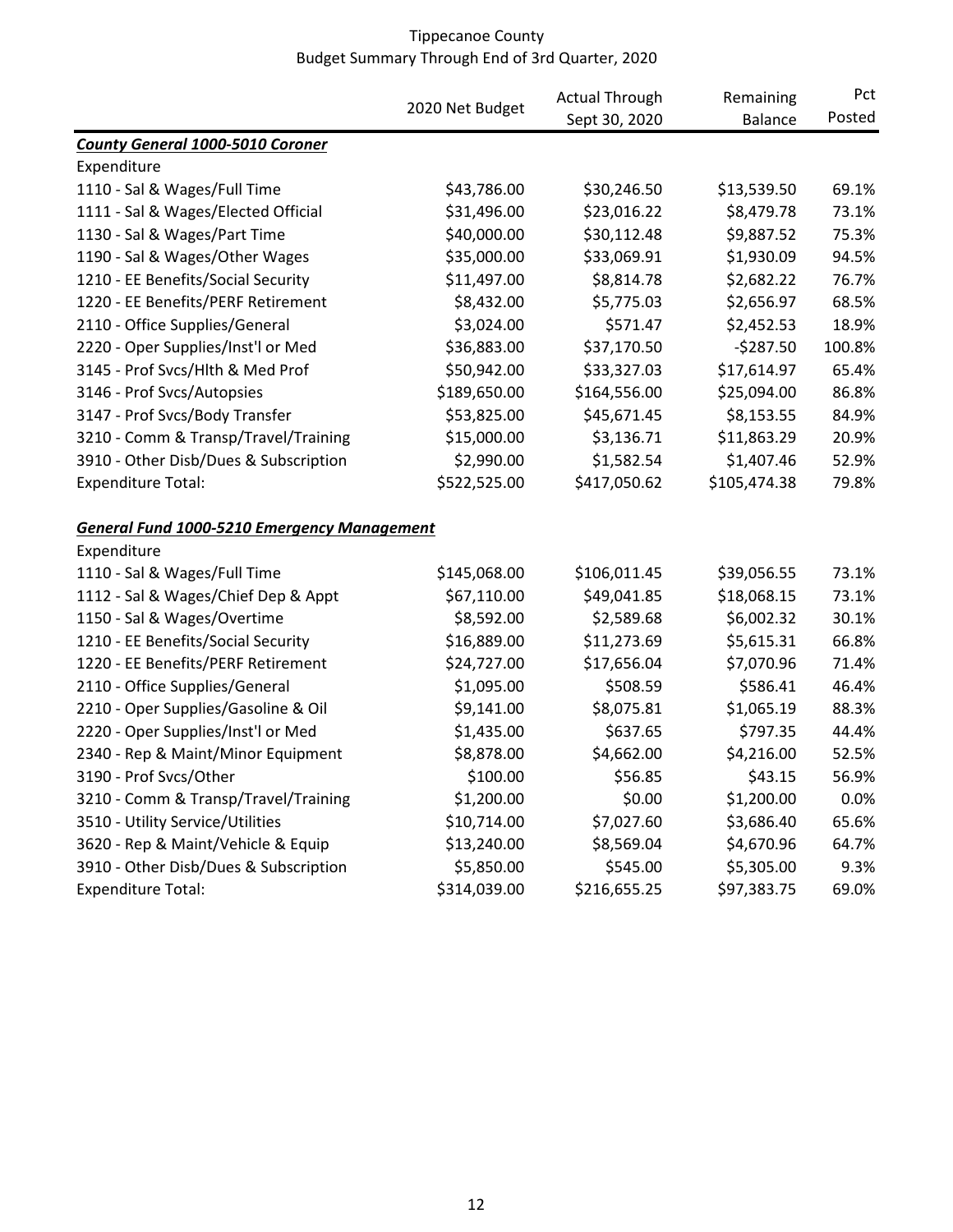# Tippecanoe County
## Budget Summary Through End of 3rd Quarter, 2020

| | 2020 Net Budget | Actual Through Sept 30, 2020 | Remaining Balance | Pct Posted |
|---|---|---|---|---|
| ***County General 1000-5010 Coroner*** | | | | |
| Expenditure | | | | |
| 1110 - Sal & Wages/Full Time | $43,786.00 | $30,246.50 | $13,539.50 | 69.1% |
| 1111 - Sal & Wages/Elected Official | $31,496.00 | $23,016.22 | $8,479.78 | 73.1% |
| 1130 - Sal & Wages/Part Time | $40,000.00 | $30,112.48 | $9,887.52 | 75.3% |
| 1190 - Sal & Wages/Other Wages | $35,000.00 | $33,069.91 | $1,930.09 | 94.5% |
| 1210 - EE Benefits/Social Security | $11,497.00 | $8,814.78 | $2,682.22 | 76.7% |
| 1220 - EE Benefits/PERF Retirement | $8,432.00 | $5,775.03 | $2,656.97 | 68.5% |
| 2110 - Office Supplies/General | $3,024.00 | $571.47 | $2,452.53 | 18.9% |
| 2220 - Oper Supplies/Inst'l or Med | $36,883.00 | $37,170.50 | -$287.50 | 100.8% |
| 3145 - Prof Svcs/Hlth & Med Prof | $50,942.00 | $33,327.03 | $17,614.97 | 65.4% |
| 3146 - Prof Svcs/Autopsies | $189,650.00 | $164,556.00 | $25,094.00 | 86.8% |
| 3147 - Prof Svcs/Body Transfer | $53,825.00 | $45,671.45 | $8,153.55 | 84.9% |
| 3210 - Comm & Transp/Travel/Training | $15,000.00 | $3,136.71 | $11,863.29 | 20.9% |
| 3910 - Other Disb/Dues & Subscription | $2,990.00 | $1,582.54 | $1,407.46 | 52.9% |
| Expenditure Total: | $522,525.00 | $417,050.62 | $105,474.38 | 79.8% |
| | | | | |
| ***General Fund 1000-5210 Emergency Management*** | | | | |
| Expenditure | | | | |
| 1110 - Sal & Wages/Full Time | $145,068.00 | $106,011.45 | $39,056.55 | 73.1% |
| 1112 - Sal & Wages/Chief Dep & Appt | $67,110.00 | $49,041.85 | $18,068.15 | 73.1% |
| 1150 - Sal & Wages/Overtime | $8,592.00 | $2,589.68 | $6,002.32 | 30.1% |
| 1210 - EE Benefits/Social Security | $16,889.00 | $11,273.69 | $5,615.31 | 66.8% |
| 1220 - EE Benefits/PERF Retirement | $24,727.00 | $17,656.04 | $7,070.96 | 71.4% |
| 2110 - Office Supplies/General | $1,095.00 | $508.59 | $586.41 | 46.4% |
| 2210 - Oper Supplies/Gasoline & Oil | $9,141.00 | $8,075.81 | $1,065.19 | 88.3% |
| 2220 - Oper Supplies/Inst'l or Med | $1,435.00 | $637.65 | $797.35 | 44.4% |
| 2340 - Rep & Maint/Minor Equipment | $8,878.00 | $4,662.00 | $4,216.00 | 52.5% |
| 3190 - Prof Svcs/Other | $100.00 | $56.85 | $43.15 | 56.9% |
| 3210 - Comm & Transp/Travel/Training | $1,200.00 | $0.00 | $1,200.00 | 0.0% |
| 3510 - Utility Service/Utilities | $10,714.00 | $7,027.60 | $3,686.40 | 65.6% |
| 3620 - Rep & Maint/Vehicle & Equip | $13,240.00 | $8,569.04 | $4,670.96 | 64.7% |
| 3910 - Other Disb/Dues & Subscription | $5,850.00 | $545.00 | $5,305.00 | 9.3% |
| Expenditure Total: | $314,039.00 | $216,655.25 | $97,383.75 | 69.0% |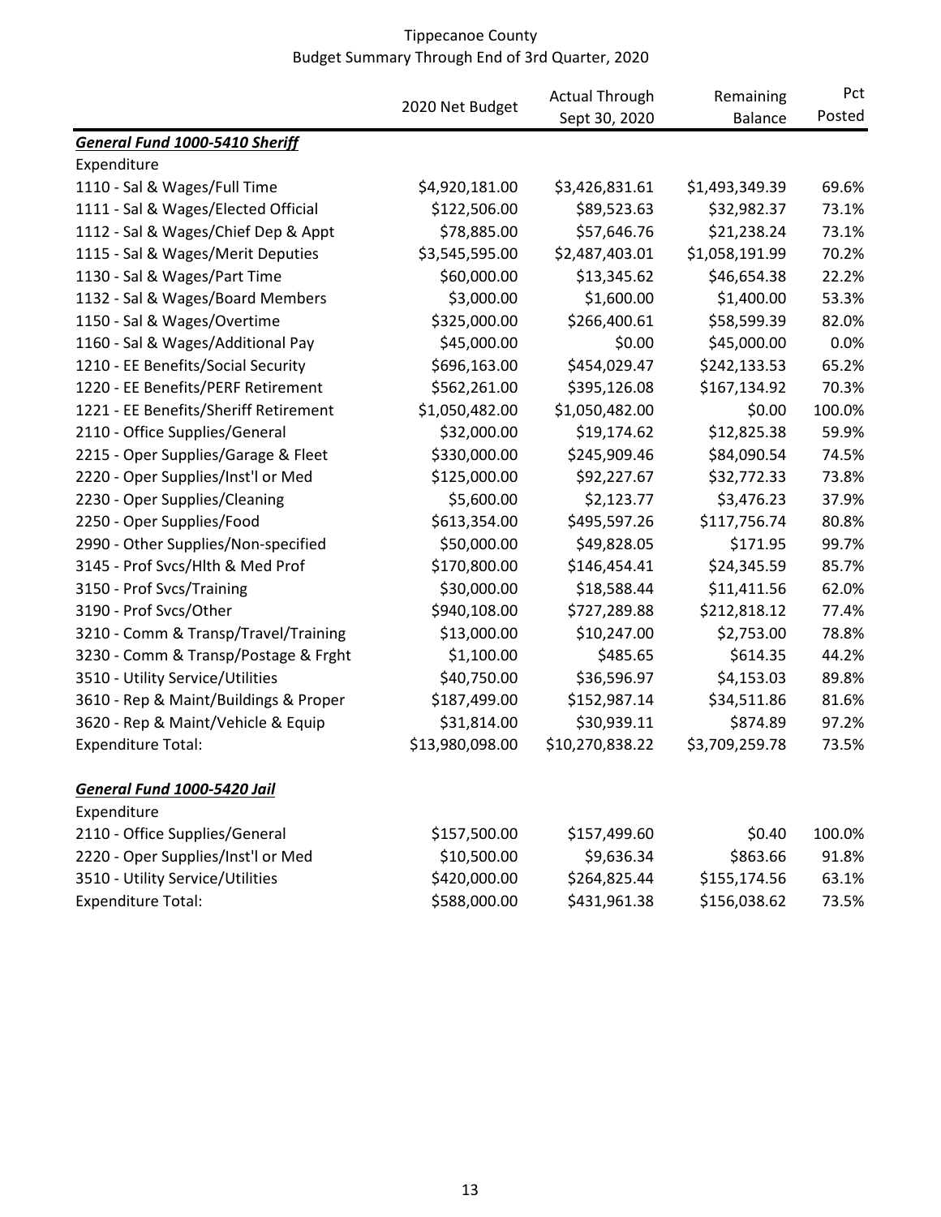Tippecanoe County
Budget Summary Through End of 3rd Quarter, 2020

| | 2020 Net Budget | Actual Through Sept 30, 2020 | Remaining Balance | Pct Posted |
|---|---|---|---|---|
| ***General Fund 1000-5410 Sheriff*** | | | | |
| Expenditure | | | | |
| 1110 - Sal & Wages/Full Time | $4,920,181.00 | $3,426,831.61 | $1,493,349.39 | 69.6% |
| 1111 - Sal & Wages/Elected Official | $122,506.00 | $89,523.63 | $32,982.37 | 73.1% |
| 1112 - Sal & Wages/Chief Dep & Appt | $78,885.00 | $57,646.76 | $21,238.24 | 73.1% |
| 1115 - Sal & Wages/Merit Deputies | $3,545,595.00 | $2,487,403.01 | $1,058,191.99 | 70.2% |
| 1130 - Sal & Wages/Part Time | $60,000.00 | $13,345.62 | $46,654.38 | 22.2% |
| 1132 - Sal & Wages/Board Members | $3,000.00 | $1,600.00 | $1,400.00 | 53.3% |
| 1150 - Sal & Wages/Overtime | $325,000.00 | $266,400.61 | $58,599.39 | 82.0% |
| 1160 - Sal & Wages/Additional Pay | $45,000.00 | $0.00 | $45,000.00 | 0.0% |
| 1210 - EE Benefits/Social Security | $696,163.00 | $454,029.47 | $242,133.53 | 65.2% |
| 1220 - EE Benefits/PERF Retirement | $562,261.00 | $395,126.08 | $167,134.92 | 70.3% |
| 1221 - EE Benefits/Sheriff Retirement | $1,050,482.00 | $1,050,482.00 | $0.00 | 100.0% |
| 2110 - Office Supplies/General | $32,000.00 | $19,174.62 | $12,825.38 | 59.9% |
| 2215 - Oper Supplies/Garage & Fleet | $330,000.00 | $245,909.46 | $84,090.54 | 74.5% |
| 2220 - Oper Supplies/Inst'l or Med | $125,000.00 | $92,227.67 | $32,772.33 | 73.8% |
| 2230 - Oper Supplies/Cleaning | $5,600.00 | $2,123.77 | $3,476.23 | 37.9% |
| 2250 - Oper Supplies/Food | $613,354.00 | $495,597.26 | $117,756.74 | 80.8% |
| 2990 - Other Supplies/Non-specified | $50,000.00 | $49,828.05 | $171.95 | 99.7% |
| 3145 - Prof Svcs/Hlth & Med Prof | $170,800.00 | $146,454.41 | $24,345.59 | 85.7% |
| 3150 - Prof Svcs/Training | $30,000.00 | $18,588.44 | $11,411.56 | 62.0% |
| 3190 - Prof Svcs/Other | $940,108.00 | $727,289.88 | $212,818.12 | 77.4% |
| 3210 - Comm & Transp/Travel/Training | $13,000.00 | $10,247.00 | $2,753.00 | 78.8% |
| 3230 - Comm & Transp/Postage & Frght | $1,100.00 | $485.65 | $614.35 | 44.2% |
| 3510 - Utility Service/Utilities | $40,750.00 | $36,596.97 | $4,153.03 | 89.8% |
| 3610 - Rep & Maint/Buildings & Proper | $187,499.00 | $152,987.14 | $34,511.86 | 81.6% |
| 3620 - Rep & Maint/Vehicle & Equip | $31,814.00 | $30,939.11 | $874.89 | 97.2% |
| Expenditure Total: | $13,980,098.00 | $10,270,838.22 | $3,709,259.78 | 73.5% |
| | | | | |
| ***General Fund 1000-5420 Jail*** | | | | |
| Expenditure | | | | |
| 2110 - Office Supplies/General | $157,500.00 | $157,499.60 | $0.40 | 100.0% |
| 2220 - Oper Supplies/Inst'l or Med | $10,500.00 | $9,636.34 | $863.66 | 91.8% |
| 3510 - Utility Service/Utilities | $420,000.00 | $264,825.44 | $155,174.56 | 63.1% |
| Expenditure Total: | $588,000.00 | $431,961.38 | $156,038.62 | 73.5% |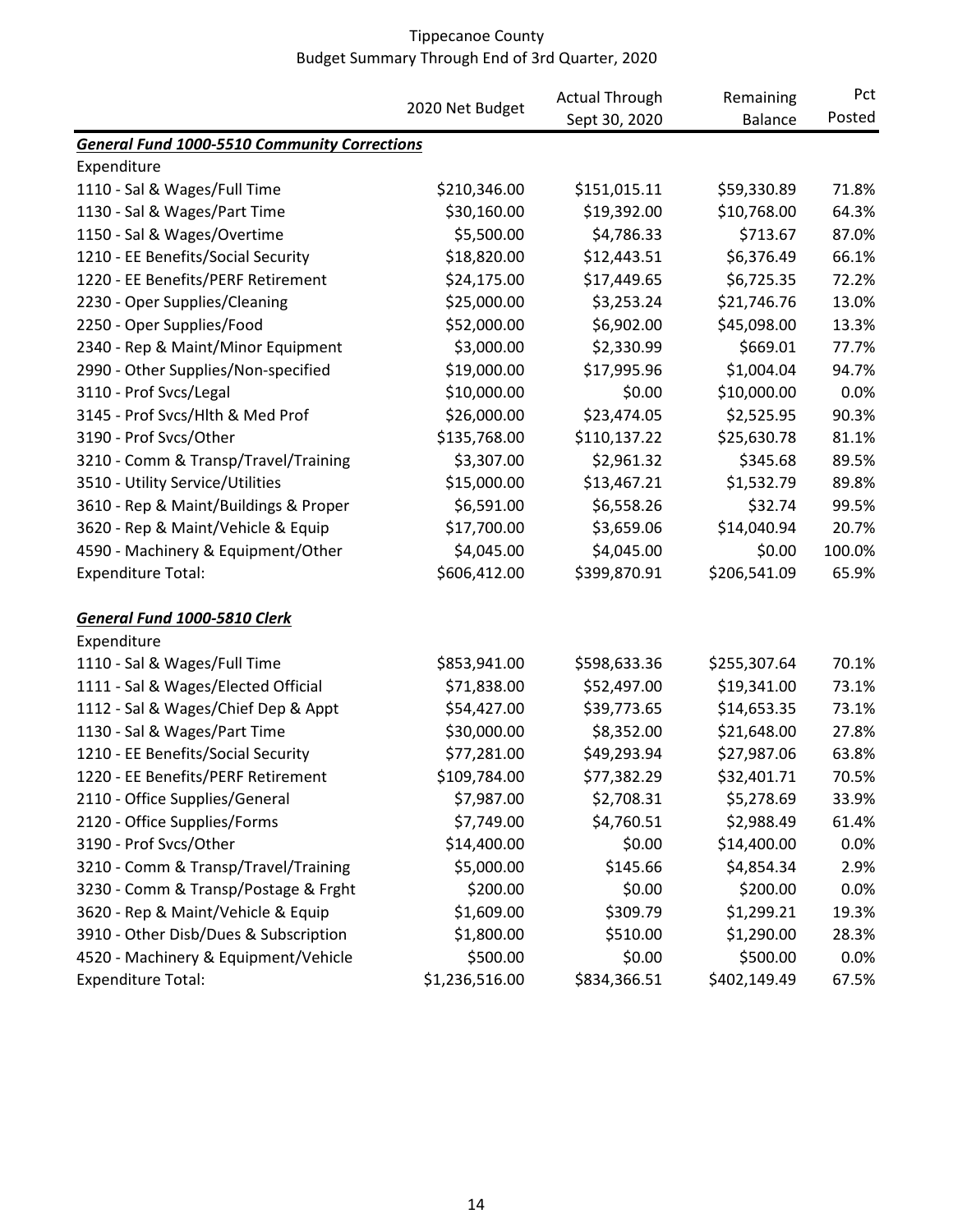Tippecanoe County
Budget Summary Through End of 3rd Quarter, 2020

| | 2020 Net Budget | Actual Through Sept 30, 2020 | Remaining Balance | Pct Posted |
|---|---|---|---|---|
| ***General Fund 1000-5510 Community Corrections*** | | | | |
| Expenditure | | | | |
| 1110 - Sal & Wages/Full Time | $210,346.00 | $151,015.11 | $59,330.89 | 71.8% |
| 1130 - Sal & Wages/Part Time | $30,160.00 | $19,392.00 | $10,768.00 | 64.3% |
| 1150 - Sal & Wages/Overtime | $5,500.00 | $4,786.33 | $713.67 | 87.0% |
| 1210 - EE Benefits/Social Security | $18,820.00 | $12,443.51 | $6,376.49 | 66.1% |
| 1220 - EE Benefits/PERF Retirement | $24,175.00 | $17,449.65 | $6,725.35 | 72.2% |
| 2230 - Oper Supplies/Cleaning | $25,000.00 | $3,253.24 | $21,746.76 | 13.0% |
| 2250 - Oper Supplies/Food | $52,000.00 | $6,902.00 | $45,098.00 | 13.3% |
| 2340 - Rep & Maint/Minor Equipment | $3,000.00 | $2,330.99 | $669.01 | 77.7% |
| 2990 - Other Supplies/Non-specified | $19,000.00 | $17,995.96 | $1,004.04 | 94.7% |
| 3110 - Prof Svcs/Legal | $10,000.00 | $0.00 | $10,000.00 | 0.0% |
| 3145 - Prof Svcs/Hlth & Med Prof | $26,000.00 | $23,474.05 | $2,525.95 | 90.3% |
| 3190 - Prof Svcs/Other | $135,768.00 | $110,137.22 | $25,630.78 | 81.1% |
| 3210 - Comm & Transp/Travel/Training | $3,307.00 | $2,961.32 | $345.68 | 89.5% |
| 3510 - Utility Service/Utilities | $15,000.00 | $13,467.21 | $1,532.79 | 89.8% |
| 3610 - Rep & Maint/Buildings & Proper | $6,591.00 | $6,558.26 | $32.74 | 99.5% |
| 3620 - Rep & Maint/Vehicle & Equip | $17,700.00 | $3,659.06 | $14,040.94 | 20.7% |
| 4590 - Machinery & Equipment/Other | $4,045.00 | $4,045.00 | $0.00 | 100.0% |
| Expenditure Total: | $606,412.00 | $399,870.91 | $206,541.09 | 65.9% |
| | | | | |
| ***General Fund 1000-5810 Clerk*** | | | | |
| Expenditure | | | | |
| 1110 - Sal & Wages/Full Time | $853,941.00 | $598,633.36 | $255,307.64 | 70.1% |
| 1111 - Sal & Wages/Elected Official | $71,838.00 | $52,497.00 | $19,341.00 | 73.1% |
| 1112 - Sal & Wages/Chief Dep & Appt | $54,427.00 | $39,773.65 | $14,653.35 | 73.1% |
| 1130 - Sal & Wages/Part Time | $30,000.00 | $8,352.00 | $21,648.00 | 27.8% |
| 1210 - EE Benefits/Social Security | $77,281.00 | $49,293.94 | $27,987.06 | 63.8% |
| 1220 - EE Benefits/PERF Retirement | $109,784.00 | $77,382.29 | $32,401.71 | 70.5% |
| 2110 - Office Supplies/General | $7,987.00 | $2,708.31 | $5,278.69 | 33.9% |
| 2120 - Office Supplies/Forms | $7,749.00 | $4,760.51 | $2,988.49 | 61.4% |
| 3190 - Prof Svcs/Other | $14,400.00 | $0.00 | $14,400.00 | 0.0% |
| 3210 - Comm & Transp/Travel/Training | $5,000.00 | $145.66 | $4,854.34 | 2.9% |
| 3230 - Comm & Transp/Postage & Frght | $200.00 | $0.00 | $200.00 | 0.0% |
| 3620 - Rep & Maint/Vehicle & Equip | $1,609.00 | $309.79 | $1,299.21 | 19.3% |
| 3910 - Other Disb/Dues & Subscription | $1,800.00 | $510.00 | $1,290.00 | 28.3% |
| 4520 - Machinery & Equipment/Vehicle | $500.00 | $0.00 | $500.00 | 0.0% |
| Expenditure Total: | $1,236,516.00 | $834,366.51 | $402,149.49 | 67.5% |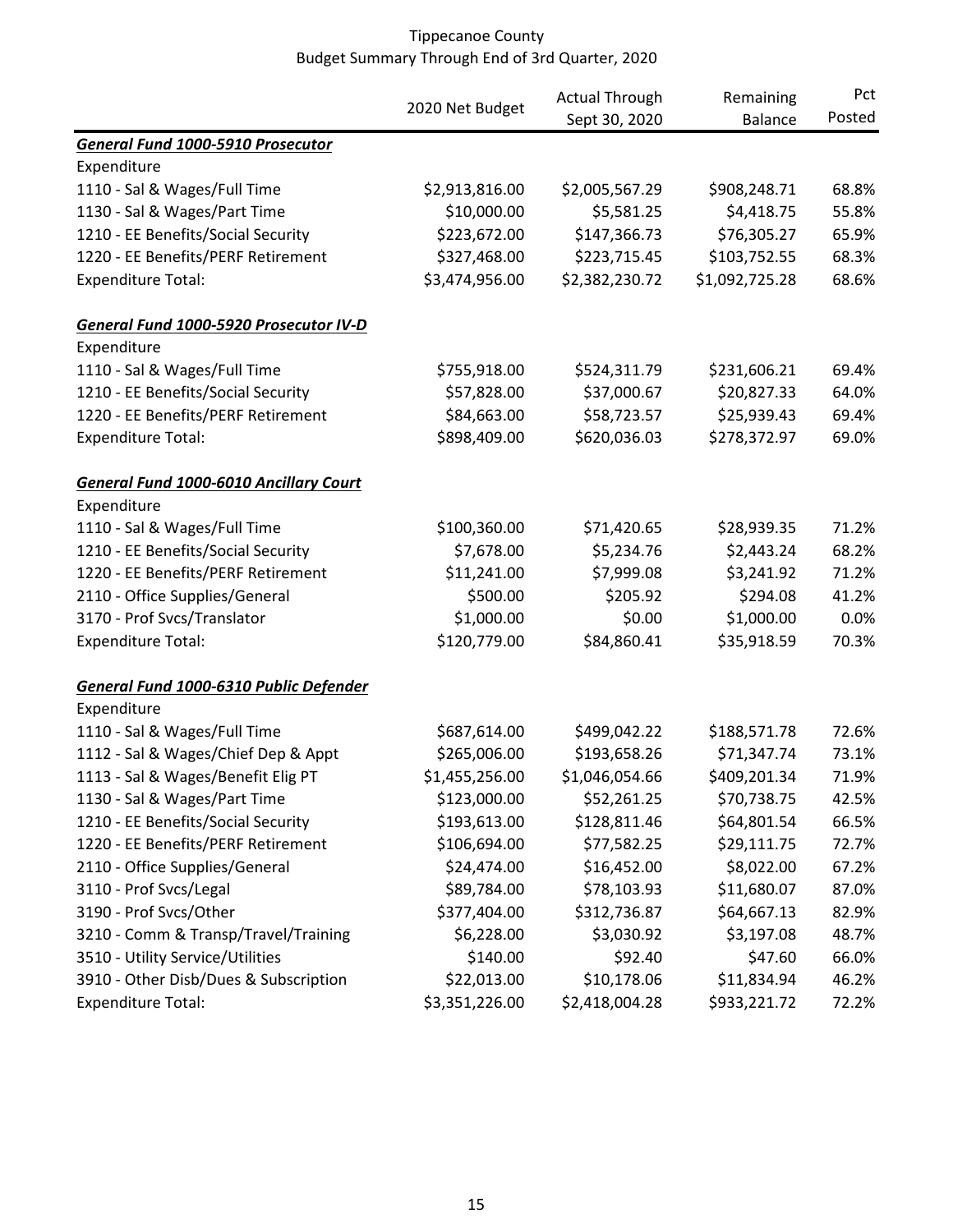Tippecanoe County
Budget Summary Through End of 3rd Quarter, 2020

| | 2020 Net Budget | Actual Through Sept 30, 2020 | Remaining Balance | Pct Posted |
|---|---|---|---|---|
| ***General Fund 1000-5910 Prosecutor*** | | | | |
| Expenditure | | | | |
| 1110 - Sal & Wages/Full Time | $2,913,816.00 | $2,005,567.29 | $908,248.71 | 68.8% |
| 1130 - Sal & Wages/Part Time | $10,000.00 | $5,581.25 | $4,418.75 | 55.8% |
| 1210 - EE Benefits/Social Security | $223,672.00 | $147,366.73 | $76,305.27 | 65.9% |
| 1220 - EE Benefits/PERF Retirement | $327,468.00 | $223,715.45 | $103,752.55 | 68.3% |
| Expenditure Total: | $3,474,956.00 | $2,382,230.72 | $1,092,725.28 | 68.6% |
| | | | | |
| ***General Fund 1000-5920 Prosecutor IV-D*** | | | | |
| Expenditure | | | | |
| 1110 - Sal & Wages/Full Time | $755,918.00 | $524,311.79 | $231,606.21 | 69.4% |
| 1210 - EE Benefits/Social Security | $57,828.00 | $37,000.67 | $20,827.33 | 64.0% |
| 1220 - EE Benefits/PERF Retirement | $84,663.00 | $58,723.57 | $25,939.43 | 69.4% |
| Expenditure Total: | $898,409.00 | $620,036.03 | $278,372.97 | 69.0% |
| | | | | |
| ***General Fund 1000-6010 Ancillary Court*** | | | | |
| Expenditure | | | | |
| 1110 - Sal & Wages/Full Time | $100,360.00 | $71,420.65 | $28,939.35 | 71.2% |
| 1210 - EE Benefits/Social Security | $7,678.00 | $5,234.76 | $2,443.24 | 68.2% |
| 1220 - EE Benefits/PERF Retirement | $11,241.00 | $7,999.08 | $3,241.92 | 71.2% |
| 2110 - Office Supplies/General | $500.00 | $205.92 | $294.08 | 41.2% |
| 3170 - Prof Svcs/Translator | $1,000.00 | $0.00 | $1,000.00 | 0.0% |
| Expenditure Total: | $120,779.00 | $84,860.41 | $35,918.59 | 70.3% |
| | | | | |
| ***General Fund 1000-6310 Public Defender*** | | | | |
| Expenditure | | | | |
| 1110 - Sal & Wages/Full Time | $687,614.00 | $499,042.22 | $188,571.78 | 72.6% |
| 1112 - Sal & Wages/Chief Dep & Appt | $265,006.00 | $193,658.26 | $71,347.74 | 73.1% |
| 1113 - Sal & Wages/Benefit Elig PT | $1,455,256.00 | $1,046,054.66 | $409,201.34 | 71.9% |
| 1130 - Sal & Wages/Part Time | $123,000.00 | $52,261.25 | $70,738.75 | 42.5% |
| 1210 - EE Benefits/Social Security | $193,613.00 | $128,811.46 | $64,801.54 | 66.5% |
| 1220 - EE Benefits/PERF Retirement | $106,694.00 | $77,582.25 | $29,111.75 | 72.7% |
| 2110 - Office Supplies/General | $24,474.00 | $16,452.00 | $8,022.00 | 67.2% |
| 3110 - Prof Svcs/Legal | $89,784.00 | $78,103.93 | $11,680.07 | 87.0% |
| 3190 - Prof Svcs/Other | $377,404.00 | $312,736.87 | $64,667.13 | 82.9% |
| 3210 - Comm & Transp/Travel/Training | $6,228.00 | $3,030.92 | $3,197.08 | 48.7% |
| 3510 - Utility Service/Utilities | $140.00 | $92.40 | $47.60 | 66.0% |
| 3910 - Other Disb/Dues & Subscription | $22,013.00 | $10,178.06 | $11,834.94 | 46.2% |
| Expenditure Total: | $3,351,226.00 | $2,418,004.28 | $933,221.72 | 72.2% |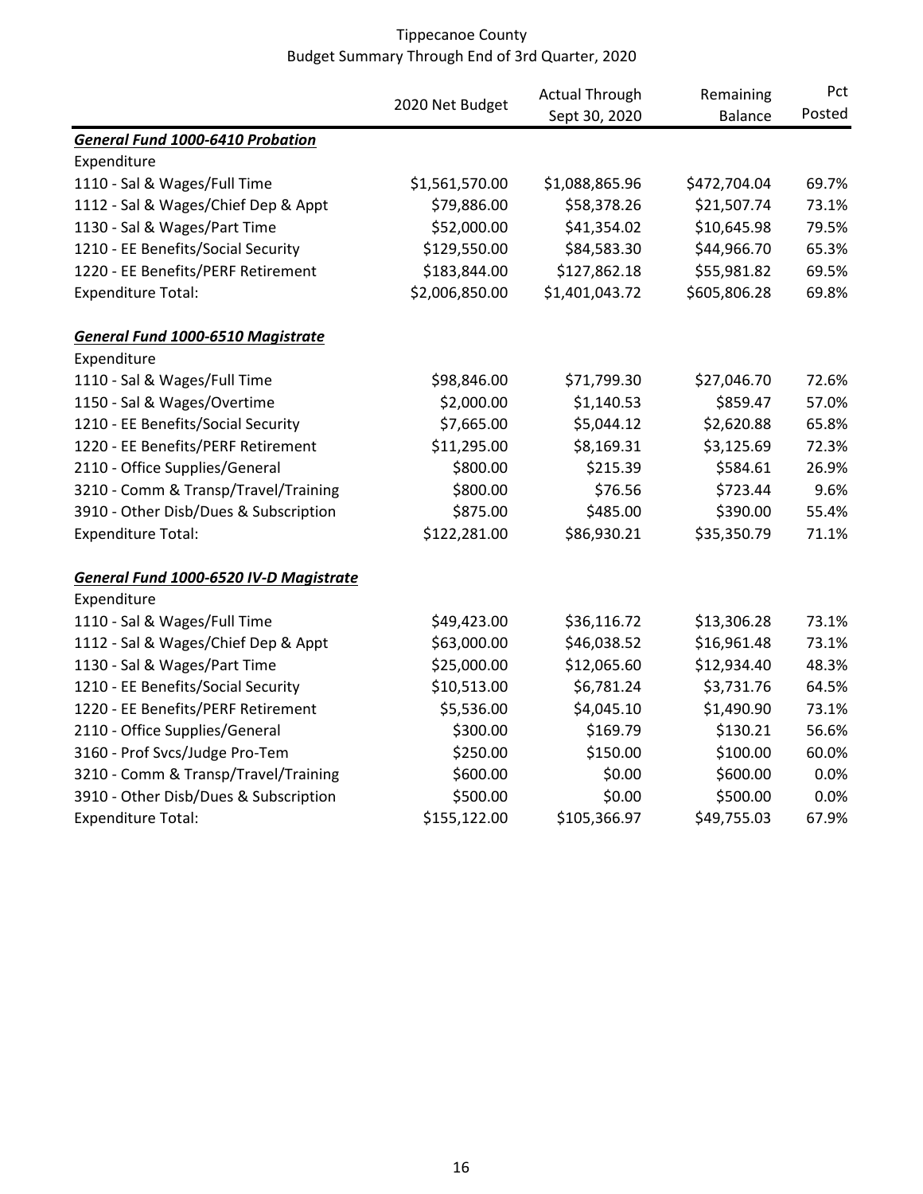Tippecanoe County
Budget Summary Through End of 3rd Quarter, 2020

| | 2020 Net Budget | Actual Through Sept 30, 2020 | Remaining Balance | Pct Posted |
|---|---|---|---|---|
| ***General Fund 1000-6410 Probation*** | | | | |
| Expenditure | | | | |
| 1110 - Sal & Wages/Full Time | $1,561,570.00 | $1,088,865.96 | $472,704.04 | 69.7% |
| 1112 - Sal & Wages/Chief Dep & Appt | $79,886.00 | $58,378.26 | $21,507.74 | 73.1% |
| 1130 - Sal & Wages/Part Time | $52,000.00 | $41,354.02 | $10,645.98 | 79.5% |
| 1210 - EE Benefits/Social Security | $129,550.00 | $84,583.30 | $44,966.70 | 65.3% |
| 1220 - EE Benefits/PERF Retirement | $183,844.00 | $127,862.18 | $55,981.82 | 69.5% |
| Expenditure Total: | $2,006,850.00 | $1,401,043.72 | $605,806.28 | 69.8% |
| | | | | |
| ***General Fund 1000-6510 Magistrate*** | | | | |
| Expenditure | | | | |
| 1110 - Sal & Wages/Full Time | $98,846.00 | $71,799.30 | $27,046.70 | 72.6% |
| 1150 - Sal & Wages/Overtime | $2,000.00 | $1,140.53 | $859.47 | 57.0% |
| 1210 - EE Benefits/Social Security | $7,665.00 | $5,044.12 | $2,620.88 | 65.8% |
| 1220 - EE Benefits/PERF Retirement | $11,295.00 | $8,169.31 | $3,125.69 | 72.3% |
| 2110 - Office Supplies/General | $800.00 | $215.39 | $584.61 | 26.9% |
| 3210 - Comm & Transp/Travel/Training | $800.00 | $76.56 | $723.44 | 9.6% |
| 3910 - Other Disb/Dues & Subscription | $875.00 | $485.00 | $390.00 | 55.4% |
| Expenditure Total: | $122,281.00 | $86,930.21 | $35,350.79 | 71.1% |
| | | | | |
| ***General Fund 1000-6520 IV-D Magistrate*** | | | | |
| Expenditure | | | | |
| 1110 - Sal & Wages/Full Time | $49,423.00 | $36,116.72 | $13,306.28 | 73.1% |
| 1112 - Sal & Wages/Chief Dep & Appt | $63,000.00 | $46,038.52 | $16,961.48 | 73.1% |
| 1130 - Sal & Wages/Part Time | $25,000.00 | $12,065.60 | $12,934.40 | 48.3% |
| 1210 - EE Benefits/Social Security | $10,513.00 | $6,781.24 | $3,731.76 | 64.5% |
| 1220 - EE Benefits/PERF Retirement | $5,536.00 | $4,045.10 | $1,490.90 | 73.1% |
| 2110 - Office Supplies/General | $300.00 | $169.79 | $130.21 | 56.6% |
| 3160 - Prof Svcs/Judge Pro-Tem | $250.00 | $150.00 | $100.00 | 60.0% |
| 3210 - Comm & Transp/Travel/Training | $600.00 | $0.00 | $600.00 | 0.0% |
| 3910 - Other Disb/Dues & Subscription | $500.00 | $0.00 | $500.00 | 0.0% |
| Expenditure Total: | $155,122.00 | $105,366.97 | $49,755.03 | 67.9% |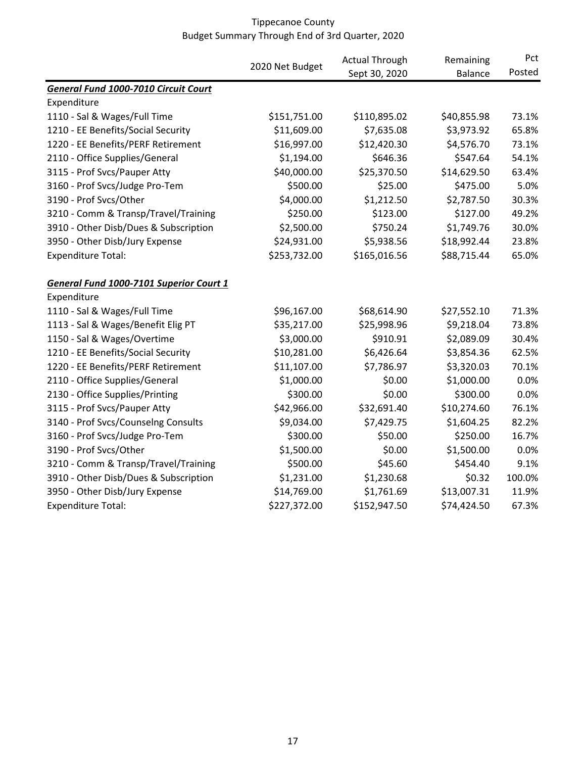Tippecanoe County
Budget Summary Through End of 3rd Quarter, 2020

| | 2020 Net Budget | Actual Through Sept 30, 2020 | Remaining Balance | Pct Posted |
|---|---|---|---|---|
| ***General Fund 1000-7010 Circuit Court*** | | | | |
| Expenditure | | | | |
| 1110 - Sal & Wages/Full Time | $151,751.00 | $110,895.02 | $40,855.98 | 73.1% |
| 1210 - EE Benefits/Social Security | $11,609.00 | $7,635.08 | $3,973.92 | 65.8% |
| 1220 - EE Benefits/PERF Retirement | $16,997.00 | $12,420.30 | $4,576.70 | 73.1% |
| 2110 - Office Supplies/General | $1,194.00 | $646.36 | $547.64 | 54.1% |
| 3115 - Prof Svcs/Pauper Atty | $40,000.00 | $25,370.50 | $14,629.50 | 63.4% |
| 3160 - Prof Svcs/Judge Pro-Tem | $500.00 | $25.00 | $475.00 | 5.0% |
| 3190 - Prof Svcs/Other | $4,000.00 | $1,212.50 | $2,787.50 | 30.3% |
| 3210 - Comm & Transp/Travel/Training | $250.00 | $123.00 | $127.00 | 49.2% |
| 3910 - Other Disb/Dues & Subscription | $2,500.00 | $750.24 | $1,749.76 | 30.0% |
| 3950 - Other Disb/Jury Expense | $24,931.00 | $5,938.56 | $18,992.44 | 23.8% |
| Expenditure Total: | $253,732.00 | $165,016.56 | $88,715.44 | 65.0% |
| | | | | |
| ***General Fund 1000-7101 Superior Court 1*** | | | | |
| Expenditure | | | | |
| 1110 - Sal & Wages/Full Time | $96,167.00 | $68,614.90 | $27,552.10 | 71.3% |
| 1113 - Sal & Wages/Benefit Elig PT | $35,217.00 | $25,998.96 | $9,218.04 | 73.8% |
| 1150 - Sal & Wages/Overtime | $3,000.00 | $910.91 | $2,089.09 | 30.4% |
| 1210 - EE Benefits/Social Security | $10,281.00 | $6,426.64 | $3,854.36 | 62.5% |
| 1220 - EE Benefits/PERF Retirement | $11,107.00 | $7,786.97 | $3,320.03 | 70.1% |
| 2110 - Office Supplies/General | $1,000.00 | $0.00 | $1,000.00 | 0.0% |
| 2130 - Office Supplies/Printing | $300.00 | $0.00 | $300.00 | 0.0% |
| 3115 - Prof Svcs/Pauper Atty | $42,966.00 | $32,691.40 | $10,274.60 | 76.1% |
| 3140 - Prof Svcs/Counselng Consults | $9,034.00 | $7,429.75 | $1,604.25 | 82.2% |
| 3160 - Prof Svcs/Judge Pro-Tem | $300.00 | $50.00 | $250.00 | 16.7% |
| 3190 - Prof Svcs/Other | $1,500.00 | $0.00 | $1,500.00 | 0.0% |
| 3210 - Comm & Transp/Travel/Training | $500.00 | $45.60 | $454.40 | 9.1% |
| 3910 - Other Disb/Dues & Subscription | $1,231.00 | $1,230.68 | $0.32 | 100.0% |
| 3950 - Other Disb/Jury Expense | $14,769.00 | $1,761.69 | $13,007.31 | 11.9% |
| Expenditure Total: | $227,372.00 | $152,947.50 | $74,424.50 | 67.3% |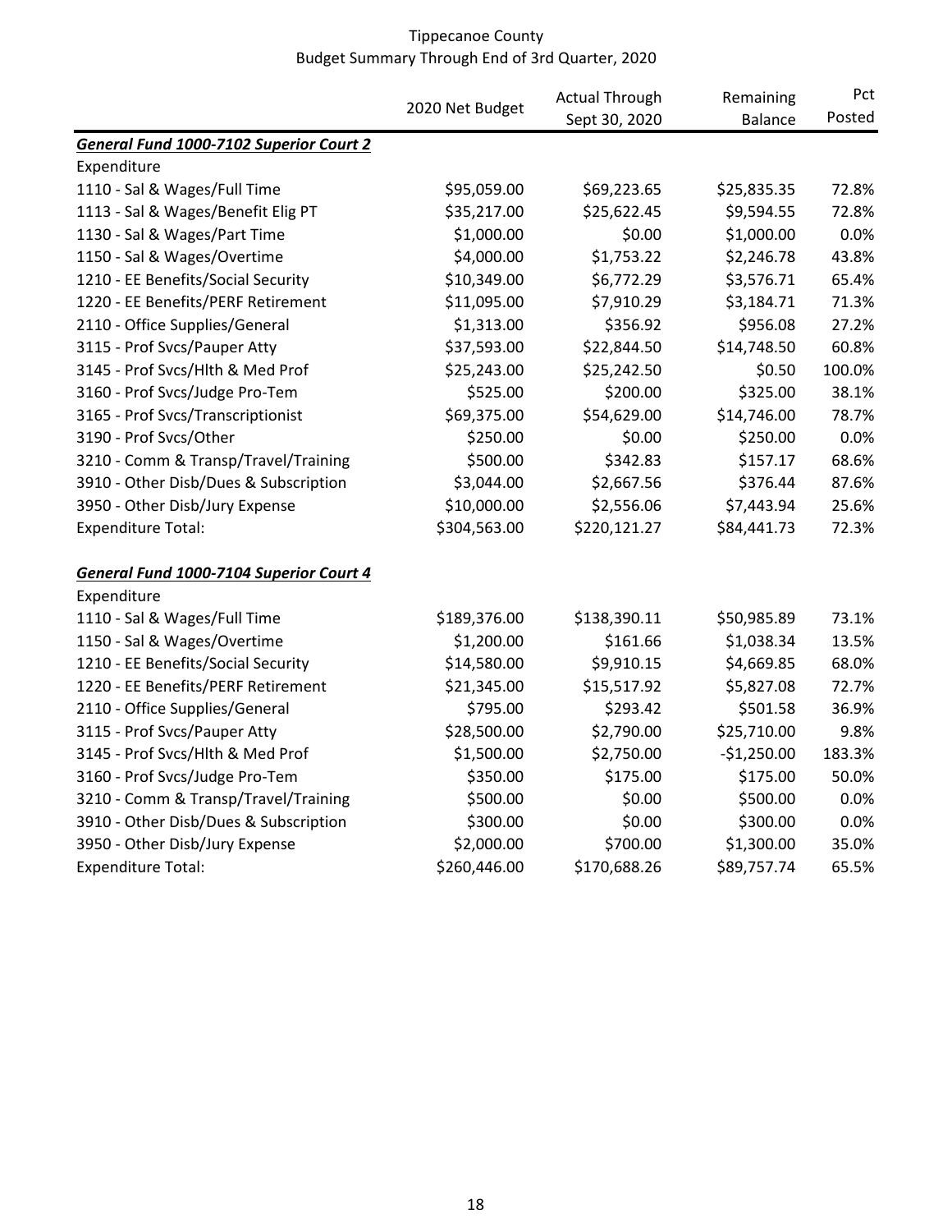# Tippecanoe County
## Budget Summary Through End of 3rd Quarter, 2020

| | 2020 Net Budget | Actual Through Sept 30, 2020 | Remaining Balance | Pct Posted |
|---|---|---|---|---|
| ***General Fund 1000-7102 Superior Court 2*** | | | | |
| Expenditure | | | | |
| 1110 - Sal & Wages/Full Time | $95,059.00 | $69,223.65 | $25,835.35 | 72.8% |
| 1113 - Sal & Wages/Benefit Elig PT | $35,217.00 | $25,622.45 | $9,594.55 | 72.8% |
| 1130 - Sal & Wages/Part Time | $1,000.00 | $0.00 | $1,000.00 | 0.0% |
| 1150 - Sal & Wages/Overtime | $4,000.00 | $1,753.22 | $2,246.78 | 43.8% |
| 1210 - EE Benefits/Social Security | $10,349.00 | $6,772.29 | $3,576.71 | 65.4% |
| 1220 - EE Benefits/PERF Retirement | $11,095.00 | $7,910.29 | $3,184.71 | 71.3% |
| 2110 - Office Supplies/General | $1,313.00 | $356.92 | $956.08 | 27.2% |
| 3115 - Prof Svcs/Pauper Atty | $37,593.00 | $22,844.50 | $14,748.50 | 60.8% |
| 3145 - Prof Svcs/Hlth & Med Prof | $25,243.00 | $25,242.50 | $0.50 | 100.0% |
| 3160 - Prof Svcs/Judge Pro-Tem | $525.00 | $200.00 | $325.00 | 38.1% |
| 3165 - Prof Svcs/Transcriptionist | $69,375.00 | $54,629.00 | $14,746.00 | 78.7% |
| 3190 - Prof Svcs/Other | $250.00 | $0.00 | $250.00 | 0.0% |
| 3210 - Comm & Transp/Travel/Training | $500.00 | $342.83 | $157.17 | 68.6% |
| 3910 - Other Disb/Dues & Subscription | $3,044.00 | $2,667.56 | $376.44 | 87.6% |
| 3950 - Other Disb/Jury Expense | $10,000.00 | $2,556.06 | $7,443.94 | 25.6% |
| Expenditure Total: | $304,563.00 | $220,121.27 | $84,441.73 | 72.3% |
| | | | | |
| ***General Fund 1000-7104 Superior Court 4*** | | | | |
| Expenditure | | | | |
| 1110 - Sal & Wages/Full Time | $189,376.00 | $138,390.11 | $50,985.89 | 73.1% |
| 1150 - Sal & Wages/Overtime | $1,200.00 | $161.66 | $1,038.34 | 13.5% |
| 1210 - EE Benefits/Social Security | $14,580.00 | $9,910.15 | $4,669.85 | 68.0% |
| 1220 - EE Benefits/PERF Retirement | $21,345.00 | $15,517.92 | $5,827.08 | 72.7% |
| 2110 - Office Supplies/General | $795.00 | $293.42 | $501.58 | 36.9% |
| 3115 - Prof Svcs/Pauper Atty | $28,500.00 | $2,790.00 | $25,710.00 | 9.8% |
| 3145 - Prof Svcs/Hlth & Med Prof | $1,500.00 | $2,750.00 | -$1,250.00 | 183.3% |
| 3160 - Prof Svcs/Judge Pro-Tem | $350.00 | $175.00 | $175.00 | 50.0% |
| 3210 - Comm & Transp/Travel/Training | $500.00 | $0.00 | $500.00 | 0.0% |
| 3910 - Other Disb/Dues & Subscription | $300.00 | $0.00 | $300.00 | 0.0% |
| 3950 - Other Disb/Jury Expense | $2,000.00 | $700.00 | $1,300.00 | 35.0% |
| Expenditure Total: | $260,446.00 | $170,688.26 | $89,757.74 | 65.5% |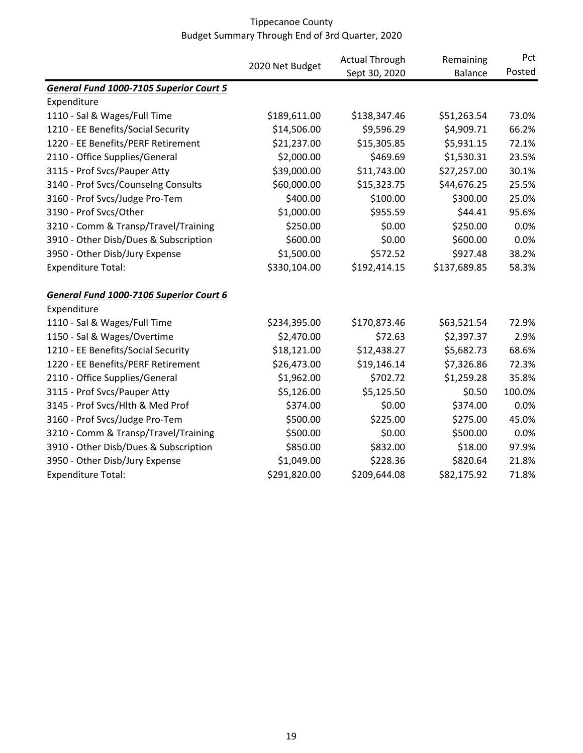Tippecanoe County
Budget Summary Through End of 3rd Quarter, 2020

| | 2020 Net Budget | Actual Through Sept 30, 2020 | Remaining Balance | Pct Posted |
|---|---|---|---|---|
| ***General Fund 1000-7105 Superior Court 5*** | | | | |
| Expenditure | | | | |
| 1110 - Sal & Wages/Full Time | $189,611.00 | $138,347.46 | $51,263.54 | 73.0% |
| 1210 - EE Benefits/Social Security | $14,506.00 | $9,596.29 | $4,909.71 | 66.2% |
| 1220 - EE Benefits/PERF Retirement | $21,237.00 | $15,305.85 | $5,931.15 | 72.1% |
| 2110 - Office Supplies/General | $2,000.00 | $469.69 | $1,530.31 | 23.5% |
| 3115 - Prof Svcs/Pauper Atty | $39,000.00 | $11,743.00 | $27,257.00 | 30.1% |
| 3140 - Prof Svcs/Counselng Consults | $60,000.00 | $15,323.75 | $44,676.25 | 25.5% |
| 3160 - Prof Svcs/Judge Pro-Tem | $400.00 | $100.00 | $300.00 | 25.0% |
| 3190 - Prof Svcs/Other | $1,000.00 | $955.59 | $44.41 | 95.6% |
| 3210 - Comm & Transp/Travel/Training | $250.00 | $0.00 | $250.00 | 0.0% |
| 3910 - Other Disb/Dues & Subscription | $600.00 | $0.00 | $600.00 | 0.0% |
| 3950 - Other Disb/Jury Expense | $1,500.00 | $572.52 | $927.48 | 38.2% |
| Expenditure Total: | $330,104.00 | $192,414.15 | $137,689.85 | 58.3% |
| | | | | |
| ***General Fund 1000-7106 Superior Court 6*** | | | | |
| Expenditure | | | | |
| 1110 - Sal & Wages/Full Time | $234,395.00 | $170,873.46 | $63,521.54 | 72.9% |
| 1150 - Sal & Wages/Overtime | $2,470.00 | $72.63 | $2,397.37 | 2.9% |
| 1210 - EE Benefits/Social Security | $18,121.00 | $12,438.27 | $5,682.73 | 68.6% |
| 1220 - EE Benefits/PERF Retirement | $26,473.00 | $19,146.14 | $7,326.86 | 72.3% |
| 2110 - Office Supplies/General | $1,962.00 | $702.72 | $1,259.28 | 35.8% |
| 3115 - Prof Svcs/Pauper Atty | $5,126.00 | $5,125.50 | $0.50 | 100.0% |
| 3145 - Prof Svcs/Hlth & Med Prof | $374.00 | $0.00 | $374.00 | 0.0% |
| 3160 - Prof Svcs/Judge Pro-Tem | $500.00 | $225.00 | $275.00 | 45.0% |
| 3210 - Comm & Transp/Travel/Training | $500.00 | $0.00 | $500.00 | 0.0% |
| 3910 - Other Disb/Dues & Subscription | $850.00 | $832.00 | $18.00 | 97.9% |
| 3950 - Other Disb/Jury Expense | $1,049.00 | $228.36 | $820.64 | 21.8% |
| Expenditure Total: | $291,820.00 | $209,644.08 | $82,175.92 | 71.8% |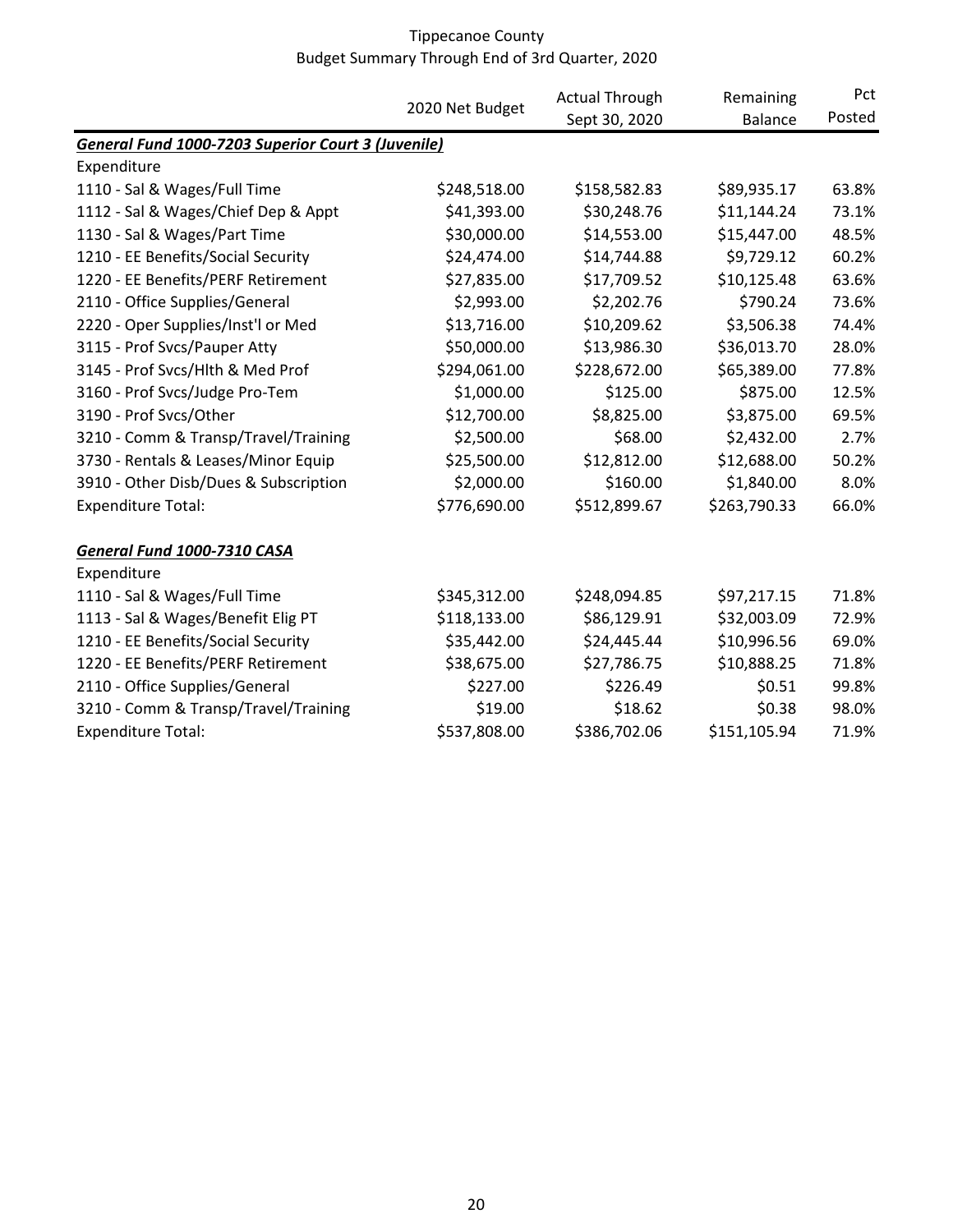Tippecanoe County
Budget Summary Through End of 3rd Quarter, 2020

| | 2020 Net Budget | Actual Through Sept 30, 2020 | Remaining Balance | Pct Posted |
|---|---|---|---|---|
| ***General Fund 1000-7203 Superior Court 3 (Juvenile)*** | | | | |
| Expenditure | | | | |
| 1110 - Sal & Wages/Full Time | $248,518.00 | $158,582.83 | $89,935.17 | 63.8% |
| 1112 - Sal & Wages/Chief Dep & Appt | $41,393.00 | $30,248.76 | $11,144.24 | 73.1% |
| 1130 - Sal & Wages/Part Time | $30,000.00 | $14,553.00 | $15,447.00 | 48.5% |
| 1210 - EE Benefits/Social Security | $24,474.00 | $14,744.88 | $9,729.12 | 60.2% |
| 1220 - EE Benefits/PERF Retirement | $27,835.00 | $17,709.52 | $10,125.48 | 63.6% |
| 2110 - Office Supplies/General | $2,993.00 | $2,202.76 | $790.24 | 73.6% |
| 2220 - Oper Supplies/Inst'l or Med | $13,716.00 | $10,209.62 | $3,506.38 | 74.4% |
| 3115 - Prof Svcs/Pauper Atty | $50,000.00 | $13,986.30 | $36,013.70 | 28.0% |
| 3145 - Prof Svcs/Hlth & Med Prof | $294,061.00 | $228,672.00 | $65,389.00 | 77.8% |
| 3160 - Prof Svcs/Judge Pro-Tem | $1,000.00 | $125.00 | $875.00 | 12.5% |
| 3190 - Prof Svcs/Other | $12,700.00 | $8,825.00 | $3,875.00 | 69.5% |
| 3210 - Comm & Transp/Travel/Training | $2,500.00 | $68.00 | $2,432.00 | 2.7% |
| 3730 - Rentals & Leases/Minor Equip | $25,500.00 | $12,812.00 | $12,688.00 | 50.2% |
| 3910 - Other Disb/Dues & Subscription | $2,000.00 | $160.00 | $1,840.00 | 8.0% |
| Expenditure Total: | $776,690.00 | $512,899.67 | $263,790.33 | 66.0% |
| | | | | |
| ***General Fund 1000-7310 CASA*** | | | | |
| Expenditure | | | | |
| 1110 - Sal & Wages/Full Time | $345,312.00 | $248,094.85 | $97,217.15 | 71.8% |
| 1113 - Sal & Wages/Benefit Elig PT | $118,133.00 | $86,129.91 | $32,003.09 | 72.9% |
| 1210 - EE Benefits/Social Security | $35,442.00 | $24,445.44 | $10,996.56 | 69.0% |
| 1220 - EE Benefits/PERF Retirement | $38,675.00 | $27,786.75 | $10,888.25 | 71.8% |
| 2110 - Office Supplies/General | $227.00 | $226.49 | $0.51 | 99.8% |
| 3210 - Comm & Transp/Travel/Training | $19.00 | $18.62 | $0.38 | 98.0% |
| Expenditure Total: | $537,808.00 | $386,702.06 | $151,105.94 | 71.9% |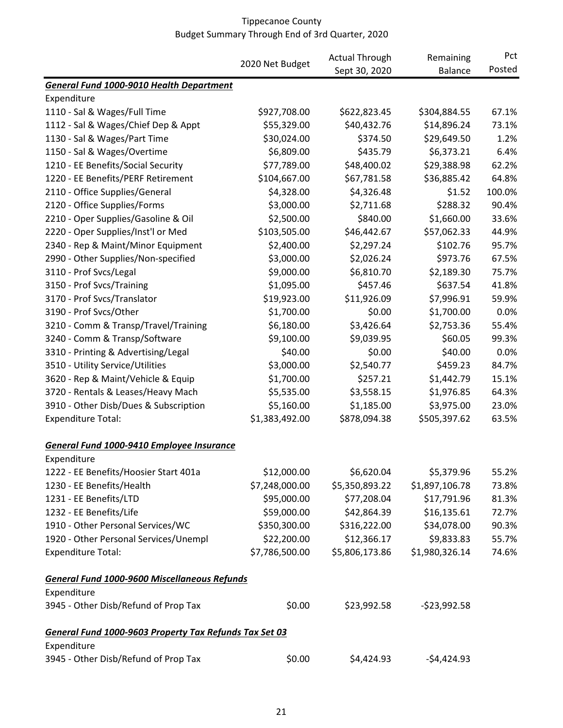Tippecanoe County
Budget Summary Through End of 3rd Quarter, 2020

| | 2020 Net Budget | Actual Through Sept 30, 2020 | Remaining Balance | Pct Posted |
|---|---|---|---|---|
| ***General Fund 1000-9010 Health Department*** | | | | |
| Expenditure | | | | |
| 1110 - Sal & Wages/Full Time | $927,708.00 | $622,823.45 | $304,884.55 | 67.1% |
| 1112 - Sal & Wages/Chief Dep & Appt | $55,329.00 | $40,432.76 | $14,896.24 | 73.1% |
| 1130 - Sal & Wages/Part Time | $30,024.00 | $374.50 | $29,649.50 | 1.2% |
| 1150 - Sal & Wages/Overtime | $6,809.00 | $435.79 | $6,373.21 | 6.4% |
| 1210 - EE Benefits/Social Security | $77,789.00 | $48,400.02 | $29,388.98 | 62.2% |
| 1220 - EE Benefits/PERF Retirement | $104,667.00 | $67,781.58 | $36,885.42 | 64.8% |
| 2110 - Office Supplies/General | $4,328.00 | $4,326.48 | $1.52 | 100.0% |
| 2120 - Office Supplies/Forms | $3,000.00 | $2,711.68 | $288.32 | 90.4% |
| 2210 - Oper Supplies/Gasoline & Oil | $2,500.00 | $840.00 | $1,660.00 | 33.6% |
| 2220 - Oper Supplies/Inst'l or Med | $103,505.00 | $46,442.67 | $57,062.33 | 44.9% |
| 2340 - Rep & Maint/Minor Equipment | $2,400.00 | $2,297.24 | $102.76 | 95.7% |
| 2990 - Other Supplies/Non-specified | $3,000.00 | $2,026.24 | $973.76 | 67.5% |
| 3110 - Prof Svcs/Legal | $9,000.00 | $6,810.70 | $2,189.30 | 75.7% |
| 3150 - Prof Svcs/Training | $1,095.00 | $457.46 | $637.54 | 41.8% |
| 3170 - Prof Svcs/Translator | $19,923.00 | $11,926.09 | $7,996.91 | 59.9% |
| 3190 - Prof Svcs/Other | $1,700.00 | $0.00 | $1,700.00 | 0.0% |
| 3210 - Comm & Transp/Travel/Training | $6,180.00 | $3,426.64 | $2,753.36 | 55.4% |
| 3240 - Comm & Transp/Software | $9,100.00 | $9,039.95 | $60.05 | 99.3% |
| 3310 - Printing & Advertising/Legal | $40.00 | $0.00 | $40.00 | 0.0% |
| 3510 - Utility Service/Utilities | $3,000.00 | $2,540.77 | $459.23 | 84.7% |
| 3620 - Rep & Maint/Vehicle & Equip | $1,700.00 | $257.21 | $1,442.79 | 15.1% |
| 3720 - Rentals & Leases/Heavy Mach | $5,535.00 | $3,558.15 | $1,976.85 | 64.3% |
| 3910 - Other Disb/Dues & Subscription | $5,160.00 | $1,185.00 | $3,975.00 | 23.0% |
| Expenditure Total: | $1,383,492.00 | $878,094.38 | $505,397.62 | 63.5% |
| ***General Fund 1000-9410 Employee Insurance*** | | | | |
| Expenditure | | | | |
| 1222 - EE Benefits/Hoosier Start 401a | $12,000.00 | $6,620.04 | $5,379.96 | 55.2% |
| 1230 - EE Benefits/Health | $7,248,000.00 | $5,350,893.22 | $1,897,106.78 | 73.8% |
| 1231 - EE Benefits/LTD | $95,000.00 | $77,208.04 | $17,791.96 | 81.3% |
| 1232 - EE Benefits/Life | $59,000.00 | $42,864.39 | $16,135.61 | 72.7% |
| 1910 - Other Personal Services/WC | $350,300.00 | $316,222.00 | $34,078.00 | 90.3% |
| 1920 - Other Personal Services/Unempl | $22,200.00 | $12,366.17 | $9,833.83 | 55.7% |
| Expenditure Total: | $7,786,500.00 | $5,806,173.86 | $1,980,326.14 | 74.6% |
| ***General Fund 1000-9600 Miscellaneous Refunds*** | | | | |
| Expenditure | | | | |
| 3945 - Other Disb/Refund of Prop Tax | $0.00 | $23,992.58 | -$23,992.58 | |
| ***General Fund 1000-9603 Property Tax Refunds Tax Set 03*** | | | | |
| Expenditure | | | | |
| 3945 - Other Disb/Refund of Prop Tax | $0.00 | $4,424.93 | -$4,424.93 | |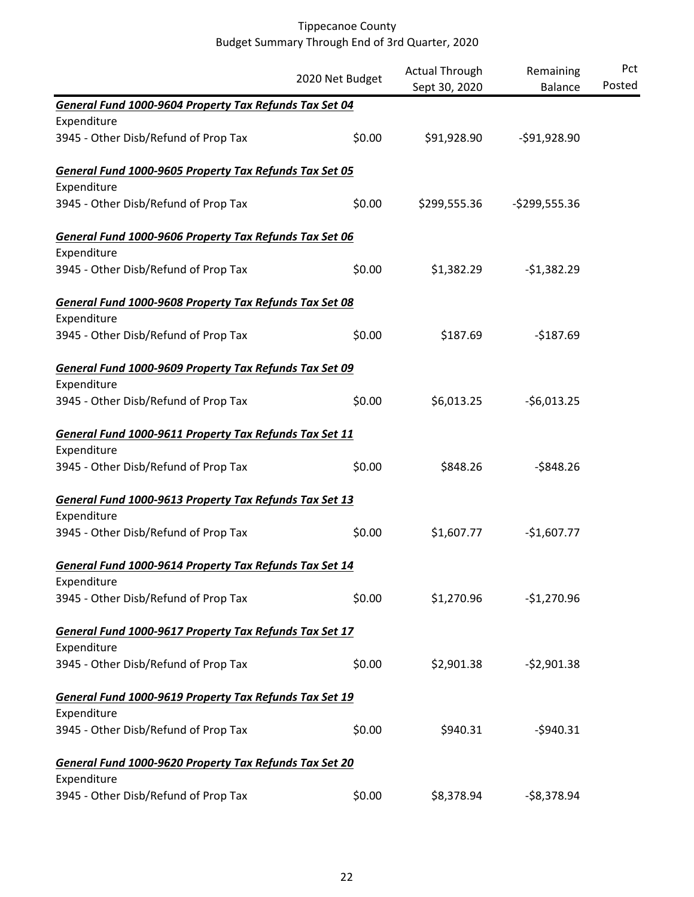| | 2020 Net Budget | Actual Through Sept 30, 2020 | Remaining Balance | Pct Posted |
|---|---|---|---|---|
| ***General Fund 1000-9604 Property Tax Refunds Tax Set 04*** | | | | |
| Expenditure | | | | |
| 3945 - Other Disb/Refund of Prop Tax | $0.00 | $91,928.90 | -$91,928.90 | |
| ***General Fund 1000-9605 Property Tax Refunds Tax Set 05*** | | | | |
| Expenditure | | | | |
| 3945 - Other Disb/Refund of Prop Tax | $0.00 | $299,555.36 | -$299,555.36 | |
| ***General Fund 1000-9606 Property Tax Refunds Tax Set 06*** | | | | |
| Expenditure | | | | |
| 3945 - Other Disb/Refund of Prop Tax | $0.00 | $1,382.29 | -$1,382.29 | |
| ***General Fund 1000-9608 Property Tax Refunds Tax Set 08*** | | | | |
| Expenditure | | | | |
| 3945 - Other Disb/Refund of Prop Tax | $0.00 | $187.69 | -$187.69 | |
| ***General Fund 1000-9609 Property Tax Refunds Tax Set 09*** | | | | |
| Expenditure | | | | |
| 3945 - Other Disb/Refund of Prop Tax | $0.00 | $6,013.25 | -$6,013.25 | |
| ***General Fund 1000-9611 Property Tax Refunds Tax Set 11*** | | | | |
| Expenditure | | | | |
| 3945 - Other Disb/Refund of Prop Tax | $0.00 | $848.26 | -$848.26 | |
| ***General Fund 1000-9613 Property Tax Refunds Tax Set 13*** | | | | |
| Expenditure | | | | |
| 3945 - Other Disb/Refund of Prop Tax | $0.00 | $1,607.77 | -$1,607.77 | |
| ***General Fund 1000-9614 Property Tax Refunds Tax Set 14*** | | | | |
| Expenditure | | | | |
| 3945 - Other Disb/Refund of Prop Tax | $0.00 | $1,270.96 | -$1,270.96 | |
| ***General Fund 1000-9617 Property Tax Refunds Tax Set 17*** | | | | |
| Expenditure | | | | |
| 3945 - Other Disb/Refund of Prop Tax | $0.00 | $2,901.38 | -$2,901.38 | |
| ***General Fund 1000-9619 Property Tax Refunds Tax Set 19*** | | | | |
| Expenditure | | | | |
| 3945 - Other Disb/Refund of Prop Tax | $0.00 | $940.31 | -$940.31 | |
| ***General Fund 1000-9620 Property Tax Refunds Tax Set 20*** | | | | |
| Expenditure | | | | |
| 3945 - Other Disb/Refund of Prop Tax | $0.00 | $8,378.94 | -$8,378.94 | |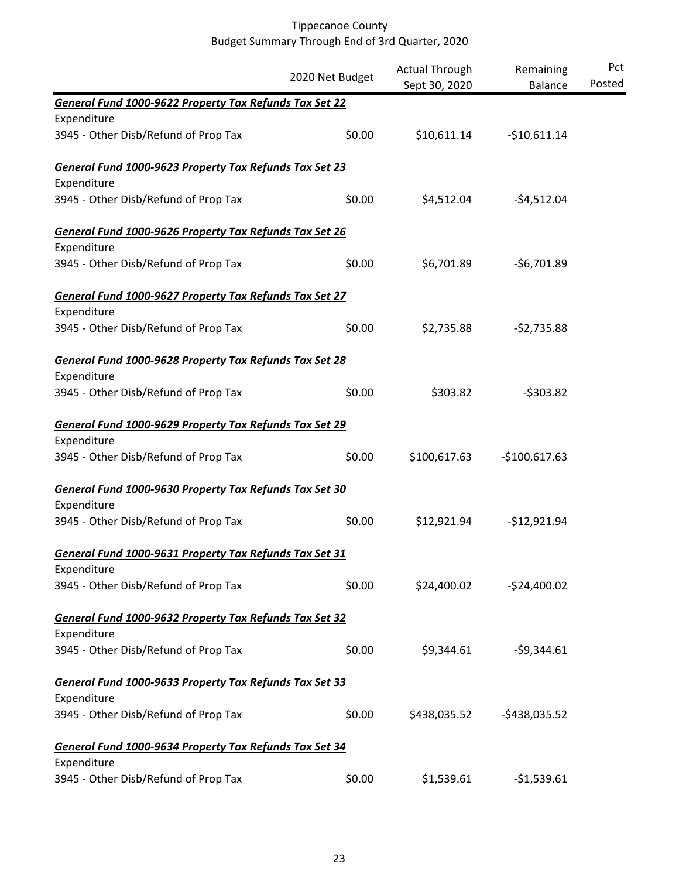# Tippecanoe County
## Budget Summary Through End of 3rd Quarter, 2020

| | 2020 Net Budget | Actual Through Sept 30, 2020 | Remaining Balance | Pct Posted |
|---|---|---|---|---|
| ***General Fund 1000-9622 Property Tax Refunds Tax Set 22*** | | | | |
| Expenditure | | | | |
| 3945 - Other Disb/Refund of Prop Tax | $0.00 | $10,611.14 | -$10,611.14 | |
| ***General Fund 1000-9623 Property Tax Refunds Tax Set 23*** | | | | |
| Expenditure | | | | |
| 3945 - Other Disb/Refund of Prop Tax | $0.00 | $4,512.04 | -$4,512.04 | |
| ***General Fund 1000-9626 Property Tax Refunds Tax Set 26*** | | | | |
| Expenditure | | | | |
| 3945 - Other Disb/Refund of Prop Tax | $0.00 | $6,701.89 | -$6,701.89 | |
| ***General Fund 1000-9627 Property Tax Refunds Tax Set 27*** | | | | |
| Expenditure | | | | |
| 3945 - Other Disb/Refund of Prop Tax | $0.00 | $2,735.88 | -$2,735.88 | |
| ***General Fund 1000-9628 Property Tax Refunds Tax Set 28*** | | | | |
| Expenditure | | | | |
| 3945 - Other Disb/Refund of Prop Tax | $0.00 | $303.82 | -$303.82 | |
| ***General Fund 1000-9629 Property Tax Refunds Tax Set 29*** | | | | |
| Expenditure | | | | |
| 3945 - Other Disb/Refund of Prop Tax | $0.00 | $100,617.63 | -$100,617.63 | |
| ***General Fund 1000-9630 Property Tax Refunds Tax Set 30*** | | | | |
| Expenditure | | | | |
| 3945 - Other Disb/Refund of Prop Tax | $0.00 | $12,921.94 | -$12,921.94 | |
| ***General Fund 1000-9631 Property Tax Refunds Tax Set 31*** | | | | |
| Expenditure | | | | |
| 3945 - Other Disb/Refund of Prop Tax | $0.00 | $24,400.02 | -$24,400.02 | |
| ***General Fund 1000-9632 Property Tax Refunds Tax Set 32*** | | | | |
| Expenditure | | | | |
| 3945 - Other Disb/Refund of Prop Tax | $0.00 | $9,344.61 | -$9,344.61 | |
| ***General Fund 1000-9633 Property Tax Refunds Tax Set 33*** | | | | |
| Expenditure | | | | |
| 3945 - Other Disb/Refund of Prop Tax | $0.00 | $438,035.52 | -$438,035.52 | |
| ***General Fund 1000-9634 Property Tax Refunds Tax Set 34*** | | | | |
| Expenditure | | | | |
| 3945 - Other Disb/Refund of Prop Tax | $0.00 | $1,539.61 | -$1,539.61 | |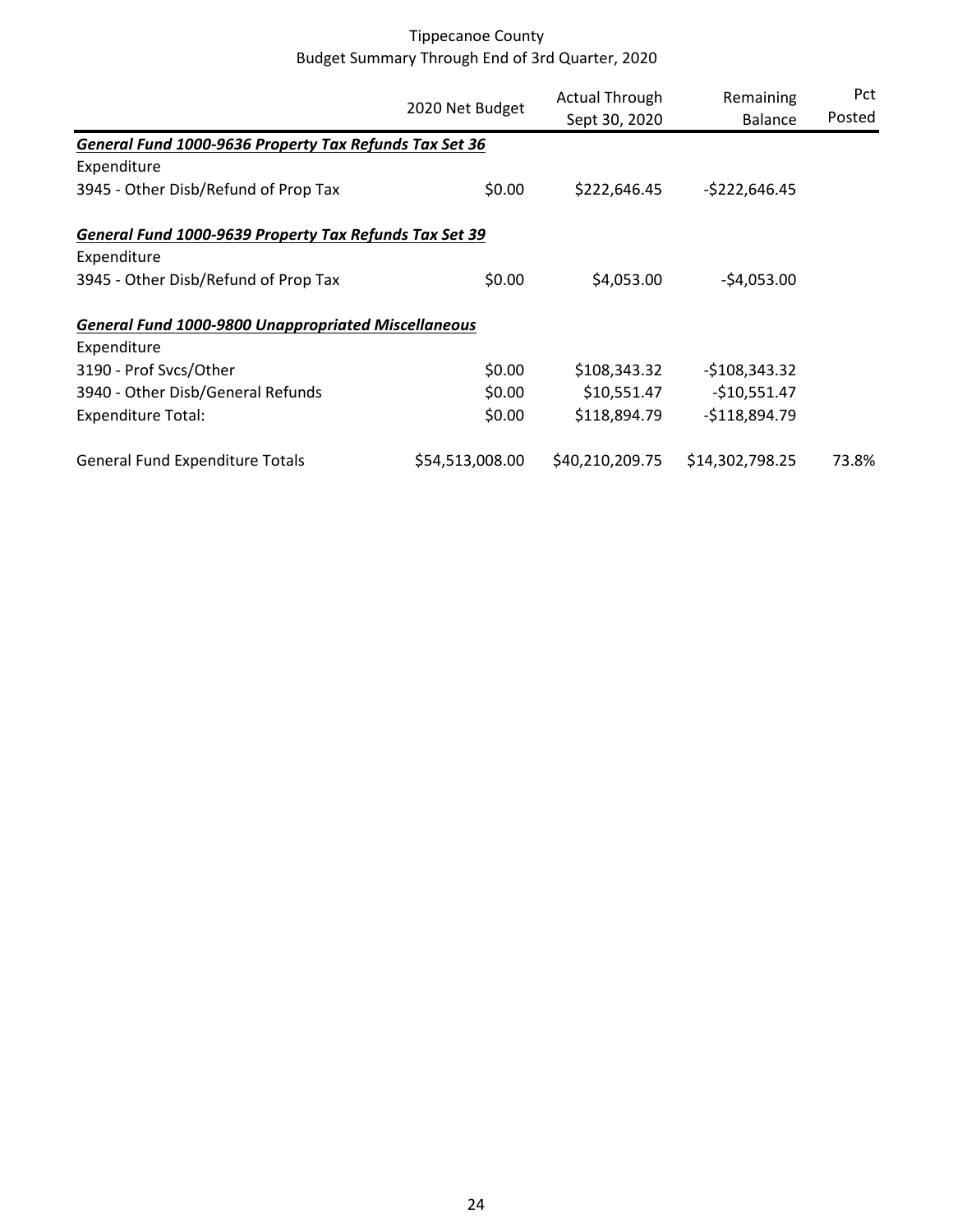Tippecanoe County
Budget Summary Through End of 3rd Quarter, 2020

| | 2020 Net Budget | Actual Through Sept 30, 2020 | Remaining Balance | Pct Posted |
|---|---|---|---|---|
| ***General Fund 1000-9636 Property Tax Refunds Tax Set 36*** | | | | |
| Expenditure | | | | |
| 3945 - Other Disb/Refund of Prop Tax | \$0.00 | \$222,646.45 | -\$222,646.45 | |
| ***General Fund 1000-9639 Property Tax Refunds Tax Set 39*** | | | | |
| Expenditure | | | | |
| 3945 - Other Disb/Refund of Prop Tax | \$0.00 | \$4,053.00 | -\$4,053.00 | |
| ***General Fund 1000-9800 Unappropriated Miscellaneous*** | | | | |
| Expenditure | | | | |
| 3190 - Prof Svcs/Other | \$0.00 | \$108,343.32 | -\$108,343.32 | |
| 3940 - Other Disb/General Refunds | \$0.00 | \$10,551.47 | -\$10,551.47 | |
| Expenditure Total: | \$0.00 | \$118,894.79 | -\$118,894.79 | |
| General Fund Expenditure Totals | \$54,513,008.00 | \$40,210,209.75 | \$14,302,798.25 | 73.8% |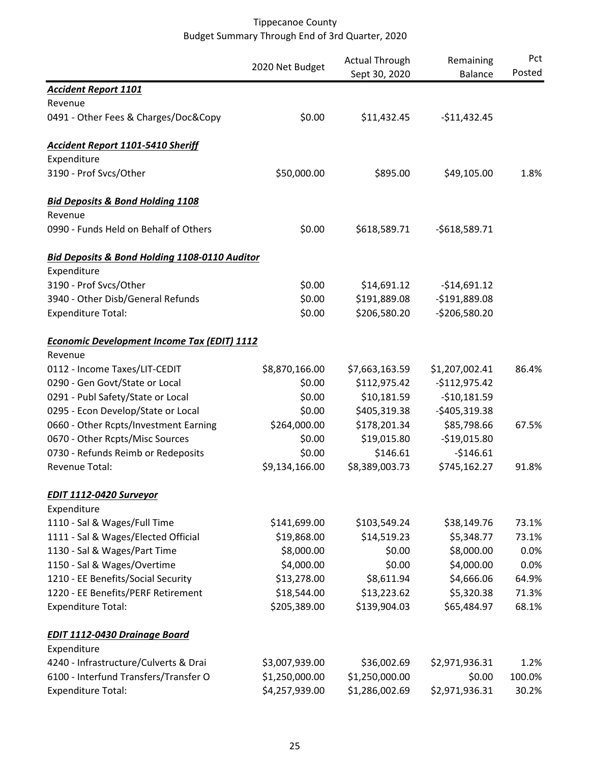# Tippecanoe County
## Budget Summary Through End of 3rd Quarter, 2020

| | 2020 Net Budget | Actual Through Sept 30, 2020 | Remaining Balance | Pct Posted |
|---|---|---|---|---|
| ***Accident Report 1101*** | | | | |
| Revenue | | | | |
| 0491 - Other Fees & Charges/Doc&Copy | $0.00 | $11,432.45 | -$11,432.45 | |
| | | | | |
| ***Accident Report 1101-5410 Sheriff*** | | | | |
| Expenditure | | | | |
| 3190 - Prof Svcs/Other | $50,000.00 | $895.00 | $49,105.00 | 1.8% |
| | | | | |
| ***Bid Deposits & Bond Holding 1108*** | | | | |
| Revenue | | | | |
| 0990 - Funds Held on Behalf of Others | $0.00 | $618,589.71 | -$618,589.71 | |
| | | | | |
| ***Bid Deposits & Bond Holding 1108-0110 Auditor*** | | | | |
| Expenditure | | | | |
| 3190 - Prof Svcs/Other | $0.00 | $14,691.12 | -$14,691.12 | |
| 3940 - Other Disb/General Refunds | $0.00 | $191,889.08 | -$191,889.08 | |
| Expenditure Total: | $0.00 | $206,580.20 | -$206,580.20 | |
| | | | | |
| ***Economic Development Income Tax (EDIT) 1112*** | | | | |
| Revenue | | | | |
| 0112 - Income Taxes/LIT-CEDIT | $8,870,166.00 | $7,663,163.59 | $1,207,002.41 | 86.4% |
| 0290 - Gen Govt/State or Local | $0.00 | $112,975.42 | -$112,975.42 | |
| 0291 - Publ Safety/State or Local | $0.00 | $10,181.59 | -$10,181.59 | |
| 0295 - Econ Develop/State or Local | $0.00 | $405,319.38 | -$405,319.38 | |
| 0660 - Other Rcpts/Investment Earning | $264,000.00 | $178,201.34 | $85,798.66 | 67.5% |
| 0670 - Other Rcpts/Misc Sources | $0.00 | $19,015.80 | -$19,015.80 | |
| 0730 - Refunds Reimb or Redeposits | $0.00 | $146.61 | -$146.61 | |
| Revenue Total: | $9,134,166.00 | $8,389,003.73 | $745,162.27 | 91.8% |
| | | | | |
| ***EDIT 1112-0420 Surveyor*** | | | | |
| Expenditure | | | | |
| 1110 - Sal & Wages/Full Time | $141,699.00 | $103,549.24 | $38,149.76 | 73.1% |
| 1111 - Sal & Wages/Elected Official | $19,868.00 | $14,519.23 | $5,348.77 | 73.1% |
| 1130 - Sal & Wages/Part Time | $8,000.00 | $0.00 | $8,000.00 | 0.0% |
| 1150 - Sal & Wages/Overtime | $4,000.00 | $0.00 | $4,000.00 | 0.0% |
| 1210 - EE Benefits/Social Security | $13,278.00 | $8,611.94 | $4,666.06 | 64.9% |
| 1220 - EE Benefits/PERF Retirement | $18,544.00 | $13,223.62 | $5,320.38 | 71.3% |
| Expenditure Total: | $205,389.00 | $139,904.03 | $65,484.97 | 68.1% |
| | | | | |
| ***EDIT 1112-0430 Drainage Board*** | | | | |
| Expenditure | | | | |
| 4240 - Infrastructure/Culverts & Drai | $3,007,939.00 | $36,002.69 | $2,971,936.31 | 1.2% |
| 6100 - Interfund Transfers/Transfer O | $1,250,000.00 | $1,250,000.00 | $0.00 | 100.0% |
| Expenditure Total: | $4,257,939.00 | $1,286,002.69 | $2,971,936.31 | 30.2% |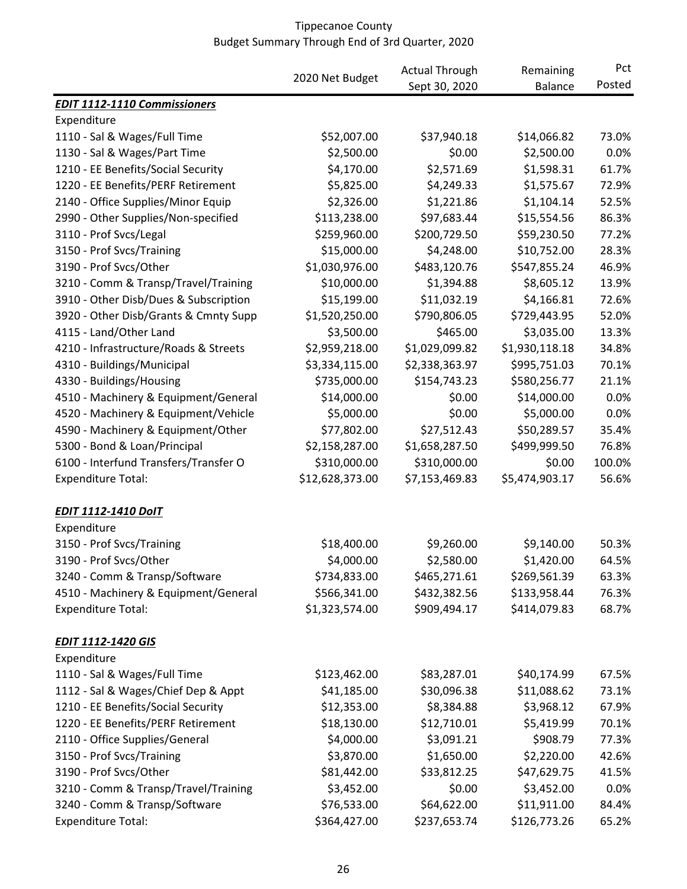Tippecanoe County
Budget Summary Through End of 3rd Quarter, 2020

| | 2020 Net Budget | Actual Through Sept 30, 2020 | Remaining Balance | Pct Posted |
|---|---|---|---|---|
| ***EDIT 1112-1110 Commissioners*** | | | | |
| Expenditure | | | | |
| 1110 - Sal & Wages/Full Time | $52,007.00 | $37,940.18 | $14,066.82 | 73.0% |
| 1130 - Sal & Wages/Part Time | $2,500.00 | $0.00 | $2,500.00 | 0.0% |
| 1210 - EE Benefits/Social Security | $4,170.00 | $2,571.69 | $1,598.31 | 61.7% |
| 1220 - EE Benefits/PERF Retirement | $5,825.00 | $4,249.33 | $1,575.67 | 72.9% |
| 2140 - Office Supplies/Minor Equip | $2,326.00 | $1,221.86 | $1,104.14 | 52.5% |
| 2990 - Other Supplies/Non-specified | $113,238.00 | $97,683.44 | $15,554.56 | 86.3% |
| 3110 - Prof Svcs/Legal | $259,960.00 | $200,729.50 | $59,230.50 | 77.2% |
| 3150 - Prof Svcs/Training | $15,000.00 | $4,248.00 | $10,752.00 | 28.3% |
| 3190 - Prof Svcs/Other | $1,030,976.00 | $483,120.76 | $547,855.24 | 46.9% |
| 3210 - Comm & Transp/Travel/Training | $10,000.00 | $1,394.88 | $8,605.12 | 13.9% |
| 3910 - Other Disb/Dues & Subscription | $15,199.00 | $11,032.19 | $4,166.81 | 72.6% |
| 3920 - Other Disb/Grants & Cmnty Supp | $1,520,250.00 | $790,806.05 | $729,443.95 | 52.0% |
| 4115 - Land/Other Land | $3,500.00 | $465.00 | $3,035.00 | 13.3% |
| 4210 - Infrastructure/Roads & Streets | $2,959,218.00 | $1,029,099.82 | $1,930,118.18 | 34.8% |
| 4310 - Buildings/Municipal | $3,334,115.00 | $2,338,363.97 | $995,751.03 | 70.1% |
| 4330 - Buildings/Housing | $735,000.00 | $154,743.23 | $580,256.77 | 21.1% |
| 4510 - Machinery & Equipment/General | $14,000.00 | $0.00 | $14,000.00 | 0.0% |
| 4520 - Machinery & Equipment/Vehicle | $5,000.00 | $0.00 | $5,000.00 | 0.0% |
| 4590 - Machinery & Equipment/Other | $77,802.00 | $27,512.43 | $50,289.57 | 35.4% |
| 5300 - Bond & Loan/Principal | $2,158,287.00 | $1,658,287.50 | $499,999.50 | 76.8% |
| 6100 - Interfund Transfers/Transfer O | $310,000.00 | $310,000.00 | $0.00 | 100.0% |
| Expenditure Total: | $12,628,373.00 | $7,153,469.83 | $5,474,903.17 | 56.6% |
| | | | | |
| ***EDIT 1112-1410 DoIT*** | | | | |
| Expenditure | | | | |
| 3150 - Prof Svcs/Training | $18,400.00 | $9,260.00 | $9,140.00 | 50.3% |
| 3190 - Prof Svcs/Other | $4,000.00 | $2,580.00 | $1,420.00 | 64.5% |
| 3240 - Comm & Transp/Software | $734,833.00 | $465,271.61 | $269,561.39 | 63.3% |
| 4510 - Machinery & Equipment/General | $566,341.00 | $432,382.56 | $133,958.44 | 76.3% |
| Expenditure Total: | $1,323,574.00 | $909,494.17 | $414,079.83 | 68.7% |
| | | | | |
| ***EDIT 1112-1420 GIS*** | | | | |
| Expenditure | | | | |
| 1110 - Sal & Wages/Full Time | $123,462.00 | $83,287.01 | $40,174.99 | 67.5% |
| 1112 - Sal & Wages/Chief Dep & Appt | $41,185.00 | $30,096.38 | $11,088.62 | 73.1% |
| 1210 - EE Benefits/Social Security | $12,353.00 | $8,384.88 | $3,968.12 | 67.9% |
| 1220 - EE Benefits/PERF Retirement | $18,130.00 | $12,710.01 | $5,419.99 | 70.1% |
| 2110 - Office Supplies/General | $4,000.00 | $3,091.21 | $908.79 | 77.3% |
| 3150 - Prof Svcs/Training | $3,870.00 | $1,650.00 | $2,220.00 | 42.6% |
| 3190 - Prof Svcs/Other | $81,442.00 | $33,812.25 | $47,629.75 | 41.5% |
| 3210 - Comm & Transp/Travel/Training | $3,452.00 | $0.00 | $3,452.00 | 0.0% |
| 3240 - Comm & Transp/Software | $76,533.00 | $64,622.00 | $11,911.00 | 84.4% |
| Expenditure Total: | $364,427.00 | $237,653.74 | $126,773.26 | 65.2% |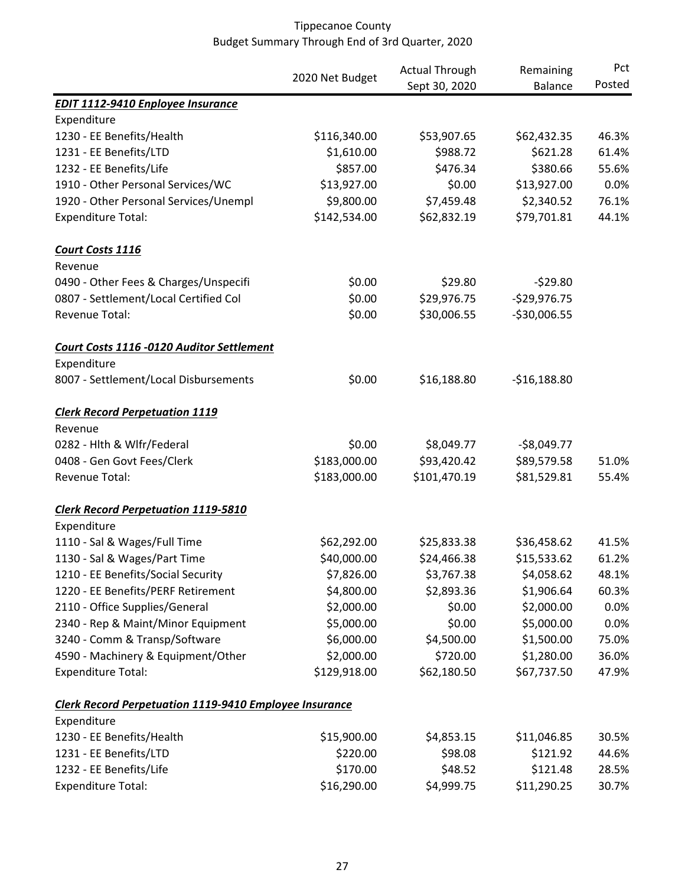Tippecanoe County
Budget Summary Through End of 3rd Quarter, 2020

| | 2020 Net Budget | Actual Through Sept 30, 2020 | Remaining Balance | Pct Posted |
|---|---|---|---|---|
| ***EDIT 1112-9410 Enployee Insurance*** | | | | |
| Expenditure | | | | |
| 1230 - EE Benefits/Health | $116,340.00 | $53,907.65 | $62,432.35 | 46.3% |
| 1231 - EE Benefits/LTD | $1,610.00 | $988.72 | $621.28 | 61.4% |
| 1232 - EE Benefits/Life | $857.00 | $476.34 | $380.66 | 55.6% |
| 1910 - Other Personal Services/WC | $13,927.00 | $0.00 | $13,927.00 | 0.0% |
| 1920 - Other Personal Services/Unempl | $9,800.00 | $7,459.48 | $2,340.52 | 76.1% |
| Expenditure Total: | $142,534.00 | $62,832.19 | $79,701.81 | 44.1% |
| | | | | |
| ***Court Costs 1116*** | | | | |
| Revenue | | | | |
| 0490 - Other Fees & Charges/Unspecifi | $0.00 | $29.80 | -$29.80 | |
| 0807 - Settlement/Local Certified Col | $0.00 | $29,976.75 | -$29,976.75 | |
| Revenue Total: | $0.00 | $30,006.55 | -$30,006.55 | |
| | | | | |
| ***Court Costs 1116 -0120 Auditor Settlement*** | | | | |
| Expenditure | | | | |
| 8007 - Settlement/Local Disbursements | $0.00 | $16,188.80 | -$16,188.80 | |
| | | | | |
| ***Clerk Record Perpetuation 1119*** | | | | |
| Revenue | | | | |
| 0282 - Hlth & Wlfr/Federal | $0.00 | $8,049.77 | -$8,049.77 | |
| 0408 - Gen Govt Fees/Clerk | $183,000.00 | $93,420.42 | $89,579.58 | 51.0% |
| Revenue Total: | $183,000.00 | $101,470.19 | $81,529.81 | 55.4% |
| | | | | |
| ***Clerk Record Perpetuation 1119-5810*** | | | | |
| Expenditure | | | | |
| 1110 - Sal & Wages/Full Time | $62,292.00 | $25,833.38 | $36,458.62 | 41.5% |
| 1130 - Sal & Wages/Part Time | $40,000.00 | $24,466.38 | $15,533.62 | 61.2% |
| 1210 - EE Benefits/Social Security | $7,826.00 | $3,767.38 | $4,058.62 | 48.1% |
| 1220 - EE Benefits/PERF Retirement | $4,800.00 | $2,893.36 | $1,906.64 | 60.3% |
| 2110 - Office Supplies/General | $2,000.00 | $0.00 | $2,000.00 | 0.0% |
| 2340 - Rep & Maint/Minor Equipment | $5,000.00 | $0.00 | $5,000.00 | 0.0% |
| 3240 - Comm & Transp/Software | $6,000.00 | $4,500.00 | $1,500.00 | 75.0% |
| 4590 - Machinery & Equipment/Other | $2,000.00 | $720.00 | $1,280.00 | 36.0% |
| Expenditure Total: | $129,918.00 | $62,180.50 | $67,737.50 | 47.9% |
| | | | | |
| ***Clerk Record Perpetuation 1119-9410 Employee Insurance*** | | | | |
| Expenditure | | | | |
| 1230 - EE Benefits/Health | $15,900.00 | $4,853.15 | $11,046.85 | 30.5% |
| 1231 - EE Benefits/LTD | $220.00 | $98.08 | $121.92 | 44.6% |
| 1232 - EE Benefits/Life | $170.00 | $48.52 | $121.48 | 28.5% |
| Expenditure Total: | $16,290.00 | $4,999.75 | $11,290.25 | 30.7% |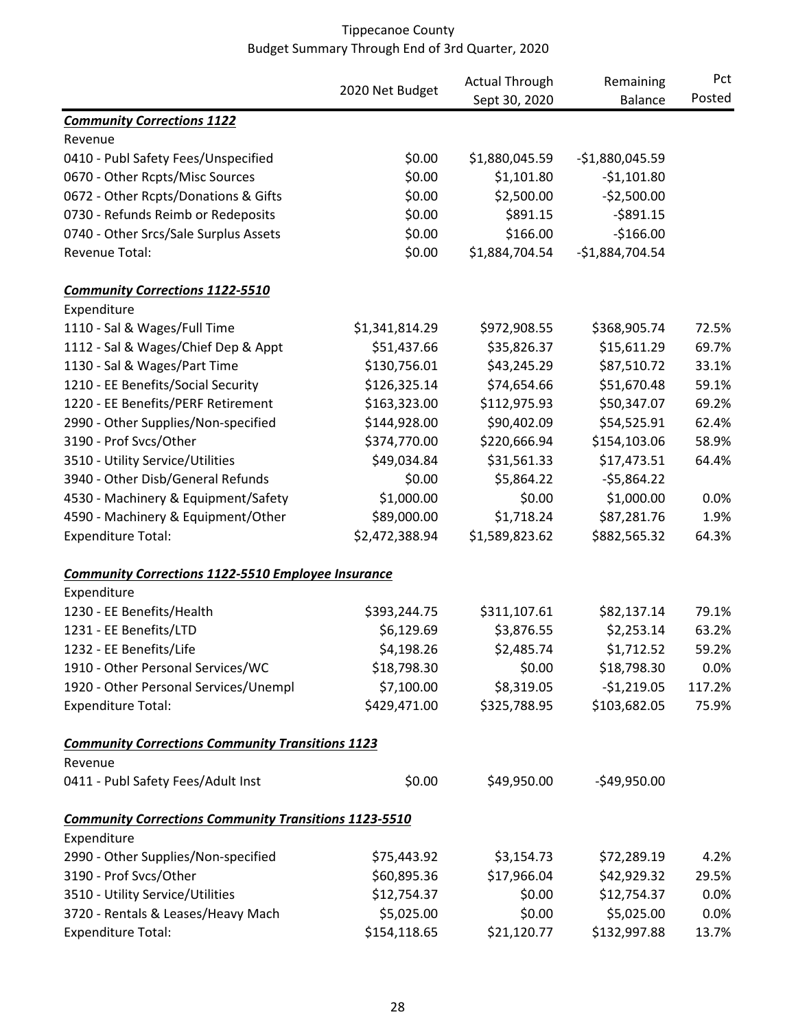Tippecanoe County
Budget Summary Through End of 3rd Quarter, 2020

| | 2020 Net Budget | Actual Through Sept 30, 2020 | Remaining Balance | Pct Posted |
|---|---|---|---|---|
| ***Community Corrections 1122*** | | | | |
| Revenue | | | | |
| 0410 - Publ Safety Fees/Unspecified | $0.00 | $1,880,045.59 | -$1,880,045.59 | |
| 0670 - Other Rcpts/Misc Sources | $0.00 | $1,101.80 | -$1,101.80 | |
| 0672 - Other Rcpts/Donations & Gifts | $0.00 | $2,500.00 | -$2,500.00 | |
| 0730 - Refunds Reimb or Redeposits | $0.00 | $891.15 | -$891.15 | |
| 0740 - Other Srcs/Sale Surplus Assets | $0.00 | $166.00 | -$166.00 | |
| Revenue Total: | $0.00 | $1,884,704.54 | -$1,884,704.54 | |
| ***Community Corrections 1122-5510*** | | | | |
| Expenditure | | | | |
| 1110 - Sal & Wages/Full Time | $1,341,814.29 | $972,908.55 | $368,905.74 | 72.5% |
| 1112 - Sal & Wages/Chief Dep & Appt | $51,437.66 | $35,826.37 | $15,611.29 | 69.7% |
| 1130 - Sal & Wages/Part Time | $130,756.01 | $43,245.29 | $87,510.72 | 33.1% |
| 1210 - EE Benefits/Social Security | $126,325.14 | $74,654.66 | $51,670.48 | 59.1% |
| 1220 - EE Benefits/PERF Retirement | $163,323.00 | $112,975.93 | $50,347.07 | 69.2% |
| 2990 - Other Supplies/Non-specified | $144,928.00 | $90,402.09 | $54,525.91 | 62.4% |
| 3190 - Prof Svcs/Other | $374,770.00 | $220,666.94 | $154,103.06 | 58.9% |
| 3510 - Utility Service/Utilities | $49,034.84 | $31,561.33 | $17,473.51 | 64.4% |
| 3940 - Other Disb/General Refunds | $0.00 | $5,864.22 | -$5,864.22 | |
| 4530 - Machinery & Equipment/Safety | $1,000.00 | $0.00 | $1,000.00 | 0.0% |
| 4590 - Machinery & Equipment/Other | $89,000.00 | $1,718.24 | $87,281.76 | 1.9% |
| Expenditure Total: | $2,472,388.94 | $1,589,823.62 | $882,565.32 | 64.3% |
| ***Community Corrections 1122-5510 Employee Insurance*** | | | | |
| Expenditure | | | | |
| 1230 - EE Benefits/Health | $393,244.75 | $311,107.61 | $82,137.14 | 79.1% |
| 1231 - EE Benefits/LTD | $6,129.69 | $3,876.55 | $2,253.14 | 63.2% |
| 1232 - EE Benefits/Life | $4,198.26 | $2,485.74 | $1,712.52 | 59.2% |
| 1910 - Other Personal Services/WC | $18,798.30 | $0.00 | $18,798.30 | 0.0% |
| 1920 - Other Personal Services/Unempl | $7,100.00 | $8,319.05 | -$1,219.05 | 117.2% |
| Expenditure Total: | $429,471.00 | $325,788.95 | $103,682.05 | 75.9% |
| ***Community Corrections Community Transitions 1123*** | | | | |
| Revenue | | | | |
| 0411 - Publ Safety Fees/Adult Inst | $0.00 | $49,950.00 | -$49,950.00 | |
| ***Community Corrections Community Transitions 1123-5510*** | | | | |
| Expenditure | | | | |
| 2990 - Other Supplies/Non-specified | $75,443.92 | $3,154.73 | $72,289.19 | 4.2% |
| 3190 - Prof Svcs/Other | $60,895.36 | $17,966.04 | $42,929.32 | 29.5% |
| 3510 - Utility Service/Utilities | $12,754.37 | $0.00 | $12,754.37 | 0.0% |
| 3720 - Rentals & Leases/Heavy Mach | $5,025.00 | $0.00 | $5,025.00 | 0.0% |
| Expenditure Total: | $154,118.65 | $21,120.77 | $132,997.88 | 13.7% |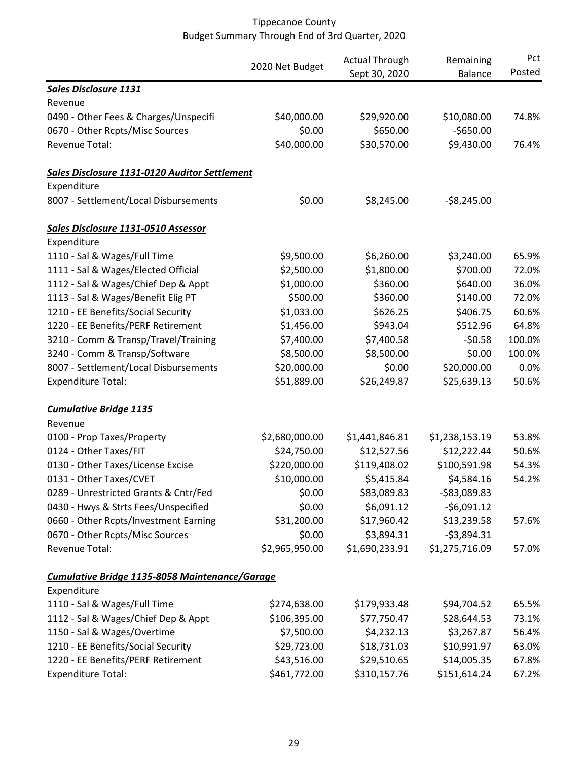# Tippecanoe County
## Budget Summary Through End of 3rd Quarter, 2020

| | 2020 Net Budget | Actual Through Sept 30, 2020 | Remaining Balance | Pct Posted |
|---|---|---|---|---|
| ***Sales Disclosure 1131*** | | | | |
| Revenue | | | | |
| 0490 - Other Fees & Charges/Unspecifi | $40,000.00 | $29,920.00 | $10,080.00 | 74.8% |
| 0670 - Other Rcpts/Misc Sources | $0.00 | $650.00 | -$650.00 | |
| Revenue Total: | $40,000.00 | $30,570.00 | $9,430.00 | 76.4% |
| | | | | |
| ***Sales Disclosure 1131-0120 Auditor Settlement*** | | | | |
| Expenditure | | | | |
| 8007 - Settlement/Local Disbursements | $0.00 | $8,245.00 | -$8,245.00 | |
| | | | | |
| ***Sales Disclosure 1131-0510 Assessor*** | | | | |
| Expenditure | | | | |
| 1110 - Sal & Wages/Full Time | $9,500.00 | $6,260.00 | $3,240.00 | 65.9% |
| 1111 - Sal & Wages/Elected Official | $2,500.00 | $1,800.00 | $700.00 | 72.0% |
| 1112 - Sal & Wages/Chief Dep & Appt | $1,000.00 | $360.00 | $640.00 | 36.0% |
| 1113 - Sal & Wages/Benefit Elig PT | $500.00 | $360.00 | $140.00 | 72.0% |
| 1210 - EE Benefits/Social Security | $1,033.00 | $626.25 | $406.75 | 60.6% |
| 1220 - EE Benefits/PERF Retirement | $1,456.00 | $943.04 | $512.96 | 64.8% |
| 3210 - Comm & Transp/Travel/Training | $7,400.00 | $7,400.58 | -$0.58 | 100.0% |
| 3240 - Comm & Transp/Software | $8,500.00 | $8,500.00 | $0.00 | 100.0% |
| 8007 - Settlement/Local Disbursements | $20,000.00 | $0.00 | $20,000.00 | 0.0% |
| Expenditure Total: | $51,889.00 | $26,249.87 | $25,639.13 | 50.6% |
| | | | | |
| ***Cumulative Bridge 1135*** | | | | |
| Revenue | | | | |
| 0100 - Prop Taxes/Property | $2,680,000.00 | $1,441,846.81 | $1,238,153.19 | 53.8% |
| 0124 - Other Taxes/FIT | $24,750.00 | $12,527.56 | $12,222.44 | 50.6% |
| 0130 - Other Taxes/License Excise | $220,000.00 | $119,408.02 | $100,591.98 | 54.3% |
| 0131 - Other Taxes/CVET | $10,000.00 | $5,415.84 | $4,584.16 | 54.2% |
| 0289 - Unrestricted Grants & Cntr/Fed | $0.00 | $83,089.83 | -$83,089.83 | |
| 0430 - Hwys & Strts Fees/Unspecified | $0.00 | $6,091.12 | -$6,091.12 | |
| 0660 - Other Rcpts/Investment Earning | $31,200.00 | $17,960.42 | $13,239.58 | 57.6% |
| 0670 - Other Rcpts/Misc Sources | $0.00 | $3,894.31 | -$3,894.31 | |
| Revenue Total: | $2,965,950.00 | $1,690,233.91 | $1,275,716.09 | 57.0% |
| | | | | |
| ***Cumulative Bridge 1135-8058 Maintenance/Garage*** | | | | |
| Expenditure | | | | |
| 1110 - Sal & Wages/Full Time | $274,638.00 | $179,933.48 | $94,704.52 | 65.5% |
| 1112 - Sal & Wages/Chief Dep & Appt | $106,395.00 | $77,750.47 | $28,644.53 | 73.1% |
| 1150 - Sal & Wages/Overtime | $7,500.00 | $4,232.13 | $3,267.87 | 56.4% |
| 1210 - EE Benefits/Social Security | $29,723.00 | $18,731.03 | $10,991.97 | 63.0% |
| 1220 - EE Benefits/PERF Retirement | $43,516.00 | $29,510.65 | $14,005.35 | 67.8% |
| Expenditure Total: | $461,772.00 | $310,157.76 | $151,614.24 | 67.2% |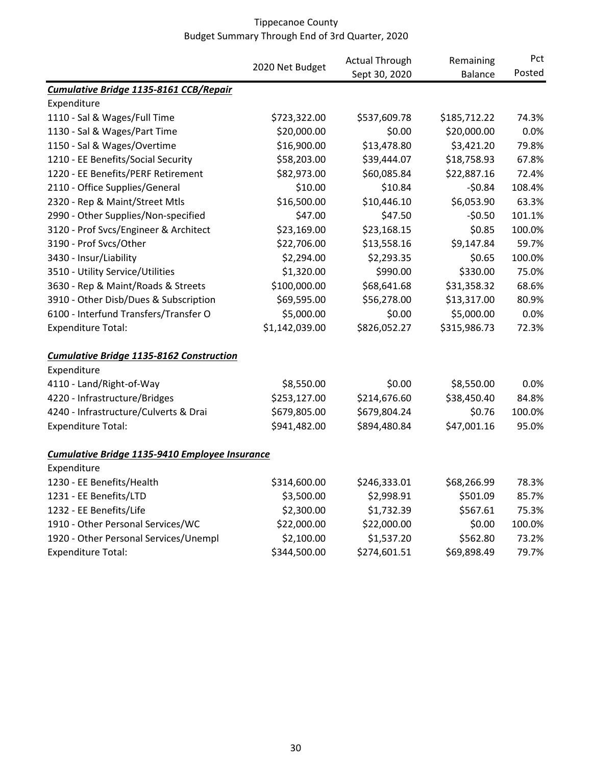Tippecanoe County
Budget Summary Through End of 3rd Quarter, 2020

| | 2020 Net Budget | Actual Through Sept 30, 2020 | Remaining Balance | Pct Posted |
|---|---|---|---|---|
| ***Cumulative Bridge 1135-8161 CCB/Repair*** | | | | |
| Expenditure | | | | |
| 1110 - Sal & Wages/Full Time | $723,322.00 | $537,609.78 | $185,712.22 | 74.3% |
| 1130 - Sal & Wages/Part Time | $20,000.00 | $0.00 | $20,000.00 | 0.0% |
| 1150 - Sal & Wages/Overtime | $16,900.00 | $13,478.80 | $3,421.20 | 79.8% |
| 1210 - EE Benefits/Social Security | $58,203.00 | $39,444.07 | $18,758.93 | 67.8% |
| 1220 - EE Benefits/PERF Retirement | $82,973.00 | $60,085.84 | $22,887.16 | 72.4% |
| 2110 - Office Supplies/General | $10.00 | $10.84 | -$0.84 | 108.4% |
| 2320 - Rep & Maint/Street Mtls | $16,500.00 | $10,446.10 | $6,053.90 | 63.3% |
| 2990 - Other Supplies/Non-specified | $47.00 | $47.50 | -$0.50 | 101.1% |
| 3120 - Prof Svcs/Engineer & Architect | $23,169.00 | $23,168.15 | $0.85 | 100.0% |
| 3190 - Prof Svcs/Other | $22,706.00 | $13,558.16 | $9,147.84 | 59.7% |
| 3430 - Insur/Liability | $2,294.00 | $2,293.35 | $0.65 | 100.0% |
| 3510 - Utility Service/Utilities | $1,320.00 | $990.00 | $330.00 | 75.0% |
| 3630 - Rep & Maint/Roads & Streets | $100,000.00 | $68,641.68 | $31,358.32 | 68.6% |
| 3910 - Other Disb/Dues & Subscription | $69,595.00 | $56,278.00 | $13,317.00 | 80.9% |
| 6100 - Interfund Transfers/Transfer O | $5,000.00 | $0.00 | $5,000.00 | 0.0% |
| Expenditure Total: | $1,142,039.00 | $826,052.27 | $315,986.73 | 72.3% |
| | | | | |
| ***Cumulative Bridge 1135-8162 Construction*** | | | | |
| Expenditure | | | | |
| 4110 - Land/Right-of-Way | $8,550.00 | $0.00 | $8,550.00 | 0.0% |
| 4220 - Infrastructure/Bridges | $253,127.00 | $214,676.60 | $38,450.40 | 84.8% |
| 4240 - Infrastructure/Culverts & Drai | $679,805.00 | $679,804.24 | $0.76 | 100.0% |
| Expenditure Total: | $941,482.00 | $894,480.84 | $47,001.16 | 95.0% |
| | | | | |
| ***Cumulative Bridge 1135-9410 Employee Insurance*** | | | | |
| Expenditure | | | | |
| 1230 - EE Benefits/Health | $314,600.00 | $246,333.01 | $68,266.99 | 78.3% |
| 1231 - EE Benefits/LTD | $3,500.00 | $2,998.91 | $501.09 | 85.7% |
| 1232 - EE Benefits/Life | $2,300.00 | $1,732.39 | $567.61 | 75.3% |
| 1910 - Other Personal Services/WC | $22,000.00 | $22,000.00 | $0.00 | 100.0% |
| 1920 - Other Personal Services/Unempl | $2,100.00 | $1,537.20 | $562.80 | 73.2% |
| Expenditure Total: | $344,500.00 | $274,601.51 | $69,898.49 | 79.7% |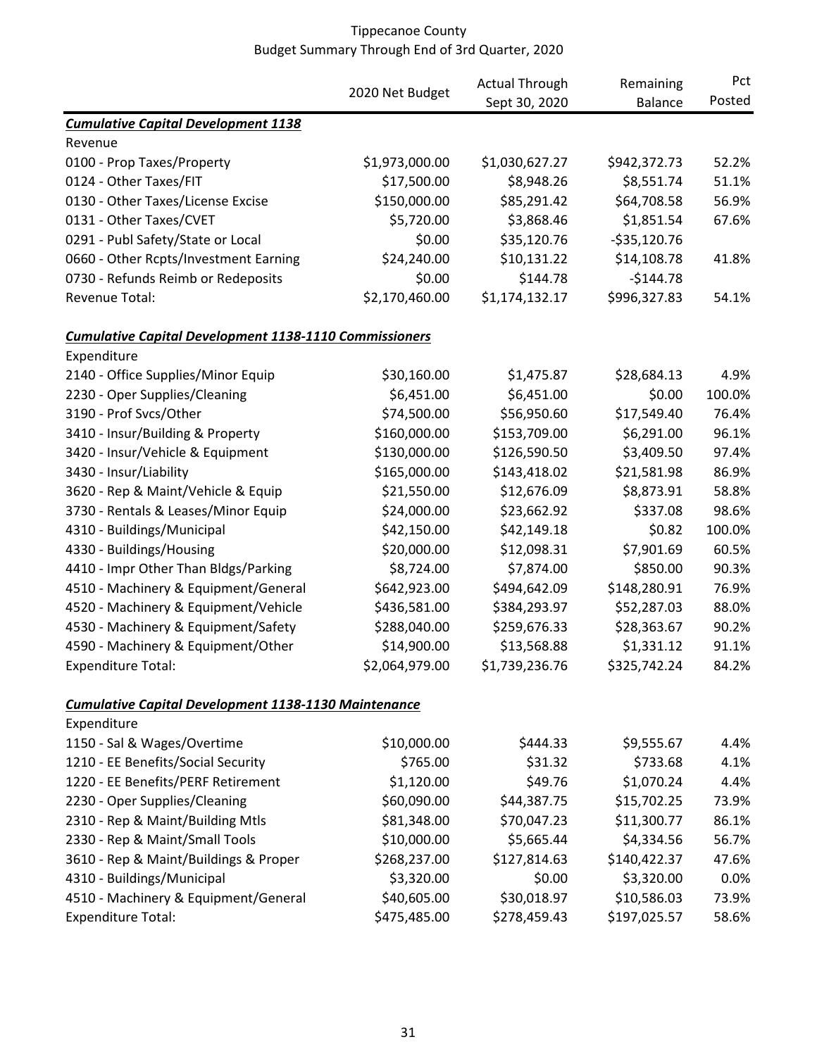Tippecanoe County
Budget Summary Through End of 3rd Quarter, 2020

| | 2020 Net Budget | Actual Through Sept 30, 2020 | Remaining Balance | Pct Posted |
|---|---|---|---|---|
| ***Cumulative Capital Development 1138*** | | | | |
| Revenue | | | | |
| 0100 - Prop Taxes/Property | $1,973,000.00 | $1,030,627.27 | $942,372.73 | 52.2% |
| 0124 - Other Taxes/FIT | $17,500.00 | $8,948.26 | $8,551.74 | 51.1% |
| 0130 - Other Taxes/License Excise | $150,000.00 | $85,291.42 | $64,708.58 | 56.9% |
| 0131 - Other Taxes/CVET | $5,720.00 | $3,868.46 | $1,851.54 | 67.6% |
| 0291 - Publ Safety/State or Local | $0.00 | $35,120.76 | -$35,120.76 | |
| 0660 - Other Rcpts/Investment Earning | $24,240.00 | $10,131.22 | $14,108.78 | 41.8% |
| 0730 - Refunds Reimb or Redeposits | $0.00 | $144.78 | -$144.78 | |
| Revenue Total: | $2,170,460.00 | $1,174,132.17 | $996,327.83 | 54.1% |
| | | | | |
| ***Cumulative Capital Development 1138-1110 Commissioners*** | | | | |
| Expenditure | | | | |
| 2140 - Office Supplies/Minor Equip | $30,160.00 | $1,475.87 | $28,684.13 | 4.9% |
| 2230 - Oper Supplies/Cleaning | $6,451.00 | $6,451.00 | $0.00 | 100.0% |
| 3190 - Prof Svcs/Other | $74,500.00 | $56,950.60 | $17,549.40 | 76.4% |
| 3410 - Insur/Building & Property | $160,000.00 | $153,709.00 | $6,291.00 | 96.1% |
| 3420 - Insur/Vehicle & Equipment | $130,000.00 | $126,590.50 | $3,409.50 | 97.4% |
| 3430 - Insur/Liability | $165,000.00 | $143,418.02 | $21,581.98 | 86.9% |
| 3620 - Rep & Maint/Vehicle & Equip | $21,550.00 | $12,676.09 | $8,873.91 | 58.8% |
| 3730 - Rentals & Leases/Minor Equip | $24,000.00 | $23,662.92 | $337.08 | 98.6% |
| 4310 - Buildings/Municipal | $42,150.00 | $42,149.18 | $0.82 | 100.0% |
| 4330 - Buildings/Housing | $20,000.00 | $12,098.31 | $7,901.69 | 60.5% |
| 4410 - Impr Other Than Bldgs/Parking | $8,724.00 | $7,874.00 | $850.00 | 90.3% |
| 4510 - Machinery & Equipment/General | $642,923.00 | $494,642.09 | $148,280.91 | 76.9% |
| 4520 - Machinery & Equipment/Vehicle | $436,581.00 | $384,293.97 | $52,287.03 | 88.0% |
| 4530 - Machinery & Equipment/Safety | $288,040.00 | $259,676.33 | $28,363.67 | 90.2% |
| 4590 - Machinery & Equipment/Other | $14,900.00 | $13,568.88 | $1,331.12 | 91.1% |
| Expenditure Total: | $2,064,979.00 | $1,739,236.76 | $325,742.24 | 84.2% |
| | | | | |
| ***Cumulative Capital Development 1138-1130 Maintenance*** | | | | |
| Expenditure | | | | |
| 1150 - Sal & Wages/Overtime | $10,000.00 | $444.33 | $9,555.67 | 4.4% |
| 1210 - EE Benefits/Social Security | $765.00 | $31.32 | $733.68 | 4.1% |
| 1220 - EE Benefits/PERF Retirement | $1,120.00 | $49.76 | $1,070.24 | 4.4% |
| 2230 - Oper Supplies/Cleaning | $60,090.00 | $44,387.75 | $15,702.25 | 73.9% |
| 2310 - Rep & Maint/Building Mtls | $81,348.00 | $70,047.23 | $11,300.77 | 86.1% |
| 2330 - Rep & Maint/Small Tools | $10,000.00 | $5,665.44 | $4,334.56 | 56.7% |
| 3610 - Rep & Maint/Buildings & Proper | $268,237.00 | $127,814.63 | $140,422.37 | 47.6% |
| 4310 - Buildings/Municipal | $3,320.00 | $0.00 | $3,320.00 | 0.0% |
| 4510 - Machinery & Equipment/General | $40,605.00 | $30,018.97 | $10,586.03 | 73.9% |
| Expenditure Total: | $475,485.00 | $278,459.43 | $197,025.57 | 58.6% |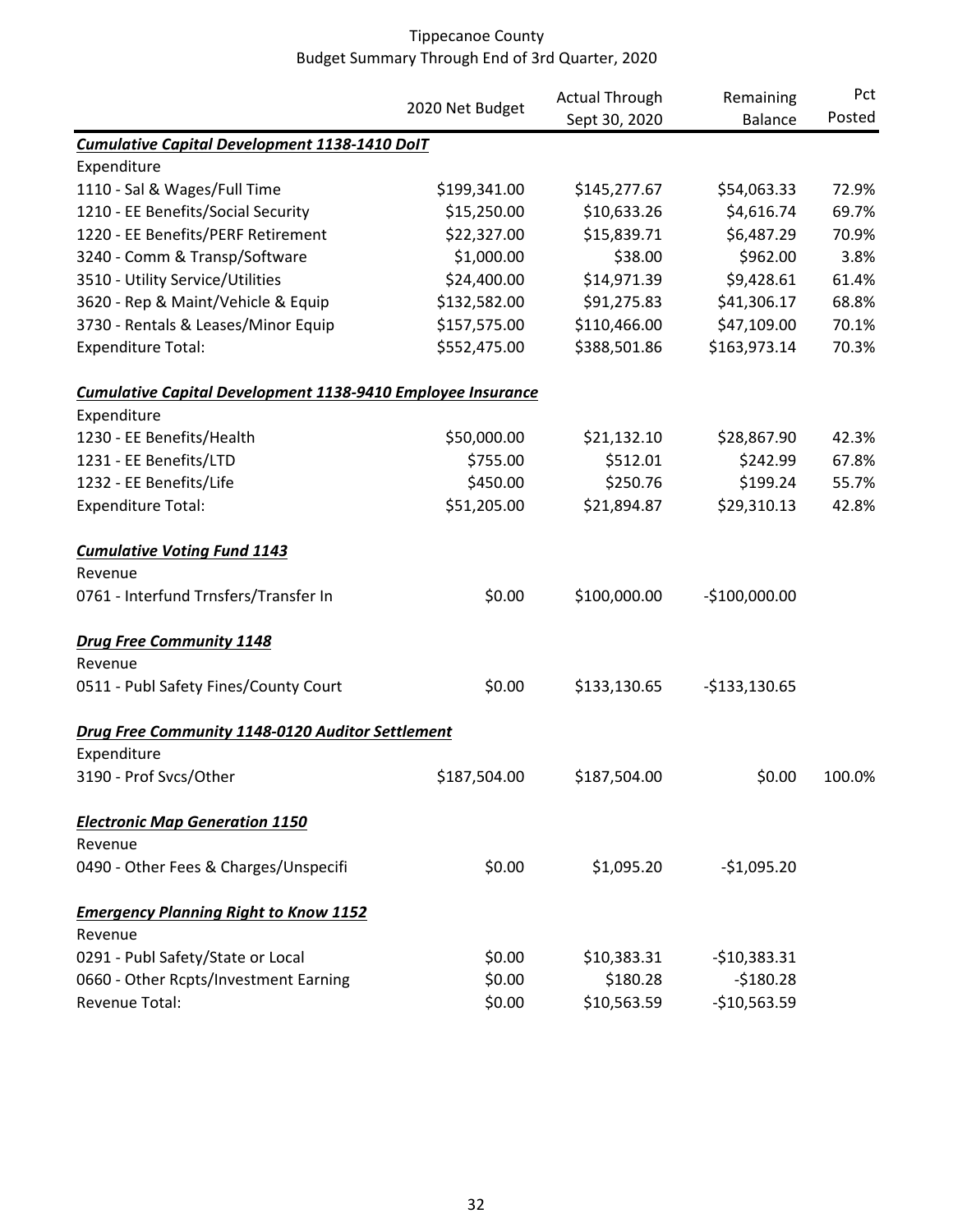Tippecanoe County
Budget Summary Through End of 3rd Quarter, 2020

| | 2020 Net Budget | Actual Through Sept 30, 2020 | Remaining Balance | Pct Posted |
|---|---|---|---|---|
| ***Cumulative Capital Development 1138-1410 DoIT*** | | | | |
| Expenditure | | | | |
| 1110 - Sal & Wages/Full Time | $199,341.00 | $145,277.67 | $54,063.33 | 72.9% |
| 1210 - EE Benefits/Social Security | $15,250.00 | $10,633.26 | $4,616.74 | 69.7% |
| 1220 - EE Benefits/PERF Retirement | $22,327.00 | $15,839.71 | $6,487.29 | 70.9% |
| 3240 - Comm & Transp/Software | $1,000.00 | $38.00 | $962.00 | 3.8% |
| 3510 - Utility Service/Utilities | $24,400.00 | $14,971.39 | $9,428.61 | 61.4% |
| 3620 - Rep & Maint/Vehicle & Equip | $132,582.00 | $91,275.83 | $41,306.17 | 68.8% |
| 3730 - Rentals & Leases/Minor Equip | $157,575.00 | $110,466.00 | $47,109.00 | 70.1% |
| Expenditure Total: | $552,475.00 | $388,501.86 | $163,973.14 | 70.3% |
| ***Cumulative Capital Development 1138-9410 Employee Insurance*** | | | | |
| Expenditure | | | | |
| 1230 - EE Benefits/Health | $50,000.00 | $21,132.10 | $28,867.90 | 42.3% |
| 1231 - EE Benefits/LTD | $755.00 | $512.01 | $242.99 | 67.8% |
| 1232 - EE Benefits/Life | $450.00 | $250.76 | $199.24 | 55.7% |
| Expenditure Total: | $51,205.00 | $21,894.87 | $29,310.13 | 42.8% |
| ***Cumulative Voting Fund 1143*** | | | | |
| Revenue | | | | |
| 0761 - Interfund Trnsfers/Transfer In | $0.00 | $100,000.00 | -$100,000.00 | |
| ***Drug Free Community 1148*** | | | | |
| Revenue | | | | |
| 0511 - Publ Safety Fines/County Court | $0.00 | $133,130.65 | -$133,130.65 | |
| ***Drug Free Community 1148-0120 Auditor Settlement*** | | | | |
| Expenditure | | | | |
| 3190 - Prof Svcs/Other | $187,504.00 | $187,504.00 | $0.00 | 100.0% |
| ***Electronic Map Generation 1150*** | | | | |
| Revenue | | | | |
| 0490 - Other Fees & Charges/Unspecifi | $0.00 | $1,095.20 | -$1,095.20 | |
| ***Emergency Planning Right to Know 1152*** | | | | |
| Revenue | | | | |
| 0291 - Publ Safety/State or Local | $0.00 | $10,383.31 | -$10,383.31 | |
| 0660 - Other Rcpts/Investment Earning | $0.00 | $180.28 | -$180.28 | |
| Revenue Total: | $0.00 | $10,563.59 | -$10,563.59 | |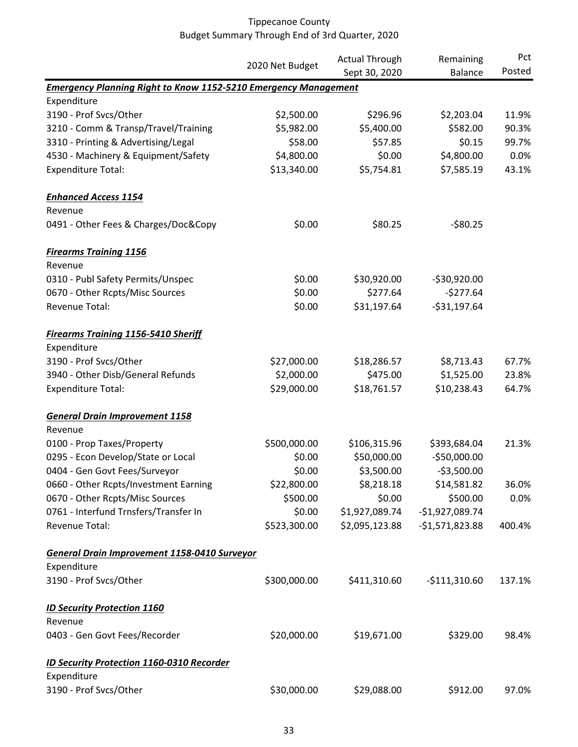# Tippecanoe County
## Budget Summary Through End of 3rd Quarter, 2020

| | 2020 Net Budget | Actual Through Sept 30, 2020 | Remaining Balance | Pct Posted |
|---|---|---|---|---|
| ***Emergency Planning Right to Know 1152-5210 Emergency Management*** | | | | |
| Expenditure | | | | |
| 3190 - Prof Svcs/Other | $2,500.00 | $296.96 | $2,203.04 | 11.9% |
| 3210 - Comm & Transp/Travel/Training | $5,982.00 | $5,400.00 | $582.00 | 90.3% |
| 3310 - Printing & Advertising/Legal | $58.00 | $57.85 | $0.15 | 99.7% |
| 4530 - Machinery & Equipment/Safety | $4,800.00 | $0.00 | $4,800.00 | 0.0% |
| Expenditure Total: | $13,340.00 | $5,754.81 | $7,585.19 | 43.1% |
| ***Enhanced Access 1154*** | | | | |
| Revenue | | | | |
| 0491 - Other Fees & Charges/Doc&Copy | $0.00 | $80.25 | -$80.25 | |
| ***Firearms Training 1156*** | | | | |
| Revenue | | | | |
| 0310 - Publ Safety Permits/Unspec | $0.00 | $30,920.00 | -$30,920.00 | |
| 0670 - Other Rcpts/Misc Sources | $0.00 | $277.64 | -$277.64 | |
| Revenue Total: | $0.00 | $31,197.64 | -$31,197.64 | |
| ***Firearms Training 1156-5410 Sheriff*** | | | | |
| Expenditure | | | | |
| 3190 - Prof Svcs/Other | $27,000.00 | $18,286.57 | $8,713.43 | 67.7% |
| 3940 - Other Disb/General Refunds | $2,000.00 | $475.00 | $1,525.00 | 23.8% |
| Expenditure Total: | $29,000.00 | $18,761.57 | $10,238.43 | 64.7% |
| ***General Drain Improvement 1158*** | | | | |
| Revenue | | | | |
| 0100 - Prop Taxes/Property | $500,000.00 | $106,315.96 | $393,684.04 | 21.3% |
| 0295 - Econ Develop/State or Local | $0.00 | $50,000.00 | -$50,000.00 | |
| 0404 - Gen Govt Fees/Surveyor | $0.00 | $3,500.00 | -$3,500.00 | |
| 0660 - Other Rcpts/Investment Earning | $22,800.00 | $8,218.18 | $14,581.82 | 36.0% |
| 0670 - Other Rcpts/Misc Sources | $500.00 | $0.00 | $500.00 | 0.0% |
| 0761 - Interfund Trnsfers/Transfer In | $0.00 | $1,927,089.74 | -$1,927,089.74 | |
| Revenue Total: | $523,300.00 | $2,095,123.88 | -$1,571,823.88 | 400.4% |
| ***General Drain Improvement 1158-0410 Surveyor*** | | | | |
| Expenditure | | | | |
| 3190 - Prof Svcs/Other | $300,000.00 | $411,310.60 | -$111,310.60 | 137.1% |
| ***ID Security Protection 1160*** | | | | |
| Revenue | | | | |
| 0403 - Gen Govt Fees/Recorder | $20,000.00 | $19,671.00 | $329.00 | 98.4% |
| ***ID Security Protection 1160-0310 Recorder*** | | | | |
| Expenditure | | | | |
| 3190 - Prof Svcs/Other | $30,000.00 | $29,088.00 | $912.00 | 97.0% |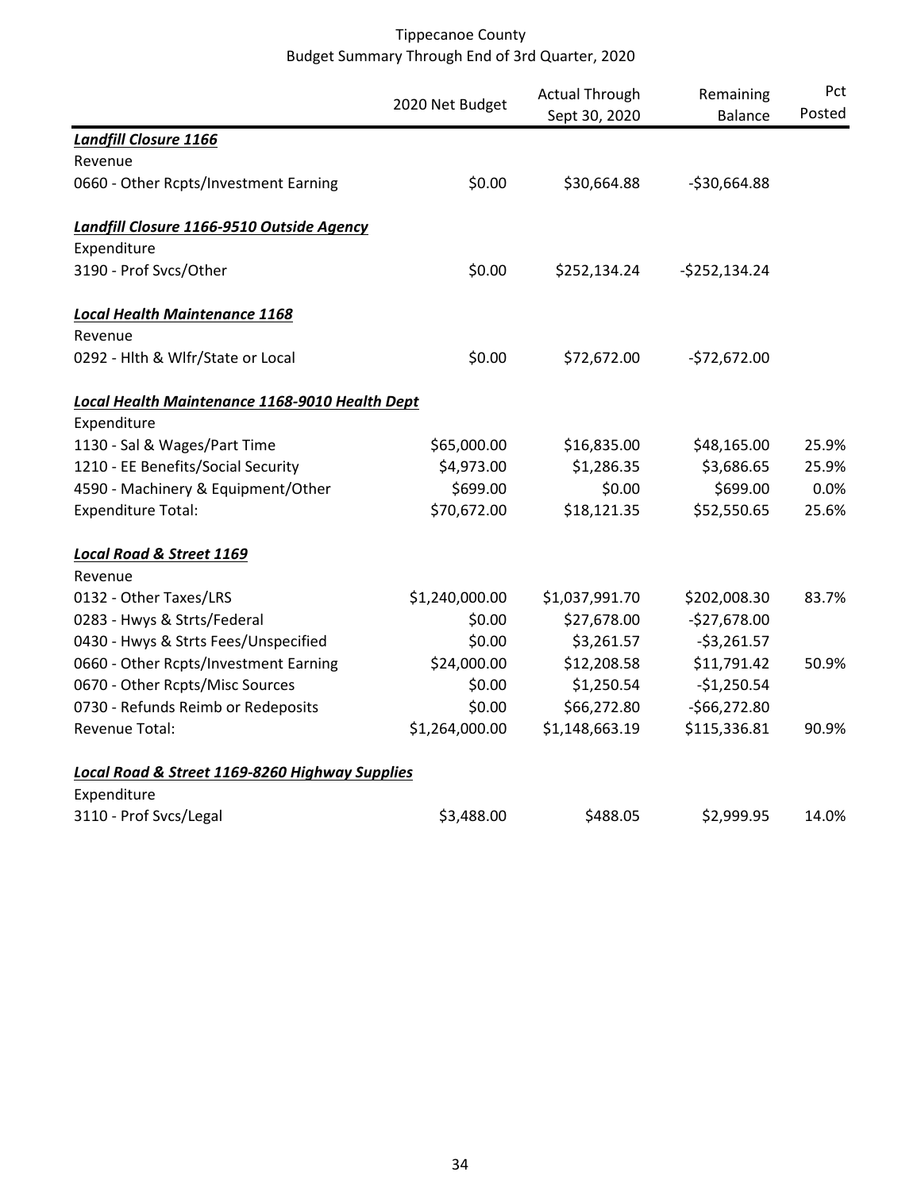# Tippecanoe County
## Budget Summary Through End of 3rd Quarter, 2020

| | 2020 Net Budget | Actual Through Sept 30, 2020 | Remaining Balance | Pct Posted |
|---|---|---|---|---|
| ***Landfill Closure 1166*** | | | | |
| Revenue | | | | |
| 0660 - Other Rcpts/Investment Earning | $0.00 | $30,664.88 | -$30,664.88 | |
| ***Landfill Closure 1166-9510 Outside Agency*** | | | | |
| Expenditure | | | | |
| 3190 - Prof Svcs/Other | $0.00 | $252,134.24 | -$252,134.24 | |
| ***Local Health Maintenance 1168*** | | | | |
| Revenue | | | | |
| 0292 - Hlth & Wlfr/State or Local | $0.00 | $72,672.00 | -$72,672.00 | |
| ***Local Health Maintenance 1168-9010 Health Dept*** | | | | |
| Expenditure | | | | |
| 1130 - Sal & Wages/Part Time | $65,000.00 | $16,835.00 | $48,165.00 | 25.9% |
| 1210 - EE Benefits/Social Security | $4,973.00 | $1,286.35 | $3,686.65 | 25.9% |
| 4590 - Machinery & Equipment/Other | $699.00 | $0.00 | $699.00 | 0.0% |
| Expenditure Total: | $70,672.00 | $18,121.35 | $52,550.65 | 25.6% |
| ***Local Road & Street 1169*** | | | | |
| Revenue | | | | |
| 0132 - Other Taxes/LRS | $1,240,000.00 | $1,037,991.70 | $202,008.30 | 83.7% |
| 0283 - Hwys & Strts/Federal | $0.00 | $27,678.00 | -$27,678.00 | |
| 0430 - Hwys & Strts Fees/Unspecified | $0.00 | $3,261.57 | -$3,261.57 | |
| 0660 - Other Rcpts/Investment Earning | $24,000.00 | $12,208.58 | $11,791.42 | 50.9% |
| 0670 - Other Rcpts/Misc Sources | $0.00 | $1,250.54 | -$1,250.54 | |
| 0730 - Refunds Reimb or Redeposits | $0.00 | $66,272.80 | -$66,272.80 | |
| Revenue Total: | $1,264,000.00 | $1,148,663.19 | $115,336.81 | 90.9% |
| ***Local Road & Street 1169-8260 Highway Supplies*** | | | | |
| Expenditure | | | | |
| 3110 - Prof Svcs/Legal | $3,488.00 | $488.05 | $2,999.95 | 14.0% |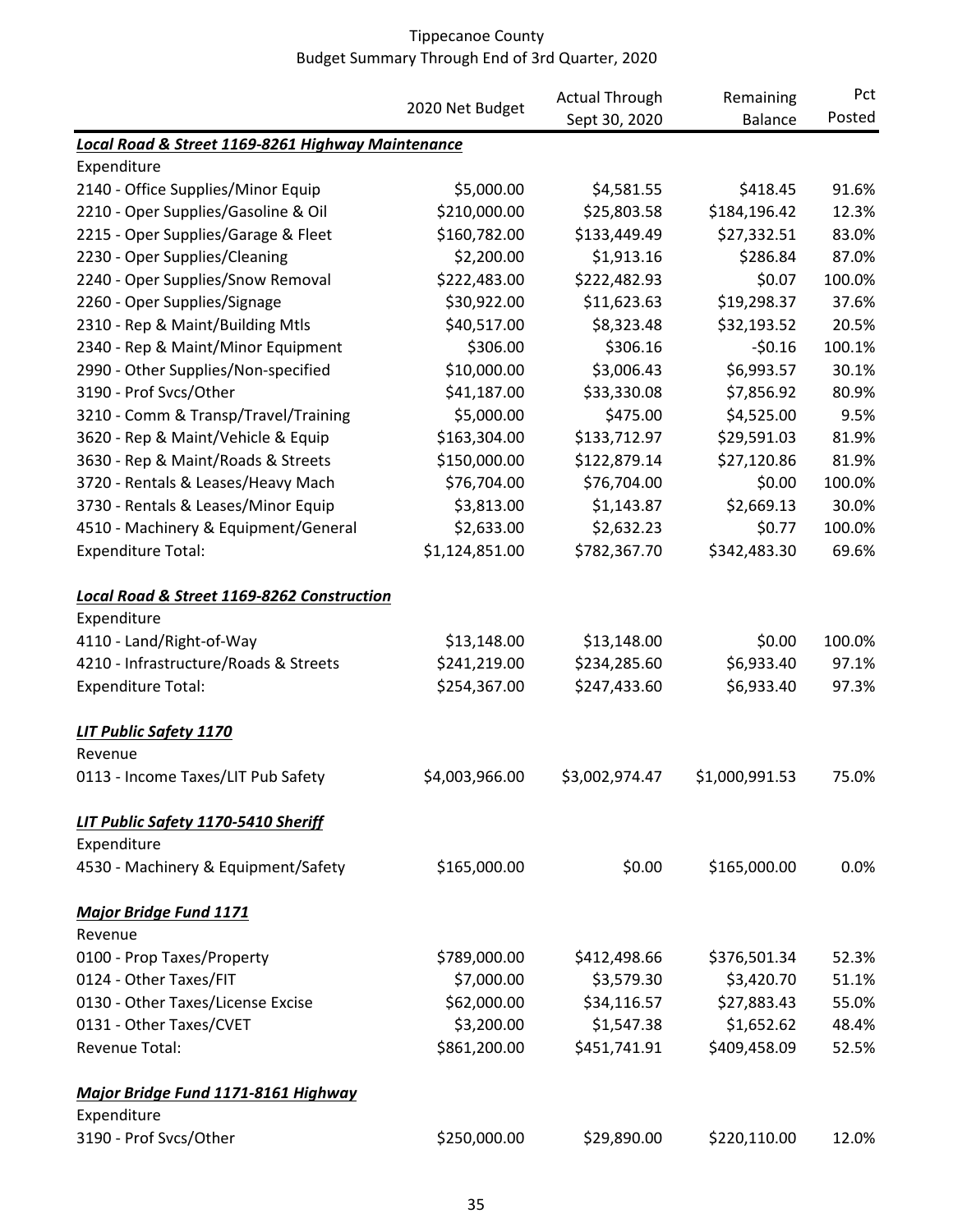Tippecanoe County
Budget Summary Through End of 3rd Quarter, 2020

| | 2020 Net Budget | Actual Through Sept 30, 2020 | Remaining Balance | Pct Posted |
|---|---|---|---|---|
| ***Local Road & Street 1169-8261 Highway Maintenance*** | | | | |
| Expenditure | | | | |
| 2140 - Office Supplies/Minor Equip | $5,000.00 | $4,581.55 | $418.45 | 91.6% |
| 2210 - Oper Supplies/Gasoline & Oil | $210,000.00 | $25,803.58 | $184,196.42 | 12.3% |
| 2215 - Oper Supplies/Garage & Fleet | $160,782.00 | $133,449.49 | $27,332.51 | 83.0% |
| 2230 - Oper Supplies/Cleaning | $2,200.00 | $1,913.16 | $286.84 | 87.0% |
| 2240 - Oper Supplies/Snow Removal | $222,483.00 | $222,482.93 | $0.07 | 100.0% |
| 2260 - Oper Supplies/Signage | $30,922.00 | $11,623.63 | $19,298.37 | 37.6% |
| 2310 - Rep & Maint/Building Mtls | $40,517.00 | $8,323.48 | $32,193.52 | 20.5% |
| 2340 - Rep & Maint/Minor Equipment | $306.00 | $306.16 | -$0.16 | 100.1% |
| 2990 - Other Supplies/Non-specified | $10,000.00 | $3,006.43 | $6,993.57 | 30.1% |
| 3190 - Prof Svcs/Other | $41,187.00 | $33,330.08 | $7,856.92 | 80.9% |
| 3210 - Comm & Transp/Travel/Training | $5,000.00 | $475.00 | $4,525.00 | 9.5% |
| 3620 - Rep & Maint/Vehicle & Equip | $163,304.00 | $133,712.97 | $29,591.03 | 81.9% |
| 3630 - Rep & Maint/Roads & Streets | $150,000.00 | $122,879.14 | $27,120.86 | 81.9% |
| 3720 - Rentals & Leases/Heavy Mach | $76,704.00 | $76,704.00 | $0.00 | 100.0% |
| 3730 - Rentals & Leases/Minor Equip | $3,813.00 | $1,143.87 | $2,669.13 | 30.0% |
| 4510 - Machinery & Equipment/General | $2,633.00 | $2,632.23 | $0.77 | 100.0% |
| Expenditure Total: | $1,124,851.00 | $782,367.70 | $342,483.30 | 69.6% |
| ***Local Road & Street 1169-8262 Construction*** | | | | |
| Expenditure | | | | |
| 4110 - Land/Right-of-Way | $13,148.00 | $13,148.00 | $0.00 | 100.0% |
| 4210 - Infrastructure/Roads & Streets | $241,219.00 | $234,285.60 | $6,933.40 | 97.1% |
| Expenditure Total: | $254,367.00 | $247,433.60 | $6,933.40 | 97.3% |
| ***LIT Public Safety 1170*** | | | | |
| Revenue | | | | |
| 0113 - Income Taxes/LIT Pub Safety | $4,003,966.00 | $3,002,974.47 | $1,000,991.53 | 75.0% |
| ***LIT Public Safety 1170-5410 Sheriff*** | | | | |
| Expenditure | | | | |
| 4530 - Machinery & Equipment/Safety | $165,000.00 | $0.00 | $165,000.00 | 0.0% |
| ***Major Bridge Fund 1171*** | | | | |
| Revenue | | | | |
| 0100 - Prop Taxes/Property | $789,000.00 | $412,498.66 | $376,501.34 | 52.3% |
| 0124 - Other Taxes/FIT | $7,000.00 | $3,579.30 | $3,420.70 | 51.1% |
| 0130 - Other Taxes/License Excise | $62,000.00 | $34,116.57 | $27,883.43 | 55.0% |
| 0131 - Other Taxes/CVET | $3,200.00 | $1,547.38 | $1,652.62 | 48.4% |
| Revenue Total: | $861,200.00 | $451,741.91 | $409,458.09 | 52.5% |
| ***Major Bridge Fund 1171-8161 Highway*** | | | | |
| Expenditure | | | | |
| 3190 - Prof Svcs/Other | $250,000.00 | $29,890.00 | $220,110.00 | 12.0% |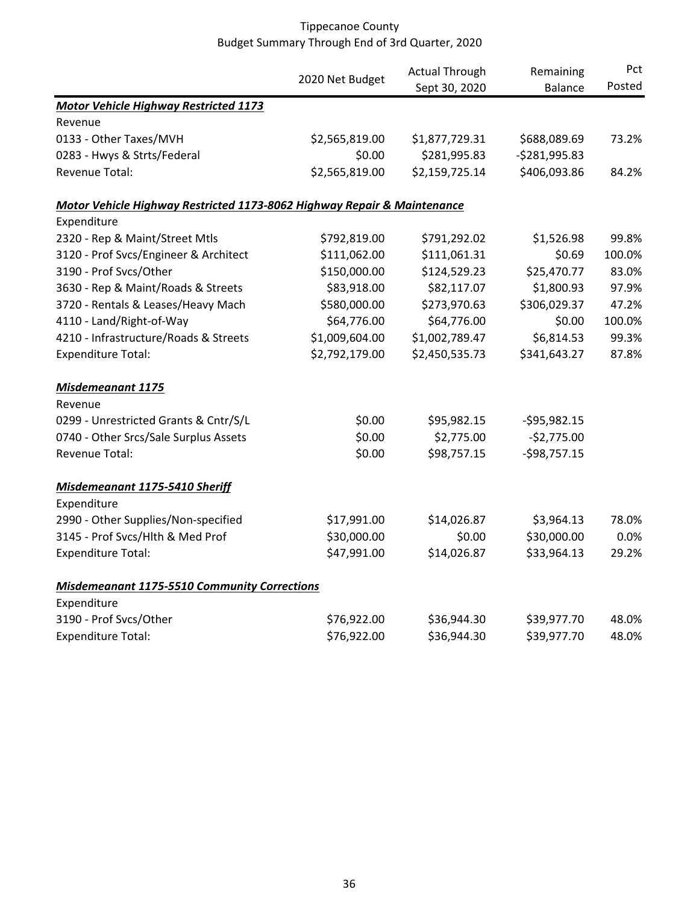# Tippecanoe County
## Budget Summary Through End of 3rd Quarter, 2020

| | 2020 Net Budget | Actual Through Sept 30, 2020 | Remaining Balance | Pct Posted |
|---|---|---|---|---|
| ***Motor Vehicle Highway Restricted 1173*** | | | | |
| Revenue | | | | |
| 0133 - Other Taxes/MVH | $2,565,819.00 | $1,877,729.31 | $688,089.69 | 73.2% |
| 0283 - Hwys & Strts/Federal | $0.00 | $281,995.83 | -$281,995.83 | |
| Revenue Total: | $2,565,819.00 | $2,159,725.14 | $406,093.86 | 84.2% |
| ***Motor Vehicle Highway Restricted 1173-8062 Highway Repair & Maintenance*** | | | | |
| Expenditure | | | | |
| 2320 - Rep & Maint/Street Mtls | $792,819.00 | $791,292.02 | $1,526.98 | 99.8% |
| 3120 - Prof Svcs/Engineer & Architect | $111,062.00 | $111,061.31 | $0.69 | 100.0% |
| 3190 - Prof Svcs/Other | $150,000.00 | $124,529.23 | $25,470.77 | 83.0% |
| 3630 - Rep & Maint/Roads & Streets | $83,918.00 | $82,117.07 | $1,800.93 | 97.9% |
| 3720 - Rentals & Leases/Heavy Mach | $580,000.00 | $273,970.63 | $306,029.37 | 47.2% |
| 4110 - Land/Right-of-Way | $64,776.00 | $64,776.00 | $0.00 | 100.0% |
| 4210 - Infrastructure/Roads & Streets | $1,009,604.00 | $1,002,789.47 | $6,814.53 | 99.3% |
| Expenditure Total: | $2,792,179.00 | $2,450,535.73 | $341,643.27 | 87.8% |
| ***Misdemeanant 1175*** | | | | |
| Revenue | | | | |
| 0299 - Unrestricted Grants & Cntr/S/L | $0.00 | $95,982.15 | -$95,982.15 | |
| 0740 - Other Srcs/Sale Surplus Assets | $0.00 | $2,775.00 | -$2,775.00 | |
| Revenue Total: | $0.00 | $98,757.15 | -$98,757.15 | |
| ***Misdemeanant 1175-5410 Sheriff*** | | | | |
| Expenditure | | | | |
| 2990 - Other Supplies/Non-specified | $17,991.00 | $14,026.87 | $3,964.13 | 78.0% |
| 3145 - Prof Svcs/Hlth & Med Prof | $30,000.00 | $0.00 | $30,000.00 | 0.0% |
| Expenditure Total: | $47,991.00 | $14,026.87 | $33,964.13 | 29.2% |
| ***Misdemeanant 1175-5510 Community Corrections*** | | | | |
| Expenditure | | | | |
| 3190 - Prof Svcs/Other | $76,922.00 | $36,944.30 | $39,977.70 | 48.0% |
| Expenditure Total: | $76,922.00 | $36,944.30 | $39,977.70 | 48.0% |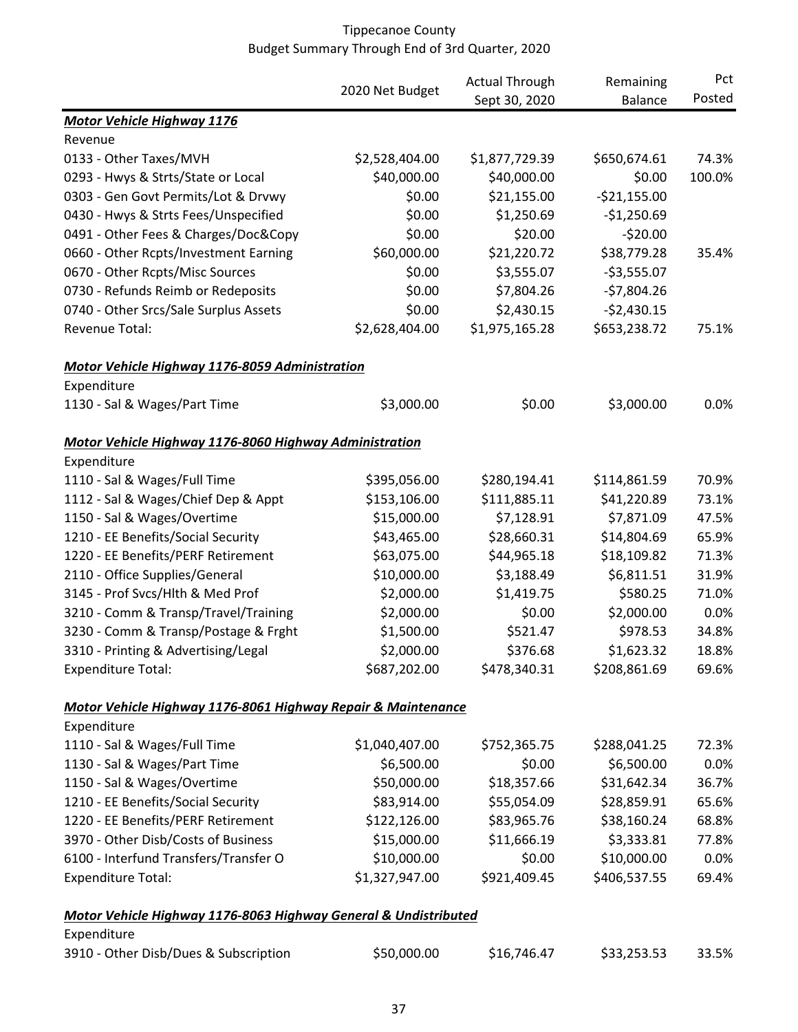Tippecanoe County
Budget Summary Through End of 3rd Quarter, 2020

| | 2020 Net Budget | Actual Through Sept 30, 2020 | Remaining Balance | Pct Posted |
|---|---|---|---|---|
| ***Motor Vehicle Highway 1176*** | | | | |
| Revenue | | | | |
| 0133 - Other Taxes/MVH | $2,528,404.00 | $1,877,729.39 | $650,674.61 | 74.3% |
| 0293 - Hwys & Strts/State or Local | $40,000.00 | $40,000.00 | $0.00 | 100.0% |
| 0303 - Gen Govt Permits/Lot & Drvwy | $0.00 | $21,155.00 | -$21,155.00 | |
| 0430 - Hwys & Strts Fees/Unspecified | $0.00 | $1,250.69 | -$1,250.69 | |
| 0491 - Other Fees & Charges/Doc&Copy | $0.00 | $20.00 | -$20.00 | |
| 0660 - Other Rcpts/Investment Earning | $60,000.00 | $21,220.72 | $38,779.28 | 35.4% |
| 0670 - Other Rcpts/Misc Sources | $0.00 | $3,555.07 | -$3,555.07 | |
| 0730 - Refunds Reimb or Redeposits | $0.00 | $7,804.26 | -$7,804.26 | |
| 0740 - Other Srcs/Sale Surplus Assets | $0.00 | $2,430.15 | -$2,430.15 | |
| Revenue Total: | $2,628,404.00 | $1,975,165.28 | $653,238.72 | 75.1% |
| | | | | |
| ***Motor Vehicle Highway 1176-8059 Administration*** | | | | |
| Expenditure | | | | |
| 1130 - Sal & Wages/Part Time | $3,000.00 | $0.00 | $3,000.00 | 0.0% |
| | | | | |
| ***Motor Vehicle Highway 1176-8060 Highway Administration*** | | | | |
| Expenditure | | | | |
| 1110 - Sal & Wages/Full Time | $395,056.00 | $280,194.41 | $114,861.59 | 70.9% |
| 1112 - Sal & Wages/Chief Dep & Appt | $153,106.00 | $111,885.11 | $41,220.89 | 73.1% |
| 1150 - Sal & Wages/Overtime | $15,000.00 | $7,128.91 | $7,871.09 | 47.5% |
| 1210 - EE Benefits/Social Security | $43,465.00 | $28,660.31 | $14,804.69 | 65.9% |
| 1220 - EE Benefits/PERF Retirement | $63,075.00 | $44,965.18 | $18,109.82 | 71.3% |
| 2110 - Office Supplies/General | $10,000.00 | $3,188.49 | $6,811.51 | 31.9% |
| 3145 - Prof Svcs/Hlth & Med Prof | $2,000.00 | $1,419.75 | $580.25 | 71.0% |
| 3210 - Comm & Transp/Travel/Training | $2,000.00 | $0.00 | $2,000.00 | 0.0% |
| 3230 - Comm & Transp/Postage & Frght | $1,500.00 | $521.47 | $978.53 | 34.8% |
| 3310 - Printing & Advertising/Legal | $2,000.00 | $376.68 | $1,623.32 | 18.8% |
| Expenditure Total: | $687,202.00 | $478,340.31 | $208,861.69 | 69.6% |
| | | | | |
| ***Motor Vehicle Highway 1176-8061 Highway Repair & Maintenance*** | | | | |
| Expenditure | | | | |
| 1110 - Sal & Wages/Full Time | $1,040,407.00 | $752,365.75 | $288,041.25 | 72.3% |
| 1130 - Sal & Wages/Part Time | $6,500.00 | $0.00 | $6,500.00 | 0.0% |
| 1150 - Sal & Wages/Overtime | $50,000.00 | $18,357.66 | $31,642.34 | 36.7% |
| 1210 - EE Benefits/Social Security | $83,914.00 | $55,054.09 | $28,859.91 | 65.6% |
| 1220 - EE Benefits/PERF Retirement | $122,126.00 | $83,965.76 | $38,160.24 | 68.8% |
| 3970 - Other Disb/Costs of Business | $15,000.00 | $11,666.19 | $3,333.81 | 77.8% |
| 6100 - Interfund Transfers/Transfer O | $10,000.00 | $0.00 | $10,000.00 | 0.0% |
| Expenditure Total: | $1,327,947.00 | $921,409.45 | $406,537.55 | 69.4% |
| | | | | |
| ***Motor Vehicle Highway 1176-8063 Highway General & Undistributed*** | | | | |
| Expenditure | | | | |
| 3910 - Other Disb/Dues & Subscription | $50,000.00 | $16,746.47 | $33,253.53 | 33.5% |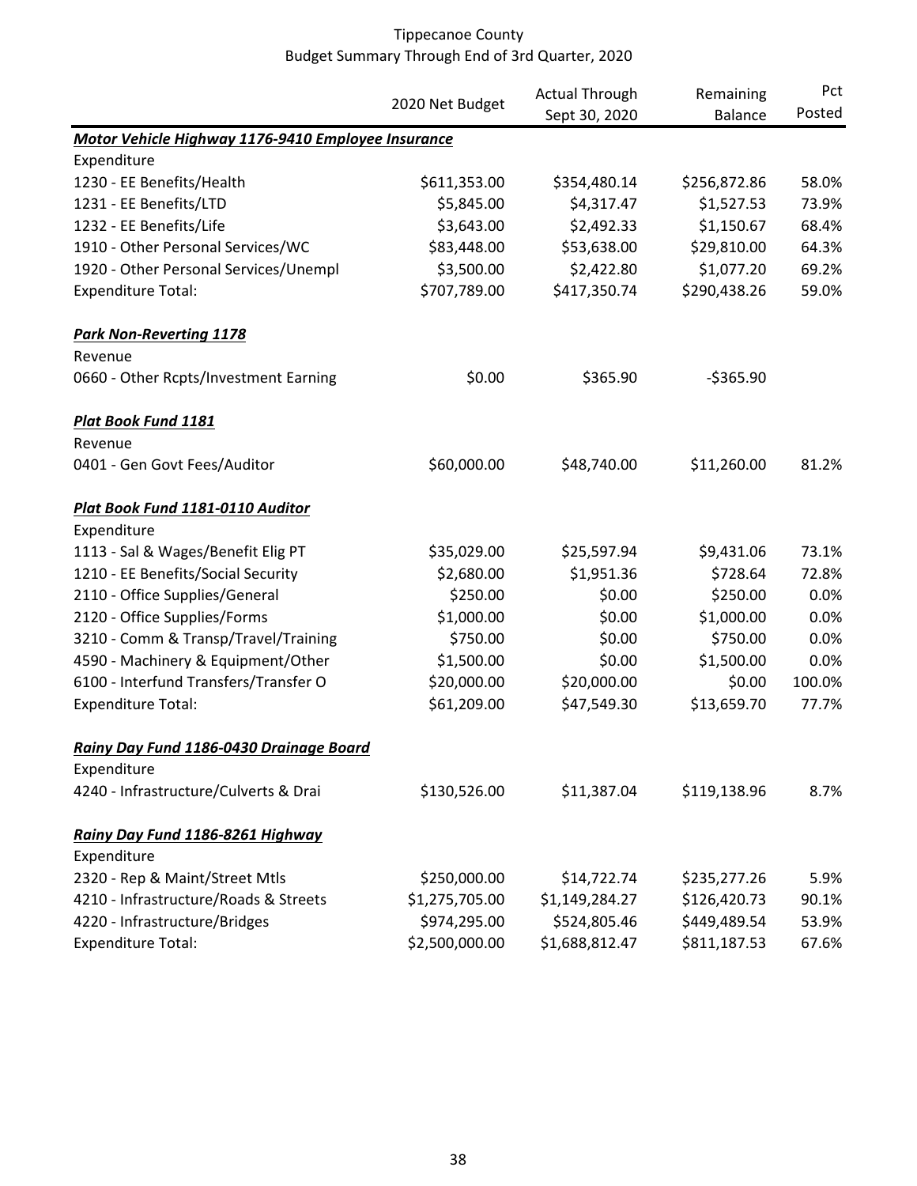Tippecanoe County
Budget Summary Through End of 3rd Quarter, 2020

| | 2020 Net Budget | Actual Through Sept 30, 2020 | Remaining Balance | Pct Posted |
|---|---|---|---|---|
| ***Motor Vehicle Highway 1176-9410 Employee Insurance*** | | | | |
| Expenditure | | | | |
| 1230 - EE Benefits/Health | $611,353.00 | $354,480.14 | $256,872.86 | 58.0% |
| 1231 - EE Benefits/LTD | $5,845.00 | $4,317.47 | $1,527.53 | 73.9% |
| 1232 - EE Benefits/Life | $3,643.00 | $2,492.33 | $1,150.67 | 68.4% |
| 1910 - Other Personal Services/WC | $83,448.00 | $53,638.00 | $29,810.00 | 64.3% |
| 1920 - Other Personal Services/Unempl | $3,500.00 | $2,422.80 | $1,077.20 | 69.2% |
| Expenditure Total: | $707,789.00 | $417,350.74 | $290,438.26 | 59.0% |
| | | | | |
| ***Park Non-Reverting 1178*** | | | | |
| Revenue | | | | |
| 0660 - Other Rcpts/Investment Earning | $0.00 | $365.90 | -$365.90 | |
| | | | | |
| ***Plat Book Fund 1181*** | | | | |
| Revenue | | | | |
| 0401 - Gen Govt Fees/Auditor | $60,000.00 | $48,740.00 | $11,260.00 | 81.2% |
| | | | | |
| ***Plat Book Fund 1181-0110 Auditor*** | | | | |
| Expenditure | | | | |
| 1113 - Sal & Wages/Benefit Elig PT | $35,029.00 | $25,597.94 | $9,431.06 | 73.1% |
| 1210 - EE Benefits/Social Security | $2,680.00 | $1,951.36 | $728.64 | 72.8% |
| 2110 - Office Supplies/General | $250.00 | $0.00 | $250.00 | 0.0% |
| 2120 - Office Supplies/Forms | $1,000.00 | $0.00 | $1,000.00 | 0.0% |
| 3210 - Comm & Transp/Travel/Training | $750.00 | $0.00 | $750.00 | 0.0% |
| 4590 - Machinery & Equipment/Other | $1,500.00 | $0.00 | $1,500.00 | 0.0% |
| 6100 - Interfund Transfers/Transfer O | $20,000.00 | $20,000.00 | $0.00 | 100.0% |
| Expenditure Total: | $61,209.00 | $47,549.30 | $13,659.70 | 77.7% |
| | | | | |
| ***Rainy Day Fund 1186-0430 Drainage Board*** | | | | |
| Expenditure | | | | |
| 4240 - Infrastructure/Culverts & Drai | $130,526.00 | $11,387.04 | $119,138.96 | 8.7% |
| | | | | |
| ***Rainy Day Fund 1186-8261 Highway*** | | | | |
| Expenditure | | | | |
| 2320 - Rep & Maint/Street Mtls | $250,000.00 | $14,722.74 | $235,277.26 | 5.9% |
| 4210 - Infrastructure/Roads & Streets | $1,275,705.00 | $1,149,284.27 | $126,420.73 | 90.1% |
| 4220 - Infrastructure/Bridges | $974,295.00 | $524,805.46 | $449,489.54 | 53.9% |
| Expenditure Total: | $2,500,000.00 | $1,688,812.47 | $811,187.53 | 67.6% |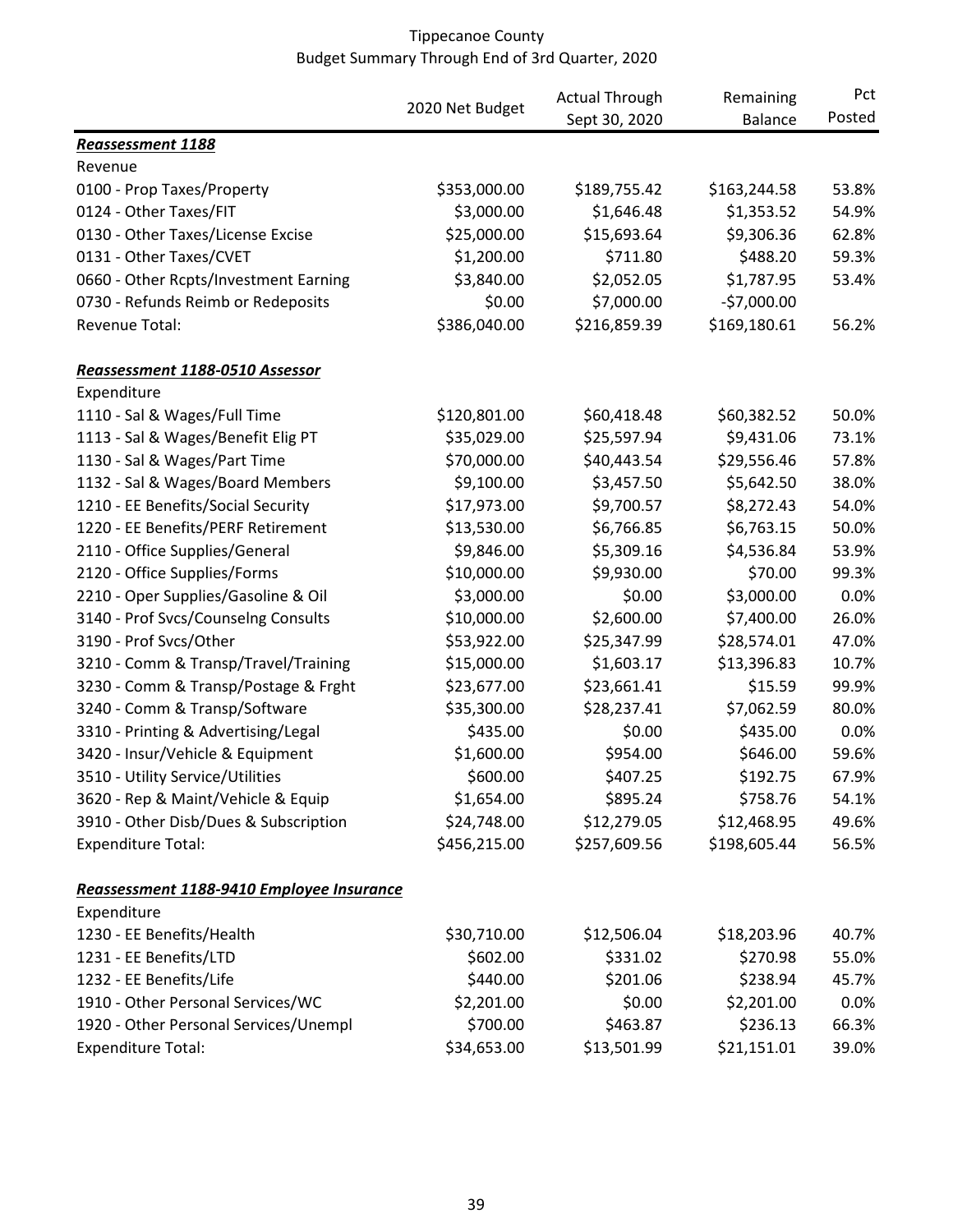# Tippecanoe County
## Budget Summary Through End of 3rd Quarter, 2020

| | 2020 Net Budget | Actual Through Sept 30, 2020 | Remaining Balance | Pct Posted |
|---|---|---|---|---|
| ***Reassessment 1188*** | | | | |
| Revenue | | | | |
| 0100 - Prop Taxes/Property | $353,000.00 | $189,755.42 | $163,244.58 | 53.8% |
| 0124 - Other Taxes/FIT | $3,000.00 | $1,646.48 | $1,353.52 | 54.9% |
| 0130 - Other Taxes/License Excise | $25,000.00 | $15,693.64 | $9,306.36 | 62.8% |
| 0131 - Other Taxes/CVET | $1,200.00 | $711.80 | $488.20 | 59.3% |
| 0660 - Other Rcpts/Investment Earning | $3,840.00 | $2,052.05 | $1,787.95 | 53.4% |
| 0730 - Refunds Reimb or Redeposits | $0.00 | $7,000.00 | -$7,000.00 | |
| Revenue Total: | $386,040.00 | $216,859.39 | $169,180.61 | 56.2% |
| | | | | |
| ***Reassessment 1188-0510 Assessor*** | | | | |
| Expenditure | | | | |
| 1110 - Sal & Wages/Full Time | $120,801.00 | $60,418.48 | $60,382.52 | 50.0% |
| 1113 - Sal & Wages/Benefit Elig PT | $35,029.00 | $25,597.94 | $9,431.06 | 73.1% |
| 1130 - Sal & Wages/Part Time | $70,000.00 | $40,443.54 | $29,556.46 | 57.8% |
| 1132 - Sal & Wages/Board Members | $9,100.00 | $3,457.50 | $5,642.50 | 38.0% |
| 1210 - EE Benefits/Social Security | $17,973.00 | $9,700.57 | $8,272.43 | 54.0% |
| 1220 - EE Benefits/PERF Retirement | $13,530.00 | $6,766.85 | $6,763.15 | 50.0% |
| 2110 - Office Supplies/General | $9,846.00 | $5,309.16 | $4,536.84 | 53.9% |
| 2120 - Office Supplies/Forms | $10,000.00 | $9,930.00 | $70.00 | 99.3% |
| 2210 - Oper Supplies/Gasoline & Oil | $3,000.00 | $0.00 | $3,000.00 | 0.0% |
| 3140 - Prof Svcs/Counselng Consults | $10,000.00 | $2,600.00 | $7,400.00 | 26.0% |
| 3190 - Prof Svcs/Other | $53,922.00 | $25,347.99 | $28,574.01 | 47.0% |
| 3210 - Comm & Transp/Travel/Training | $15,000.00 | $1,603.17 | $13,396.83 | 10.7% |
| 3230 - Comm & Transp/Postage & Frght | $23,677.00 | $23,661.41 | $15.59 | 99.9% |
| 3240 - Comm & Transp/Software | $35,300.00 | $28,237.41 | $7,062.59 | 80.0% |
| 3310 - Printing & Advertising/Legal | $435.00 | $0.00 | $435.00 | 0.0% |
| 3420 - Insur/Vehicle & Equipment | $1,600.00 | $954.00 | $646.00 | 59.6% |
| 3510 - Utility Service/Utilities | $600.00 | $407.25 | $192.75 | 67.9% |
| 3620 - Rep & Maint/Vehicle & Equip | $1,654.00 | $895.24 | $758.76 | 54.1% |
| 3910 - Other Disb/Dues & Subscription | $24,748.00 | $12,279.05 | $12,468.95 | 49.6% |
| Expenditure Total: | $456,215.00 | $257,609.56 | $198,605.44 | 56.5% |
| | | | | |
| ***Reassessment 1188-9410 Employee Insurance*** | | | | |
| Expenditure | | | | |
| 1230 - EE Benefits/Health | $30,710.00 | $12,506.04 | $18,203.96 | 40.7% |
| 1231 - EE Benefits/LTD | $602.00 | $331.02 | $270.98 | 55.0% |
| 1232 - EE Benefits/Life | $440.00 | $201.06 | $238.94 | 45.7% |
| 1910 - Other Personal Services/WC | $2,201.00 | $0.00 | $2,201.00 | 0.0% |
| 1920 - Other Personal Services/Unempl | $700.00 | $463.87 | $236.13 | 66.3% |
| Expenditure Total: | $34,653.00 | $13,501.99 | $21,151.01 | 39.0% |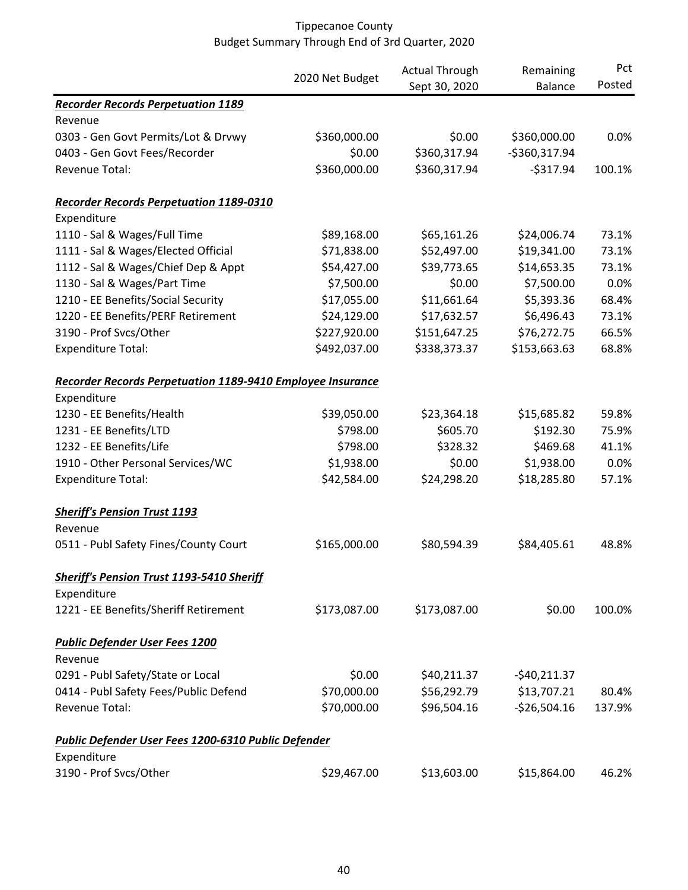Tippecanoe County
Budget Summary Through End of 3rd Quarter, 2020

| | 2020 Net Budget | Actual Through Sept 30, 2020 | Remaining Balance | Pct Posted |
|---|---|---|---|---|
| ***Recorder Records Perpetuation 1189*** | | | | |
| Revenue | | | | |
| 0303 - Gen Govt Permits/Lot & Drvwy | \$360,000.00 | \$0.00 | \$360,000.00 | 0.0% |
| 0403 - Gen Govt Fees/Recorder | \$0.00 | \$360,317.94 | -\$360,317.94 | |
| Revenue Total: | \$360,000.00 | \$360,317.94 | -\$317.94 | 100.1% |
| | | | | |
| ***Recorder Records Perpetuation 1189-0310*** | | | | |
| Expenditure | | | | |
| 1110 - Sal & Wages/Full Time | \$89,168.00 | \$65,161.26 | \$24,006.74 | 73.1% |
| 1111 - Sal & Wages/Elected Official | \$71,838.00 | \$52,497.00 | \$19,341.00 | 73.1% |
| 1112 - Sal & Wages/Chief Dep & Appt | \$54,427.00 | \$39,773.65 | \$14,653.35 | 73.1% |
| 1130 - Sal & Wages/Part Time | \$7,500.00 | \$0.00 | \$7,500.00 | 0.0% |
| 1210 - EE Benefits/Social Security | \$17,055.00 | \$11,661.64 | \$5,393.36 | 68.4% |
| 1220 - EE Benefits/PERF Retirement | \$24,129.00 | \$17,632.57 | \$6,496.43 | 73.1% |
| 3190 - Prof Svcs/Other | \$227,920.00 | \$151,647.25 | \$76,272.75 | 66.5% |
| Expenditure Total: | \$492,037.00 | \$338,373.37 | \$153,663.63 | 68.8% |
| | | | | |
| ***Recorder Records Perpetuation 1189-9410 Employee Insurance*** | | | | |
| Expenditure | | | | |
| 1230 - EE Benefits/Health | \$39,050.00 | \$23,364.18 | \$15,685.82 | 59.8% |
| 1231 - EE Benefits/LTD | \$798.00 | \$605.70 | \$192.30 | 75.9% |
| 1232 - EE Benefits/Life | \$798.00 | \$328.32 | \$469.68 | 41.1% |
| 1910 - Other Personal Services/WC | \$1,938.00 | \$0.00 | \$1,938.00 | 0.0% |
| Expenditure Total: | \$42,584.00 | \$24,298.20 | \$18,285.80 | 57.1% |
| | | | | |
| ***Sheriff's Pension Trust 1193*** | | | | |
| Revenue | | | | |
| 0511 - Publ Safety Fines/County Court | \$165,000.00 | \$80,594.39 | \$84,405.61 | 48.8% |
| | | | | |
| ***Sheriff's Pension Trust 1193-5410 Sheriff*** | | | | |
| Expenditure | | | | |
| 1221 - EE Benefits/Sheriff Retirement | \$173,087.00 | \$173,087.00 | \$0.00 | 100.0% |
| | | | | |
| ***Public Defender User Fees 1200*** | | | | |
| Revenue | | | | |
| 0291 - Publ Safety/State or Local | \$0.00 | \$40,211.37 | -\$40,211.37 | |
| 0414 - Publ Safety Fees/Public Defend | \$70,000.00 | \$56,292.79 | \$13,707.21 | 80.4% |
| Revenue Total: | \$70,000.00 | \$96,504.16 | -\$26,504.16 | 137.9% |
| | | | | |
| ***Public Defender User Fees 1200-6310 Public Defender*** | | | | |
| Expenditure | | | | |
| 3190 - Prof Svcs/Other | \$29,467.00 | \$13,603.00 | \$15,864.00 | 46.2% |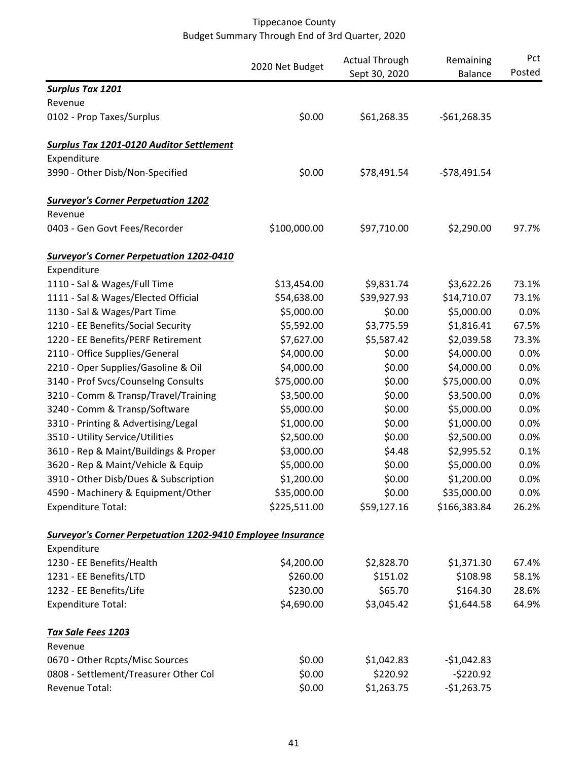Tippecanoe County
Budget Summary Through End of 3rd Quarter, 2020

| | 2020 Net Budget | Actual Through Sept 30, 2020 | Remaining Balance | Pct Posted |
|---|---|---|---|---|
| ***Surplus Tax 1201*** | | | | |
| Revenue | | | | |
| 0102 - Prop Taxes/Surplus | $0.00 | $61,268.35 | -$61,268.35 | |
| ***Surplus Tax 1201-0120 Auditor Settlement*** | | | | |
| Expenditure | | | | |
| 3990 - Other Disb/Non-Specified | $0.00 | $78,491.54 | -$78,491.54 | |
| ***Surveyor's Corner Perpetuation 1202*** | | | | |
| Revenue | | | | |
| 0403 - Gen Govt Fees/Recorder | $100,000.00 | $97,710.00 | $2,290.00 | 97.7% |
| ***Surveyor's Corner Perpetuation 1202-0410*** | | | | |
| Expenditure | | | | |
| 1110 - Sal & Wages/Full Time | $13,454.00 | $9,831.74 | $3,622.26 | 73.1% |
| 1111 - Sal & Wages/Elected Official | $54,638.00 | $39,927.93 | $14,710.07 | 73.1% |
| 1130 - Sal & Wages/Part Time | $5,000.00 | $0.00 | $5,000.00 | 0.0% |
| 1210 - EE Benefits/Social Security | $5,592.00 | $3,775.59 | $1,816.41 | 67.5% |
| 1220 - EE Benefits/PERF Retirement | $7,627.00 | $5,587.42 | $2,039.58 | 73.3% |
| 2110 - Office Supplies/General | $4,000.00 | $0.00 | $4,000.00 | 0.0% |
| 2210 - Oper Supplies/Gasoline & Oil | $4,000.00 | $0.00 | $4,000.00 | 0.0% |
| 3140 - Prof Svcs/Counselng Consults | $75,000.00 | $0.00 | $75,000.00 | 0.0% |
| 3210 - Comm & Transp/Travel/Training | $3,500.00 | $0.00 | $3,500.00 | 0.0% |
| 3240 - Comm & Transp/Software | $5,000.00 | $0.00 | $5,000.00 | 0.0% |
| 3310 - Printing & Advertising/Legal | $1,000.00 | $0.00 | $1,000.00 | 0.0% |
| 3510 - Utility Service/Utilities | $2,500.00 | $0.00 | $2,500.00 | 0.0% |
| 3610 - Rep & Maint/Buildings & Proper | $3,000.00 | $4.48 | $2,995.52 | 0.1% |
| 3620 - Rep & Maint/Vehicle & Equip | $5,000.00 | $0.00 | $5,000.00 | 0.0% |
| 3910 - Other Disb/Dues & Subscription | $1,200.00 | $0.00 | $1,200.00 | 0.0% |
| 4590 - Machinery & Equipment/Other | $35,000.00 | $0.00 | $35,000.00 | 0.0% |
| Expenditure Total: | $225,511.00 | $59,127.16 | $166,383.84 | 26.2% |
| ***Surveyor's Corner Perpetuation 1202-9410 Employee Insurance*** | | | | |
| Expenditure | | | | |
| 1230 - EE Benefits/Health | $4,200.00 | $2,828.70 | $1,371.30 | 67.4% |
| 1231 - EE Benefits/LTD | $260.00 | $151.02 | $108.98 | 58.1% |
| 1232 - EE Benefits/Life | $230.00 | $65.70 | $164.30 | 28.6% |
| Expenditure Total: | $4,690.00 | $3,045.42 | $1,644.58 | 64.9% |
| ***Tax Sale Fees 1203*** | | | | |
| Revenue | | | | |
| 0670 - Other Rcpts/Misc Sources | $0.00 | $1,042.83 | -$1,042.83 | |
| 0808 - Settlement/Treasurer Other Col | $0.00 | $220.92 | -$220.92 | |
| Revenue Total: | $0.00 | $1,263.75 | -$1,263.75 | |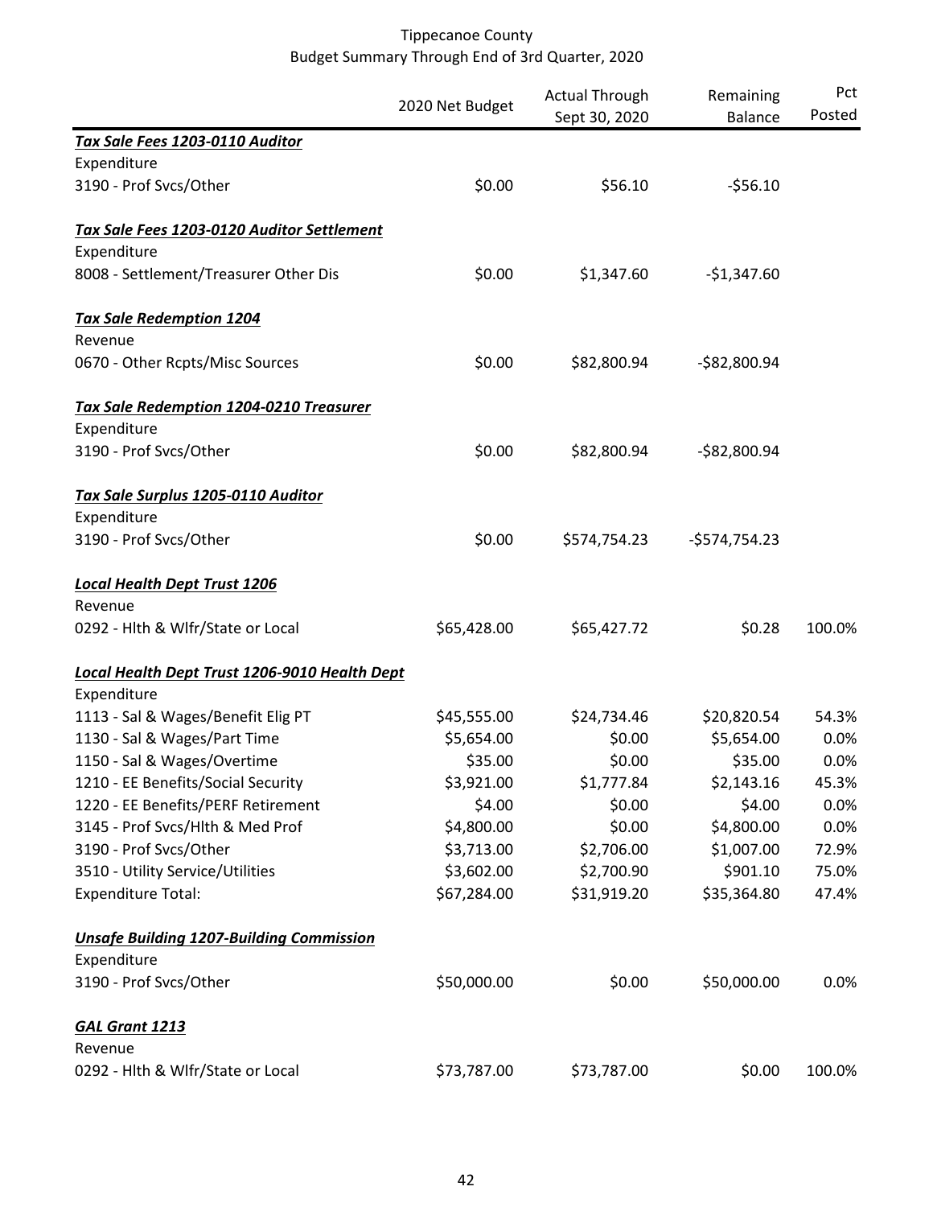Tippecanoe County
Budget Summary Through End of 3rd Quarter, 2020

| | 2020 Net Budget | Actual Through Sept 30, 2020 | Remaining Balance | Pct Posted |
|---|---|---|---|---|
| ***Tax Sale Fees 1203-0110 Auditor*** | | | | |
| Expenditure | | | | |
| 3190 - Prof Svcs/Other | $0.00 | $56.10 | -$56.10 | |
| ***Tax Sale Fees 1203-0120 Auditor Settlement*** | | | | |
| Expenditure | | | | |
| 8008 - Settlement/Treasurer Other Dis | $0.00 | $1,347.60 | -$1,347.60 | |
| ***Tax Sale Redemption 1204*** | | | | |
| Revenue | | | | |
| 0670 - Other Rcpts/Misc Sources | $0.00 | $82,800.94 | -$82,800.94 | |
| ***Tax Sale Redemption 1204-0210 Treasurer*** | | | | |
| Expenditure | | | | |
| 3190 - Prof Svcs/Other | $0.00 | $82,800.94 | -$82,800.94 | |
| ***Tax Sale Surplus 1205-0110 Auditor*** | | | | |
| Expenditure | | | | |
| 3190 - Prof Svcs/Other | $0.00 | $574,754.23 | -$574,754.23 | |
| ***Local Health Dept Trust 1206*** | | | | |
| Revenue | | | | |
| 0292 - Hlth & Wlfr/State or Local | $65,428.00 | $65,427.72 | $0.28 | 100.0% |
| ***Local Health Dept Trust 1206-9010 Health Dept*** | | | | |
| Expenditure | | | | |
| 1113 - Sal & Wages/Benefit Elig PT | $45,555.00 | $24,734.46 | $20,820.54 | 54.3% |
| 1130 - Sal & Wages/Part Time | $5,654.00 | $0.00 | $5,654.00 | 0.0% |
| 1150 - Sal & Wages/Overtime | $35.00 | $0.00 | $35.00 | 0.0% |
| 1210 - EE Benefits/Social Security | $3,921.00 | $1,777.84 | $2,143.16 | 45.3% |
| 1220 - EE Benefits/PERF Retirement | $4.00 | $0.00 | $4.00 | 0.0% |
| 3145 - Prof Svcs/Hlth & Med Prof | $4,800.00 | $0.00 | $4,800.00 | 0.0% |
| 3190 - Prof Svcs/Other | $3,713.00 | $2,706.00 | $1,007.00 | 72.9% |
| 3510 - Utility Service/Utilities | $3,602.00 | $2,700.90 | $901.10 | 75.0% |
| Expenditure Total: | $67,284.00 | $31,919.20 | $35,364.80 | 47.4% |
| ***Unsafe Building 1207-Building Commission*** | | | | |
| Expenditure | | | | |
| 3190 - Prof Svcs/Other | $50,000.00 | $0.00 | $50,000.00 | 0.0% |
| ***GAL Grant 1213*** | | | | |
| Revenue | | | | |
| 0292 - Hlth & Wlfr/State or Local | $73,787.00 | $73,787.00 | $0.00 | 100.0% |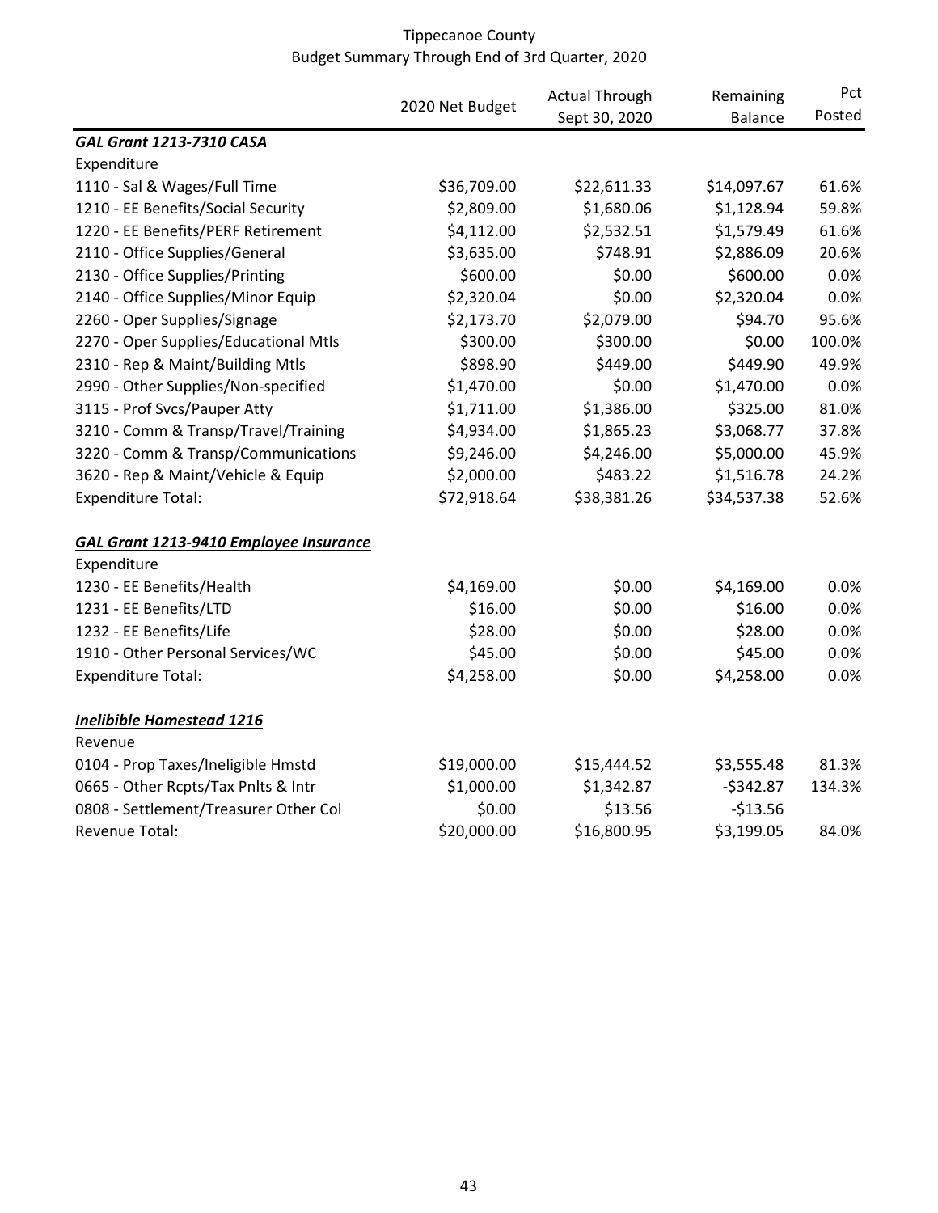Tippecanoe County
Budget Summary Through End of 3rd Quarter, 2020

| | 2020 Net Budget | Actual Through Sept 30, 2020 | Remaining Balance | Pct Posted |
|---|---|---|---|---|
| ***GAL Grant 1213-7310 CASA*** | | | | |
| Expenditure | | | | |
| 1110 - Sal & Wages/Full Time | $36,709.00 | $22,611.33 | $14,097.67 | 61.6% |
| 1210 - EE Benefits/Social Security | $2,809.00 | $1,680.06 | $1,128.94 | 59.8% |
| 1220 - EE Benefits/PERF Retirement | $4,112.00 | $2,532.51 | $1,579.49 | 61.6% |
| 2110 - Office Supplies/General | $3,635.00 | $748.91 | $2,886.09 | 20.6% |
| 2130 - Office Supplies/Printing | $600.00 | $0.00 | $600.00 | 0.0% |
| 2140 - Office Supplies/Minor Equip | $2,320.04 | $0.00 | $2,320.04 | 0.0% |
| 2260 - Oper Supplies/Signage | $2,173.70 | $2,079.00 | $94.70 | 95.6% |
| 2270 - Oper Supplies/Educational Mtls | $300.00 | $300.00 | $0.00 | 100.0% |
| 2310 - Rep & Maint/Building Mtls | $898.90 | $449.00 | $449.90 | 49.9% |
| 2990 - Other Supplies/Non-specified | $1,470.00 | $0.00 | $1,470.00 | 0.0% |
| 3115 - Prof Svcs/Pauper Atty | $1,711.00 | $1,386.00 | $325.00 | 81.0% |
| 3210 - Comm & Transp/Travel/Training | $4,934.00 | $1,865.23 | $3,068.77 | 37.8% |
| 3220 - Comm & Transp/Communications | $9,246.00 | $4,246.00 | $5,000.00 | 45.9% |
| 3620 - Rep & Maint/Vehicle & Equip | $2,000.00 | $483.22 | $1,516.78 | 24.2% |
| Expenditure Total: | $72,918.64 | $38,381.26 | $34,537.38 | 52.6% |
| | | | | |
| ***GAL Grant 1213-9410 Employee Insurance*** | | | | |
| Expenditure | | | | |
| 1230 - EE Benefits/Health | $4,169.00 | $0.00 | $4,169.00 | 0.0% |
| 1231 - EE Benefits/LTD | $16.00 | $0.00 | $16.00 | 0.0% |
| 1232 - EE Benefits/Life | $28.00 | $0.00 | $28.00 | 0.0% |
| 1910 - Other Personal Services/WC | $45.00 | $0.00 | $45.00 | 0.0% |
| Expenditure Total: | $4,258.00 | $0.00 | $4,258.00 | 0.0% |
| | | | | |
| ***Inelibible Homestead 1216*** | | | | |
| Revenue | | | | |
| 0104 - Prop Taxes/Ineligible Hmstd | $19,000.00 | $15,444.52 | $3,555.48 | 81.3% |
| 0665 - Other Rcpts/Tax Pnlts & Intr | $1,000.00 | $1,342.87 | -$342.87 | 134.3% |
| 0808 - Settlement/Treasurer Other Col | $0.00 | $13.56 | -$13.56 | |
| Revenue Total: | $20,000.00 | $16,800.95 | $3,199.05 | 84.0% |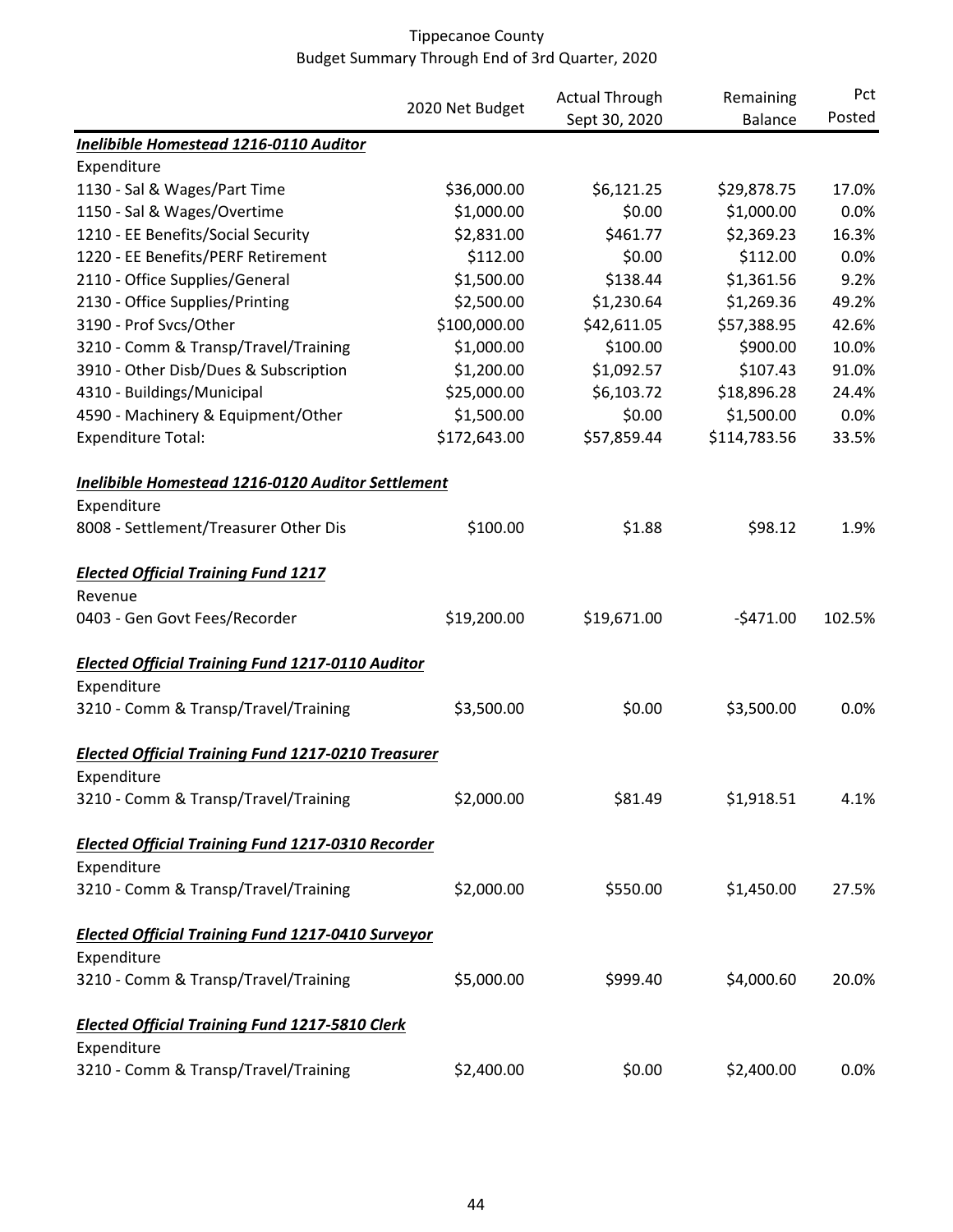Tippecanoe County
Budget Summary Through End of 3rd Quarter, 2020

| | 2020 Net Budget | Actual Through Sept 30, 2020 | Remaining Balance | Pct Posted |
|---|---|---|---|---|
| ***Inelibible Homestead 1216-0110 Auditor*** | | | | |
| Expenditure | | | | |
| 1130 - Sal & Wages/Part Time | $36,000.00 | $6,121.25 | $29,878.75 | 17.0% |
| 1150 - Sal & Wages/Overtime | $1,000.00 | $0.00 | $1,000.00 | 0.0% |
| 1210 - EE Benefits/Social Security | $2,831.00 | $461.77 | $2,369.23 | 16.3% |
| 1220 - EE Benefits/PERF Retirement | $112.00 | $0.00 | $112.00 | 0.0% |
| 2110 - Office Supplies/General | $1,500.00 | $138.44 | $1,361.56 | 9.2% |
| 2130 - Office Supplies/Printing | $2,500.00 | $1,230.64 | $1,269.36 | 49.2% |
| 3190 - Prof Svcs/Other | $100,000.00 | $42,611.05 | $57,388.95 | 42.6% |
| 3210 - Comm & Transp/Travel/Training | $1,000.00 | $100.00 | $900.00 | 10.0% |
| 3910 - Other Disb/Dues & Subscription | $1,200.00 | $1,092.57 | $107.43 | 91.0% |
| 4310 - Buildings/Municipal | $25,000.00 | $6,103.72 | $18,896.28 | 24.4% |
| 4590 - Machinery & Equipment/Other | $1,500.00 | $0.00 | $1,500.00 | 0.0% |
| Expenditure Total: | $172,643.00 | $57,859.44 | $114,783.56 | 33.5% |
| ***Inelibible Homestead 1216-0120 Auditor Settlement*** | | | | |
| Expenditure | | | | |
| 8008 - Settlement/Treasurer Other Dis | $100.00 | $1.88 | $98.12 | 1.9% |
| ***Elected Official Training Fund 1217*** | | | | |
| Revenue | | | | |
| 0403 - Gen Govt Fees/Recorder | $19,200.00 | $19,671.00 | -$471.00 | 102.5% |
| ***Elected Official Training Fund 1217-0110 Auditor*** | | | | |
| Expenditure | | | | |
| 3210 - Comm & Transp/Travel/Training | $3,500.00 | $0.00 | $3,500.00 | 0.0% |
| ***Elected Official Training Fund 1217-0210 Treasurer*** | | | | |
| Expenditure | | | | |
| 3210 - Comm & Transp/Travel/Training | $2,000.00 | $81.49 | $1,918.51 | 4.1% |
| ***Elected Official Training Fund 1217-0310 Recorder*** | | | | |
| Expenditure | | | | |
| 3210 - Comm & Transp/Travel/Training | $2,000.00 | $550.00 | $1,450.00 | 27.5% |
| ***Elected Official Training Fund 1217-0410 Surveyor*** | | | | |
| Expenditure | | | | |
| 3210 - Comm & Transp/Travel/Training | $5,000.00 | $999.40 | $4,000.60 | 20.0% |
| ***Elected Official Training Fund 1217-5810 Clerk*** | | | | |
| Expenditure | | | | |
| 3210 - Comm & Transp/Travel/Training | $2,400.00 | $0.00 | $2,400.00 | 0.0% |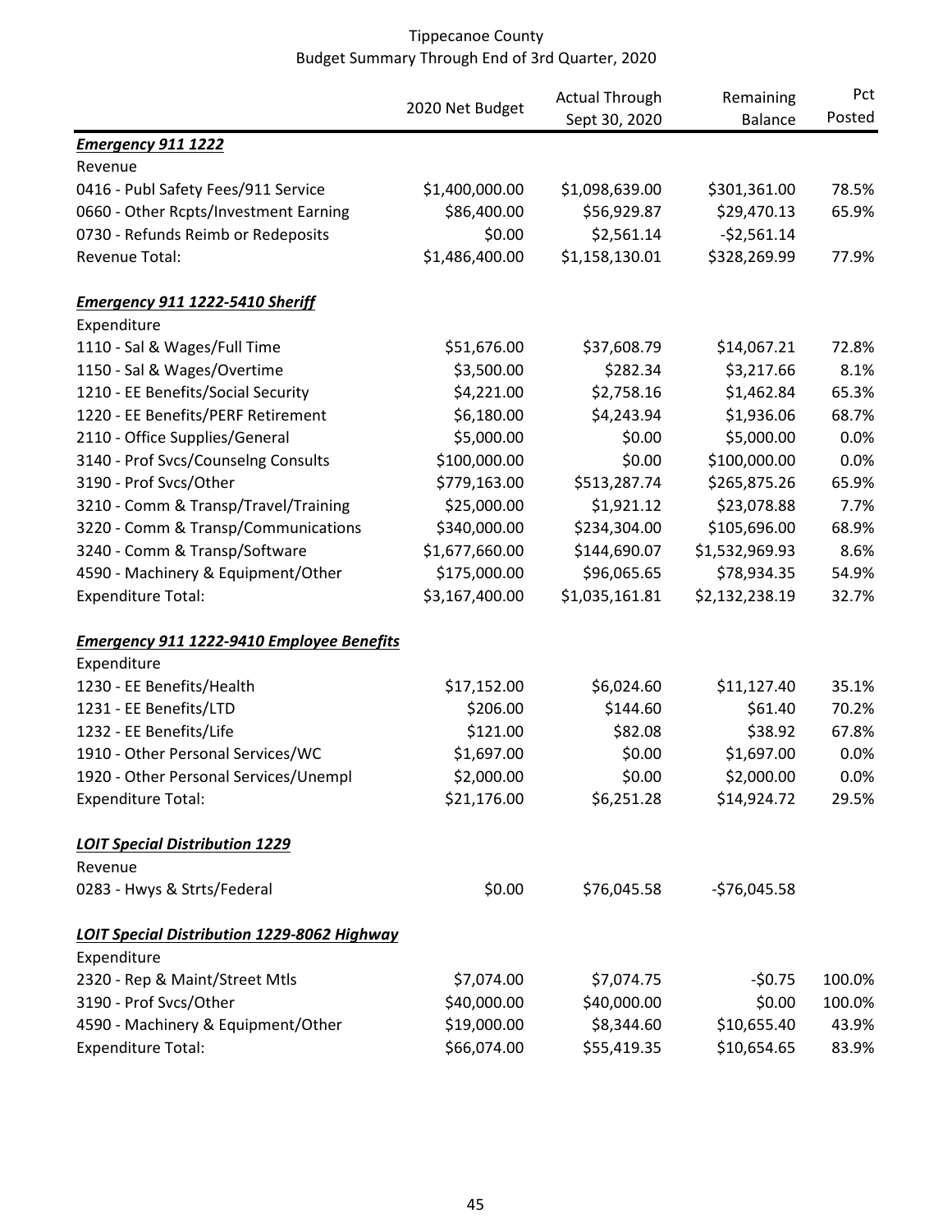# Tippecanoe County
## Budget Summary Through End of 3rd Quarter, 2020

| | 2020 Net Budget | Actual Through Sept 30, 2020 | Remaining Balance | Pct Posted |
|---|---|---|---|---|
| ***Emergency 911 1222*** | | | | |
| Revenue | | | | |
| 0416 - Publ Safety Fees/911 Service | $1,400,000.00 | $1,098,639.00 | $301,361.00 | 78.5% |
| 0660 - Other Rcpts/Investment Earning | $86,400.00 | $56,929.87 | $29,470.13 | 65.9% |
| 0730 - Refunds Reimb or Redeposits | $0.00 | $2,561.14 | -$2,561.14 | |
| Revenue Total: | $1,486,400.00 | $1,158,130.01 | $328,269.99 | 77.9% |
| | | | | |
| ***Emergency 911 1222-5410 Sheriff*** | | | | |
| Expenditure | | | | |
| 1110 - Sal & Wages/Full Time | $51,676.00 | $37,608.79 | $14,067.21 | 72.8% |
| 1150 - Sal & Wages/Overtime | $3,500.00 | $282.34 | $3,217.66 | 8.1% |
| 1210 - EE Benefits/Social Security | $4,221.00 | $2,758.16 | $1,462.84 | 65.3% |
| 1220 - EE Benefits/PERF Retirement | $6,180.00 | $4,243.94 | $1,936.06 | 68.7% |
| 2110 - Office Supplies/General | $5,000.00 | $0.00 | $5,000.00 | 0.0% |
| 3140 - Prof Svcs/Counselng Consults | $100,000.00 | $0.00 | $100,000.00 | 0.0% |
| 3190 - Prof Svcs/Other | $779,163.00 | $513,287.74 | $265,875.26 | 65.9% |
| 3210 - Comm & Transp/Travel/Training | $25,000.00 | $1,921.12 | $23,078.88 | 7.7% |
| 3220 - Comm & Transp/Communications | $340,000.00 | $234,304.00 | $105,696.00 | 68.9% |
| 3240 - Comm & Transp/Software | $1,677,660.00 | $144,690.07 | $1,532,969.93 | 8.6% |
| 4590 - Machinery & Equipment/Other | $175,000.00 | $96,065.65 | $78,934.35 | 54.9% |
| Expenditure Total: | $3,167,400.00 | $1,035,161.81 | $2,132,238.19 | 32.7% |
| | | | | |
| ***Emergency 911 1222-9410 Employee Benefits*** | | | | |
| Expenditure | | | | |
| 1230 - EE Benefits/Health | $17,152.00 | $6,024.60 | $11,127.40 | 35.1% |
| 1231 - EE Benefits/LTD | $206.00 | $144.60 | $61.40 | 70.2% |
| 1232 - EE Benefits/Life | $121.00 | $82.08 | $38.92 | 67.8% |
| 1910 - Other Personal Services/WC | $1,697.00 | $0.00 | $1,697.00 | 0.0% |
| 1920 - Other Personal Services/Unempl | $2,000.00 | $0.00 | $2,000.00 | 0.0% |
| Expenditure Total: | $21,176.00 | $6,251.28 | $14,924.72 | 29.5% |
| | | | | |
| ***LOIT Special Distribution 1229*** | | | | |
| Revenue | | | | |
| 0283 - Hwys & Strts/Federal | $0.00 | $76,045.58 | -$76,045.58 | |
| | | | | |
| ***LOIT Special Distribution 1229-8062 Highway*** | | | | |
| Expenditure | | | | |
| 2320 - Rep & Maint/Street Mtls | $7,074.00 | $7,074.75 | -$0.75 | 100.0% |
| 3190 - Prof Svcs/Other | $40,000.00 | $40,000.00 | $0.00 | 100.0% |
| 4590 - Machinery & Equipment/Other | $19,000.00 | $8,344.60 | $10,655.40 | 43.9% |
| Expenditure Total: | $66,074.00 | $55,419.35 | $10,654.65 | 83.9% |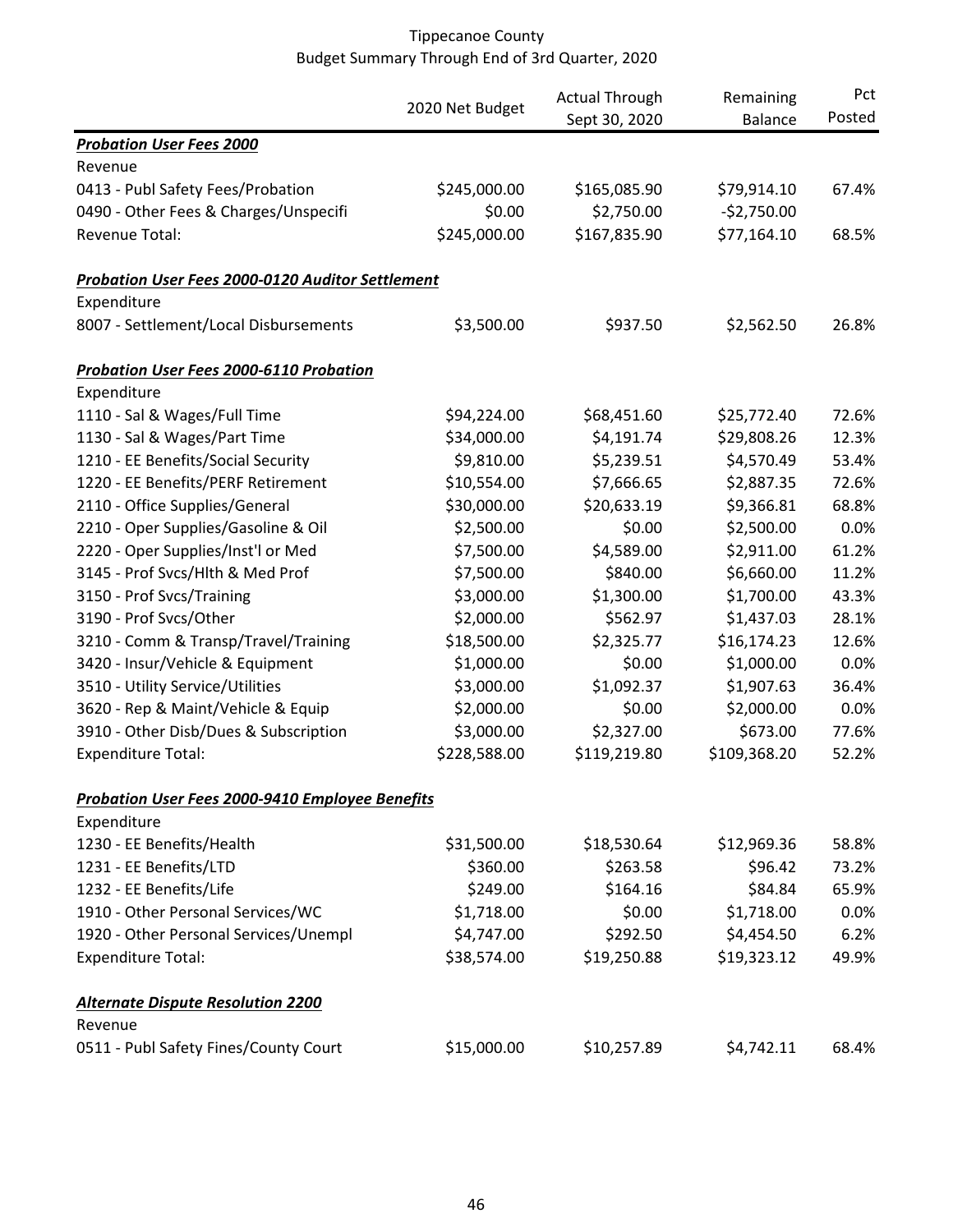# Tippecanoe County
## Budget Summary Through End of 3rd Quarter, 2020

| | 2020 Net Budget | Actual Through Sept 30, 2020 | Remaining Balance | Pct Posted |
|---|---|---|---|---|
| ***Probation User Fees 2000*** | | | | |
| Revenue | | | | |
| 0413 - Publ Safety Fees/Probation | $245,000.00 | $165,085.90 | $79,914.10 | 67.4% |
| 0490 - Other Fees & Charges/Unspecifi | $0.00 | $2,750.00 | -$2,750.00 | |
| Revenue Total: | $245,000.00 | $167,835.90 | $77,164.10 | 68.5% |
| | | | | |
| ***Probation User Fees 2000-0120 Auditor Settlement*** | | | | |
| Expenditure | | | | |
| 8007 - Settlement/Local Disbursements | $3,500.00 | $937.50 | $2,562.50 | 26.8% |
| | | | | |
| ***Probation User Fees 2000-6110 Probation*** | | | | |
| Expenditure | | | | |
| 1110 - Sal & Wages/Full Time | $94,224.00 | $68,451.60 | $25,772.40 | 72.6% |
| 1130 - Sal & Wages/Part Time | $34,000.00 | $4,191.74 | $29,808.26 | 12.3% |
| 1210 - EE Benefits/Social Security | $9,810.00 | $5,239.51 | $4,570.49 | 53.4% |
| 1220 - EE Benefits/PERF Retirement | $10,554.00 | $7,666.65 | $2,887.35 | 72.6% |
| 2110 - Office Supplies/General | $30,000.00 | $20,633.19 | $9,366.81 | 68.8% |
| 2210 - Oper Supplies/Gasoline & Oil | $2,500.00 | $0.00 | $2,500.00 | 0.0% |
| 2220 - Oper Supplies/Inst'l or Med | $7,500.00 | $4,589.00 | $2,911.00 | 61.2% |
| 3145 - Prof Svcs/Hlth & Med Prof | $7,500.00 | $840.00 | $6,660.00 | 11.2% |
| 3150 - Prof Svcs/Training | $3,000.00 | $1,300.00 | $1,700.00 | 43.3% |
| 3190 - Prof Svcs/Other | $2,000.00 | $562.97 | $1,437.03 | 28.1% |
| 3210 - Comm & Transp/Travel/Training | $18,500.00 | $2,325.77 | $16,174.23 | 12.6% |
| 3420 - Insur/Vehicle & Equipment | $1,000.00 | $0.00 | $1,000.00 | 0.0% |
| 3510 - Utility Service/Utilities | $3,000.00 | $1,092.37 | $1,907.63 | 36.4% |
| 3620 - Rep & Maint/Vehicle & Equip | $2,000.00 | $0.00 | $2,000.00 | 0.0% |
| 3910 - Other Disb/Dues & Subscription | $3,000.00 | $2,327.00 | $673.00 | 77.6% |
| Expenditure Total: | $228,588.00 | $119,219.80 | $109,368.20 | 52.2% |
| | | | | |
| ***Probation User Fees 2000-9410 Employee Benefits*** | | | | |
| Expenditure | | | | |
| 1230 - EE Benefits/Health | $31,500.00 | $18,530.64 | $12,969.36 | 58.8% |
| 1231 - EE Benefits/LTD | $360.00 | $263.58 | $96.42 | 73.2% |
| 1232 - EE Benefits/Life | $249.00 | $164.16 | $84.84 | 65.9% |
| 1910 - Other Personal Services/WC | $1,718.00 | $0.00 | $1,718.00 | 0.0% |
| 1920 - Other Personal Services/Unempl | $4,747.00 | $292.50 | $4,454.50 | 6.2% |
| Expenditure Total: | $38,574.00 | $19,250.88 | $19,323.12 | 49.9% |
| | | | | |
| ***Alternate Dispute Resolution 2200*** | | | | |
| Revenue | | | | |
| 0511 - Publ Safety Fines/County Court | $15,000.00 | $10,257.89 | $4,742.11 | 68.4% |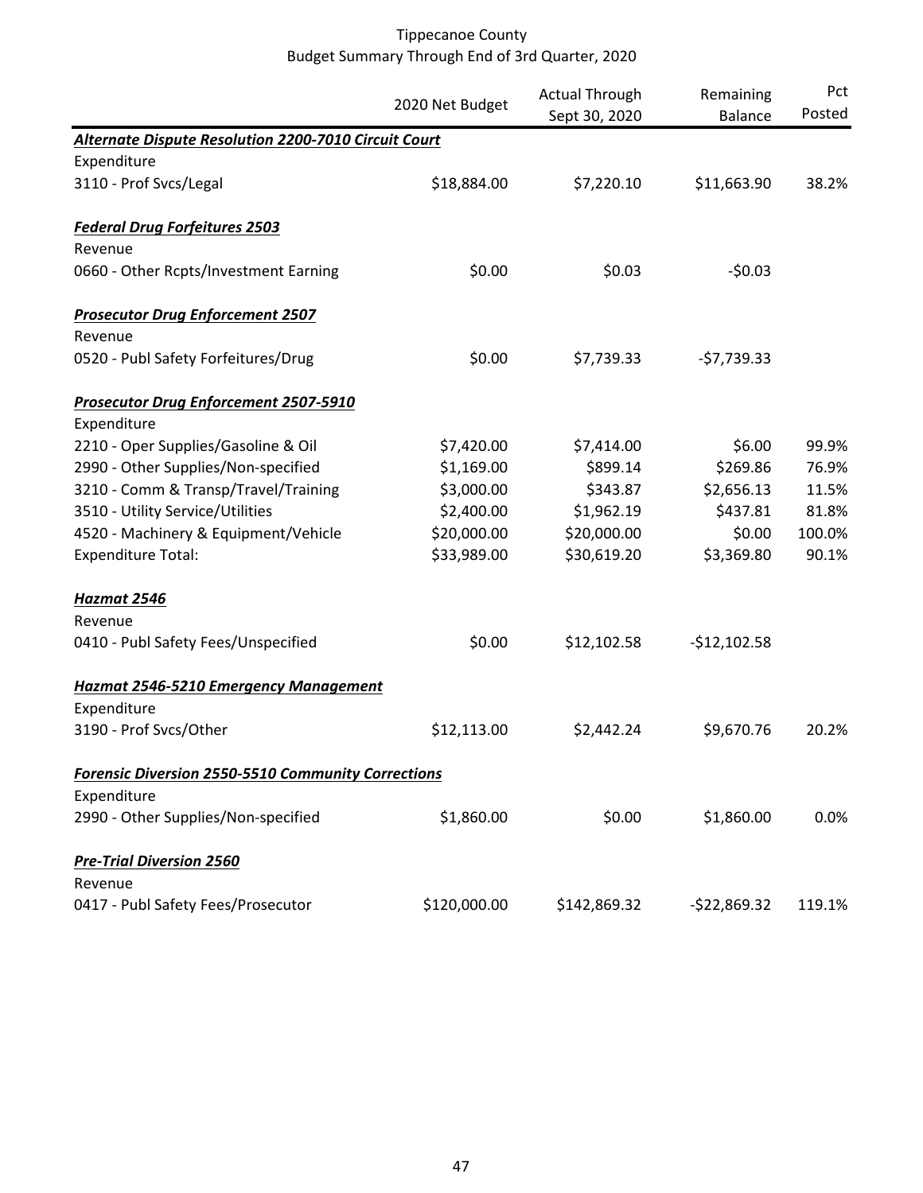# Tippecanoe County
## Budget Summary Through End of 3rd Quarter, 2020

| | 2020 Net Budget | Actual Through Sept 30, 2020 | Remaining Balance | Pct Posted |
|---|---|---|---|---|
| ***Alternate Dispute Resolution 2200-7010 Circuit Court*** | | | | |
| Expenditure | | | | |
| 3110 - Prof Svcs/Legal | $18,884.00 | $7,220.10 | $11,663.90 | 38.2% |
| ***Federal Drug Forfeitures 2503*** | | | | |
| Revenue | | | | |
| 0660 - Other Rcpts/Investment Earning | $0.00 | $0.03 | -$0.03 | |
| ***Prosecutor Drug Enforcement 2507*** | | | | |
| Revenue | | | | |
| 0520 - Publ Safety Forfeitures/Drug | $0.00 | $7,739.33 | -$7,739.33 | |
| ***Prosecutor Drug Enforcement 2507-5910*** | | | | |
| Expenditure | | | | |
| 2210 - Oper Supplies/Gasoline & Oil | $7,420.00 | $7,414.00 | $6.00 | 99.9% |
| 2990 - Other Supplies/Non-specified | $1,169.00 | $899.14 | $269.86 | 76.9% |
| 3210 - Comm & Transp/Travel/Training | $3,000.00 | $343.87 | $2,656.13 | 11.5% |
| 3510 - Utility Service/Utilities | $2,400.00 | $1,962.19 | $437.81 | 81.8% |
| 4520 - Machinery & Equipment/Vehicle | $20,000.00 | $20,000.00 | $0.00 | 100.0% |
| Expenditure Total: | $33,989.00 | $30,619.20 | $3,369.80 | 90.1% |
| ***Hazmat 2546*** | | | | |
| Revenue | | | | |
| 0410 - Publ Safety Fees/Unspecified | $0.00 | $12,102.58 | -$12,102.58 | |
| ***Hazmat 2546-5210 Emergency Management*** | | | | |
| Expenditure | | | | |
| 3190 - Prof Svcs/Other | $12,113.00 | $2,442.24 | $9,670.76 | 20.2% |
| ***Forensic Diversion 2550-5510 Community Corrections*** | | | | |
| Expenditure | | | | |
| 2990 - Other Supplies/Non-specified | $1,860.00 | $0.00 | $1,860.00 | 0.0% |
| ***Pre-Trial Diversion 2560*** | | | | |
| Revenue | | | | |
| 0417 - Publ Safety Fees/Prosecutor | $120,000.00 | $142,869.32 | -$22,869.32 | 119.1% |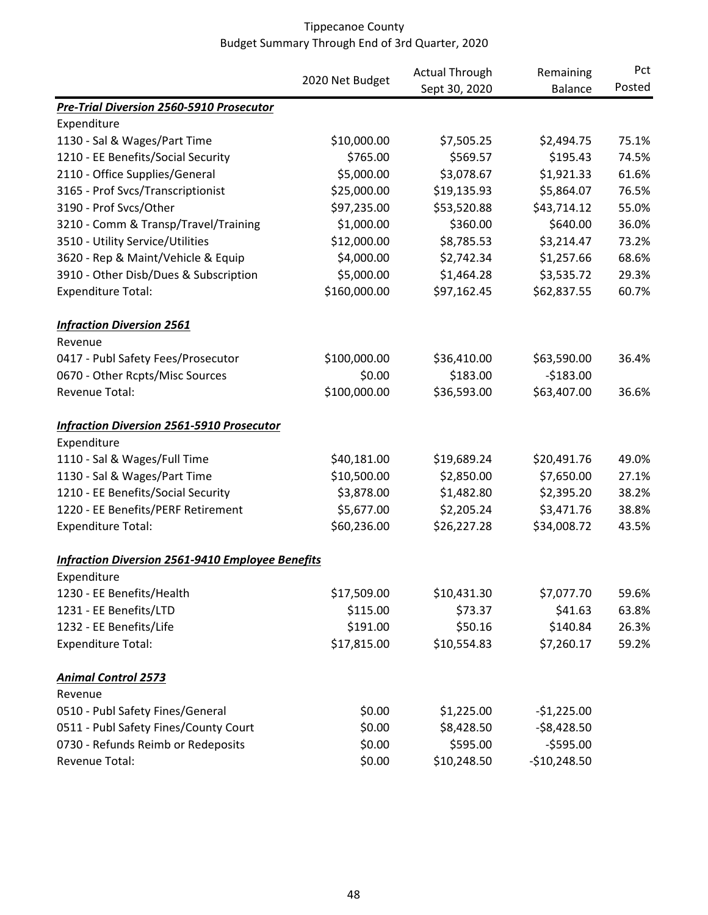# Tippecanoe County
## Budget Summary Through End of 3rd Quarter, 2020

| | 2020 Net Budget | Actual Through Sept 30, 2020 | Remaining Balance | Pct Posted |
|---|---|---|---|---|
| ***Pre-Trial Diversion 2560-5910 Prosecutor*** | | | | |
| Expenditure | | | | |
| 1130 - Sal & Wages/Part Time | $10,000.00 | $7,505.25 | $2,494.75 | 75.1% |
| 1210 - EE Benefits/Social Security | $765.00 | $569.57 | $195.43 | 74.5% |
| 2110 - Office Supplies/General | $5,000.00 | $3,078.67 | $1,921.33 | 61.6% |
| 3165 - Prof Svcs/Transcriptionist | $25,000.00 | $19,135.93 | $5,864.07 | 76.5% |
| 3190 - Prof Svcs/Other | $97,235.00 | $53,520.88 | $43,714.12 | 55.0% |
| 3210 - Comm & Transp/Travel/Training | $1,000.00 | $360.00 | $640.00 | 36.0% |
| 3510 - Utility Service/Utilities | $12,000.00 | $8,785.53 | $3,214.47 | 73.2% |
| 3620 - Rep & Maint/Vehicle & Equip | $4,000.00 | $2,742.34 | $1,257.66 | 68.6% |
| 3910 - Other Disb/Dues & Subscription | $5,000.00 | $1,464.28 | $3,535.72 | 29.3% |
| Expenditure Total: | $160,000.00 | $97,162.45 | $62,837.55 | 60.7% |
| | | | | |
| ***Infraction Diversion 2561*** | | | | |
| Revenue | | | | |
| 0417 - Publ Safety Fees/Prosecutor | $100,000.00 | $36,410.00 | $63,590.00 | 36.4% |
| 0670 - Other Rcpts/Misc Sources | $0.00 | $183.00 | -$183.00 | |
| Revenue Total: | $100,000.00 | $36,593.00 | $63,407.00 | 36.6% |
| | | | | |
| ***Infraction Diversion 2561-5910 Prosecutor*** | | | | |
| Expenditure | | | | |
| 1110 - Sal & Wages/Full Time | $40,181.00 | $19,689.24 | $20,491.76 | 49.0% |
| 1130 - Sal & Wages/Part Time | $10,500.00 | $2,850.00 | $7,650.00 | 27.1% |
| 1210 - EE Benefits/Social Security | $3,878.00 | $1,482.80 | $2,395.20 | 38.2% |
| 1220 - EE Benefits/PERF Retirement | $5,677.00 | $2,205.24 | $3,471.76 | 38.8% |
| Expenditure Total: | $60,236.00 | $26,227.28 | $34,008.72 | 43.5% |
| | | | | |
| ***Infraction Diversion 2561-9410 Employee Benefits*** | | | | |
| Expenditure | | | | |
| 1230 - EE Benefits/Health | $17,509.00 | $10,431.30 | $7,077.70 | 59.6% |
| 1231 - EE Benefits/LTD | $115.00 | $73.37 | $41.63 | 63.8% |
| 1232 - EE Benefits/Life | $191.00 | $50.16 | $140.84 | 26.3% |
| Expenditure Total: | $17,815.00 | $10,554.83 | $7,260.17 | 59.2% |
| | | | | |
| ***Animal Control 2573*** | | | | |
| Revenue | | | | |
| 0510 - Publ Safety Fines/General | $0.00 | $1,225.00 | -$1,225.00 | |
| 0511 - Publ Safety Fines/County Court | $0.00 | $8,428.50 | -$8,428.50 | |
| 0730 - Refunds Reimb or Redeposits | $0.00 | $595.00 | -$595.00 | |
| Revenue Total: | $0.00 | $10,248.50 | -$10,248.50 | |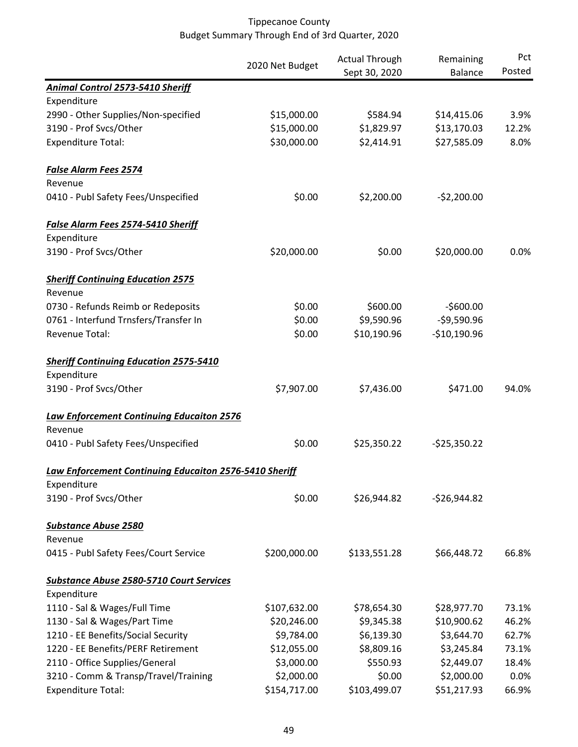Tippecanoe County
Budget Summary Through End of 3rd Quarter, 2020

| | 2020 Net Budget | Actual Through Sept 30, 2020 | Remaining Balance | Pct Posted |
|---|---|---|---|---|
| ***Animal Control 2573-5410 Sheriff*** | | | | |
| Expenditure | | | | |
| 2990 - Other Supplies/Non-specified | $15,000.00 | $584.94 | $14,415.06 | 3.9% |
| 3190 - Prof Svcs/Other | $15,000.00 | $1,829.97 | $13,170.03 | 12.2% |
| Expenditure Total: | $30,000.00 | $2,414.91 | $27,585.09 | 8.0% |
| ***False Alarm Fees 2574*** | | | | |
| Revenue | | | | |
| 0410 - Publ Safety Fees/Unspecified | $0.00 | $2,200.00 | -$2,200.00 | |
| ***False Alarm Fees 2574-5410 Sheriff*** | | | | |
| Expenditure | | | | |
| 3190 - Prof Svcs/Other | $20,000.00 | $0.00 | $20,000.00 | 0.0% |
| ***Sheriff Continuing Education 2575*** | | | | |
| Revenue | | | | |
| 0730 - Refunds Reimb or Redeposits | $0.00 | $600.00 | -$600.00 | |
| 0761 - Interfund Trnsfers/Transfer In | $0.00 | $9,590.96 | -$9,590.96 | |
| Revenue Total: | $0.00 | $10,190.96 | -$10,190.96 | |
| ***Sheriff Continuing Education 2575-5410*** | | | | |
| Expenditure | | | | |
| 3190 - Prof Svcs/Other | $7,907.00 | $7,436.00 | $471.00 | 94.0% |
| ***Law Enforcement Continuing Educaiton 2576*** | | | | |
| Revenue | | | | |
| 0410 - Publ Safety Fees/Unspecified | $0.00 | $25,350.22 | -$25,350.22 | |
| ***Law Enforcement Continuing Educaiton 2576-5410 Sheriff*** | | | | |
| Expenditure | | | | |
| 3190 - Prof Svcs/Other | $0.00 | $26,944.82 | -$26,944.82 | |
| ***Substance Abuse 2580*** | | | | |
| Revenue | | | | |
| 0415 - Publ Safety Fees/Court Service | $200,000.00 | $133,551.28 | $66,448.72 | 66.8% |
| ***Substance Abuse 2580-5710 Court Services*** | | | | |
| Expenditure | | | | |
| 1110 - Sal & Wages/Full Time | $107,632.00 | $78,654.30 | $28,977.70 | 73.1% |
| 1130 - Sal & Wages/Part Time | $20,246.00 | $9,345.38 | $10,900.62 | 46.2% |
| 1210 - EE Benefits/Social Security | $9,784.00 | $6,139.30 | $3,644.70 | 62.7% |
| 1220 - EE Benefits/PERF Retirement | $12,055.00 | $8,809.16 | $3,245.84 | 73.1% |
| 2110 - Office Supplies/General | $3,000.00 | $550.93 | $2,449.07 | 18.4% |
| 3210 - Comm & Transp/Travel/Training | $2,000.00 | $0.00 | $2,000.00 | 0.0% |
| Expenditure Total: | $154,717.00 | $103,499.07 | $51,217.93 | 66.9% |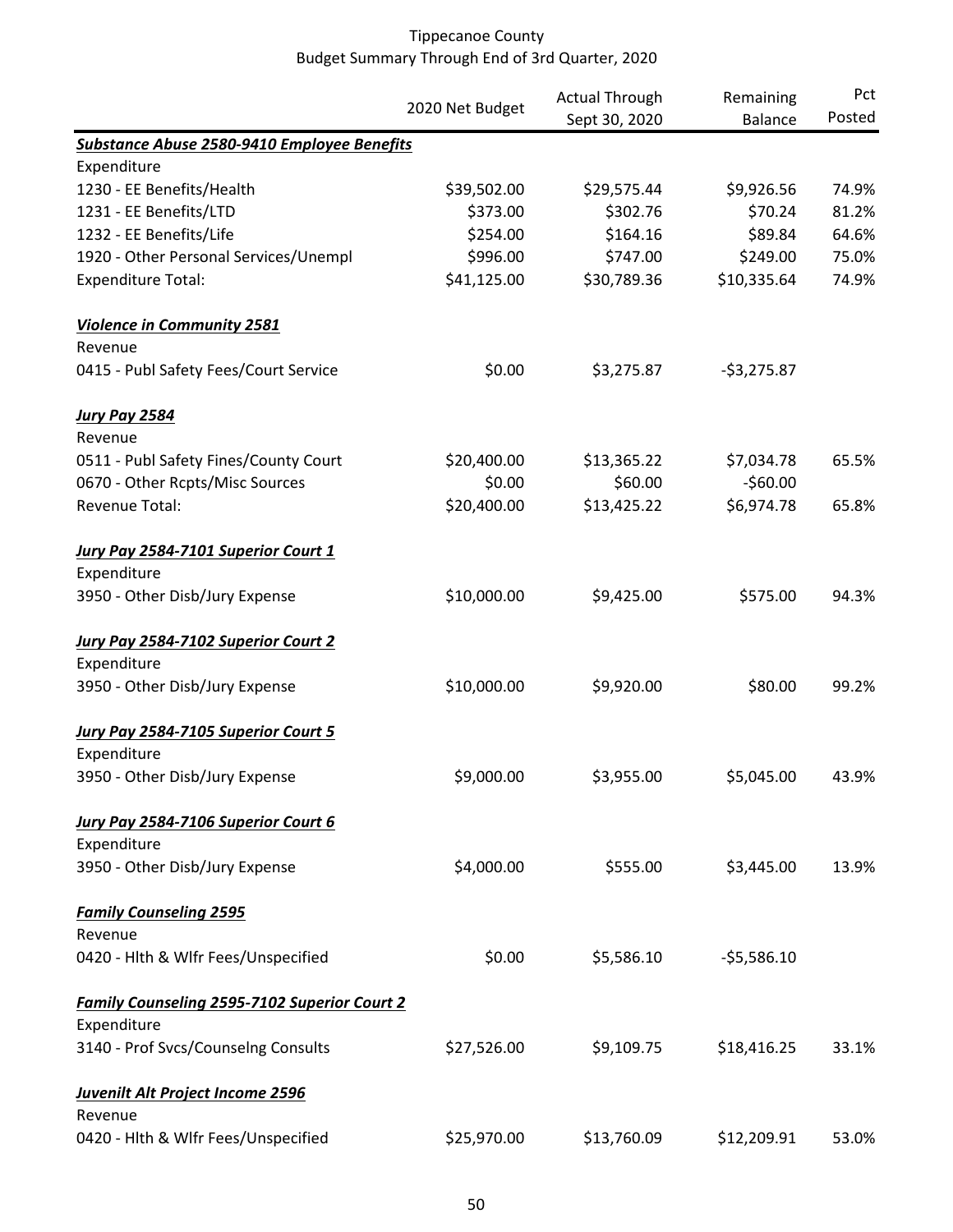# Tippecanoe County
## Budget Summary Through End of 3rd Quarter, 2020

| | 2020 Net Budget | Actual Through Sept 30, 2020 | Remaining Balance | Pct Posted |
|---|---|---|---|---|
| ***Substance Abuse 2580-9410 Employee Benefits*** | | | | |
| Expenditure | | | | |
| 1230 - EE Benefits/Health | $39,502.00 | $29,575.44 | $9,926.56 | 74.9% |
| 1231 - EE Benefits/LTD | $373.00 | $302.76 | $70.24 | 81.2% |
| 1232 - EE Benefits/Life | $254.00 | $164.16 | $89.84 | 64.6% |
| 1920 - Other Personal Services/Unempl | $996.00 | $747.00 | $249.00 | 75.0% |
| Expenditure Total: | $41,125.00 | $30,789.36 | $10,335.64 | 74.9% |
| ***Violence in Community 2581*** | | | | |
| Revenue | | | | |
| 0415 - Publ Safety Fees/Court Service | $0.00 | $3,275.87 | -$3,275.87 | |
| ***Jury Pay 2584*** | | | | |
| Revenue | | | | |
| 0511 - Publ Safety Fines/County Court | $20,400.00 | $13,365.22 | $7,034.78 | 65.5% |
| 0670 - Other Rcpts/Misc Sources | $0.00 | $60.00 | -$60.00 | |
| Revenue Total: | $20,400.00 | $13,425.22 | $6,974.78 | 65.8% |
| ***Jury Pay 2584-7101 Superior Court 1*** | | | | |
| Expenditure | | | | |
| 3950 - Other Disb/Jury Expense | $10,000.00 | $9,425.00 | $575.00 | 94.3% |
| ***Jury Pay 2584-7102 Superior Court 2*** | | | | |
| Expenditure | | | | |
| 3950 - Other Disb/Jury Expense | $10,000.00 | $9,920.00 | $80.00 | 99.2% |
| ***Jury Pay 2584-7105 Superior Court 5*** | | | | |
| Expenditure | | | | |
| 3950 - Other Disb/Jury Expense | $9,000.00 | $3,955.00 | $5,045.00 | 43.9% |
| ***Jury Pay 2584-7106 Superior Court 6*** | | | | |
| Expenditure | | | | |
| 3950 - Other Disb/Jury Expense | $4,000.00 | $555.00 | $3,445.00 | 13.9% |
| ***Family Counseling 2595*** | | | | |
| Revenue | | | | |
| 0420 - Hlth & Wlfr Fees/Unspecified | $0.00 | $5,586.10 | -$5,586.10 | |
| ***Family Counseling 2595-7102 Superior Court 2*** | | | | |
| Expenditure | | | | |
| 3140 - Prof Svcs/Counselng Consults | $27,526.00 | $9,109.75 | $18,416.25 | 33.1% |
| ***Juvenilt Alt Project Income 2596*** | | | | |
| Revenue | | | | |
| 0420 - Hlth & Wlfr Fees/Unspecified | $25,970.00 | $13,760.09 | $12,209.91 | 53.0% |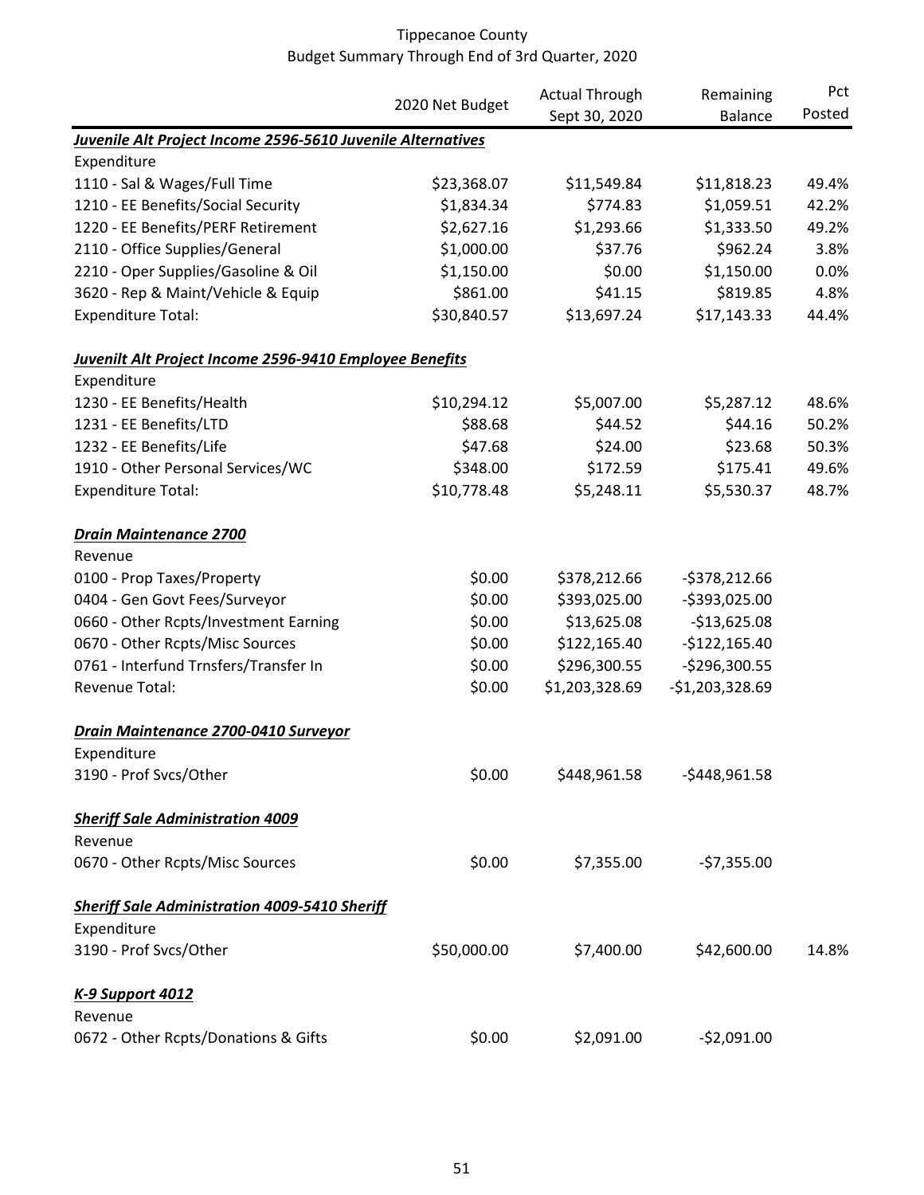Tippecanoe County
Budget Summary Through End of 3rd Quarter, 2020

| | 2020 Net Budget | Actual Through Sept 30, 2020 | Remaining Balance | Pct Posted |
|---|---|---|---|---|
| ***Juvenile Alt Project Income 2596-5610 Juvenile Alternatives*** | | | | |
| Expenditure | | | | |
| 1110 - Sal & Wages/Full Time | $23,368.07 | $11,549.84 | $11,818.23 | 49.4% |
| 1210 - EE Benefits/Social Security | $1,834.34 | $774.83 | $1,059.51 | 42.2% |
| 1220 - EE Benefits/PERF Retirement | $2,627.16 | $1,293.66 | $1,333.50 | 49.2% |
| 2110 - Office Supplies/General | $1,000.00 | $37.76 | $962.24 | 3.8% |
| 2210 - Oper Supplies/Gasoline & Oil | $1,150.00 | $0.00 | $1,150.00 | 0.0% |
| 3620 - Rep & Maint/Vehicle & Equip | $861.00 | $41.15 | $819.85 | 4.8% |
| Expenditure Total: | $30,840.57 | $13,697.24 | $17,143.33 | 44.4% |
| ***Juvenilt Alt Project Income 2596-9410 Employee Benefits*** | | | | |
| Expenditure | | | | |
| 1230 - EE Benefits/Health | $10,294.12 | $5,007.00 | $5,287.12 | 48.6% |
| 1231 - EE Benefits/LTD | $88.68 | $44.52 | $44.16 | 50.2% |
| 1232 - EE Benefits/Life | $47.68 | $24.00 | $23.68 | 50.3% |
| 1910 - Other Personal Services/WC | $348.00 | $172.59 | $175.41 | 49.6% |
| Expenditure Total: | $10,778.48 | $5,248.11 | $5,530.37 | 48.7% |
| ***Drain Maintenance 2700*** | | | | |
| Revenue | | | | |
| 0100 - Prop Taxes/Property | $0.00 | $378,212.66 | -$378,212.66 | |
| 0404 - Gen Govt Fees/Surveyor | $0.00 | $393,025.00 | -$393,025.00 | |
| 0660 - Other Rcpts/Investment Earning | $0.00 | $13,625.08 | -$13,625.08 | |
| 0670 - Other Rcpts/Misc Sources | $0.00 | $122,165.40 | -$122,165.40 | |
| 0761 - Interfund Trnsfers/Transfer In | $0.00 | $296,300.55 | -$296,300.55 | |
| Revenue Total: | $0.00 | $1,203,328.69 | -$1,203,328.69 | |
| ***Drain Maintenance 2700-0410 Surveyor*** | | | | |
| Expenditure | | | | |
| 3190 - Prof Svcs/Other | $0.00 | $448,961.58 | -$448,961.58 | |
| ***Sheriff Sale Administration 4009*** | | | | |
| Revenue | | | | |
| 0670 - Other Rcpts/Misc Sources | $0.00 | $7,355.00 | -$7,355.00 | |
| ***Sheriff Sale Administration 4009-5410 Sheriff*** | | | | |
| Expenditure | | | | |
| 3190 - Prof Svcs/Other | $50,000.00 | $7,400.00 | $42,600.00 | 14.8% |
| ***K-9 Support 4012*** | | | | |
| Revenue | | | | |
| 0672 - Other Rcpts/Donations & Gifts | $0.00 | $2,091.00 | -$2,091.00 | |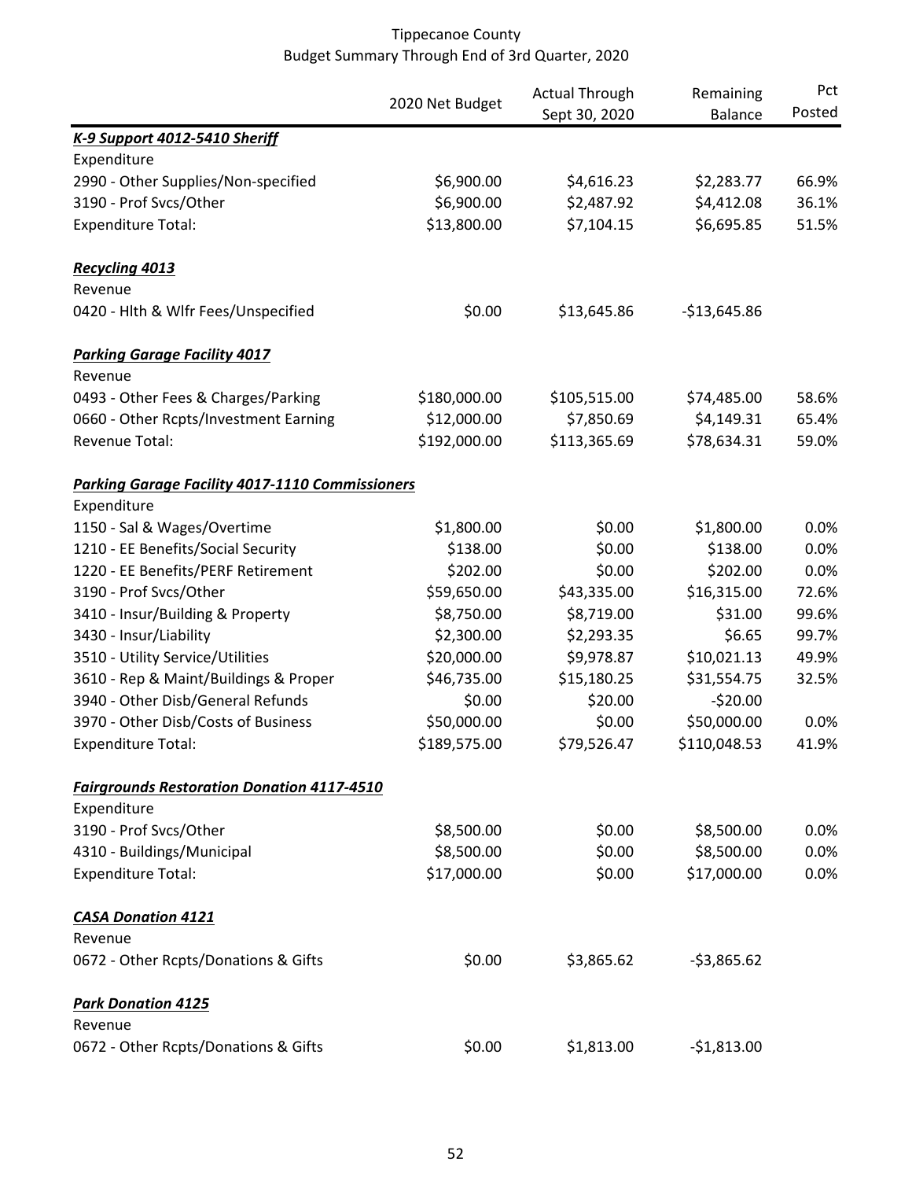# Tippecanoe County
## Budget Summary Through End of 3rd Quarter, 2020

| | 2020 Net Budget | Actual Through Sept 30, 2020 | Remaining Balance | Pct Posted |
|---|---|---|---|---|
| ***K-9 Support 4012-5410 Sheriff*** | | | | |
| Expenditure | | | | |
| 2990 - Other Supplies/Non-specified | $6,900.00 | $4,616.23 | $2,283.77 | 66.9% |
| 3190 - Prof Svcs/Other | $6,900.00 | $2,487.92 | $4,412.08 | 36.1% |
| Expenditure Total: | $13,800.00 | $7,104.15 | $6,695.85 | 51.5% |
| | | | | |
| ***Recycling 4013*** | | | | |
| Revenue | | | | |
| 0420 - Hlth & Wlfr Fees/Unspecified | $0.00 | $13,645.86 | -$13,645.86 | |
| | | | | |
| ***Parking Garage Facility 4017*** | | | | |
| Revenue | | | | |
| 0493 - Other Fees & Charges/Parking | $180,000.00 | $105,515.00 | $74,485.00 | 58.6% |
| 0660 - Other Rcpts/Investment Earning | $12,000.00 | $7,850.69 | $4,149.31 | 65.4% |
| Revenue Total: | $192,000.00 | $113,365.69 | $78,634.31 | 59.0% |
| | | | | |
| ***Parking Garage Facility 4017-1110 Commissioners*** | | | | |
| Expenditure | | | | |
| 1150 - Sal & Wages/Overtime | $1,800.00 | $0.00 | $1,800.00 | 0.0% |
| 1210 - EE Benefits/Social Security | $138.00 | $0.00 | $138.00 | 0.0% |
| 1220 - EE Benefits/PERF Retirement | $202.00 | $0.00 | $202.00 | 0.0% |
| 3190 - Prof Svcs/Other | $59,650.00 | $43,335.00 | $16,315.00 | 72.6% |
| 3410 - Insur/Building & Property | $8,750.00 | $8,719.00 | $31.00 | 99.6% |
| 3430 - Insur/Liability | $2,300.00 | $2,293.35 | $6.65 | 99.7% |
| 3510 - Utility Service/Utilities | $20,000.00 | $9,978.87 | $10,021.13 | 49.9% |
| 3610 - Rep & Maint/Buildings & Proper | $46,735.00 | $15,180.25 | $31,554.75 | 32.5% |
| 3940 - Other Disb/General Refunds | $0.00 | $20.00 | -$20.00 | |
| 3970 - Other Disb/Costs of Business | $50,000.00 | $0.00 | $50,000.00 | 0.0% |
| Expenditure Total: | $189,575.00 | $79,526.47 | $110,048.53 | 41.9% |
| | | | | |
| ***Fairgrounds Restoration Donation 4117-4510*** | | | | |
| Expenditure | | | | |
| 3190 - Prof Svcs/Other | $8,500.00 | $0.00 | $8,500.00 | 0.0% |
| 4310 - Buildings/Municipal | $8,500.00 | $0.00 | $8,500.00 | 0.0% |
| Expenditure Total: | $17,000.00 | $0.00 | $17,000.00 | 0.0% |
| | | | | |
| ***CASA Donation 4121*** | | | | |
| Revenue | | | | |
| 0672 - Other Rcpts/Donations & Gifts | $0.00 | $3,865.62 | -$3,865.62 | |
| | | | | |
| ***Park Donation 4125*** | | | | |
| Revenue | | | | |
| 0672 - Other Rcpts/Donations & Gifts | $0.00 | $1,813.00 | -$1,813.00 | |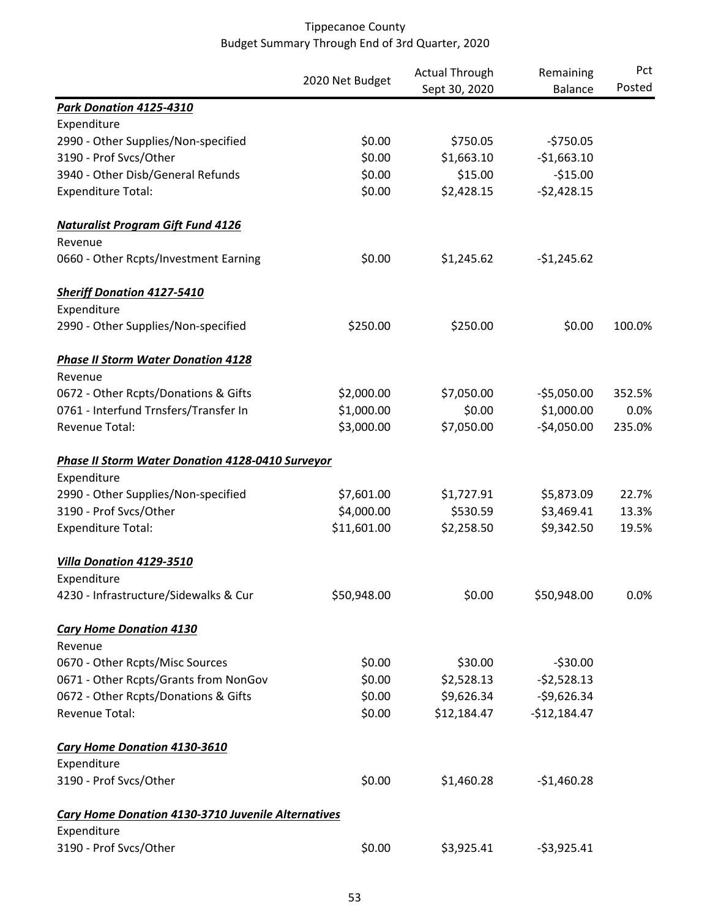# Tippecanoe County
## Budget Summary Through End of 3rd Quarter, 2020

| | 2020 Net Budget | Actual Through Sept 30, 2020 | Remaining Balance | Pct Posted |
|---|---|---|---|---|
| ***Park Donation 4125-4310*** | | | | |
| Expenditure | | | | |
| 2990 - Other Supplies/Non-specified | $0.00 | $750.05 | -$750.05 | |
| 3190 - Prof Svcs/Other | $0.00 | $1,663.10 | -$1,663.10 | |
| 3940 - Other Disb/General Refunds | $0.00 | $15.00 | -$15.00 | |
| Expenditure Total: | $0.00 | $2,428.15 | -$2,428.15 | |
| ***Naturalist Program Gift Fund 4126*** | | | | |
| Revenue | | | | |
| 0660 - Other Rcpts/Investment Earning | $0.00 | $1,245.62 | -$1,245.62 | |
| ***Sheriff Donation 4127-5410*** | | | | |
| Expenditure | | | | |
| 2990 - Other Supplies/Non-specified | $250.00 | $250.00 | $0.00 | 100.0% |
| ***Phase II Storm Water Donation 4128*** | | | | |
| Revenue | | | | |
| 0672 - Other Rcpts/Donations & Gifts | $2,000.00 | $7,050.00 | -$5,050.00 | 352.5% |
| 0761 - Interfund Trnsfers/Transfer In | $1,000.00 | $0.00 | $1,000.00 | 0.0% |
| Revenue Total: | $3,000.00 | $7,050.00 | -$4,050.00 | 235.0% |
| ***Phase II Storm Water Donation 4128-0410 Surveyor*** | | | | |
| Expenditure | | | | |
| 2990 - Other Supplies/Non-specified | $7,601.00 | $1,727.91 | $5,873.09 | 22.7% |
| 3190 - Prof Svcs/Other | $4,000.00 | $530.59 | $3,469.41 | 13.3% |
| Expenditure Total: | $11,601.00 | $2,258.50 | $9,342.50 | 19.5% |
| ***Villa Donation 4129-3510*** | | | | |
| Expenditure | | | | |
| 4230 - Infrastructure/Sidewalks & Cur | $50,948.00 | $0.00 | $50,948.00 | 0.0% |
| ***Cary Home Donation 4130*** | | | | |
| Revenue | | | | |
| 0670 - Other Rcpts/Misc Sources | $0.00 | $30.00 | -$30.00 | |
| 0671 - Other Rcpts/Grants from NonGov | $0.00 | $2,528.13 | -$2,528.13 | |
| 0672 - Other Rcpts/Donations & Gifts | $0.00 | $9,626.34 | -$9,626.34 | |
| Revenue Total: | $0.00 | $12,184.47 | -$12,184.47 | |
| ***Cary Home Donation 4130-3610*** | | | | |
| Expenditure | | | | |
| 3190 - Prof Svcs/Other | $0.00 | $1,460.28 | -$1,460.28 | |
| ***Cary Home Donation 4130-3710 Juvenile Alternatives*** | | | | |
| Expenditure | | | | |
| 3190 - Prof Svcs/Other | $0.00 | $3,925.41 | -$3,925.41 | |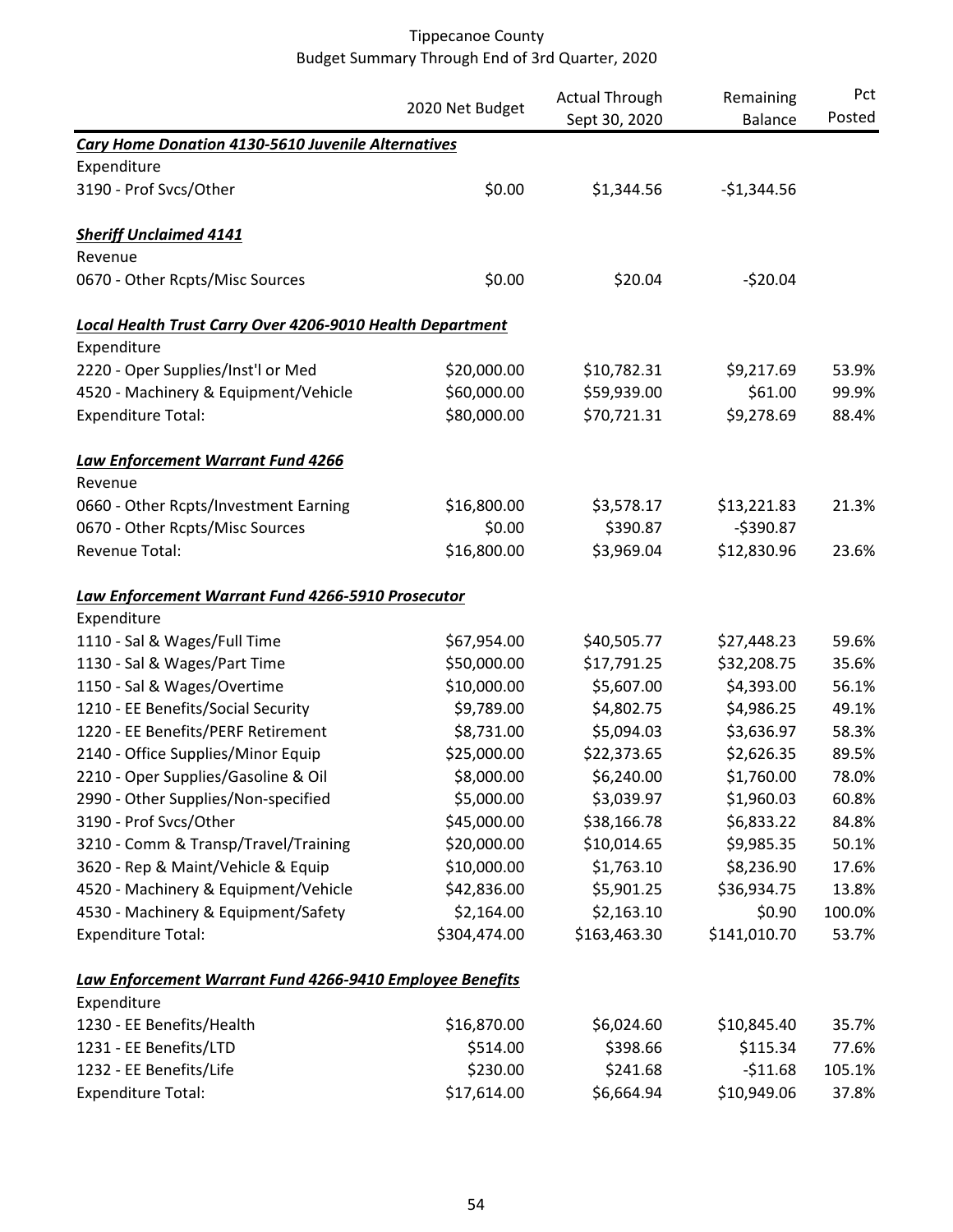# Tippecanoe County
## Budget Summary Through End of 3rd Quarter, 2020

| | 2020 Net Budget | Actual Through Sept 30, 2020 | Remaining Balance | Pct Posted |
|---|---|---|---|---|
| ***Cary Home Donation 4130-5610 Juvenile Alternatives*** | | | | |
| Expenditure | | | | |
| 3190 - Prof Svcs/Other | $0.00 | $1,344.56 | -$1,344.56 | |
| | | | | |
| ***Sheriff Unclaimed 4141*** | | | | |
| Revenue | | | | |
| 0670 - Other Rcpts/Misc Sources | $0.00 | $20.04 | -$20.04 | |
| | | | | |
| ***Local Health Trust Carry Over 4206-9010 Health Department*** | | | | |
| Expenditure | | | | |
| 2220 - Oper Supplies/Inst'l or Med | $20,000.00 | $10,782.31 | $9,217.69 | 53.9% |
| 4520 - Machinery & Equipment/Vehicle | $60,000.00 | $59,939.00 | $61.00 | 99.9% |
| Expenditure Total: | $80,000.00 | $70,721.31 | $9,278.69 | 88.4% |
| | | | | |
| ***Law Enforcement Warrant Fund 4266*** | | | | |
| Revenue | | | | |
| 0660 - Other Rcpts/Investment Earning | $16,800.00 | $3,578.17 | $13,221.83 | 21.3% |
| 0670 - Other Rcpts/Misc Sources | $0.00 | $390.87 | -$390.87 | |
| Revenue Total: | $16,800.00 | $3,969.04 | $12,830.96 | 23.6% |
| | | | | |
| ***Law Enforcement Warrant Fund 4266-5910 Prosecutor*** | | | | |
| Expenditure | | | | |
| 1110 - Sal & Wages/Full Time | $67,954.00 | $40,505.77 | $27,448.23 | 59.6% |
| 1130 - Sal & Wages/Part Time | $50,000.00 | $17,791.25 | $32,208.75 | 35.6% |
| 1150 - Sal & Wages/Overtime | $10,000.00 | $5,607.00 | $4,393.00 | 56.1% |
| 1210 - EE Benefits/Social Security | $9,789.00 | $4,802.75 | $4,986.25 | 49.1% |
| 1220 - EE Benefits/PERF Retirement | $8,731.00 | $5,094.03 | $3,636.97 | 58.3% |
| 2140 - Office Supplies/Minor Equip | $25,000.00 | $22,373.65 | $2,626.35 | 89.5% |
| 2210 - Oper Supplies/Gasoline & Oil | $8,000.00 | $6,240.00 | $1,760.00 | 78.0% |
| 2990 - Other Supplies/Non-specified | $5,000.00 | $3,039.97 | $1,960.03 | 60.8% |
| 3190 - Prof Svcs/Other | $45,000.00 | $38,166.78 | $6,833.22 | 84.8% |
| 3210 - Comm & Transp/Travel/Training | $20,000.00 | $10,014.65 | $9,985.35 | 50.1% |
| 3620 - Rep & Maint/Vehicle & Equip | $10,000.00 | $1,763.10 | $8,236.90 | 17.6% |
| 4520 - Machinery & Equipment/Vehicle | $42,836.00 | $5,901.25 | $36,934.75 | 13.8% |
| 4530 - Machinery & Equipment/Safety | $2,164.00 | $2,163.10 | $0.90 | 100.0% |
| Expenditure Total: | $304,474.00 | $163,463.30 | $141,010.70 | 53.7% |
| | | | | |
| ***Law Enforcement Warrant Fund 4266-9410 Employee Benefits*** | | | | |
| Expenditure | | | | |
| 1230 - EE Benefits/Health | $16,870.00 | $6,024.60 | $10,845.40 | 35.7% |
| 1231 - EE Benefits/LTD | $514.00 | $398.66 | $115.34 | 77.6% |
| 1232 - EE Benefits/Life | $230.00 | $241.68 | -$11.68 | 105.1% |
| Expenditure Total: | $17,614.00 | $6,664.94 | $10,949.06 | 37.8% |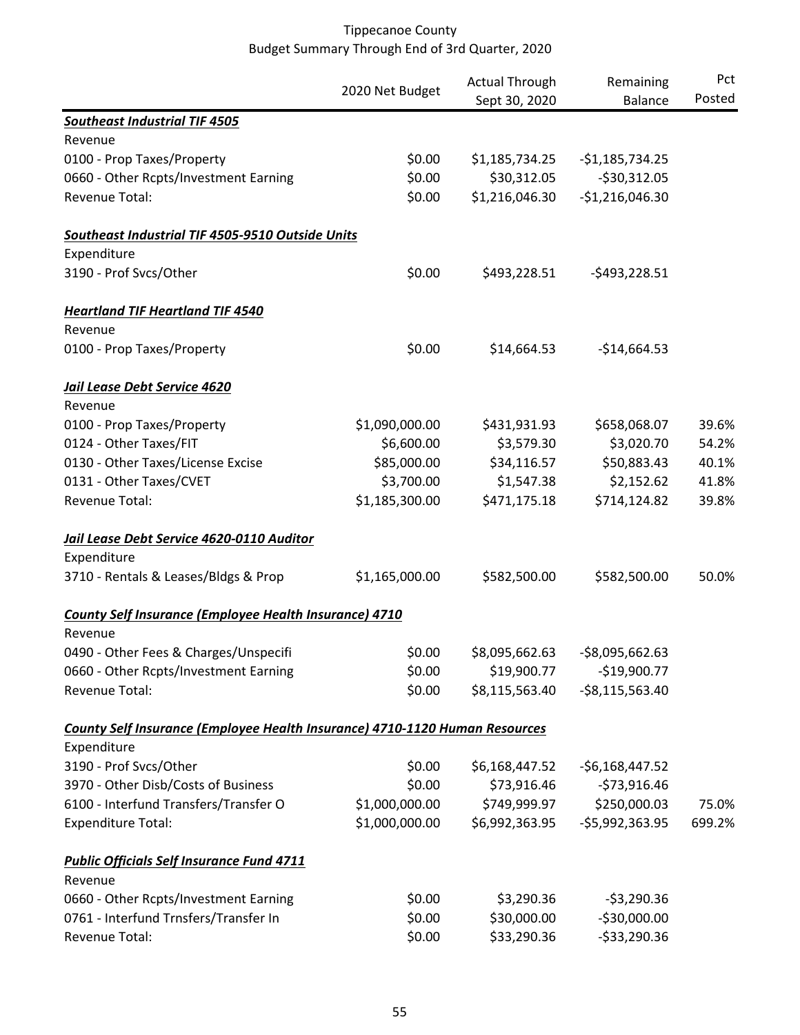Tippecanoe County
Budget Summary Through End of 3rd Quarter, 2020

| | 2020 Net Budget | Actual Through Sept 30, 2020 | Remaining Balance | Pct Posted |
|---|---|---|---|---|
| ***Southeast Industrial TIF 4505*** | | | | |
| Revenue | | | | |
| 0100 - Prop Taxes/Property | $0.00 | $1,185,734.25 | -$1,185,734.25 | |
| 0660 - Other Rcpts/Investment Earning | $0.00 | $30,312.05 | -$30,312.05 | |
| Revenue Total: | $0.00 | $1,216,046.30 | -$1,216,046.30 | |
| ***Southeast Industrial TIF 4505-9510 Outside Units*** | | | | |
| Expenditure | | | | |
| 3190 - Prof Svcs/Other | $0.00 | $493,228.51 | -$493,228.51 | |
| ***Heartland TIF Heartland TIF 4540*** | | | | |
| Revenue | | | | |
| 0100 - Prop Taxes/Property | $0.00 | $14,664.53 | -$14,664.53 | |
| ***Jail Lease Debt Service 4620*** | | | | |
| Revenue | | | | |
| 0100 - Prop Taxes/Property | $1,090,000.00 | $431,931.93 | $658,068.07 | 39.6% |
| 0124 - Other Taxes/FIT | $6,600.00 | $3,579.30 | $3,020.70 | 54.2% |
| 0130 - Other Taxes/License Excise | $85,000.00 | $34,116.57 | $50,883.43 | 40.1% |
| 0131 - Other Taxes/CVET | $3,700.00 | $1,547.38 | $2,152.62 | 41.8% |
| Revenue Total: | $1,185,300.00 | $471,175.18 | $714,124.82 | 39.8% |
| ***Jail Lease Debt Service 4620-0110 Auditor*** | | | | |
| Expenditure | | | | |
| 3710 - Rentals & Leases/Bldgs & Prop | $1,165,000.00 | $582,500.00 | $582,500.00 | 50.0% |
| ***County Self Insurance (Employee Health Insurance) 4710*** | | | | |
| Revenue | | | | |
| 0490 - Other Fees & Charges/Unspecifi | $0.00 | $8,095,662.63 | -$8,095,662.63 | |
| 0660 - Other Rcpts/Investment Earning | $0.00 | $19,900.77 | -$19,900.77 | |
| Revenue Total: | $0.00 | $8,115,563.40 | -$8,115,563.40 | |
| ***County Self Insurance (Employee Health Insurance) 4710-1120 Human Resources*** | | | | |
| Expenditure | | | | |
| 3190 - Prof Svcs/Other | $0.00 | $6,168,447.52 | -$6,168,447.52 | |
| 3970 - Other Disb/Costs of Business | $0.00 | $73,916.46 | -$73,916.46 | |
| 6100 - Interfund Transfers/Transfer O | $1,000,000.00 | $749,999.97 | $250,000.03 | 75.0% |
| Expenditure Total: | $1,000,000.00 | $6,992,363.95 | -$5,992,363.95 | 699.2% |
| ***Public Officials Self Insurance Fund 4711*** | | | | |
| Revenue | | | | |
| 0660 - Other Rcpts/Investment Earning | $0.00 | $3,290.36 | -$3,290.36 | |
| 0761 - Interfund Trnsfers/Transfer In | $0.00 | $30,000.00 | -$30,000.00 | |
| Revenue Total: | $0.00 | $33,290.36 | -$33,290.36 | |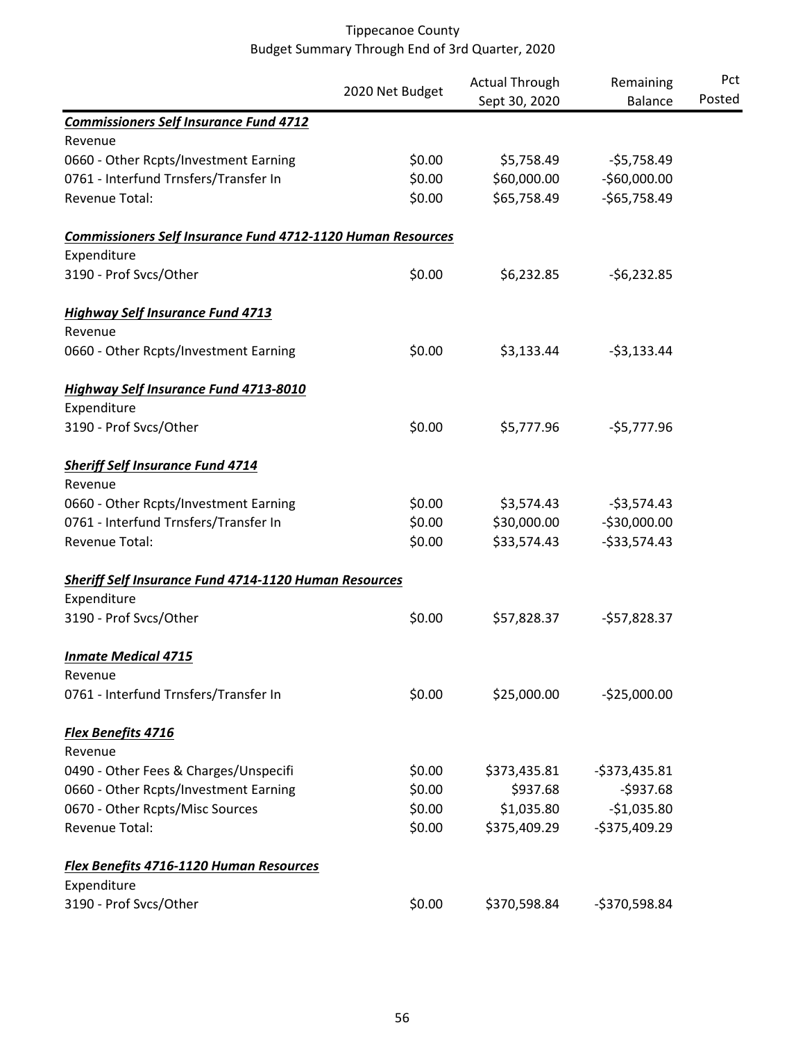Tippecanoe County
Budget Summary Through End of 3rd Quarter, 2020

| | 2020 Net Budget | Actual Through Sept 30, 2020 | Remaining Balance | Pct Posted |
|---|---|---|---|---|
| ***Commissioners Self Insurance Fund 4712*** | | | | |
| Revenue | | | | |
| 0660 - Other Rcpts/Investment Earning | $0.00 | $5,758.49 | -$5,758.49 | |
| 0761 - Interfund Trnsfers/Transfer In | $0.00 | $60,000.00 | -$60,000.00 | |
| Revenue Total: | $0.00 | $65,758.49 | -$65,758.49 | |
| | | | | |
| ***Commissioners Self Insurance Fund 4712-1120 Human Resources*** | | | | |
| Expenditure | | | | |
| 3190 - Prof Svcs/Other | $0.00 | $6,232.85 | -$6,232.85 | |
| | | | | |
| ***Highway Self Insurance Fund 4713*** | | | | |
| Revenue | | | | |
| 0660 - Other Rcpts/Investment Earning | $0.00 | $3,133.44 | -$3,133.44 | |
| | | | | |
| ***Highway Self Insurance Fund 4713-8010*** | | | | |
| Expenditure | | | | |
| 3190 - Prof Svcs/Other | $0.00 | $5,777.96 | -$5,777.96 | |
| | | | | |
| ***Sheriff Self Insurance Fund 4714*** | | | | |
| Revenue | | | | |
| 0660 - Other Rcpts/Investment Earning | $0.00 | $3,574.43 | -$3,574.43 | |
| 0761 - Interfund Trnsfers/Transfer In | $0.00 | $30,000.00 | -$30,000.00 | |
| Revenue Total: | $0.00 | $33,574.43 | -$33,574.43 | |
| | | | | |
| ***Sheriff Self Insurance Fund 4714-1120 Human Resources*** | | | | |
| Expenditure | | | | |
| 3190 - Prof Svcs/Other | $0.00 | $57,828.37 | -$57,828.37 | |
| | | | | |
| ***Inmate Medical 4715*** | | | | |
| Revenue | | | | |
| 0761 - Interfund Trnsfers/Transfer In | $0.00 | $25,000.00 | -$25,000.00 | |
| | | | | |
| ***Flex Benefits 4716*** | | | | |
| Revenue | | | | |
| 0490 - Other Fees & Charges/Unspecifi | $0.00 | $373,435.81 | -$373,435.81 | |
| 0660 - Other Rcpts/Investment Earning | $0.00 | $937.68 | -$937.68 | |
| 0670 - Other Rcpts/Misc Sources | $0.00 | $1,035.80 | -$1,035.80 | |
| Revenue Total: | $0.00 | $375,409.29 | -$375,409.29 | |
| | | | | |
| ***Flex Benefits 4716-1120 Human Resources*** | | | | |
| Expenditure | | | | |
| 3190 - Prof Svcs/Other | $0.00 | $370,598.84 | -$370,598.84 | |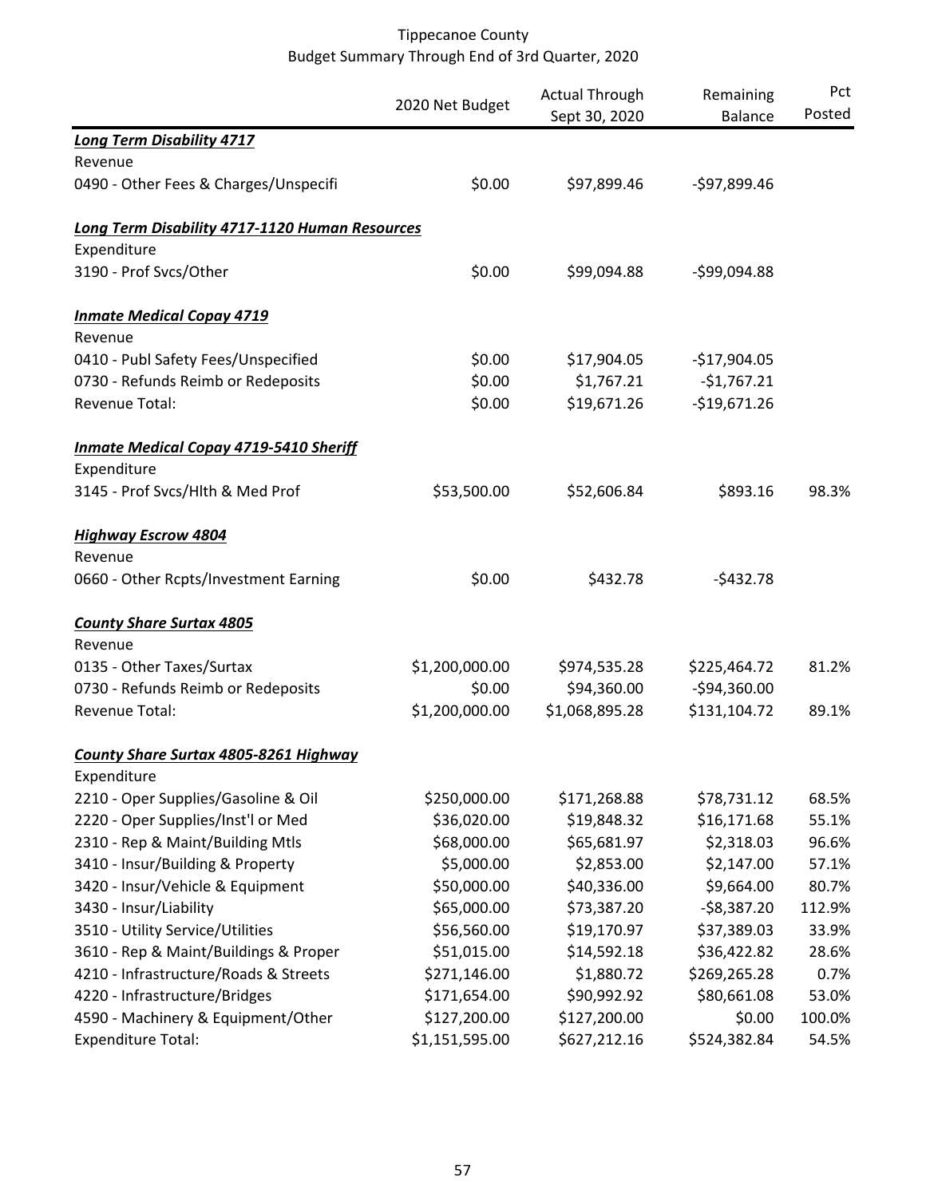Tippecanoe County
Budget Summary Through End of 3rd Quarter, 2020

| | 2020 Net Budget | Actual Through Sept 30, 2020 | Remaining Balance | Pct Posted |
|---|---|---|---|---|
| ***Long Term Disability 4717*** | | | | |
| Revenue | | | | |
| 0490 - Other Fees & Charges/Unspecifi | $0.00 | $97,899.46 | -$97,899.46 | |
| | | | | |
| ***Long Term Disability 4717-1120 Human Resources*** | | | | |
| Expenditure | | | | |
| 3190 - Prof Svcs/Other | $0.00 | $99,094.88 | -$99,094.88 | |
| | | | | |
| ***Inmate Medical Copay 4719*** | | | | |
| Revenue | | | | |
| 0410 - Publ Safety Fees/Unspecified | $0.00 | $17,904.05 | -$17,904.05 | |
| 0730 - Refunds Reimb or Redeposits | $0.00 | $1,767.21 | -$1,767.21 | |
| Revenue Total: | $0.00 | $19,671.26 | -$19,671.26 | |
| | | | | |
| ***Inmate Medical Copay 4719-5410 Sheriff*** | | | | |
| Expenditure | | | | |
| 3145 - Prof Svcs/Hlth & Med Prof | $53,500.00 | $52,606.84 | $893.16 | 98.3% |
| | | | | |
| ***Highway Escrow 4804*** | | | | |
| Revenue | | | | |
| 0660 - Other Rcpts/Investment Earning | $0.00 | $432.78 | -$432.78 | |
| | | | | |
| ***County Share Surtax 4805*** | | | | |
| Revenue | | | | |
| 0135 - Other Taxes/Surtax | $1,200,000.00 | $974,535.28 | $225,464.72 | 81.2% |
| 0730 - Refunds Reimb or Redeposits | $0.00 | $94,360.00 | -$94,360.00 | |
| Revenue Total: | $1,200,000.00 | $1,068,895.28 | $131,104.72 | 89.1% |
| | | | | |
| ***County Share Surtax 4805-8261 Highway*** | | | | |
| Expenditure | | | | |
| 2210 - Oper Supplies/Gasoline & Oil | $250,000.00 | $171,268.88 | $78,731.12 | 68.5% |
| 2220 - Oper Supplies/Inst'l or Med | $36,020.00 | $19,848.32 | $16,171.68 | 55.1% |
| 2310 - Rep & Maint/Building Mtls | $68,000.00 | $65,681.97 | $2,318.03 | 96.6% |
| 3410 - Insur/Building & Property | $5,000.00 | $2,853.00 | $2,147.00 | 57.1% |
| 3420 - Insur/Vehicle & Equipment | $50,000.00 | $40,336.00 | $9,664.00 | 80.7% |
| 3430 - Insur/Liability | $65,000.00 | $73,387.20 | -$8,387.20 | 112.9% |
| 3510 - Utility Service/Utilities | $56,560.00 | $19,170.97 | $37,389.03 | 33.9% |
| 3610 - Rep & Maint/Buildings & Proper | $51,015.00 | $14,592.18 | $36,422.82 | 28.6% |
| 4210 - Infrastructure/Roads & Streets | $271,146.00 | $1,880.72 | $269,265.28 | 0.7% |
| 4220 - Infrastructure/Bridges | $171,654.00 | $90,992.92 | $80,661.08 | 53.0% |
| 4590 - Machinery & Equipment/Other | $127,200.00 | $127,200.00 | $0.00 | 100.0% |
| Expenditure Total: | $1,151,595.00 | $627,212.16 | $524,382.84 | 54.5% |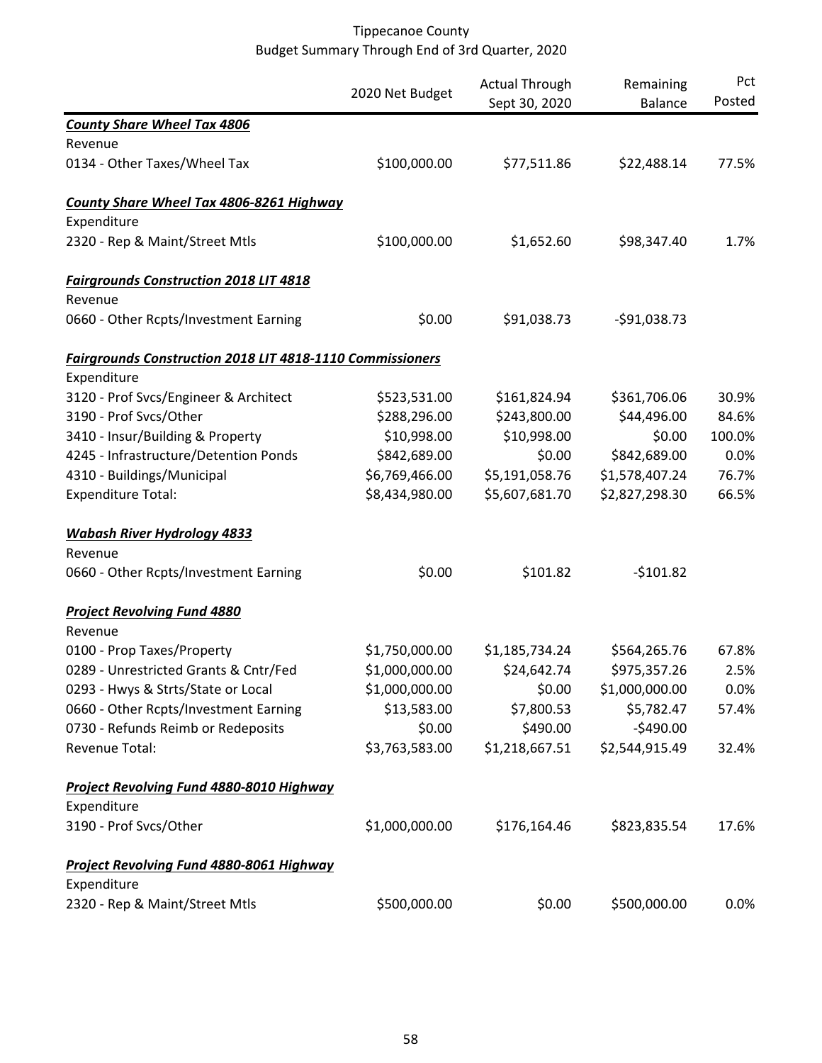# Tippecanoe County
## Budget Summary Through End of 3rd Quarter, 2020

| | 2020 Net Budget | Actual Through Sept 30, 2020 | Remaining Balance | Pct Posted |
|---|---|---|---|---|
| ***County Share Wheel Tax 4806*** | | | | |
| Revenue | | | | |
| 0134 - Other Taxes/Wheel Tax | \$100,000.00 | \$77,511.86 | \$22,488.14 | 77.5% |
| ***County Share Wheel Tax 4806-8261 Highway*** | | | | |
| Expenditure | | | | |
| 2320 - Rep & Maint/Street Mtls | \$100,000.00 | \$1,652.60 | \$98,347.40 | 1.7% |
| ***Fairgrounds Construction 2018 LIT 4818*** | | | | |
| Revenue | | | | |
| 0660 - Other Rcpts/Investment Earning | \$0.00 | \$91,038.73 | -\$91,038.73 | |
| ***Fairgrounds Construction 2018 LIT 4818-1110 Commissioners*** | | | | |
| Expenditure | | | | |
| 3120 - Prof Svcs/Engineer & Architect | \$523,531.00 | \$161,824.94 | \$361,706.06 | 30.9% |
| 3190 - Prof Svcs/Other | \$288,296.00 | \$243,800.00 | \$44,496.00 | 84.6% |
| 3410 - Insur/Building & Property | \$10,998.00 | \$10,998.00 | \$0.00 | 100.0% |
| 4245 - Infrastructure/Detention Ponds | \$842,689.00 | \$0.00 | \$842,689.00 | 0.0% |
| 4310 - Buildings/Municipal | \$6,769,466.00 | \$5,191,058.76 | \$1,578,407.24 | 76.7% |
| Expenditure Total: | \$8,434,980.00 | \$5,607,681.70 | \$2,827,298.30 | 66.5% |
| ***Wabash River Hydrology 4833*** | | | | |
| Revenue | | | | |
| 0660 - Other Rcpts/Investment Earning | \$0.00 | \$101.82 | -\$101.82 | |
| ***Project Revolving Fund 4880*** | | | | |
| Revenue | | | | |
| 0100 - Prop Taxes/Property | \$1,750,000.00 | \$1,185,734.24 | \$564,265.76 | 67.8% |
| 0289 - Unrestricted Grants & Cntr/Fed | \$1,000,000.00 | \$24,642.74 | \$975,357.26 | 2.5% |
| 0293 - Hwys & Strts/State or Local | \$1,000,000.00 | \$0.00 | \$1,000,000.00 | 0.0% |
| 0660 - Other Rcpts/Investment Earning | \$13,583.00 | \$7,800.53 | \$5,782.47 | 57.4% |
| 0730 - Refunds Reimb or Redeposits | \$0.00 | \$490.00 | -\$490.00 | |
| Revenue Total: | \$3,763,583.00 | \$1,218,667.51 | \$2,544,915.49 | 32.4% |
| ***Project Revolving Fund 4880-8010 Highway*** | | | | |
| Expenditure | | | | |
| 3190 - Prof Svcs/Other | \$1,000,000.00 | \$176,164.46 | \$823,835.54 | 17.6% |
| ***Project Revolving Fund 4880-8061 Highway*** | | | | |
| Expenditure | | | | |
| 2320 - Rep & Maint/Street Mtls | \$500,000.00 | \$0.00 | \$500,000.00 | 0.0% |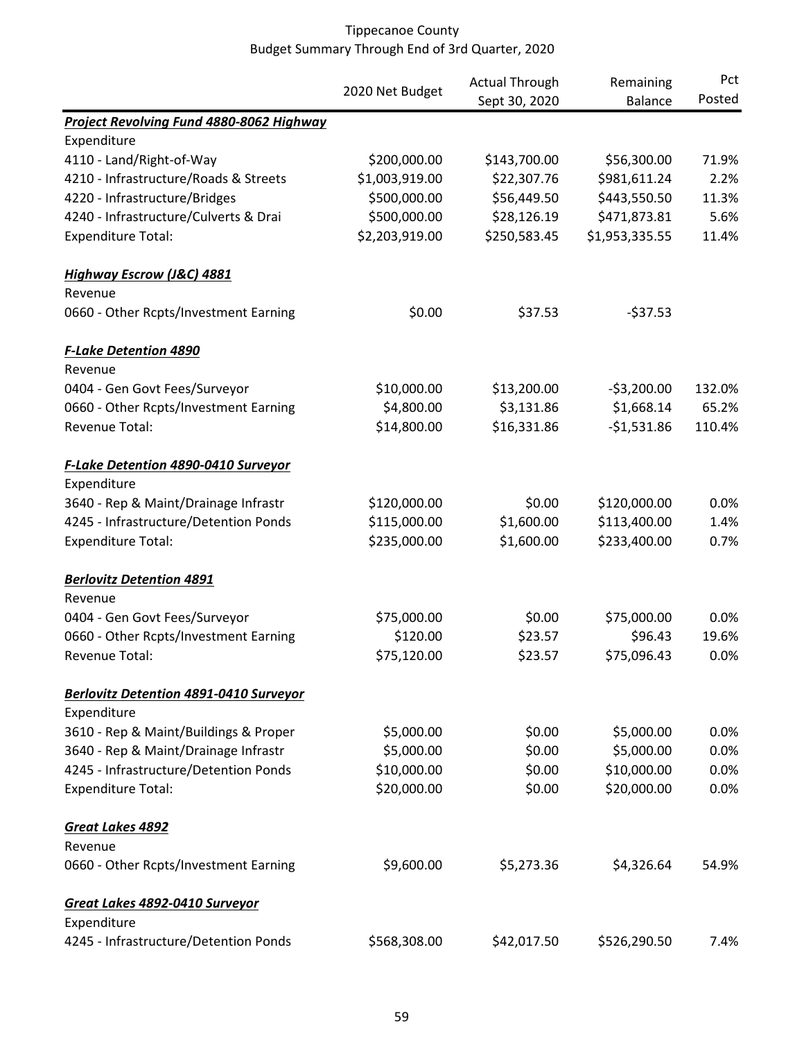# Tippecanoe County
## Budget Summary Through End of 3rd Quarter, 2020

| | 2020 Net Budget | Actual Through Sept 30, 2020 | Remaining Balance | Pct Posted |
|---|---|---|---|---|
| ***Project Revolving Fund 4880-8062 Highway*** | | | | |
| Expenditure | | | | |
| 4110 - Land/Right-of-Way | \$200,000.00 | \$143,700.00 | \$56,300.00 | 71.9% |
| 4210 - Infrastructure/Roads & Streets | \$1,003,919.00 | \$22,307.76 | \$981,611.24 | 2.2% |
| 4220 - Infrastructure/Bridges | \$500,000.00 | \$56,449.50 | \$443,550.50 | 11.3% |
| 4240 - Infrastructure/Culverts & Drai | \$500,000.00 | \$28,126.19 | \$471,873.81 | 5.6% |
| Expenditure Total: | \$2,203,919.00 | \$250,583.45 | \$1,953,335.55 | 11.4% |
| ***Highway Escrow (J&C) 4881*** | | | | |
| Revenue | | | | |
| 0660 - Other Rcpts/Investment Earning | \$0.00 | \$37.53 | -\$37.53 | |
| ***F-Lake Detention 4890*** | | | | |
| Revenue | | | | |
| 0404 - Gen Govt Fees/Surveyor | \$10,000.00 | \$13,200.00 | -\$3,200.00 | 132.0% |
| 0660 - Other Rcpts/Investment Earning | \$4,800.00 | \$3,131.86 | \$1,668.14 | 65.2% |
| Revenue Total: | \$14,800.00 | \$16,331.86 | -\$1,531.86 | 110.4% |
| ***F-Lake Detention 4890-0410 Surveyor*** | | | | |
| Expenditure | | | | |
| 3640 - Rep & Maint/Drainage Infrastr | \$120,000.00 | \$0.00 | \$120,000.00 | 0.0% |
| 4245 - Infrastructure/Detention Ponds | \$115,000.00 | \$1,600.00 | \$113,400.00 | 1.4% |
| Expenditure Total: | \$235,000.00 | \$1,600.00 | \$233,400.00 | 0.7% |
| ***Berlovitz Detention 4891*** | | | | |
| Revenue | | | | |
| 0404 - Gen Govt Fees/Surveyor | \$75,000.00 | \$0.00 | \$75,000.00 | 0.0% |
| 0660 - Other Rcpts/Investment Earning | \$120.00 | \$23.57 | \$96.43 | 19.6% |
| Revenue Total: | \$75,120.00 | \$23.57 | \$75,096.43 | 0.0% |
| ***Berlovitz Detention 4891-0410 Surveyor*** | | | | |
| Expenditure | | | | |
| 3610 - Rep & Maint/Buildings & Proper | \$5,000.00 | \$0.00 | \$5,000.00 | 0.0% |
| 3640 - Rep & Maint/Drainage Infrastr | \$5,000.00 | \$0.00 | \$5,000.00 | 0.0% |
| 4245 - Infrastructure/Detention Ponds | \$10,000.00 | \$0.00 | \$10,000.00 | 0.0% |
| Expenditure Total: | \$20,000.00 | \$0.00 | \$20,000.00 | 0.0% |
| ***Great Lakes 4892*** | | | | |
| Revenue | | | | |
| 0660 - Other Rcpts/Investment Earning | \$9,600.00 | \$5,273.36 | \$4,326.64 | 54.9% |
| ***Great Lakes 4892-0410 Surveyor*** | | | | |
| Expenditure | | | | |
| 4245 - Infrastructure/Detention Ponds | \$568,308.00 | \$42,017.50 | \$526,290.50 | 7.4% |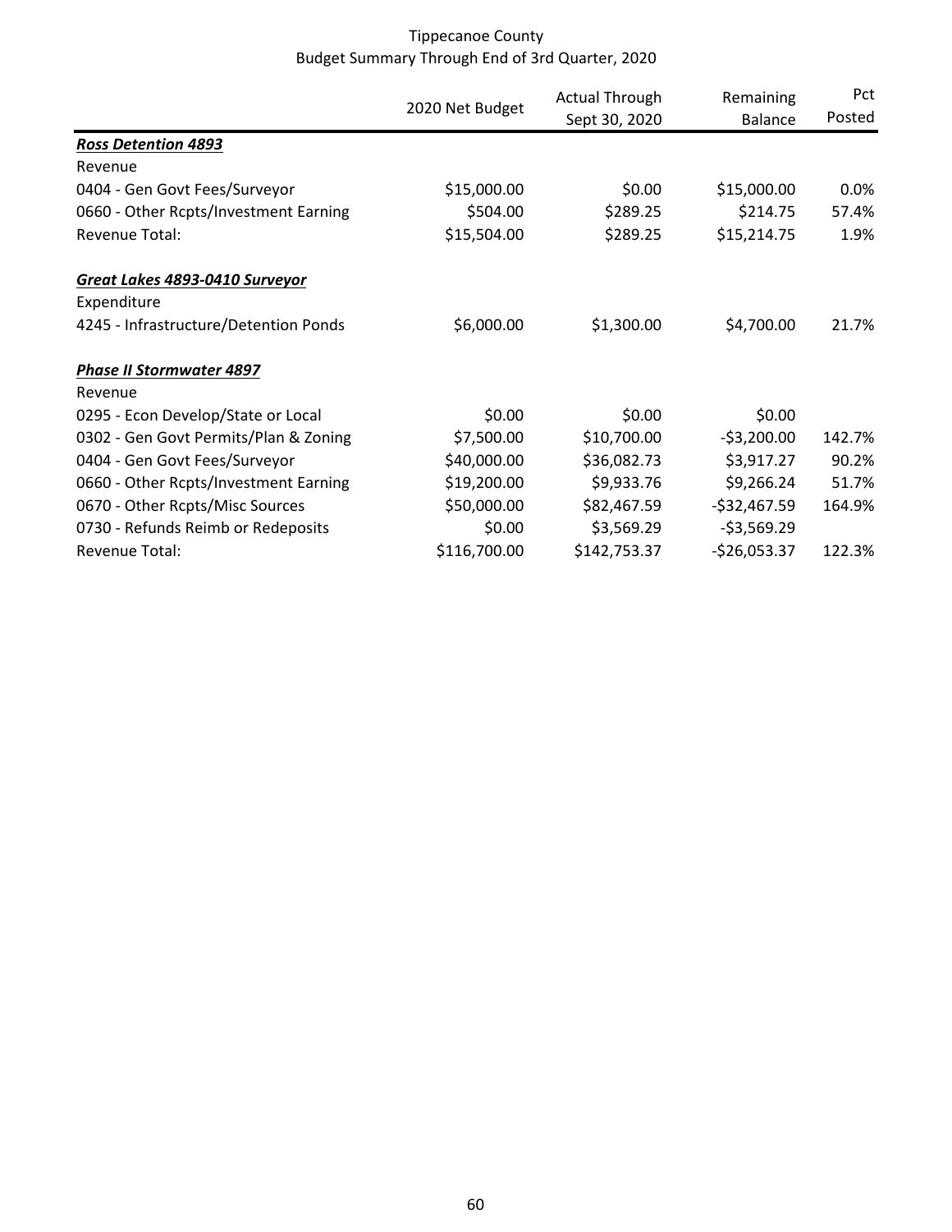Tippecanoe County
Budget Summary Through End of 3rd Quarter, 2020

| | 2020 Net Budget | Actual Through Sept 30, 2020 | Remaining Balance | Pct Posted |
|---|---|---|---|---|
| ***Ross Detention 4893*** | | | | |
| Revenue | | | | |
| 0404 - Gen Govt Fees/Surveyor | $15,000.00 | $0.00 | $15,000.00 | 0.0% |
| 0660 - Other Rcpts/Investment Earning | $504.00 | $289.25 | $214.75 | 57.4% |
| Revenue Total: | $15,504.00 | $289.25 | $15,214.75 | 1.9% |
| | | | | |
| ***Great Lakes 4893-0410 Surveyor*** | | | | |
| Expenditure | | | | |
| 4245 - Infrastructure/Detention Ponds | $6,000.00 | $1,300.00 | $4,700.00 | 21.7% |
| | | | | |
| ***Phase II Stormwater 4897*** | | | | |
| Revenue | | | | |
| 0295 - Econ Develop/State or Local | $0.00 | $0.00 | $0.00 | |
| 0302 - Gen Govt Permits/Plan & Zoning | $7,500.00 | $10,700.00 | -$3,200.00 | 142.7% |
| 0404 - Gen Govt Fees/Surveyor | $40,000.00 | $36,082.73 | $3,917.27 | 90.2% |
| 0660 - Other Rcpts/Investment Earning | $19,200.00 | $9,933.76 | $9,266.24 | 51.7% |
| 0670 - Other Rcpts/Misc Sources | $50,000.00 | $82,467.59 | -$32,467.59 | 164.9% |
| 0730 - Refunds Reimb or Redeposits | $0.00 | $3,569.29 | -$3,569.29 | |
| Revenue Total: | $116,700.00 | $142,753.37 | -$26,053.37 | 122.3% |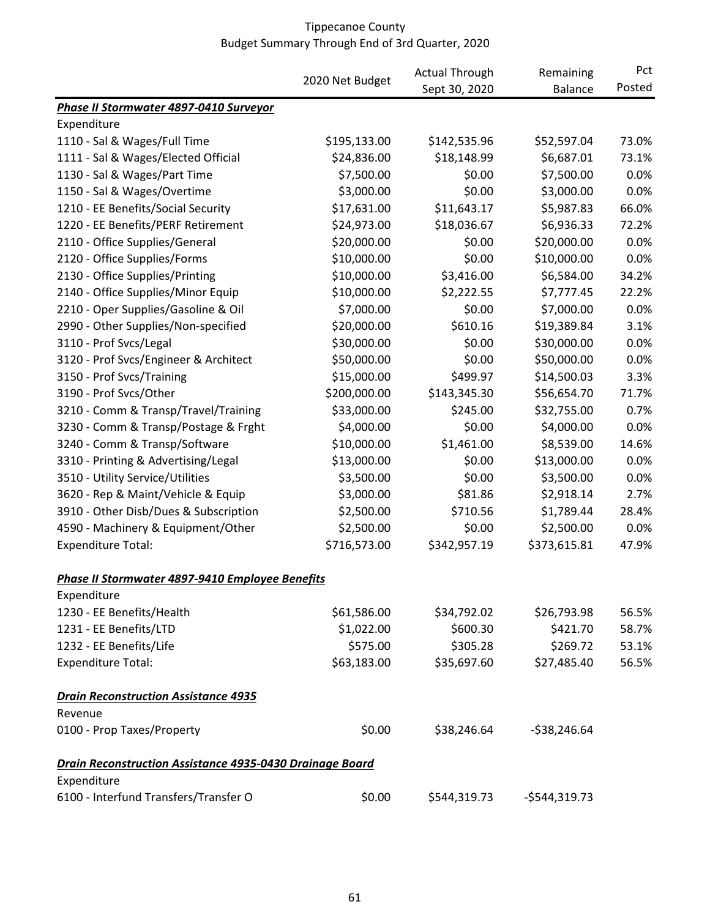Tippecanoe County
Budget Summary Through End of 3rd Quarter, 2020

| | 2020 Net Budget | Actual Through Sept 30, 2020 | Remaining Balance | Pct Posted |
|---|---|---|---|---|
| ***Phase II Stormwater 4897-0410 Surveyor*** | | | | |
| Expenditure | | | | |
| 1110 - Sal & Wages/Full Time | $195,133.00 | $142,535.96 | $52,597.04 | 73.0% |
| 1111 - Sal & Wages/Elected Official | $24,836.00 | $18,148.99 | $6,687.01 | 73.1% |
| 1130 - Sal & Wages/Part Time | $7,500.00 | $0.00 | $7,500.00 | 0.0% |
| 1150 - Sal & Wages/Overtime | $3,000.00 | $0.00 | $3,000.00 | 0.0% |
| 1210 - EE Benefits/Social Security | $17,631.00 | $11,643.17 | $5,987.83 | 66.0% |
| 1220 - EE Benefits/PERF Retirement | $24,973.00 | $18,036.67 | $6,936.33 | 72.2% |
| 2110 - Office Supplies/General | $20,000.00 | $0.00 | $20,000.00 | 0.0% |
| 2120 - Office Supplies/Forms | $10,000.00 | $0.00 | $10,000.00 | 0.0% |
| 2130 - Office Supplies/Printing | $10,000.00 | $3,416.00 | $6,584.00 | 34.2% |
| 2140 - Office Supplies/Minor Equip | $10,000.00 | $2,222.55 | $7,777.45 | 22.2% |
| 2210 - Oper Supplies/Gasoline & Oil | $7,000.00 | $0.00 | $7,000.00 | 0.0% |
| 2990 - Other Supplies/Non-specified | $20,000.00 | $610.16 | $19,389.84 | 3.1% |
| 3110 - Prof Svcs/Legal | $30,000.00 | $0.00 | $30,000.00 | 0.0% |
| 3120 - Prof Svcs/Engineer & Architect | $50,000.00 | $0.00 | $50,000.00 | 0.0% |
| 3150 - Prof Svcs/Training | $15,000.00 | $499.97 | $14,500.03 | 3.3% |
| 3190 - Prof Svcs/Other | $200,000.00 | $143,345.30 | $56,654.70 | 71.7% |
| 3210 - Comm & Transp/Travel/Training | $33,000.00 | $245.00 | $32,755.00 | 0.7% |
| 3230 - Comm & Transp/Postage & Frght | $4,000.00 | $0.00 | $4,000.00 | 0.0% |
| 3240 - Comm & Transp/Software | $10,000.00 | $1,461.00 | $8,539.00 | 14.6% |
| 3310 - Printing & Advertising/Legal | $13,000.00 | $0.00 | $13,000.00 | 0.0% |
| 3510 - Utility Service/Utilities | $3,500.00 | $0.00 | $3,500.00 | 0.0% |
| 3620 - Rep & Maint/Vehicle & Equip | $3,000.00 | $81.86 | $2,918.14 | 2.7% |
| 3910 - Other Disb/Dues & Subscription | $2,500.00 | $710.56 | $1,789.44 | 28.4% |
| 4590 - Machinery & Equipment/Other | $2,500.00 | $0.00 | $2,500.00 | 0.0% |
| Expenditure Total: | $716,573.00 | $342,957.19 | $373,615.81 | 47.9% |
| | | | | |
| ***Phase II Stormwater 4897-9410 Employee Benefits*** | | | | |
| Expenditure | | | | |
| 1230 - EE Benefits/Health | $61,586.00 | $34,792.02 | $26,793.98 | 56.5% |
| 1231 - EE Benefits/LTD | $1,022.00 | $600.30 | $421.70 | 58.7% |
| 1232 - EE Benefits/Life | $575.00 | $305.28 | $269.72 | 53.1% |
| Expenditure Total: | $63,183.00 | $35,697.60 | $27,485.40 | 56.5% |
| | | | | |
| ***Drain Reconstruction Assistance 4935*** | | | | |
| Revenue | | | | |
| 0100 - Prop Taxes/Property | $0.00 | $38,246.64 | -$38,246.64 | |
| | | | | |
| ***Drain Reconstruction Assistance 4935-0430 Drainage Board*** | | | | |
| Expenditure | | | | |
| 6100 - Interfund Transfers/Transfer O | $0.00 | $544,319.73 | -$544,319.73 | |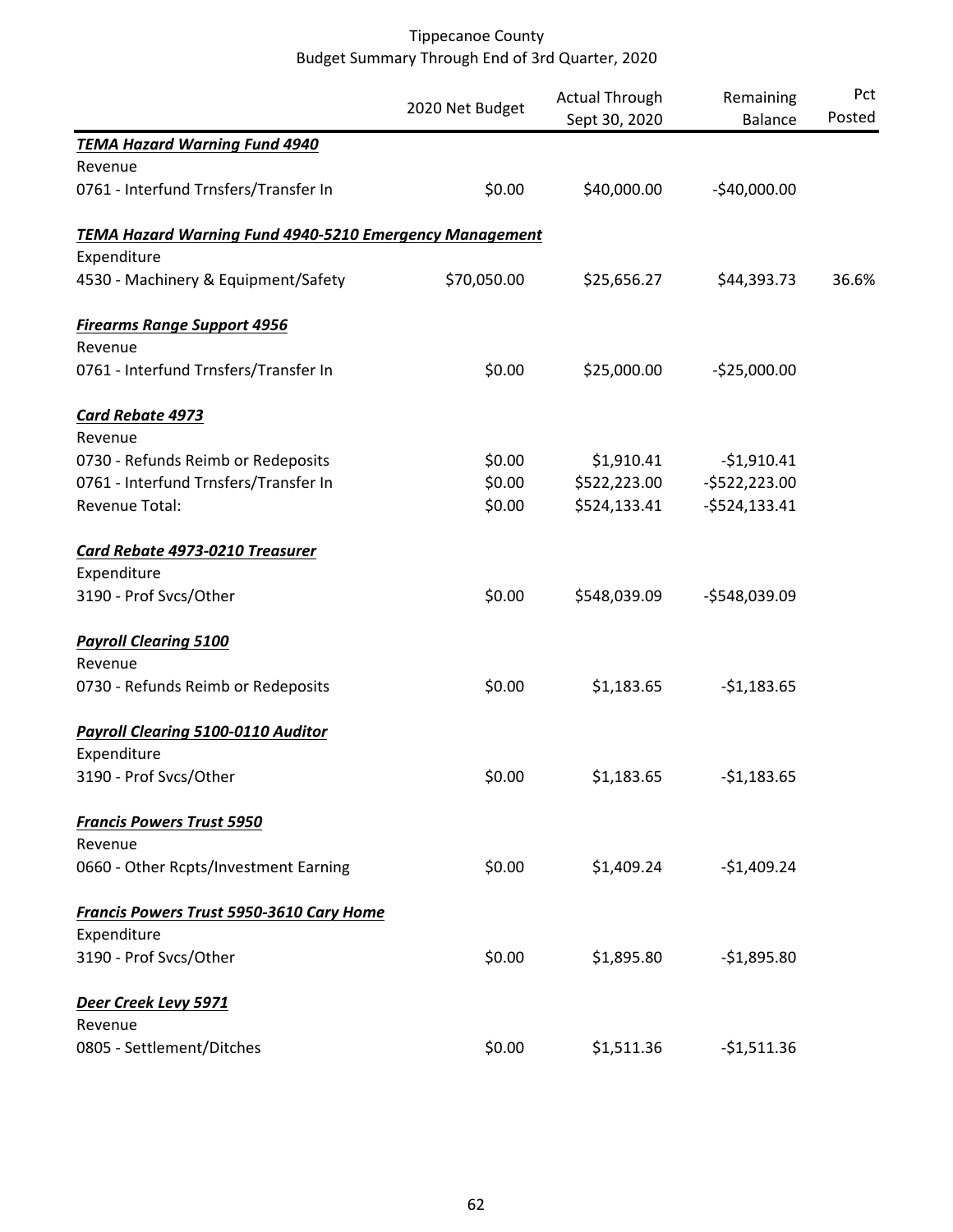# Tippecanoe County
## Budget Summary Through End of 3rd Quarter, 2020

| | 2020 Net Budget | Actual Through Sept 30, 2020 | Remaining Balance | Pct Posted |
|---|---|---|---|---|
| ***TEMA Hazard Warning Fund 4940*** | | | | |
| Revenue | | | | |
| 0761 - Interfund Trnsfers/Transfer In | \$0.00 | \$40,000.00 | -\$40,000.00 | |
| ***TEMA Hazard Warning Fund 4940-5210 Emergency Management*** | | | | |
| Expenditure | | | | |
| 4530 - Machinery & Equipment/Safety | \$70,050.00 | \$25,656.27 | \$44,393.73 | 36.6% |
| ***Firearms Range Support 4956*** | | | | |
| Revenue | | | | |
| 0761 - Interfund Trnsfers/Transfer In | \$0.00 | \$25,000.00 | -\$25,000.00 | |
| ***Card Rebate 4973*** | | | | |
| Revenue | | | | |
| 0730 - Refunds Reimb or Redeposits | \$0.00 | \$1,910.41 | -\$1,910.41 | |
| 0761 - Interfund Trnsfers/Transfer In | \$0.00 | \$522,223.00 | -\$522,223.00 | |
| Revenue Total: | \$0.00 | \$524,133.41 | -\$524,133.41 | |
| ***Card Rebate 4973-0210 Treasurer*** | | | | |
| Expenditure | | | | |
| 3190 - Prof Svcs/Other | \$0.00 | \$548,039.09 | -\$548,039.09 | |
| ***Payroll Clearing 5100*** | | | | |
| Revenue | | | | |
| 0730 - Refunds Reimb or Redeposits | \$0.00 | \$1,183.65 | -\$1,183.65 | |
| ***Payroll Clearing 5100-0110 Auditor*** | | | | |
| Expenditure | | | | |
| 3190 - Prof Svcs/Other | \$0.00 | \$1,183.65 | -\$1,183.65 | |
| ***Francis Powers Trust 5950*** | | | | |
| Revenue | | | | |
| 0660 - Other Rcpts/Investment Earning | \$0.00 | \$1,409.24 | -\$1,409.24 | |
| ***Francis Powers Trust 5950-3610 Cary Home*** | | | | |
| Expenditure | | | | |
| 3190 - Prof Svcs/Other | \$0.00 | \$1,895.80 | -\$1,895.80 | |
| ***Deer Creek Levy 5971*** | | | | |
| Revenue | | | | |
| 0805 - Settlement/Ditches | \$0.00 | \$1,511.36 | -\$1,511.36 | |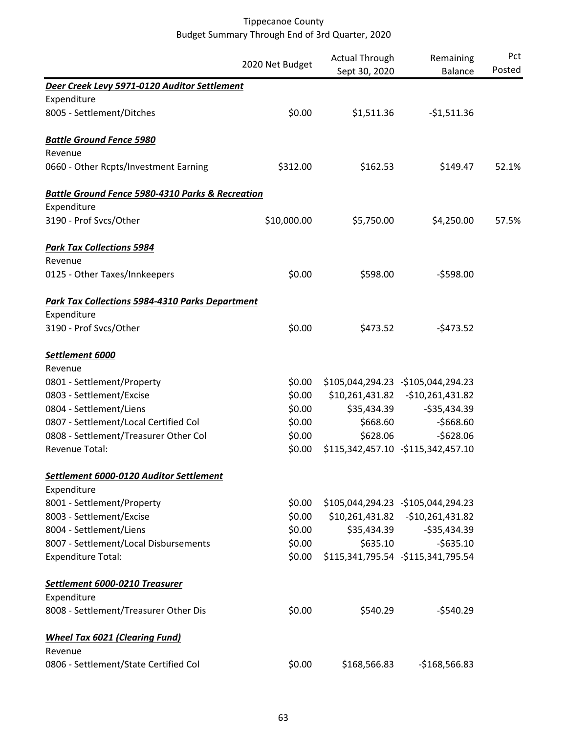Tippecanoe County
Budget Summary Through End of 3rd Quarter, 2020

| | 2020 Net Budget | Actual Through Sept 30, 2020 | Remaining Balance | Pct Posted |
|---|---|---|---|---|
| ***Deer Creek Levy 5971-0120 Auditor Settlement*** | | | | |
| Expenditure | | | | |
| 8005 - Settlement/Ditches | $0.00 | $1,511.36 | -$1,511.36 | |
| ***Battle Ground Fence 5980*** | | | | |
| Revenue | | | | |
| 0660 - Other Rcpts/Investment Earning | $312.00 | $162.53 | $149.47 | 52.1% |
| ***Battle Ground Fence 5980-4310 Parks & Recreation*** | | | | |
| Expenditure | | | | |
| 3190 - Prof Svcs/Other | $10,000.00 | $5,750.00 | $4,250.00 | 57.5% |
| ***Park Tax Collections 5984*** | | | | |
| Revenue | | | | |
| 0125 - Other Taxes/Innkeepers | $0.00 | $598.00 | -$598.00 | |
| ***Park Tax Collections 5984-4310 Parks Department*** | | | | |
| Expenditure | | | | |
| 3190 - Prof Svcs/Other | $0.00 | $473.52 | -$473.52 | |
| ***Settlement 6000*** | | | | |
| Revenue | | | | |
| 0801 - Settlement/Property | $0.00 | $105,044,294.23 | -$105,044,294.23 | |
| 0803 - Settlement/Excise | $0.00 | $10,261,431.82 | -$10,261,431.82 | |
| 0804 - Settlement/Liens | $0.00 | $35,434.39 | -$35,434.39 | |
| 0807 - Settlement/Local Certified Col | $0.00 | $668.60 | -$668.60 | |
| 0808 - Settlement/Treasurer Other Col | $0.00 | $628.06 | -$628.06 | |
| Revenue Total: | $0.00 | $115,342,457.10 | -$115,342,457.10 | |
| ***Settlement 6000-0120 Auditor Settlement*** | | | | |
| Expenditure | | | | |
| 8001 - Settlement/Property | $0.00 | $105,044,294.23 | -$105,044,294.23 | |
| 8003 - Settlement/Excise | $0.00 | $10,261,431.82 | -$10,261,431.82 | |
| 8004 - Settlement/Liens | $0.00 | $35,434.39 | -$35,434.39 | |
| 8007 - Settlement/Local Disbursements | $0.00 | $635.10 | -$635.10 | |
| Expenditure Total: | $0.00 | $115,341,795.54 | -$115,341,795.54 | |
| ***Settlement 6000-0210 Treasurer*** | | | | |
| Expenditure | | | | |
| 8008 - Settlement/Treasurer Other Dis | $0.00 | $540.29 | -$540.29 | |
| ***Wheel Tax 6021 (Clearing Fund)*** | | | | |
| Revenue | | | | |
| 0806 - Settlement/State Certified Col | $0.00 | $168,566.83 | -$168,566.83 | |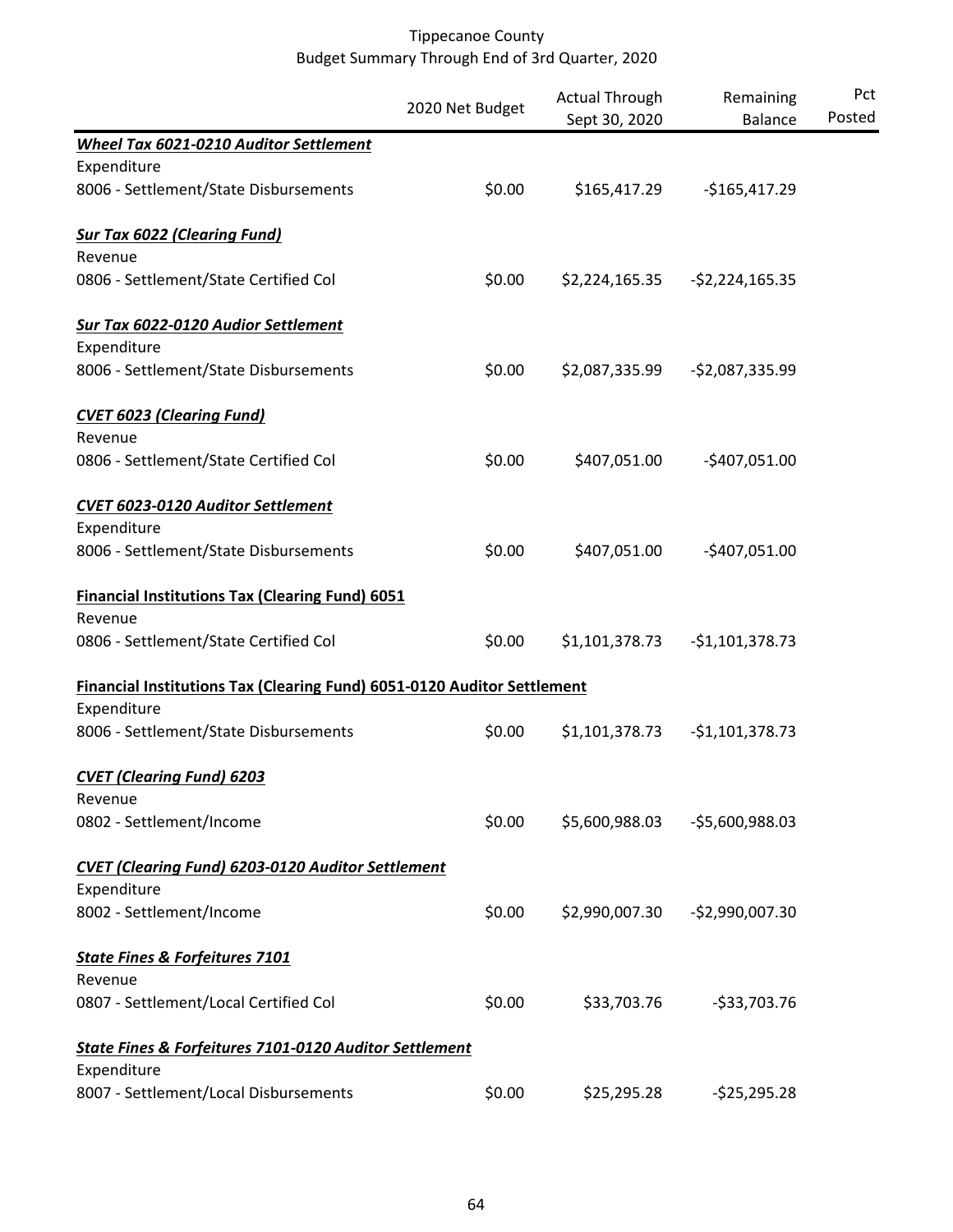Tippecanoe County
Budget Summary Through End of 3rd Quarter, 2020

| | 2020 Net Budget | Actual Through Sept 30, 2020 | Remaining Balance | Pct Posted |
|---|---|---|---|---|
| ***Wheel Tax 6021-0210 Auditor Settlement*** | | | | |
| Expenditure | | | | |
| 8006 - Settlement/State Disbursements | $0.00 | $165,417.29 | -$165,417.29 | |
| ***Sur Tax 6022 (Clearing Fund)*** | | | | |
| Revenue | | | | |
| 0806 - Settlement/State Certified Col | $0.00 | $2,224,165.35 | -$2,224,165.35 | |
| ***Sur Tax 6022-0120 Audior Settlement*** | | | | |
| Expenditure | | | | |
| 8006 - Settlement/State Disbursements | $0.00 | $2,087,335.99 | -$2,087,335.99 | |
| ***CVET 6023 (Clearing Fund)*** | | | | |
| Revenue | | | | |
| 0806 - Settlement/State Certified Col | $0.00 | $407,051.00 | -$407,051.00 | |
| ***CVET 6023-0120 Auditor Settlement*** | | | | |
| Expenditure | | | | |
| 8006 - Settlement/State Disbursements | $0.00 | $407,051.00 | -$407,051.00 | |
| **Financial Institutions Tax (Clearing Fund) 6051** | | | | |
| Revenue | | | | |
| 0806 - Settlement/State Certified Col | $0.00 | $1,101,378.73 | -$1,101,378.73 | |
| **Financial Institutions Tax (Clearing Fund) 6051-0120 Auditor Settlement** | | | | |
| Expenditure | | | | |
| 8006 - Settlement/State Disbursements | $0.00 | $1,101,378.73 | -$1,101,378.73 | |
| ***CVET (Clearing Fund) 6203*** | | | | |
| Revenue | | | | |
| 0802 - Settlement/Income | $0.00 | $5,600,988.03 | -$5,600,988.03 | |
| ***CVET (Clearing Fund) 6203-0120 Auditor Settlement*** | | | | |
| Expenditure | | | | |
| 8002 - Settlement/Income | $0.00 | $2,990,007.30 | -$2,990,007.30 | |
| ***State Fines & Forfeitures 7101*** | | | | |
| Revenue | | | | |
| 0807 - Settlement/Local Certified Col | $0.00 | $33,703.76 | -$33,703.76 | |
| ***State Fines & Forfeitures 7101-0120 Auditor Settlement*** | | | | |
| Expenditure | | | | |
| 8007 - Settlement/Local Disbursements | $0.00 | $25,295.28 | -$25,295.28 | |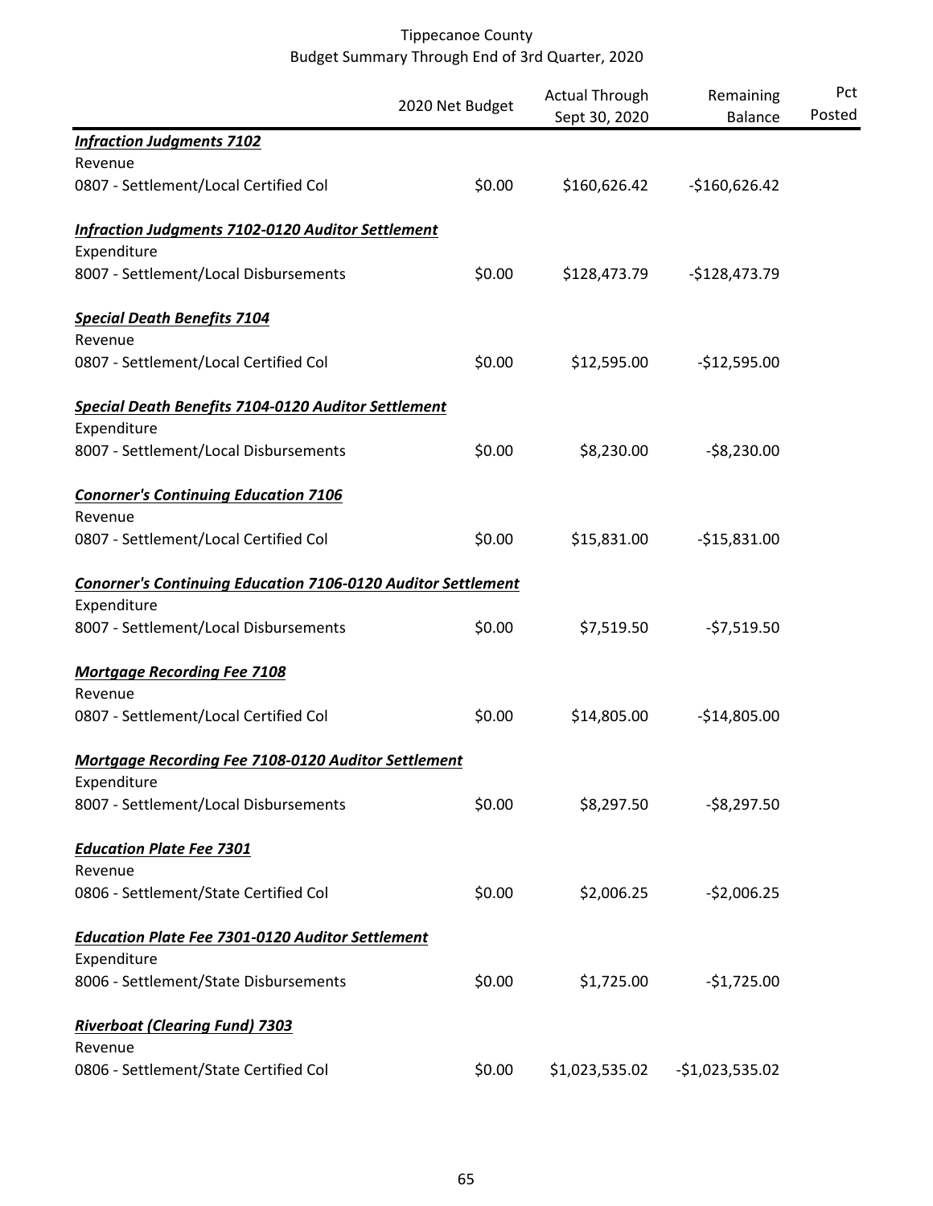Tippecanoe County
Budget Summary Through End of 3rd Quarter, 2020

| | 2020 Net Budget | Actual Through Sept 30, 2020 | Remaining Balance | Pct Posted |
|---|---|---|---|---|
| ***Infraction Judgments 7102*** | | | | |
| Revenue | | | | |
| 0807 - Settlement/Local Certified Col | $0.00 | $160,626.42 | -$160,626.42 | |
| ***Infraction Judgments 7102-0120 Auditor Settlement*** | | | | |
| Expenditure | | | | |
| 8007 - Settlement/Local Disbursements | $0.00 | $128,473.79 | -$128,473.79 | |
| ***Special Death Benefits 7104*** | | | | |
| Revenue | | | | |
| 0807 - Settlement/Local Certified Col | $0.00 | $12,595.00 | -$12,595.00 | |
| ***Special Death Benefits 7104-0120 Auditor Settlement*** | | | | |
| Expenditure | | | | |
| 8007 - Settlement/Local Disbursements | $0.00 | $8,230.00 | -$8,230.00 | |
| ***Conorner's Continuing Education 7106*** | | | | |
| Revenue | | | | |
| 0807 - Settlement/Local Certified Col | $0.00 | $15,831.00 | -$15,831.00 | |
| ***Conorner's Continuing Education 7106-0120 Auditor Settlement*** | | | | |
| Expenditure | | | | |
| 8007 - Settlement/Local Disbursements | $0.00 | $7,519.50 | -$7,519.50 | |
| ***Mortgage Recording Fee 7108*** | | | | |
| Revenue | | | | |
| 0807 - Settlement/Local Certified Col | $0.00 | $14,805.00 | -$14,805.00 | |
| ***Mortgage Recording Fee 7108-0120 Auditor Settlement*** | | | | |
| Expenditure | | | | |
| 8007 - Settlement/Local Disbursements | $0.00 | $8,297.50 | -$8,297.50 | |
| ***Education Plate Fee 7301*** | | | | |
| Revenue | | | | |
| 0806 - Settlement/State Certified Col | $0.00 | $2,006.25 | -$2,006.25 | |
| ***Education Plate Fee 7301-0120 Auditor Settlement*** | | | | |
| Expenditure | | | | |
| 8006 - Settlement/State Disbursements | $0.00 | $1,725.00 | -$1,725.00 | |
| ***Riverboat (Clearing Fund) 7303*** | | | | |
| Revenue | | | | |
| 0806 - Settlement/State Certified Col | $0.00 | $1,023,535.02 | -$1,023,535.02 | |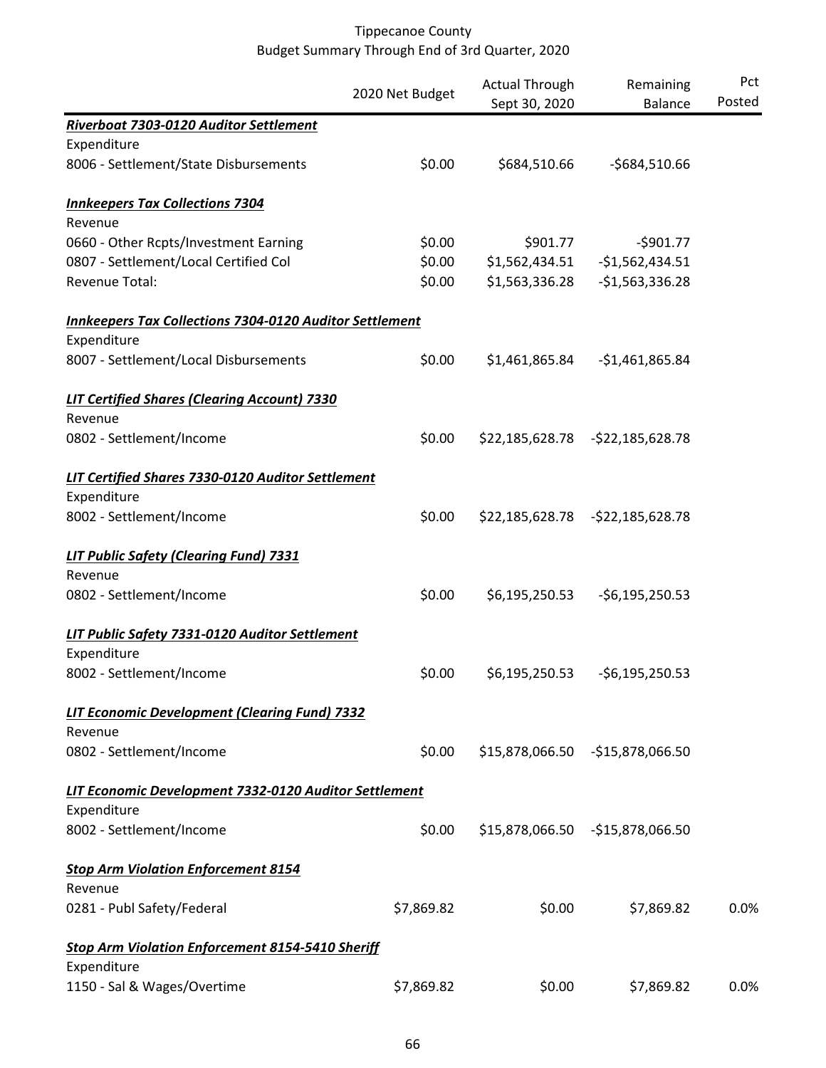Tippecanoe County
Budget Summary Through End of 3rd Quarter, 2020

| | 2020 Net Budget | Actual Through Sept 30, 2020 | Remaining Balance | Pct Posted |
|---|---|---|---|---|
| ***Riverboat 7303-0120 Auditor Settlement*** | | | | |
| Expenditure | | | | |
| 8006 - Settlement/State Disbursements | $0.00 | $684,510.66 | -$684,510.66 | |
| | | | | |
| ***Innkeepers Tax Collections 7304*** | | | | |
| Revenue | | | | |
| 0660 - Other Rcpts/Investment Earning | $0.00 | $901.77 | -$901.77 | |
| 0807 - Settlement/Local Certified Col | $0.00 | $1,562,434.51 | -$1,562,434.51 | |
| Revenue Total: | $0.00 | $1,563,336.28 | -$1,563,336.28 | |
| | | | | |
| ***Innkeepers Tax Collections 7304-0120 Auditor Settlement*** | | | | |
| Expenditure | | | | |
| 8007 - Settlement/Local Disbursements | $0.00 | $1,461,865.84 | -$1,461,865.84 | |
| | | | | |
| ***LIT Certified Shares (Clearing Account) 7330*** | | | | |
| Revenue | | | | |
| 0802 - Settlement/Income | $0.00 | $22,185,628.78 | -$22,185,628.78 | |
| | | | | |
| ***LIT Certified Shares 7330-0120 Auditor Settlement*** | | | | |
| Expenditure | | | | |
| 8002 - Settlement/Income | $0.00 | $22,185,628.78 | -$22,185,628.78 | |
| | | | | |
| ***LIT Public Safety (Clearing Fund) 7331*** | | | | |
| Revenue | | | | |
| 0802 - Settlement/Income | $0.00 | $6,195,250.53 | -$6,195,250.53 | |
| | | | | |
| ***LIT Public Safety 7331-0120 Auditor Settlement*** | | | | |
| Expenditure | | | | |
| 8002 - Settlement/Income | $0.00 | $6,195,250.53 | -$6,195,250.53 | |
| | | | | |
| ***LIT Economic Development (Clearing Fund) 7332*** | | | | |
| Revenue | | | | |
| 0802 - Settlement/Income | $0.00 | $15,878,066.50 | -$15,878,066.50 | |
| | | | | |
| ***LIT Economic Development 7332-0120 Auditor Settlement*** | | | | |
| Expenditure | | | | |
| 8002 - Settlement/Income | $0.00 | $15,878,066.50 | -$15,878,066.50 | |
| | | | | |
| ***Stop Arm Violation Enforcement 8154*** | | | | |
| Revenue | | | | |
| 0281 - Publ Safety/Federal | $7,869.82 | $0.00 | $7,869.82 | 0.0% |
| | | | | |
| ***Stop Arm Violation Enforcement 8154-5410 Sheriff*** | | | | |
| Expenditure | | | | |
| 1150 - Sal & Wages/Overtime | $7,869.82 | $0.00 | $7,869.82 | 0.0% |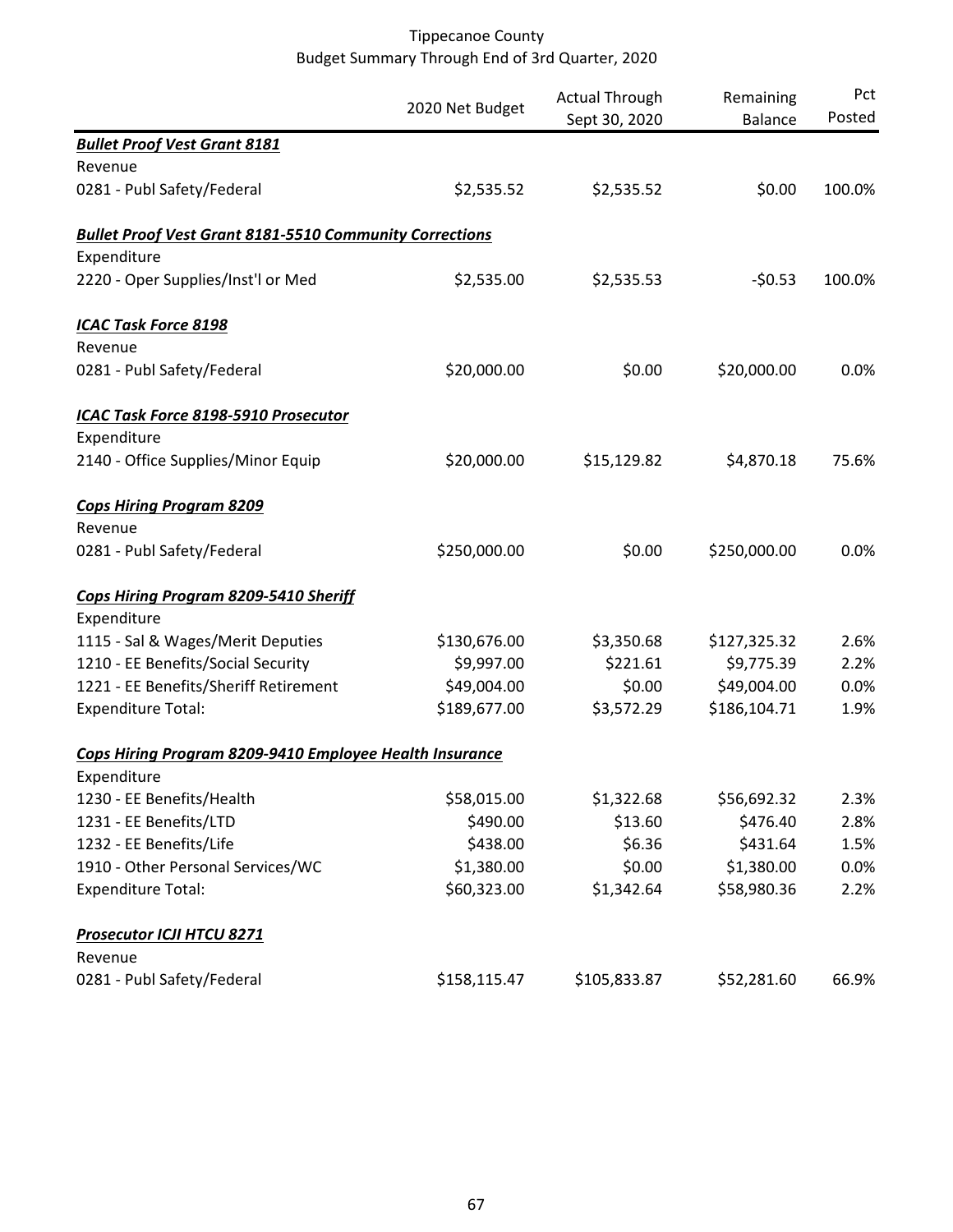# Tippecanoe County
## Budget Summary Through End of 3rd Quarter, 2020

| | 2020 Net Budget | Actual Through Sept 30, 2020 | Remaining Balance | Pct Posted |
|---|---|---|---|---|
| ***Bullet Proof Vest Grant 8181*** | | | | |
| Revenue | | | | |
| 0281 - Publ Safety/Federal | \$2,535.52 | \$2,535.52 | \$0.00 | 100.0% |
| ***Bullet Proof Vest Grant 8181-5510 Community Corrections*** | | | | |
| Expenditure | | | | |
| 2220 - Oper Supplies/Inst'l or Med | \$2,535.00 | \$2,535.53 | -\$0.53 | 100.0% |
| ***ICAC Task Force 8198*** | | | | |
| Revenue | | | | |
| 0281 - Publ Safety/Federal | \$20,000.00 | \$0.00 | \$20,000.00 | 0.0% |
| ***ICAC Task Force 8198-5910 Prosecutor*** | | | | |
| Expenditure | | | | |
| 2140 - Office Supplies/Minor Equip | \$20,000.00 | \$15,129.82 | \$4,870.18 | 75.6% |
| ***Cops Hiring Program 8209*** | | | | |
| Revenue | | | | |
| 0281 - Publ Safety/Federal | \$250,000.00 | \$0.00 | \$250,000.00 | 0.0% |
| ***Cops Hiring Program 8209-5410 Sheriff*** | | | | |
| Expenditure | | | | |
| 1115 - Sal & Wages/Merit Deputies | \$130,676.00 | \$3,350.68 | \$127,325.32 | 2.6% |
| 1210 - EE Benefits/Social Security | \$9,997.00 | \$221.61 | \$9,775.39 | 2.2% |
| 1221 - EE Benefits/Sheriff Retirement | \$49,004.00 | \$0.00 | \$49,004.00 | 0.0% |
| Expenditure Total: | \$189,677.00 | \$3,572.29 | \$186,104.71 | 1.9% |
| ***Cops Hiring Program 8209-9410 Employee Health Insurance*** | | | | |
| Expenditure | | | | |
| 1230 - EE Benefits/Health | \$58,015.00 | \$1,322.68 | \$56,692.32 | 2.3% |
| 1231 - EE Benefits/LTD | \$490.00 | \$13.60 | \$476.40 | 2.8% |
| 1232 - EE Benefits/Life | \$438.00 | \$6.36 | \$431.64 | 1.5% |
| 1910 - Other Personal Services/WC | \$1,380.00 | \$0.00 | \$1,380.00 | 0.0% |
| Expenditure Total: | \$60,323.00 | \$1,342.64 | \$58,980.36 | 2.2% |
| ***Prosecutor ICJI HTCU 8271*** | | | | |
| Revenue | | | | |
| 0281 - Publ Safety/Federal | \$158,115.47 | \$105,833.87 | \$52,281.60 | 66.9% |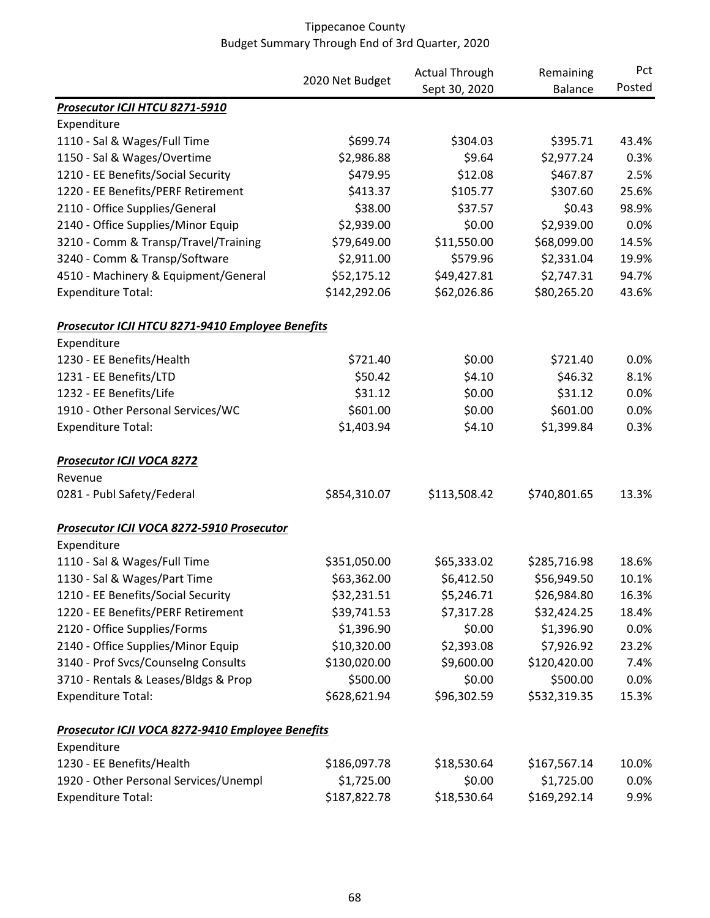Tippecanoe County
Budget Summary Through End of 3rd Quarter, 2020

| | 2020 Net Budget | Actual Through Sept 30, 2020 | Remaining Balance | Pct Posted |
|---|---|---|---|---|
| ***Prosecutor ICJI HTCU 8271-5910*** | | | | |
| Expenditure | | | | |
| 1110 - Sal & Wages/Full Time | $699.74 | $304.03 | $395.71 | 43.4% |
| 1150 - Sal & Wages/Overtime | $2,986.88 | $9.64 | $2,977.24 | 0.3% |
| 1210 - EE Benefits/Social Security | $479.95 | $12.08 | $467.87 | 2.5% |
| 1220 - EE Benefits/PERF Retirement | $413.37 | $105.77 | $307.60 | 25.6% |
| 2110 - Office Supplies/General | $38.00 | $37.57 | $0.43 | 98.9% |
| 2140 - Office Supplies/Minor Equip | $2,939.00 | $0.00 | $2,939.00 | 0.0% |
| 3210 - Comm & Transp/Travel/Training | $79,649.00 | $11,550.00 | $68,099.00 | 14.5% |
| 3240 - Comm & Transp/Software | $2,911.00 | $579.96 | $2,331.04 | 19.9% |
| 4510 - Machinery & Equipment/General | $52,175.12 | $49,427.81 | $2,747.31 | 94.7% |
| Expenditure Total: | $142,292.06 | $62,026.86 | $80,265.20 | 43.6% |
| ***Prosecutor ICJI HTCU 8271-9410 Employee Benefits*** | | | | |
| Expenditure | | | | |
| 1230 - EE Benefits/Health | $721.40 | $0.00 | $721.40 | 0.0% |
| 1231 - EE Benefits/LTD | $50.42 | $4.10 | $46.32 | 8.1% |
| 1232 - EE Benefits/Life | $31.12 | $0.00 | $31.12 | 0.0% |
| 1910 - Other Personal Services/WC | $601.00 | $0.00 | $601.00 | 0.0% |
| Expenditure Total: | $1,403.94 | $4.10 | $1,399.84 | 0.3% |
| ***Prosecutor ICJI VOCA 8272*** | | | | |
| Revenue | | | | |
| 0281 - Publ Safety/Federal | $854,310.07 | $113,508.42 | $740,801.65 | 13.3% |
| ***Prosecutor ICJI VOCA 8272-5910 Prosecutor*** | | | | |
| Expenditure | | | | |
| 1110 - Sal & Wages/Full Time | $351,050.00 | $65,333.02 | $285,716.98 | 18.6% |
| 1130 - Sal & Wages/Part Time | $63,362.00 | $6,412.50 | $56,949.50 | 10.1% |
| 1210 - EE Benefits/Social Security | $32,231.51 | $5,246.71 | $26,984.80 | 16.3% |
| 1220 - EE Benefits/PERF Retirement | $39,741.53 | $7,317.28 | $32,424.25 | 18.4% |
| 2120 - Office Supplies/Forms | $1,396.90 | $0.00 | $1,396.90 | 0.0% |
| 2140 - Office Supplies/Minor Equip | $10,320.00 | $2,393.08 | $7,926.92 | 23.2% |
| 3140 - Prof Svcs/Counselng Consults | $130,020.00 | $9,600.00 | $120,420.00 | 7.4% |
| 3710 - Rentals & Leases/Bldgs & Prop | $500.00 | $0.00 | $500.00 | 0.0% |
| Expenditure Total: | $628,621.94 | $96,302.59 | $532,319.35 | 15.3% |
| ***Prosecutor ICJI VOCA 8272-9410 Employee Benefits*** | | | | |
| Expenditure | | | | |
| 1230 - EE Benefits/Health | $186,097.78 | $18,530.64 | $167,567.14 | 10.0% |
| 1920 - Other Personal Services/Unempl | $1,725.00 | $0.00 | $1,725.00 | 0.0% |
| Expenditure Total: | $187,822.78 | $18,530.64 | $169,292.14 | 9.9% |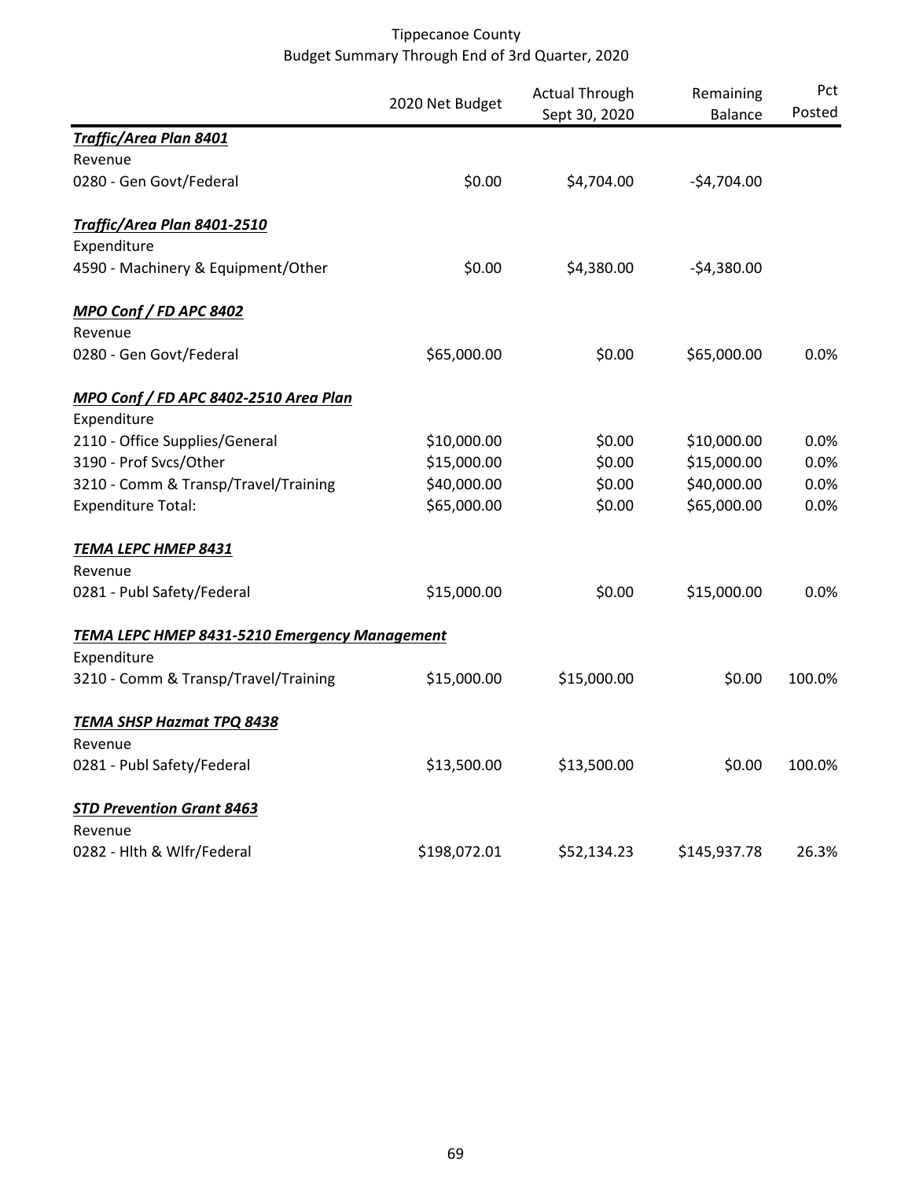Tippecanoe County
Budget Summary Through End of 3rd Quarter, 2020

| | 2020 Net Budget | Actual Through Sept 30, 2020 | Remaining Balance | Pct Posted |
|---|---|---|---|---|
| ***Traffic/Area Plan 8401*** | | | | |
| Revenue | | | | |
| 0280 - Gen Govt/Federal | $0.00 | $4,704.00 | -$4,704.00 | |
| ***Traffic/Area Plan 8401-2510*** | | | | |
| Expenditure | | | | |
| 4590 - Machinery & Equipment/Other | $0.00 | $4,380.00 | -$4,380.00 | |
| ***MPO Conf / FD APC 8402*** | | | | |
| Revenue | | | | |
| 0280 - Gen Govt/Federal | $65,000.00 | $0.00 | $65,000.00 | 0.0% |
| ***MPO Conf / FD APC 8402-2510 Area Plan*** | | | | |
| Expenditure | | | | |
| 2110 - Office Supplies/General | $10,000.00 | $0.00 | $10,000.00 | 0.0% |
| 3190 - Prof Svcs/Other | $15,000.00 | $0.00 | $15,000.00 | 0.0% |
| 3210 - Comm & Transp/Travel/Training | $40,000.00 | $0.00 | $40,000.00 | 0.0% |
| Expenditure Total: | $65,000.00 | $0.00 | $65,000.00 | 0.0% |
| ***TEMA LEPC HMEP 8431*** | | | | |
| Revenue | | | | |
| 0281 - Publ Safety/Federal | $15,000.00 | $0.00 | $15,000.00 | 0.0% |
| ***TEMA LEPC HMEP 8431-5210 Emergency Management*** | | | | |
| Expenditure | | | | |
| 3210 - Comm & Transp/Travel/Training | $15,000.00 | $15,000.00 | $0.00 | 100.0% |
| ***TEMA SHSP Hazmat TPQ 8438*** | | | | |
| Revenue | | | | |
| 0281 - Publ Safety/Federal | $13,500.00 | $13,500.00 | $0.00 | 100.0% |
| ***STD Prevention Grant 8463*** | | | | |
| Revenue | | | | |
| 0282 - Hlth & Wlfr/Federal | $198,072.01 | $52,134.23 | $145,937.78 | 26.3% |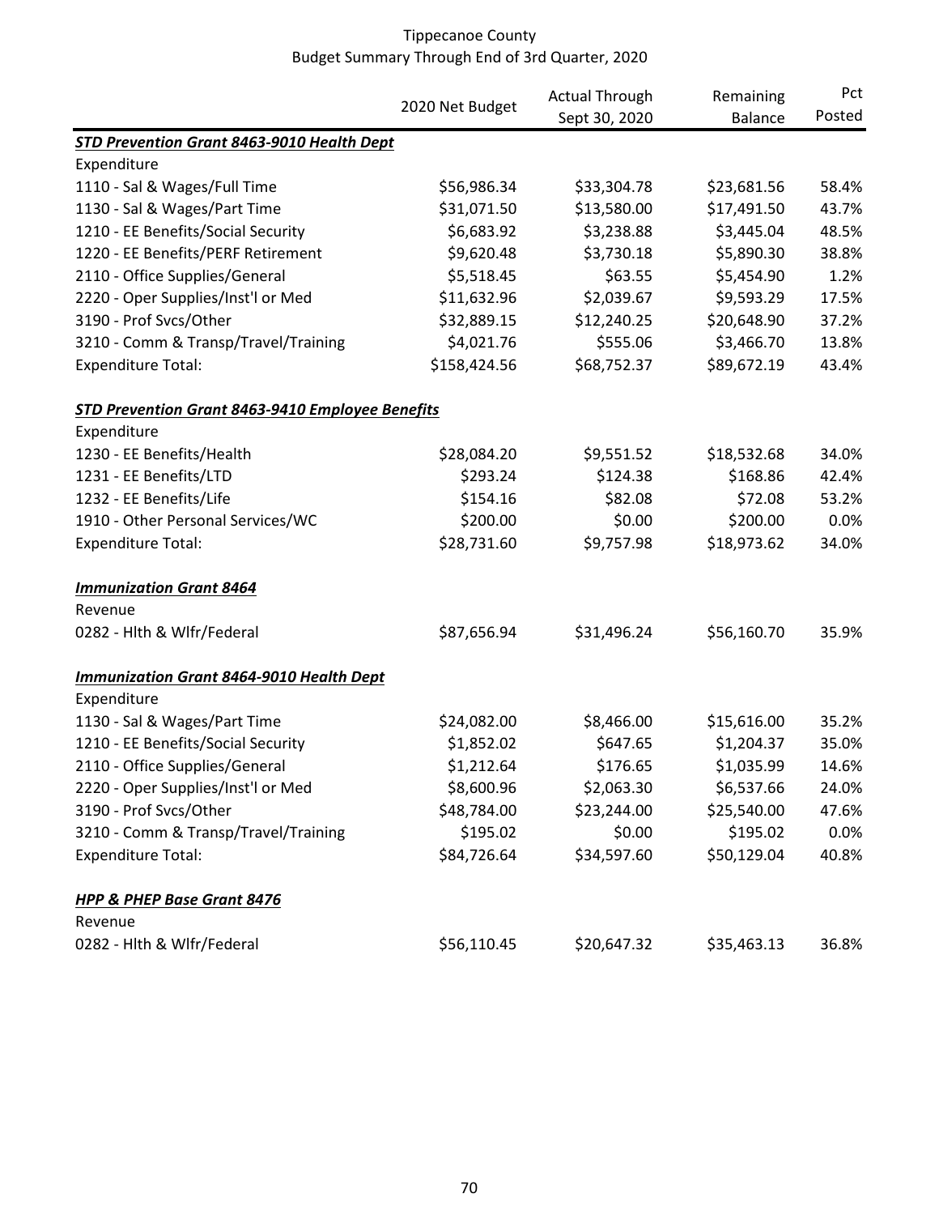# Tippecanoe County
## Budget Summary Through End of 3rd Quarter, 2020

| | 2020 Net Budget | Actual Through Sept 30, 2020 | Remaining Balance | Pct Posted |
|---|---|---|---|---|
| ***STD Prevention Grant 8463-9010 Health Dept*** | | | | |
| Expenditure | | | | |
| 1110 - Sal & Wages/Full Time | $56,986.34 | $33,304.78 | $23,681.56 | 58.4% |
| 1130 - Sal & Wages/Part Time | $31,071.50 | $13,580.00 | $17,491.50 | 43.7% |
| 1210 - EE Benefits/Social Security | $6,683.92 | $3,238.88 | $3,445.04 | 48.5% |
| 1220 - EE Benefits/PERF Retirement | $9,620.48 | $3,730.18 | $5,890.30 | 38.8% |
| 2110 - Office Supplies/General | $5,518.45 | $63.55 | $5,454.90 | 1.2% |
| 2220 - Oper Supplies/Inst'l or Med | $11,632.96 | $2,039.67 | $9,593.29 | 17.5% |
| 3190 - Prof Svcs/Other | $32,889.15 | $12,240.25 | $20,648.90 | 37.2% |
| 3210 - Comm & Transp/Travel/Training | $4,021.76 | $555.06 | $3,466.70 | 13.8% |
| Expenditure Total: | $158,424.56 | $68,752.37 | $89,672.19 | 43.4% |
| | | | | |
| ***STD Prevention Grant 8463-9410 Employee Benefits*** | | | | |
| Expenditure | | | | |
| 1230 - EE Benefits/Health | $28,084.20 | $9,551.52 | $18,532.68 | 34.0% |
| 1231 - EE Benefits/LTD | $293.24 | $124.38 | $168.86 | 42.4% |
| 1232 - EE Benefits/Life | $154.16 | $82.08 | $72.08 | 53.2% |
| 1910 - Other Personal Services/WC | $200.00 | $0.00 | $200.00 | 0.0% |
| Expenditure Total: | $28,731.60 | $9,757.98 | $18,973.62 | 34.0% |
| | | | | |
| ***Immunization Grant 8464*** | | | | |
| Revenue | | | | |
| 0282 - Hlth & Wlfr/Federal | $87,656.94 | $31,496.24 | $56,160.70 | 35.9% |
| | | | | |
| ***Immunization Grant 8464-9010 Health Dept*** | | | | |
| Expenditure | | | | |
| 1130 - Sal & Wages/Part Time | $24,082.00 | $8,466.00 | $15,616.00 | 35.2% |
| 1210 - EE Benefits/Social Security | $1,852.02 | $647.65 | $1,204.37 | 35.0% |
| 2110 - Office Supplies/General | $1,212.64 | $176.65 | $1,035.99 | 14.6% |
| 2220 - Oper Supplies/Inst'l or Med | $8,600.96 | $2,063.30 | $6,537.66 | 24.0% |
| 3190 - Prof Svcs/Other | $48,784.00 | $23,244.00 | $25,540.00 | 47.6% |
| 3210 - Comm & Transp/Travel/Training | $195.02 | $0.00 | $195.02 | 0.0% |
| Expenditure Total: | $84,726.64 | $34,597.60 | $50,129.04 | 40.8% |
| | | | | |
| ***HPP & PHEP Base Grant 8476*** | | | | |
| Revenue | | | | |
| 0282 - Hlth & Wlfr/Federal | $56,110.45 | $20,647.32 | $35,463.13 | 36.8% |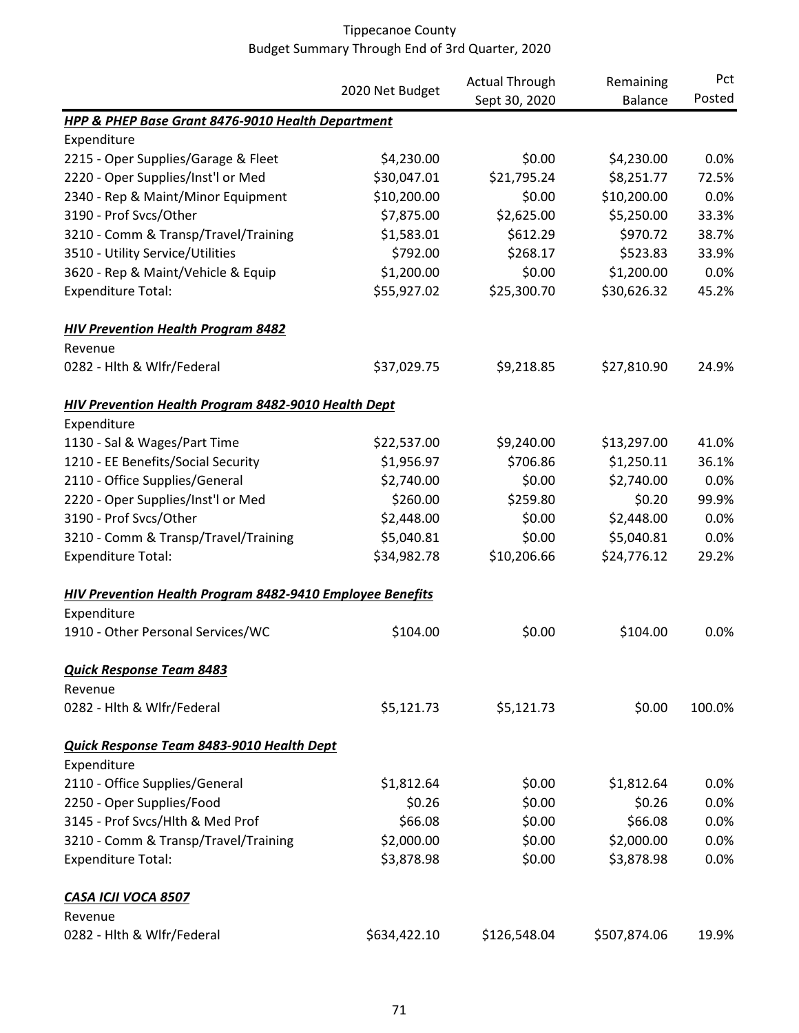Tippecanoe County
Budget Summary Through End of 3rd Quarter, 2020

| | 2020 Net Budget | Actual Through Sept 30, 2020 | Remaining Balance | Pct Posted |
|---|---|---|---|---|
| ***HPP & PHEP Base Grant 8476-9010 Health Department*** | | | | |
| Expenditure | | | | |
| 2215 - Oper Supplies/Garage & Fleet | $4,230.00 | $0.00 | $4,230.00 | 0.0% |
| 2220 - Oper Supplies/Inst'l or Med | $30,047.01 | $21,795.24 | $8,251.77 | 72.5% |
| 2340 - Rep & Maint/Minor Equipment | $10,200.00 | $0.00 | $10,200.00 | 0.0% |
| 3190 - Prof Svcs/Other | $7,875.00 | $2,625.00 | $5,250.00 | 33.3% |
| 3210 - Comm & Transp/Travel/Training | $1,583.01 | $612.29 | $970.72 | 38.7% |
| 3510 - Utility Service/Utilities | $792.00 | $268.17 | $523.83 | 33.9% |
| 3620 - Rep & Maint/Vehicle & Equip | $1,200.00 | $0.00 | $1,200.00 | 0.0% |
| Expenditure Total: | $55,927.02 | $25,300.70 | $30,626.32 | 45.2% |
| | | | | |
| ***HIV Prevention Health Program 8482*** | | | | |
| Revenue | | | | |
| 0282 - Hlth & Wlfr/Federal | $37,029.75 | $9,218.85 | $27,810.90 | 24.9% |
| | | | | |
| ***HIV Prevention Health Program 8482-9010 Health Dept*** | | | | |
| Expenditure | | | | |
| 1130 - Sal & Wages/Part Time | $22,537.00 | $9,240.00 | $13,297.00 | 41.0% |
| 1210 - EE Benefits/Social Security | $1,956.97 | $706.86 | $1,250.11 | 36.1% |
| 2110 - Office Supplies/General | $2,740.00 | $0.00 | $2,740.00 | 0.0% |
| 2220 - Oper Supplies/Inst'l or Med | $260.00 | $259.80 | $0.20 | 99.9% |
| 3190 - Prof Svcs/Other | $2,448.00 | $0.00 | $2,448.00 | 0.0% |
| 3210 - Comm & Transp/Travel/Training | $5,040.81 | $0.00 | $5,040.81 | 0.0% |
| Expenditure Total: | $34,982.78 | $10,206.66 | $24,776.12 | 29.2% |
| | | | | |
| ***HIV Prevention Health Program 8482-9410 Employee Benefits*** | | | | |
| Expenditure | | | | |
| 1910 - Other Personal Services/WC | $104.00 | $0.00 | $104.00 | 0.0% |
| | | | | |
| ***Quick Response Team 8483*** | | | | |
| Revenue | | | | |
| 0282 - Hlth & Wlfr/Federal | $5,121.73 | $5,121.73 | $0.00 | 100.0% |
| | | | | |
| ***Quick Response Team 8483-9010 Health Dept*** | | | | |
| Expenditure | | | | |
| 2110 - Office Supplies/General | $1,812.64 | $0.00 | $1,812.64 | 0.0% |
| 2250 - Oper Supplies/Food | $0.26 | $0.00 | $0.26 | 0.0% |
| 3145 - Prof Svcs/Hlth & Med Prof | $66.08 | $0.00 | $66.08 | 0.0% |
| 3210 - Comm & Transp/Travel/Training | $2,000.00 | $0.00 | $2,000.00 | 0.0% |
| Expenditure Total: | $3,878.98 | $0.00 | $3,878.98 | 0.0% |
| | | | | |
| ***CASA ICJI VOCA 8507*** | | | | |
| Revenue | | | | |
| 0282 - Hlth & Wlfr/Federal | $634,422.10 | $126,548.04 | $507,874.06 | 19.9% |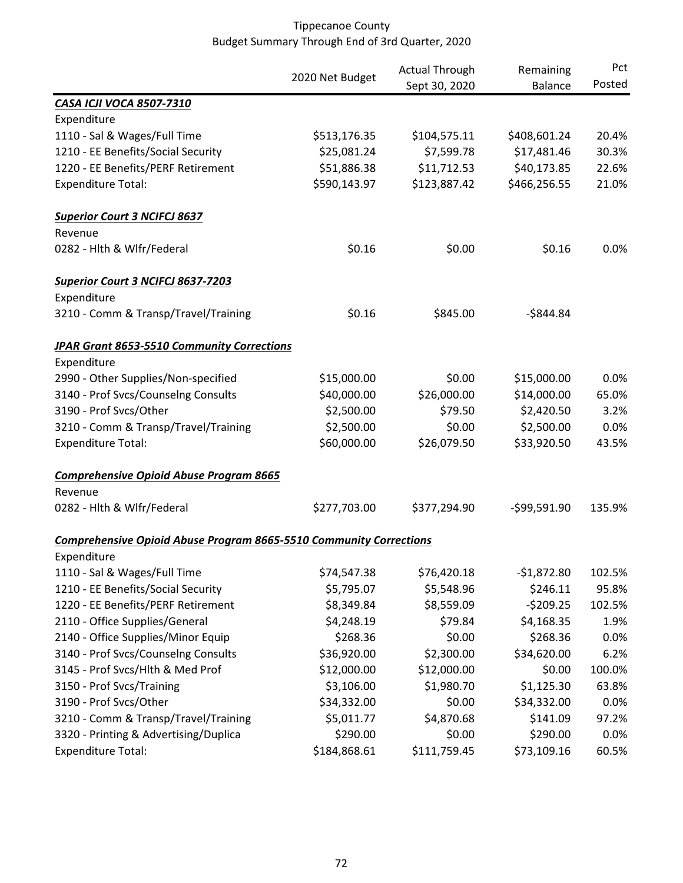Tippecanoe County
Budget Summary Through End of 3rd Quarter, 2020

| | 2020 Net Budget | Actual Through Sept 30, 2020 | Remaining Balance | Pct Posted |
|---|---|---|---|---|
| ***CASA ICJI VOCA 8507-7310*** | | | | |
| Expenditure | | | | |
| 1110 - Sal & Wages/Full Time | $513,176.35 | $104,575.11 | $408,601.24 | 20.4% |
| 1210 - EE Benefits/Social Security | $25,081.24 | $7,599.78 | $17,481.46 | 30.3% |
| 1220 - EE Benefits/PERF Retirement | $51,886.38 | $11,712.53 | $40,173.85 | 22.6% |
| Expenditure Total: | $590,143.97 | $123,887.42 | $466,256.55 | 21.0% |
| ***Superior Court 3 NCIFCJ 8637*** | | | | |
| Revenue | | | | |
| 0282 - Hlth & Wlfr/Federal | $0.16 | $0.00 | $0.16 | 0.0% |
| ***Superior Court 3 NCIFCJ 8637-7203*** | | | | |
| Expenditure | | | | |
| 3210 - Comm & Transp/Travel/Training | $0.16 | $845.00 | -$844.84 | |
| ***JPAR Grant 8653-5510 Community Corrections*** | | | | |
| Expenditure | | | | |
| 2990 - Other Supplies/Non-specified | $15,000.00 | $0.00 | $15,000.00 | 0.0% |
| 3140 - Prof Svcs/Counselng Consults | $40,000.00 | $26,000.00 | $14,000.00 | 65.0% |
| 3190 - Prof Svcs/Other | $2,500.00 | $79.50 | $2,420.50 | 3.2% |
| 3210 - Comm & Transp/Travel/Training | $2,500.00 | $0.00 | $2,500.00 | 0.0% |
| Expenditure Total: | $60,000.00 | $26,079.50 | $33,920.50 | 43.5% |
| ***Comprehensive Opioid Abuse Program 8665*** | | | | |
| Revenue | | | | |
| 0282 - Hlth & Wlfr/Federal | $277,703.00 | $377,294.90 | -$99,591.90 | 135.9% |
| ***Comprehensive Opioid Abuse Program 8665-5510 Community Corrections*** | | | | |
| Expenditure | | | | |
| 1110 - Sal & Wages/Full Time | $74,547.38 | $76,420.18 | -$1,872.80 | 102.5% |
| 1210 - EE Benefits/Social Security | $5,795.07 | $5,548.96 | $246.11 | 95.8% |
| 1220 - EE Benefits/PERF Retirement | $8,349.84 | $8,559.09 | -$209.25 | 102.5% |
| 2110 - Office Supplies/General | $4,248.19 | $79.84 | $4,168.35 | 1.9% |
| 2140 - Office Supplies/Minor Equip | $268.36 | $0.00 | $268.36 | 0.0% |
| 3140 - Prof Svcs/Counselng Consults | $36,920.00 | $2,300.00 | $34,620.00 | 6.2% |
| 3145 - Prof Svcs/Hlth & Med Prof | $12,000.00 | $12,000.00 | $0.00 | 100.0% |
| 3150 - Prof Svcs/Training | $3,106.00 | $1,980.70 | $1,125.30 | 63.8% |
| 3190 - Prof Svcs/Other | $34,332.00 | $0.00 | $34,332.00 | 0.0% |
| 3210 - Comm & Transp/Travel/Training | $5,011.77 | $4,870.68 | $141.09 | 97.2% |
| 3320 - Printing & Advertising/Duplica | $290.00 | $0.00 | $290.00 | 0.0% |
| Expenditure Total: | $184,868.61 | $111,759.45 | $73,109.16 | 60.5% |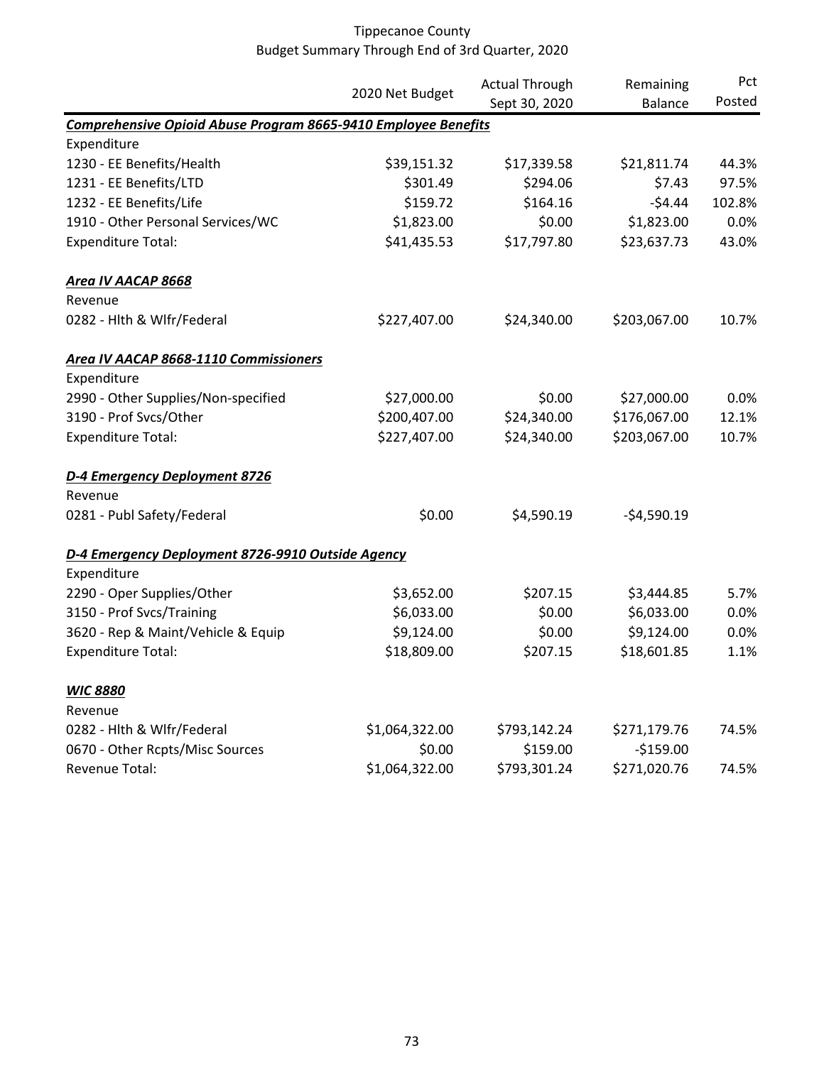# Tippecanoe County
## Budget Summary Through End of 3rd Quarter, 2020

| | 2020 Net Budget | Actual Through Sept 30, 2020 | Remaining Balance | Pct Posted |
|---|---|---|---|---|
| ***Comprehensive Opioid Abuse Program 8665-9410 Employee Benefits*** | | | | |
| Expenditure | | | | |
| 1230 - EE Benefits/Health | $39,151.32 | $17,339.58 | $21,811.74 | 44.3% |
| 1231 - EE Benefits/LTD | $301.49 | $294.06 | $7.43 | 97.5% |
| 1232 - EE Benefits/Life | $159.72 | $164.16 | -$4.44 | 102.8% |
| 1910 - Other Personal Services/WC | $1,823.00 | $0.00 | $1,823.00 | 0.0% |
| Expenditure Total: | $41,435.53 | $17,797.80 | $23,637.73 | 43.0% |
| | | | | |
| ***Area IV AACAP 8668*** | | | | |
| Revenue | | | | |
| 0282 - Hlth & Wlfr/Federal | $227,407.00 | $24,340.00 | $203,067.00 | 10.7% |
| | | | | |
| ***Area IV AACAP 8668-1110 Commissioners*** | | | | |
| Expenditure | | | | |
| 2990 - Other Supplies/Non-specified | $27,000.00 | $0.00 | $27,000.00 | 0.0% |
| 3190 - Prof Svcs/Other | $200,407.00 | $24,340.00 | $176,067.00 | 12.1% |
| Expenditure Total: | $227,407.00 | $24,340.00 | $203,067.00 | 10.7% |
| | | | | |
| ***D-4 Emergency Deployment 8726*** | | | | |
| Revenue | | | | |
| 0281 - Publ Safety/Federal | $0.00 | $4,590.19 | -$4,590.19 | |
| | | | | |
| ***D-4 Emergency Deployment 8726-9910 Outside Agency*** | | | | |
| Expenditure | | | | |
| 2290 - Oper Supplies/Other | $3,652.00 | $207.15 | $3,444.85 | 5.7% |
| 3150 - Prof Svcs/Training | $6,033.00 | $0.00 | $6,033.00 | 0.0% |
| 3620 - Rep & Maint/Vehicle & Equip | $9,124.00 | $0.00 | $9,124.00 | 0.0% |
| Expenditure Total: | $18,809.00 | $207.15 | $18,601.85 | 1.1% |
| | | | | |
| ***WIC 8880*** | | | | |
| Revenue | | | | |
| 0282 - Hlth & Wlfr/Federal | $1,064,322.00 | $793,142.24 | $271,179.76 | 74.5% |
| 0670 - Other Rcpts/Misc Sources | $0.00 | $159.00 | -$159.00 | |
| Revenue Total: | $1,064,322.00 | $793,301.24 | $271,020.76 | 74.5% |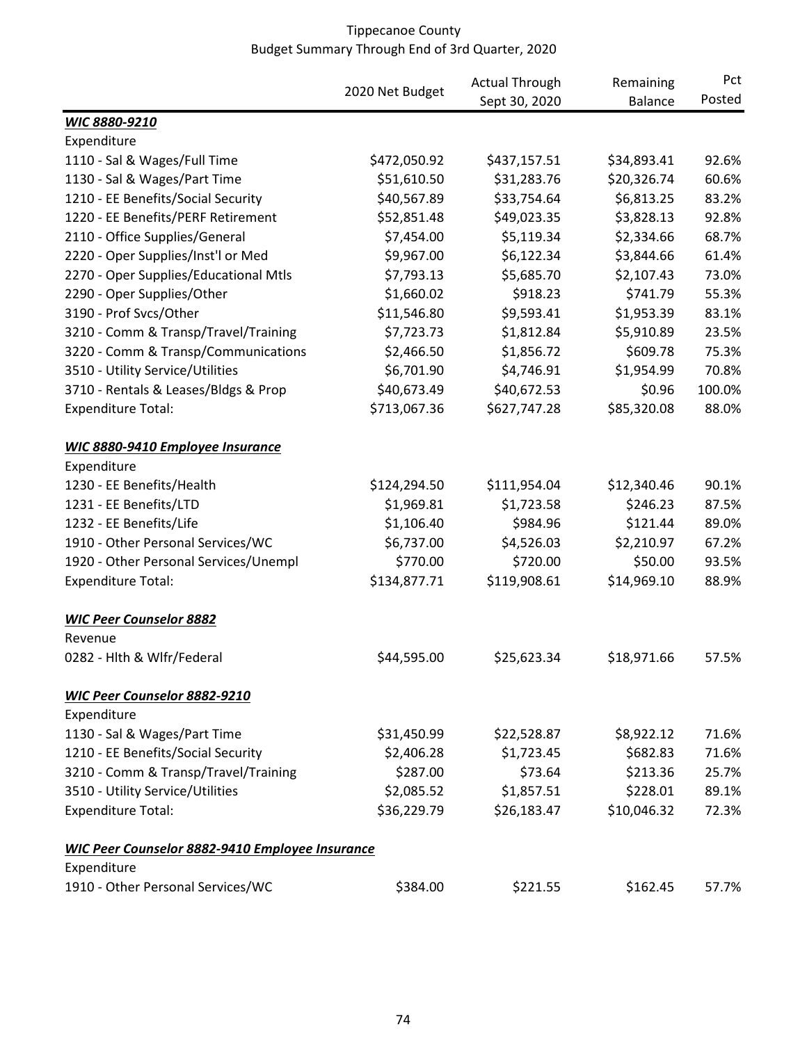Tippecanoe County
Budget Summary Through End of 3rd Quarter, 2020

| | 2020 Net Budget | Actual Through Sept 30, 2020 | Remaining Balance | Pct Posted |
|---|---|---|---|---|
| ***WIC 8880-9210*** | | | | |
| Expenditure | | | | |
| 1110 - Sal & Wages/Full Time | $472,050.92 | $437,157.51 | $34,893.41 | 92.6% |
| 1130 - Sal & Wages/Part Time | $51,610.50 | $31,283.76 | $20,326.74 | 60.6% |
| 1210 - EE Benefits/Social Security | $40,567.89 | $33,754.64 | $6,813.25 | 83.2% |
| 1220 - EE Benefits/PERF Retirement | $52,851.48 | $49,023.35 | $3,828.13 | 92.8% |
| 2110 - Office Supplies/General | $7,454.00 | $5,119.34 | $2,334.66 | 68.7% |
| 2220 - Oper Supplies/Inst'l or Med | $9,967.00 | $6,122.34 | $3,844.66 | 61.4% |
| 2270 - Oper Supplies/Educational Mtls | $7,793.13 | $5,685.70 | $2,107.43 | 73.0% |
| 2290 - Oper Supplies/Other | $1,660.02 | $918.23 | $741.79 | 55.3% |
| 3190 - Prof Svcs/Other | $11,546.80 | $9,593.41 | $1,953.39 | 83.1% |
| 3210 - Comm & Transp/Travel/Training | $7,723.73 | $1,812.84 | $5,910.89 | 23.5% |
| 3220 - Comm & Transp/Communications | $2,466.50 | $1,856.72 | $609.78 | 75.3% |
| 3510 - Utility Service/Utilities | $6,701.90 | $4,746.91 | $1,954.99 | 70.8% |
| 3710 - Rentals & Leases/Bldgs & Prop | $40,673.49 | $40,672.53 | $0.96 | 100.0% |
| Expenditure Total: | $713,067.36 | $627,747.28 | $85,320.08 | 88.0% |
| | | | | |
| ***WIC 8880-9410 Employee Insurance*** | | | | |
| Expenditure | | | | |
| 1230 - EE Benefits/Health | $124,294.50 | $111,954.04 | $12,340.46 | 90.1% |
| 1231 - EE Benefits/LTD | $1,969.81 | $1,723.58 | $246.23 | 87.5% |
| 1232 - EE Benefits/Life | $1,106.40 | $984.96 | $121.44 | 89.0% |
| 1910 - Other Personal Services/WC | $6,737.00 | $4,526.03 | $2,210.97 | 67.2% |
| 1920 - Other Personal Services/Unempl | $770.00 | $720.00 | $50.00 | 93.5% |
| Expenditure Total: | $134,877.71 | $119,908.61 | $14,969.10 | 88.9% |
| | | | | |
| ***WIC Peer Counselor 8882*** | | | | |
| Revenue | | | | |
| 0282 - Hlth & Wlfr/Federal | $44,595.00 | $25,623.34 | $18,971.66 | 57.5% |
| | | | | |
| ***WIC Peer Counselor 8882-9210*** | | | | |
| Expenditure | | | | |
| 1130 - Sal & Wages/Part Time | $31,450.99 | $22,528.87 | $8,922.12 | 71.6% |
| 1210 - EE Benefits/Social Security | $2,406.28 | $1,723.45 | $682.83 | 71.6% |
| 3210 - Comm & Transp/Travel/Training | $287.00 | $73.64 | $213.36 | 25.7% |
| 3510 - Utility Service/Utilities | $2,085.52 | $1,857.51 | $228.01 | 89.1% |
| Expenditure Total: | $36,229.79 | $26,183.47 | $10,046.32 | 72.3% |
| | | | | |
| ***WIC Peer Counselor 8882-9410 Employee Insurance*** | | | | |
| Expenditure | | | | |
| 1910 - Other Personal Services/WC | $384.00 | $221.55 | $162.45 | 57.7% |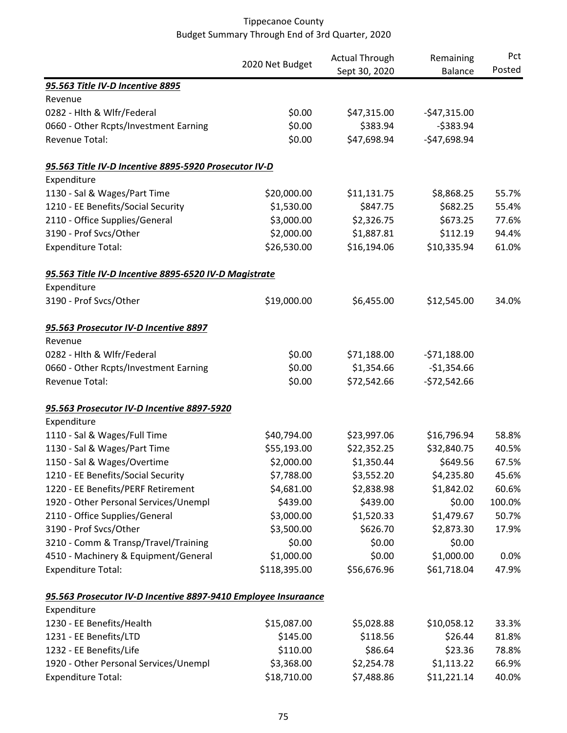# Tippecanoe County
## Budget Summary Through End of 3rd Quarter, 2020

| | 2020 Net Budget | Actual Through Sept 30, 2020 | Remaining Balance | Pct Posted |
|---|---|---|---|---|
| ***95.563 Title IV-D Incentive 8895*** | | | | |
| Revenue | | | | |
| 0282 - Hlth & Wlfr/Federal | $0.00 | $47,315.00 | -$47,315.00 | |
| 0660 - Other Rcpts/Investment Earning | $0.00 | $383.94 | -$383.94 | |
| Revenue Total: | $0.00 | $47,698.94 | -$47,698.94 | |
| ***95.563 Title IV-D Incentive 8895-5920 Prosecutor IV-D*** | | | | |
| Expenditure | | | | |
| 1130 - Sal & Wages/Part Time | $20,000.00 | $11,131.75 | $8,868.25 | 55.7% |
| 1210 - EE Benefits/Social Security | $1,530.00 | $847.75 | $682.25 | 55.4% |
| 2110 - Office Supplies/General | $3,000.00 | $2,326.75 | $673.25 | 77.6% |
| 3190 - Prof Svcs/Other | $2,000.00 | $1,887.81 | $112.19 | 94.4% |
| Expenditure Total: | $26,530.00 | $16,194.06 | $10,335.94 | 61.0% |
| ***95.563 Title IV-D Incentive 8895-6520 IV-D Magistrate*** | | | | |
| Expenditure | | | | |
| 3190 - Prof Svcs/Other | $19,000.00 | $6,455.00 | $12,545.00 | 34.0% |
| ***95.563 Prosecutor IV-D Incentive 8897*** | | | | |
| Revenue | | | | |
| 0282 - Hlth & Wlfr/Federal | $0.00 | $71,188.00 | -$71,188.00 | |
| 0660 - Other Rcpts/Investment Earning | $0.00 | $1,354.66 | -$1,354.66 | |
| Revenue Total: | $0.00 | $72,542.66 | -$72,542.66 | |
| ***95.563 Prosecutor IV-D Incentive 8897-5920*** | | | | |
| Expenditure | | | | |
| 1110 - Sal & Wages/Full Time | $40,794.00 | $23,997.06 | $16,796.94 | 58.8% |
| 1130 - Sal & Wages/Part Time | $55,193.00 | $22,352.25 | $32,840.75 | 40.5% |
| 1150 - Sal & Wages/Overtime | $2,000.00 | $1,350.44 | $649.56 | 67.5% |
| 1210 - EE Benefits/Social Security | $7,788.00 | $3,552.20 | $4,235.80 | 45.6% |
| 1220 - EE Benefits/PERF Retirement | $4,681.00 | $2,838.98 | $1,842.02 | 60.6% |
| 1920 - Other Personal Services/Unempl | $439.00 | $439.00 | $0.00 | 100.0% |
| 2110 - Office Supplies/General | $3,000.00 | $1,520.33 | $1,479.67 | 50.7% |
| 3190 - Prof Svcs/Other | $3,500.00 | $626.70 | $2,873.30 | 17.9% |
| 3210 - Comm & Transp/Travel/Training | $0.00 | $0.00 | $0.00 | |
| 4510 - Machinery & Equipment/General | $1,000.00 | $0.00 | $1,000.00 | 0.0% |
| Expenditure Total: | $118,395.00 | $56,676.96 | $61,718.04 | 47.9% |
| ***95.563 Prosecutor IV-D Incentive 8897-9410 Employee Insuraance*** | | | | |
| Expenditure | | | | |
| 1230 - EE Benefits/Health | $15,087.00 | $5,028.88 | $10,058.12 | 33.3% |
| 1231 - EE Benefits/LTD | $145.00 | $118.56 | $26.44 | 81.8% |
| 1232 - EE Benefits/Life | $110.00 | $86.64 | $23.36 | 78.8% |
| 1920 - Other Personal Services/Unempl | $3,368.00 | $2,254.78 | $1,113.22 | 66.9% |
| Expenditure Total: | $18,710.00 | $7,488.86 | $11,221.14 | 40.0% |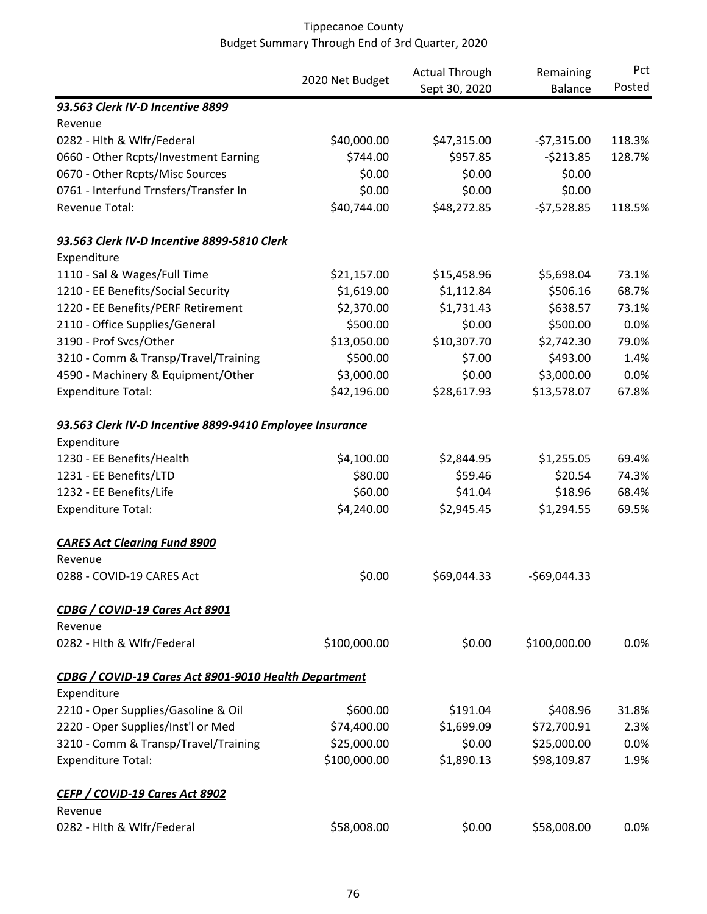# Tippecanoe County
## Budget Summary Through End of 3rd Quarter, 2020

| | 2020 Net Budget | Actual Through Sept 30, 2020 | Remaining Balance | Pct Posted |
|---|---|---|---|---|
| ***93.563 Clerk IV-D Incentive 8899*** | | | | |
| Revenue | | | | |
| 0282 - Hlth & Wlfr/Federal | $40,000.00 | $47,315.00 | -$7,315.00 | 118.3% |
| 0660 - Other Rcpts/Investment Earning | $744.00 | $957.85 | -$213.85 | 128.7% |
| 0670 - Other Rcpts/Misc Sources | $0.00 | $0.00 | $0.00 | |
| 0761 - Interfund Trnsfers/Transfer In | $0.00 | $0.00 | $0.00 | |
| Revenue Total: | $40,744.00 | $48,272.85 | -$7,528.85 | 118.5% |
| | | | | |
| ***93.563 Clerk IV-D Incentive 8899-5810 Clerk*** | | | | |
| Expenditure | | | | |
| 1110 - Sal & Wages/Full Time | $21,157.00 | $15,458.96 | $5,698.04 | 73.1% |
| 1210 - EE Benefits/Social Security | $1,619.00 | $1,112.84 | $506.16 | 68.7% |
| 1220 - EE Benefits/PERF Retirement | $2,370.00 | $1,731.43 | $638.57 | 73.1% |
| 2110 - Office Supplies/General | $500.00 | $0.00 | $500.00 | 0.0% |
| 3190 - Prof Svcs/Other | $13,050.00 | $10,307.70 | $2,742.30 | 79.0% |
| 3210 - Comm & Transp/Travel/Training | $500.00 | $7.00 | $493.00 | 1.4% |
| 4590 - Machinery & Equipment/Other | $3,000.00 | $0.00 | $3,000.00 | 0.0% |
| Expenditure Total: | $42,196.00 | $28,617.93 | $13,578.07 | 67.8% |
| | | | | |
| ***93.563 Clerk IV-D Incentive 8899-9410 Employee Insurance*** | | | | |
| Expenditure | | | | |
| 1230 - EE Benefits/Health | $4,100.00 | $2,844.95 | $1,255.05 | 69.4% |
| 1231 - EE Benefits/LTD | $80.00 | $59.46 | $20.54 | 74.3% |
| 1232 - EE Benefits/Life | $60.00 | $41.04 | $18.96 | 68.4% |
| Expenditure Total: | $4,240.00 | $2,945.45 | $1,294.55 | 69.5% |
| | | | | |
| ***CARES Act Clearing Fund 8900*** | | | | |
| Revenue | | | | |
| 0288 - COVID-19 CARES Act | $0.00 | $69,044.33 | -$69,044.33 | |
| | | | | |
| ***CDBG / COVID-19 Cares Act 8901*** | | | | |
| Revenue | | | | |
| 0282 - Hlth & Wlfr/Federal | $100,000.00 | $0.00 | $100,000.00 | 0.0% |
| | | | | |
| ***CDBG / COVID-19 Cares Act 8901-9010 Health Department*** | | | | |
| Expenditure | | | | |
| 2210 - Oper Supplies/Gasoline & Oil | $600.00 | $191.04 | $408.96 | 31.8% |
| 2220 - Oper Supplies/Inst'l or Med | $74,400.00 | $1,699.09 | $72,700.91 | 2.3% |
| 3210 - Comm & Transp/Travel/Training | $25,000.00 | $0.00 | $25,000.00 | 0.0% |
| Expenditure Total: | $100,000.00 | $1,890.13 | $98,109.87 | 1.9% |
| | | | | |
| ***CEFP / COVID-19 Cares Act 8902*** | | | | |
| Revenue | | | | |
| 0282 - Hlth & Wlfr/Federal | $58,008.00 | $0.00 | $58,008.00 | 0.0% |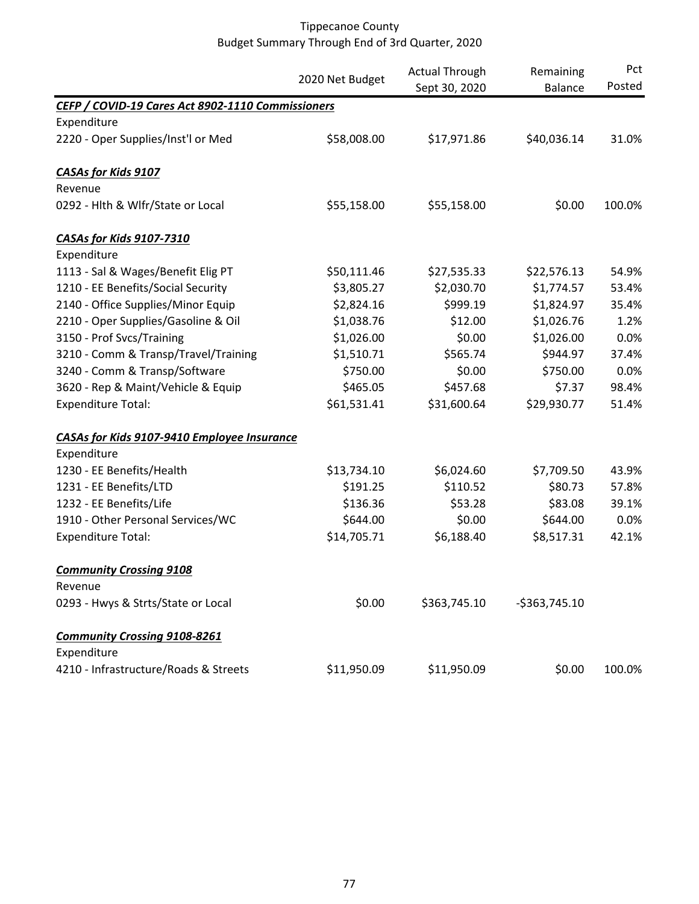Tippecanoe County
Budget Summary Through End of 3rd Quarter, 2020

| | 2020 Net Budget | Actual Through Sept 30, 2020 | Remaining Balance | Pct Posted |
|---|---|---|---|---|
| ***CEFP / COVID-19 Cares Act 8902-1110 Commissioners*** | | | | |
| Expenditure | | | | |
| 2220 - Oper Supplies/Inst'l or Med | \$58,008.00 | \$17,971.86 | \$40,036.14 | 31.0% |
| ***CASAs for Kids 9107*** | | | | |
| Revenue | | | | |
| 0292 - Hlth & Wlfr/State or Local | \$55,158.00 | \$55,158.00 | \$0.00 | 100.0% |
| ***CASAs for Kids 9107-7310*** | | | | |
| Expenditure | | | | |
| 1113 - Sal & Wages/Benefit Elig PT | \$50,111.46 | \$27,535.33 | \$22,576.13 | 54.9% |
| 1210 - EE Benefits/Social Security | \$3,805.27 | \$2,030.70 | \$1,774.57 | 53.4% |
| 2140 - Office Supplies/Minor Equip | \$2,824.16 | \$999.19 | \$1,824.97 | 35.4% |
| 2210 - Oper Supplies/Gasoline & Oil | \$1,038.76 | \$12.00 | \$1,026.76 | 1.2% |
| 3150 - Prof Svcs/Training | \$1,026.00 | \$0.00 | \$1,026.00 | 0.0% |
| 3210 - Comm & Transp/Travel/Training | \$1,510.71 | \$565.74 | \$944.97 | 37.4% |
| 3240 - Comm & Transp/Software | \$750.00 | \$0.00 | \$750.00 | 0.0% |
| 3620 - Rep & Maint/Vehicle & Equip | \$465.05 | \$457.68 | \$7.37 | 98.4% |
| Expenditure Total: | \$61,531.41 | \$31,600.64 | \$29,930.77 | 51.4% |
| ***CASAs for Kids 9107-9410 Employee Insurance*** | | | | |
| Expenditure | | | | |
| 1230 - EE Benefits/Health | \$13,734.10 | \$6,024.60 | \$7,709.50 | 43.9% |
| 1231 - EE Benefits/LTD | \$191.25 | \$110.52 | \$80.73 | 57.8% |
| 1232 - EE Benefits/Life | \$136.36 | \$53.28 | \$83.08 | 39.1% |
| 1910 - Other Personal Services/WC | \$644.00 | \$0.00 | \$644.00 | 0.0% |
| Expenditure Total: | \$14,705.71 | \$6,188.40 | \$8,517.31 | 42.1% |
| ***Community Crossing 9108*** | | | | |
| Revenue | | | | |
| 0293 - Hwys & Strts/State or Local | \$0.00 | \$363,745.10 | -\$363,745.10 | |
| ***Community Crossing 9108-8261*** | | | | |
| Expenditure | | | | |
| 4210 - Infrastructure/Roads & Streets | \$11,950.09 | \$11,950.09 | \$0.00 | 100.0% |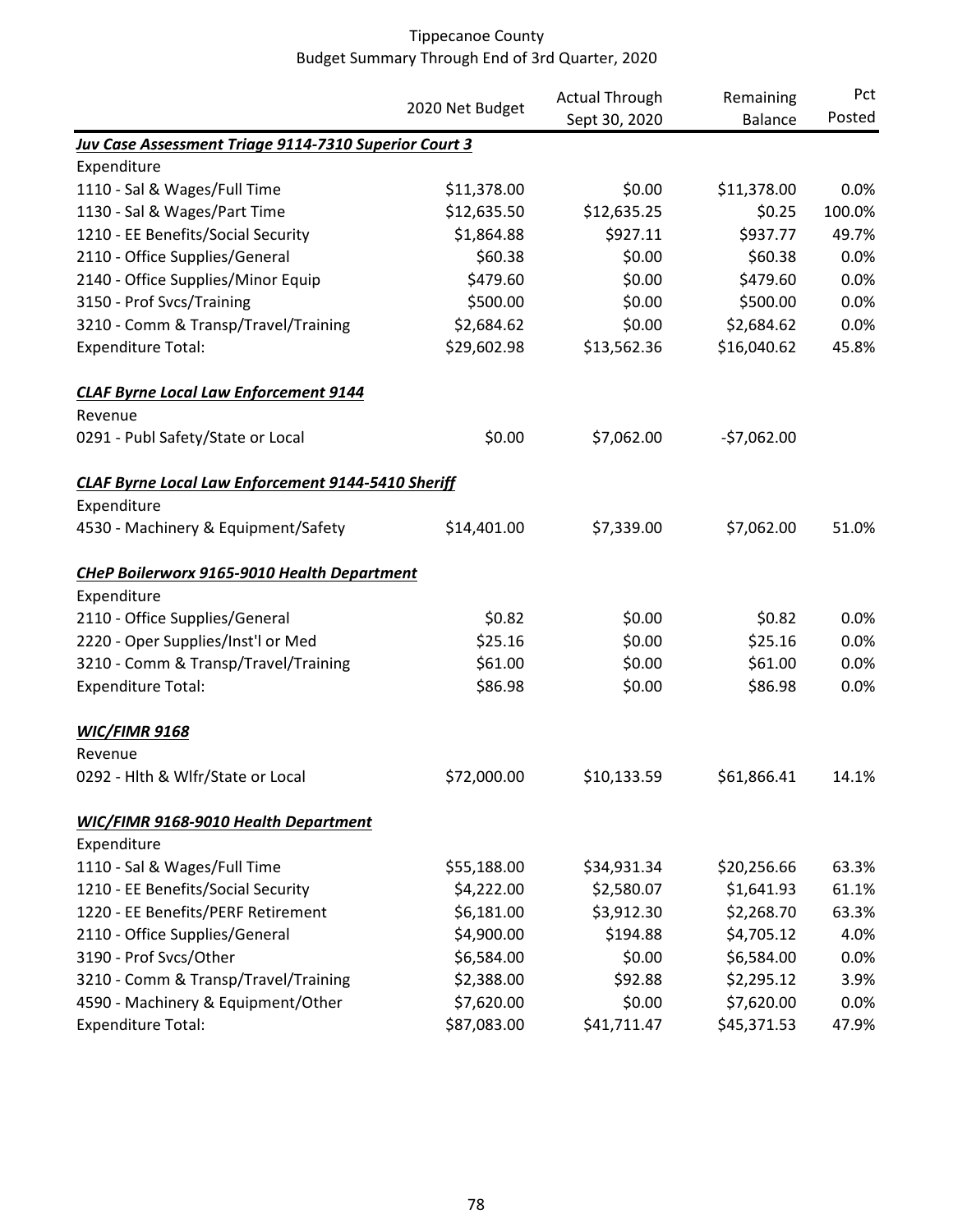Tippecanoe County
Budget Summary Through End of 3rd Quarter, 2020

| | 2020 Net Budget | Actual Through Sept 30, 2020 | Remaining Balance | Pct Posted |
|---|---|---|---|---|
| ***Juv Case Assessment Triage 9114-7310 Superior Court 3*** | | | | |
| Expenditure | | | | |
| 1110 - Sal & Wages/Full Time | $11,378.00 | $0.00 | $11,378.00 | 0.0% |
| 1130 - Sal & Wages/Part Time | $12,635.50 | $12,635.25 | $0.25 | 100.0% |
| 1210 - EE Benefits/Social Security | $1,864.88 | $927.11 | $937.77 | 49.7% |
| 2110 - Office Supplies/General | $60.38 | $0.00 | $60.38 | 0.0% |
| 2140 - Office Supplies/Minor Equip | $479.60 | $0.00 | $479.60 | 0.0% |
| 3150 - Prof Svcs/Training | $500.00 | $0.00 | $500.00 | 0.0% |
| 3210 - Comm & Transp/Travel/Training | $2,684.62 | $0.00 | $2,684.62 | 0.0% |
| Expenditure Total: | $29,602.98 | $13,562.36 | $16,040.62 | 45.8% |
| ***CLAF Byrne Local Law Enforcement 9144*** | | | | |
| Revenue | | | | |
| 0291 - Publ Safety/State or Local | $0.00 | $7,062.00 | -$7,062.00 | |
| ***CLAF Byrne Local Law Enforcement 9144-5410 Sheriff*** | | | | |
| Expenditure | | | | |
| 4530 - Machinery & Equipment/Safety | $14,401.00 | $7,339.00 | $7,062.00 | 51.0% |
| ***CHeP Boilerworx 9165-9010 Health Department*** | | | | |
| Expenditure | | | | |
| 2110 - Office Supplies/General | $0.82 | $0.00 | $0.82 | 0.0% |
| 2220 - Oper Supplies/Inst'l or Med | $25.16 | $0.00 | $25.16 | 0.0% |
| 3210 - Comm & Transp/Travel/Training | $61.00 | $0.00 | $61.00 | 0.0% |
| Expenditure Total: | $86.98 | $0.00 | $86.98 | 0.0% |
| ***WIC/FIMR 9168*** | | | | |
| Revenue | | | | |
| 0292 - Hlth & Wlfr/State or Local | $72,000.00 | $10,133.59 | $61,866.41 | 14.1% |
| ***WIC/FIMR 9168-9010 Health Department*** | | | | |
| Expenditure | | | | |
| 1110 - Sal & Wages/Full Time | $55,188.00 | $34,931.34 | $20,256.66 | 63.3% |
| 1210 - EE Benefits/Social Security | $4,222.00 | $2,580.07 | $1,641.93 | 61.1% |
| 1220 - EE Benefits/PERF Retirement | $6,181.00 | $3,912.30 | $2,268.70 | 63.3% |
| 2110 - Office Supplies/General | $4,900.00 | $194.88 | $4,705.12 | 4.0% |
| 3190 - Prof Svcs/Other | $6,584.00 | $0.00 | $6,584.00 | 0.0% |
| 3210 - Comm & Transp/Travel/Training | $2,388.00 | $92.88 | $2,295.12 | 3.9% |
| 4590 - Machinery & Equipment/Other | $7,620.00 | $0.00 | $7,620.00 | 0.0% |
| Expenditure Total: | $87,083.00 | $41,711.47 | $45,371.53 | 47.9% |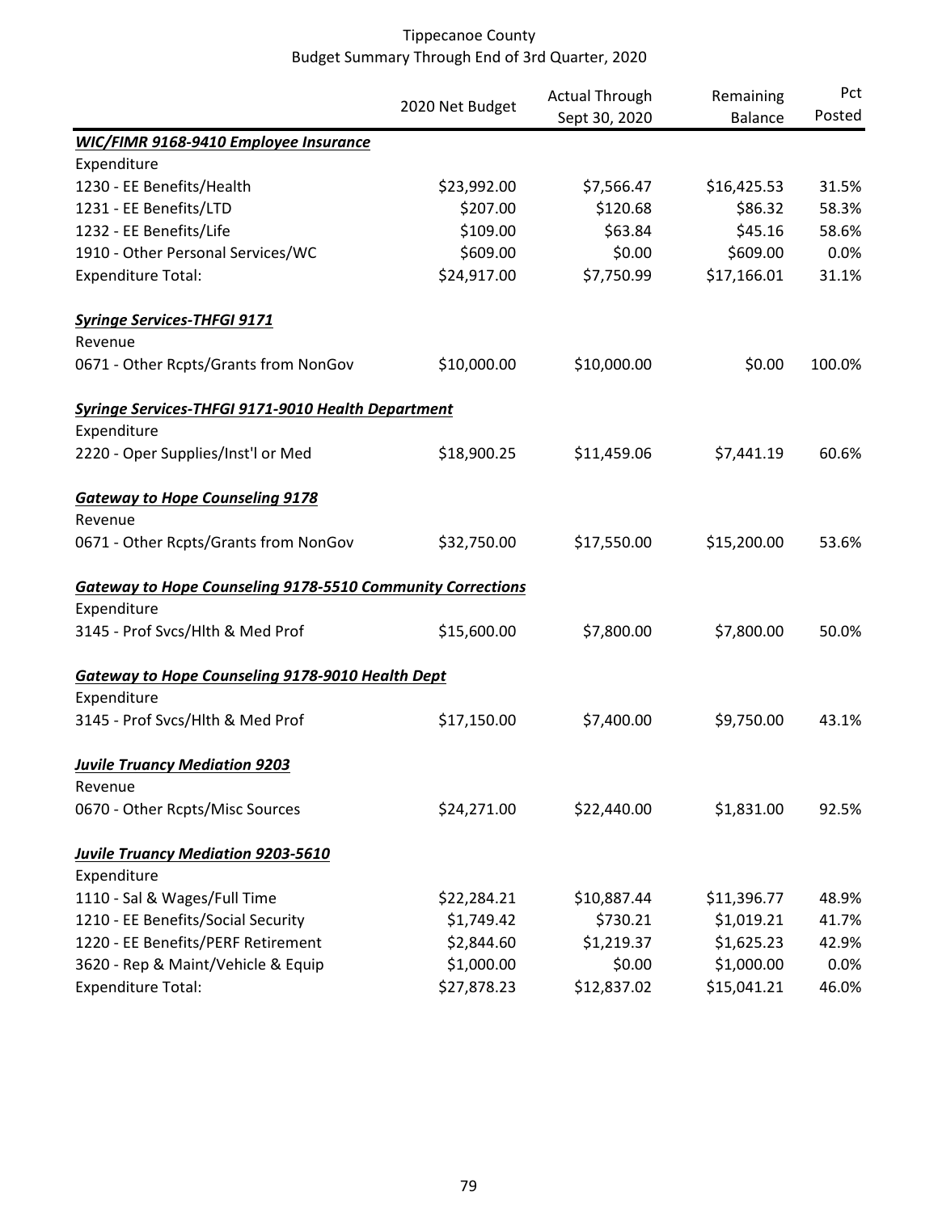Tippecanoe County
Budget Summary Through End of 3rd Quarter, 2020

| | 2020 Net Budget | Actual Through Sept 30, 2020 | Remaining Balance | Pct Posted |
|---|---|---|---|---|
| ***WIC/FIMR 9168-9410 Employee Insurance*** | | | | |
| Expenditure | | | | |
| 1230 - EE Benefits/Health | $23,992.00 | $7,566.47 | $16,425.53 | 31.5% |
| 1231 - EE Benefits/LTD | $207.00 | $120.68 | $86.32 | 58.3% |
| 1232 - EE Benefits/Life | $109.00 | $63.84 | $45.16 | 58.6% |
| 1910 - Other Personal Services/WC | $609.00 | $0.00 | $609.00 | 0.0% |
| Expenditure Total: | $24,917.00 | $7,750.99 | $17,166.01 | 31.1% |
| ***Syringe Services-THFGI 9171*** | | | | |
| Revenue | | | | |
| 0671 - Other Rcpts/Grants from NonGov | $10,000.00 | $10,000.00 | $0.00 | 100.0% |
| ***Syringe Services-THFGI 9171-9010 Health Department*** | | | | |
| Expenditure | | | | |
| 2220 - Oper Supplies/Inst'l or Med | $18,900.25 | $11,459.06 | $7,441.19 | 60.6% |
| ***Gateway to Hope Counseling 9178*** | | | | |
| Revenue | | | | |
| 0671 - Other Rcpts/Grants from NonGov | $32,750.00 | $17,550.00 | $15,200.00 | 53.6% |
| ***Gateway to Hope Counseling 9178-5510 Community Corrections*** | | | | |
| Expenditure | | | | |
| 3145 - Prof Svcs/Hlth & Med Prof | $15,600.00 | $7,800.00 | $7,800.00 | 50.0% |
| ***Gateway to Hope Counseling 9178-9010 Health Dept*** | | | | |
| Expenditure | | | | |
| 3145 - Prof Svcs/Hlth & Med Prof | $17,150.00 | $7,400.00 | $9,750.00 | 43.1% |
| ***Juvile Truancy Mediation 9203*** | | | | |
| Revenue | | | | |
| 0670 - Other Rcpts/Misc Sources | $24,271.00 | $22,440.00 | $1,831.00 | 92.5% |
| ***Juvile Truancy Mediation 9203-5610*** | | | | |
| Expenditure | | | | |
| 1110 - Sal & Wages/Full Time | $22,284.21 | $10,887.44 | $11,396.77 | 48.9% |
| 1210 - EE Benefits/Social Security | $1,749.42 | $730.21 | $1,019.21 | 41.7% |
| 1220 - EE Benefits/PERF Retirement | $2,844.60 | $1,219.37 | $1,625.23 | 42.9% |
| 3620 - Rep & Maint/Vehicle & Equip | $1,000.00 | $0.00 | $1,000.00 | 0.0% |
| Expenditure Total: | $27,878.23 | $12,837.02 | $15,041.21 | 46.0% |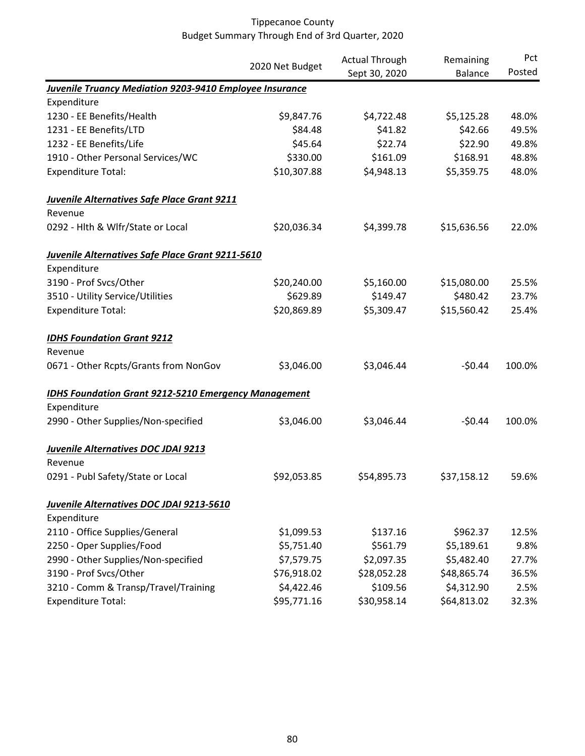Tippecanoe County
Budget Summary Through End of 3rd Quarter, 2020

| | 2020 Net Budget | Actual Through Sept 30, 2020 | Remaining Balance | Pct Posted |
|---|---|---|---|---|
| ***Juvenile Truancy Mediation 9203-9410 Employee Insurance*** | | | | |
| Expenditure | | | | |
| 1230 - EE Benefits/Health | \$9,847.76 | \$4,722.48 | \$5,125.28 | 48.0% |
| 1231 - EE Benefits/LTD | \$84.48 | \$41.82 | \$42.66 | 49.5% |
| 1232 - EE Benefits/Life | \$45.64 | \$22.74 | \$22.90 | 49.8% |
| 1910 - Other Personal Services/WC | \$330.00 | \$161.09 | \$168.91 | 48.8% |
| Expenditure Total: | \$10,307.88 | \$4,948.13 | \$5,359.75 | 48.0% |
| | | | | |
| ***Juvenile Alternatives Safe Place Grant 9211*** | | | | |
| Revenue | | | | |
| 0292 - Hlth & Wlfr/State or Local | \$20,036.34 | \$4,399.78 | \$15,636.56 | 22.0% |
| | | | | |
| ***Juvenile Alternatives Safe Place Grant 9211-5610*** | | | | |
| Expenditure | | | | |
| 3190 - Prof Svcs/Other | \$20,240.00 | \$5,160.00 | \$15,080.00 | 25.5% |
| 3510 - Utility Service/Utilities | \$629.89 | \$149.47 | \$480.42 | 23.7% |
| Expenditure Total: | \$20,869.89 | \$5,309.47 | \$15,560.42 | 25.4% |
| | | | | |
| ***IDHS Foundation Grant 9212*** | | | | |
| Revenue | | | | |
| 0671 - Other Rcpts/Grants from NonGov | \$3,046.00 | \$3,046.44 | -\$0.44 | 100.0% |
| | | | | |
| ***IDHS Foundation Grant 9212-5210 Emergency Management*** | | | | |
| Expenditure | | | | |
| 2990 - Other Supplies/Non-specified | \$3,046.00 | \$3,046.44 | -\$0.44 | 100.0% |
| | | | | |
| ***Juvenile Alternatives DOC JDAI 9213*** | | | | |
| Revenue | | | | |
| 0291 - Publ Safety/State or Local | \$92,053.85 | \$54,895.73 | \$37,158.12 | 59.6% |
| | | | | |
| ***Juvenile Alternatives DOC JDAI 9213-5610*** | | | | |
| Expenditure | | | | |
| 2110 - Office Supplies/General | \$1,099.53 | \$137.16 | \$962.37 | 12.5% |
| 2250 - Oper Supplies/Food | \$5,751.40 | \$561.79 | \$5,189.61 | 9.8% |
| 2990 - Other Supplies/Non-specified | \$7,579.75 | \$2,097.35 | \$5,482.40 | 27.7% |
| 3190 - Prof Svcs/Other | \$76,918.02 | \$28,052.28 | \$48,865.74 | 36.5% |
| 3210 - Comm & Transp/Travel/Training | \$4,422.46 | \$109.56 | \$4,312.90 | 2.5% |
| Expenditure Total: | \$95,771.16 | \$30,958.14 | \$64,813.02 | 32.3% |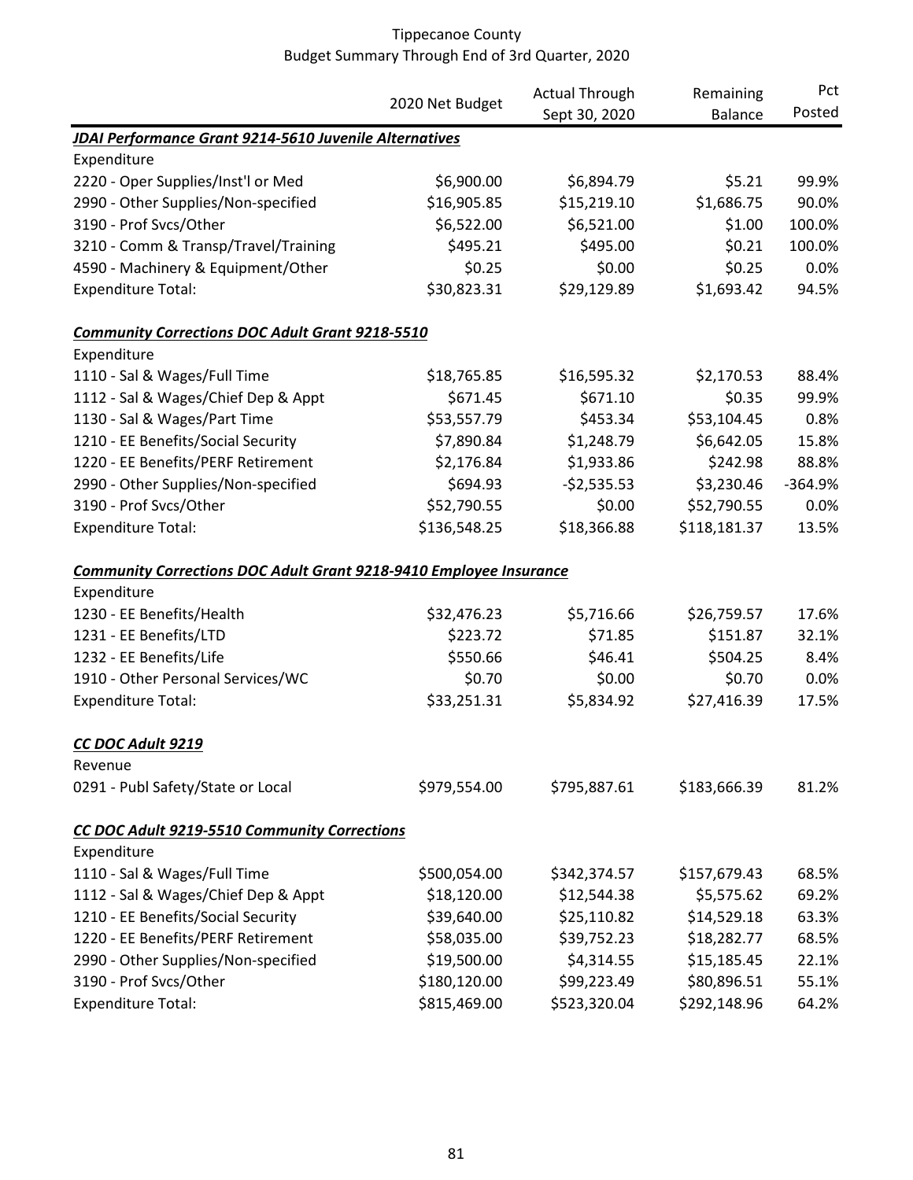Tippecanoe County
Budget Summary Through End of 3rd Quarter, 2020

| | 2020 Net Budget | Actual Through Sept 30, 2020 | Remaining Balance | Pct Posted |
|---|---|---|---|---|
| ***JDAI Performance Grant 9214-5610 Juvenile Alternatives*** | | | | |
| Expenditure | | | | |
| 2220 - Oper Supplies/Inst'l or Med | $6,900.00 | $6,894.79 | $5.21 | 99.9% |
| 2990 - Other Supplies/Non-specified | $16,905.85 | $15,219.10 | $1,686.75 | 90.0% |
| 3190 - Prof Svcs/Other | $6,522.00 | $6,521.00 | $1.00 | 100.0% |
| 3210 - Comm & Transp/Travel/Training | $495.21 | $495.00 | $0.21 | 100.0% |
| 4590 - Machinery & Equipment/Other | $0.25 | $0.00 | $0.25 | 0.0% |
| Expenditure Total: | $30,823.31 | $29,129.89 | $1,693.42 | 94.5% |
| | | | | |
| ***Community Corrections DOC Adult Grant 9218-5510*** | | | | |
| Expenditure | | | | |
| 1110 - Sal & Wages/Full Time | $18,765.85 | $16,595.32 | $2,170.53 | 88.4% |
| 1112 - Sal & Wages/Chief Dep & Appt | $671.45 | $671.10 | $0.35 | 99.9% |
| 1130 - Sal & Wages/Part Time | $53,557.79 | $453.34 | $53,104.45 | 0.8% |
| 1210 - EE Benefits/Social Security | $7,890.84 | $1,248.79 | $6,642.05 | 15.8% |
| 1220 - EE Benefits/PERF Retirement | $2,176.84 | $1,933.86 | $242.98 | 88.8% |
| 2990 - Other Supplies/Non-specified | $694.93 | -$2,535.53 | $3,230.46 | -364.9% |
| 3190 - Prof Svcs/Other | $52,790.55 | $0.00 | $52,790.55 | 0.0% |
| Expenditure Total: | $136,548.25 | $18,366.88 | $118,181.37 | 13.5% |
| | | | | |
| ***Community Corrections DOC Adult Grant 9218-9410 Employee Insurance*** | | | | |
| Expenditure | | | | |
| 1230 - EE Benefits/Health | $32,476.23 | $5,716.66 | $26,759.57 | 17.6% |
| 1231 - EE Benefits/LTD | $223.72 | $71.85 | $151.87 | 32.1% |
| 1232 - EE Benefits/Life | $550.66 | $46.41 | $504.25 | 8.4% |
| 1910 - Other Personal Services/WC | $0.70 | $0.00 | $0.70 | 0.0% |
| Expenditure Total: | $33,251.31 | $5,834.92 | $27,416.39 | 17.5% |
| | | | | |
| ***CC DOC Adult 9219*** | | | | |
| Revenue | | | | |
| 0291 - Publ Safety/State or Local | $979,554.00 | $795,887.61 | $183,666.39 | 81.2% |
| | | | | |
| ***CC DOC Adult 9219-5510 Community Corrections*** | | | | |
| Expenditure | | | | |
| 1110 - Sal & Wages/Full Time | $500,054.00 | $342,374.57 | $157,679.43 | 68.5% |
| 1112 - Sal & Wages/Chief Dep & Appt | $18,120.00 | $12,544.38 | $5,575.62 | 69.2% |
| 1210 - EE Benefits/Social Security | $39,640.00 | $25,110.82 | $14,529.18 | 63.3% |
| 1220 - EE Benefits/PERF Retirement | $58,035.00 | $39,752.23 | $18,282.77 | 68.5% |
| 2990 - Other Supplies/Non-specified | $19,500.00 | $4,314.55 | $15,185.45 | 22.1% |
| 3190 - Prof Svcs/Other | $180,120.00 | $99,223.49 | $80,896.51 | 55.1% |
| Expenditure Total: | $815,469.00 | $523,320.04 | $292,148.96 | 64.2% |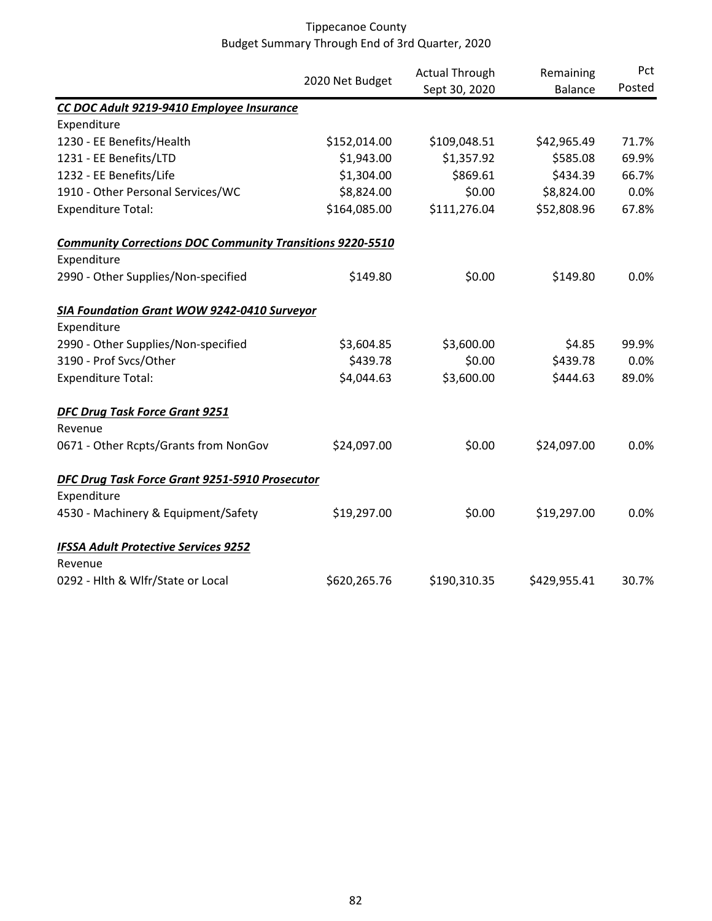Tippecanoe County
Budget Summary Through End of 3rd Quarter, 2020

| | 2020 Net Budget | Actual Through Sept 30, 2020 | Remaining Balance | Pct Posted |
|---|---|---|---|---|
| ***CC DOC Adult 9219-9410 Employee Insurance*** | | | | |
| Expenditure | | | | |
| 1230 - EE Benefits/Health | \$152,014.00 | \$109,048.51 | \$42,965.49 | 71.7% |
| 1231 - EE Benefits/LTD | \$1,943.00 | \$1,357.92 | \$585.08 | 69.9% |
| 1232 - EE Benefits/Life | \$1,304.00 | \$869.61 | \$434.39 | 66.7% |
| 1910 - Other Personal Services/WC | \$8,824.00 | \$0.00 | \$8,824.00 | 0.0% |
| Expenditure Total: | \$164,085.00 | \$111,276.04 | \$52,808.96 | 67.8% |
| ***Community Corrections DOC Community Transitions 9220-5510*** | | | | |
| Expenditure | | | | |
| 2990 - Other Supplies/Non-specified | \$149.80 | \$0.00 | \$149.80 | 0.0% |
| ***SIA Foundation Grant WOW 9242-0410 Surveyor*** | | | | |
| Expenditure | | | | |
| 2990 - Other Supplies/Non-specified | \$3,604.85 | \$3,600.00 | \$4.85 | 99.9% |
| 3190 - Prof Svcs/Other | \$439.78 | \$0.00 | \$439.78 | 0.0% |
| Expenditure Total: | \$4,044.63 | \$3,600.00 | \$444.63 | 89.0% |
| ***DFC Drug Task Force Grant 9251*** | | | | |
| Revenue | | | | |
| 0671 - Other Rcpts/Grants from NonGov | \$24,097.00 | \$0.00 | \$24,097.00 | 0.0% |
| ***DFC Drug Task Force Grant 9251-5910 Prosecutor*** | | | | |
| Expenditure | | | | |
| 4530 - Machinery & Equipment/Safety | \$19,297.00 | \$0.00 | \$19,297.00 | 0.0% |
| ***IFSSA Adult Protective Services 9252*** | | | | |
| Revenue | | | | |
| 0292 - Hlth & Wlfr/State or Local | \$620,265.76 | \$190,310.35 | \$429,955.41 | 30.7% |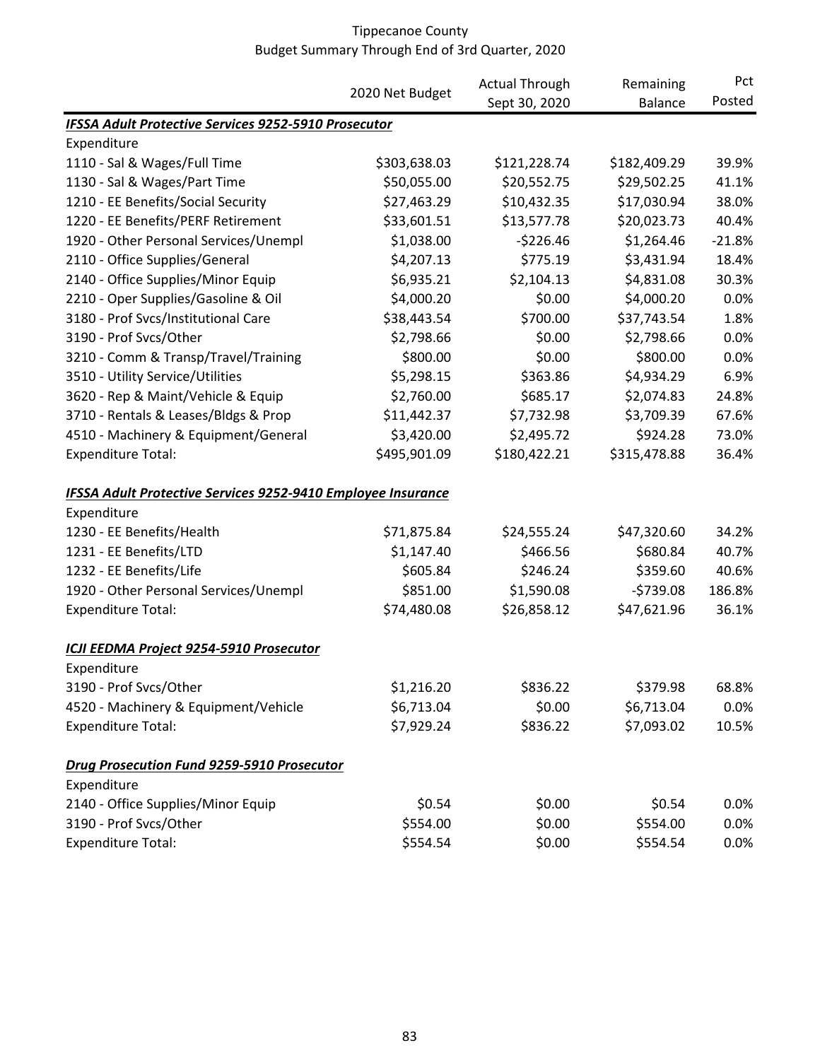Tippecanoe County
Budget Summary Through End of 3rd Quarter, 2020

| | 2020 Net Budget | Actual Through Sept 30, 2020 | Remaining Balance | Pct Posted |
|---|---|---|---|---|
| ***IFSSA Adult Protective Services 9252-5910 Prosecutor*** | | | | |
| Expenditure | | | | |
| 1110 - Sal & Wages/Full Time | \$303,638.03 | \$121,228.74 | \$182,409.29 | 39.9% |
| 1130 - Sal & Wages/Part Time | \$50,055.00 | \$20,552.75 | \$29,502.25 | 41.1% |
| 1210 - EE Benefits/Social Security | \$27,463.29 | \$10,432.35 | \$17,030.94 | 38.0% |
| 1220 - EE Benefits/PERF Retirement | \$33,601.51 | \$13,577.78 | \$20,023.73 | 40.4% |
| 1920 - Other Personal Services/Unempl | \$1,038.00 | -\$226.46 | \$1,264.46 | -21.8% |
| 2110 - Office Supplies/General | \$4,207.13 | \$775.19 | \$3,431.94 | 18.4% |
| 2140 - Office Supplies/Minor Equip | \$6,935.21 | \$2,104.13 | \$4,831.08 | 30.3% |
| 2210 - Oper Supplies/Gasoline & Oil | \$4,000.20 | \$0.00 | \$4,000.20 | 0.0% |
| 3180 - Prof Svcs/Institutional Care | \$38,443.54 | \$700.00 | \$37,743.54 | 1.8% |
| 3190 - Prof Svcs/Other | \$2,798.66 | \$0.00 | \$2,798.66 | 0.0% |
| 3210 - Comm & Transp/Travel/Training | \$800.00 | \$0.00 | \$800.00 | 0.0% |
| 3510 - Utility Service/Utilities | \$5,298.15 | \$363.86 | \$4,934.29 | 6.9% |
| 3620 - Rep & Maint/Vehicle & Equip | \$2,760.00 | \$685.17 | \$2,074.83 | 24.8% |
| 3710 - Rentals & Leases/Bldgs & Prop | \$11,442.37 | \$7,732.98 | \$3,709.39 | 67.6% |
| 4510 - Machinery & Equipment/General | \$3,420.00 | \$2,495.72 | \$924.28 | 73.0% |
| Expenditure Total: | \$495,901.09 | \$180,422.21 | \$315,478.88 | 36.4% |
| | | | | |
| ***IFSSA Adult Protective Services 9252-9410 Employee Insurance*** | | | | |
| Expenditure | | | | |
| 1230 - EE Benefits/Health | \$71,875.84 | \$24,555.24 | \$47,320.60 | 34.2% |
| 1231 - EE Benefits/LTD | \$1,147.40 | \$466.56 | \$680.84 | 40.7% |
| 1232 - EE Benefits/Life | \$605.84 | \$246.24 | \$359.60 | 40.6% |
| 1920 - Other Personal Services/Unempl | \$851.00 | \$1,590.08 | -\$739.08 | 186.8% |
| Expenditure Total: | \$74,480.08 | \$26,858.12 | \$47,621.96 | 36.1% |
| | | | | |
| ***ICJI EEDMA Project 9254-5910 Prosecutor*** | | | | |
| Expenditure | | | | |
| 3190 - Prof Svcs/Other | \$1,216.20 | \$836.22 | \$379.98 | 68.8% |
| 4520 - Machinery & Equipment/Vehicle | \$6,713.04 | \$0.00 | \$6,713.04 | 0.0% |
| Expenditure Total: | \$7,929.24 | \$836.22 | \$7,093.02 | 10.5% |
| | | | | |
| ***Drug Prosecution Fund 9259-5910 Prosecutor*** | | | | |
| Expenditure | | | | |
| 2140 - Office Supplies/Minor Equip | \$0.54 | \$0.00 | \$0.54 | 0.0% |
| 3190 - Prof Svcs/Other | \$554.00 | \$0.00 | \$554.00 | 0.0% |
| Expenditure Total: | \$554.54 | \$0.00 | \$554.54 | 0.0% |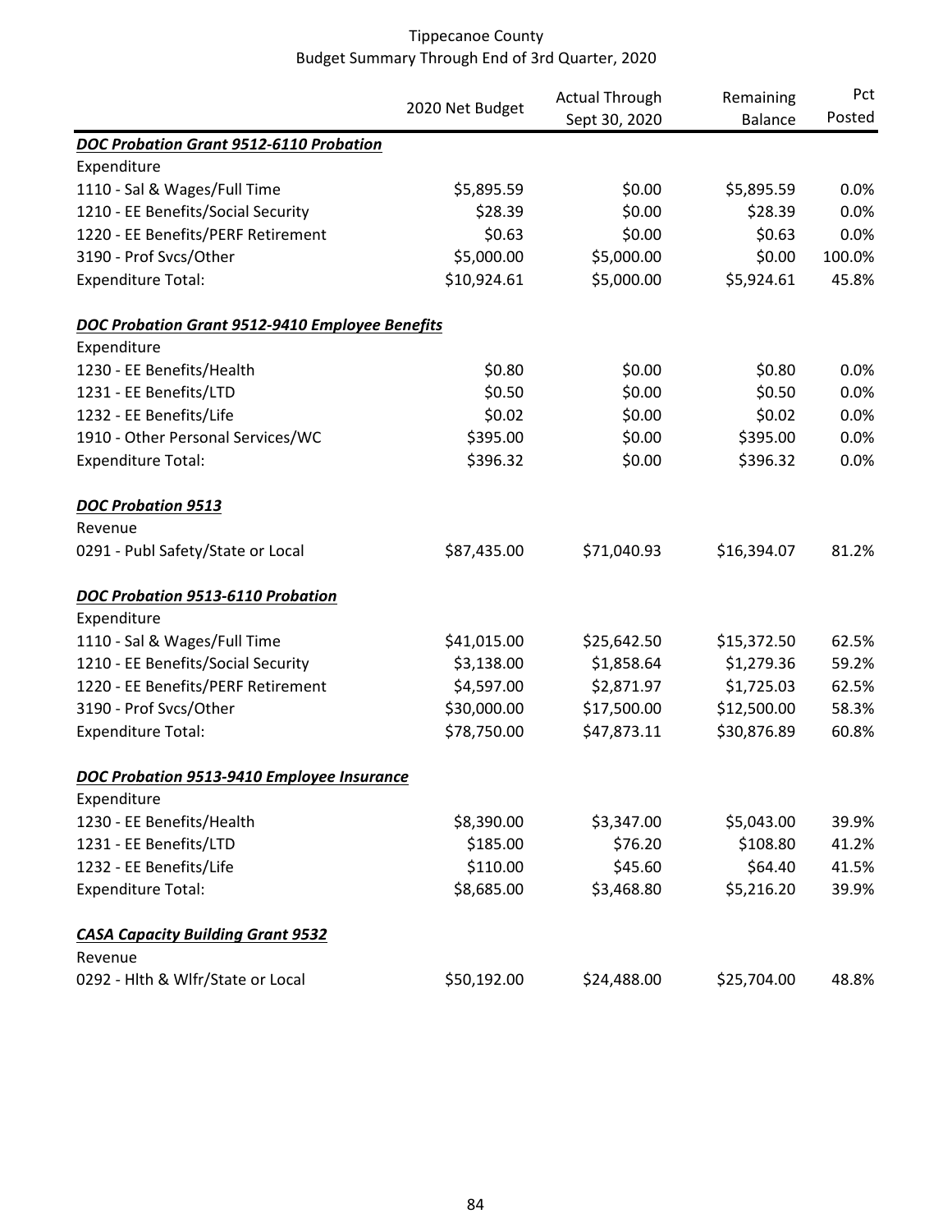Tippecanoe County
Budget Summary Through End of 3rd Quarter, 2020

| | 2020 Net Budget | Actual Through Sept 30, 2020 | Remaining Balance | Pct Posted |
|---|---|---|---|---|
| ***DOC Probation Grant 9512-6110 Probation*** | | | | |
| Expenditure | | | | |
| 1110 - Sal & Wages/Full Time | $5,895.59 | $0.00 | $5,895.59 | 0.0% |
| 1210 - EE Benefits/Social Security | $28.39 | $0.00 | $28.39 | 0.0% |
| 1220 - EE Benefits/PERF Retirement | $0.63 | $0.00 | $0.63 | 0.0% |
| 3190 - Prof Svcs/Other | $5,000.00 | $5,000.00 | $0.00 | 100.0% |
| Expenditure Total: | $10,924.61 | $5,000.00 | $5,924.61 | 45.8% |
| | | | | |
| ***DOC Probation Grant 9512-9410 Employee Benefits*** | | | | |
| Expenditure | | | | |
| 1230 - EE Benefits/Health | $0.80 | $0.00 | $0.80 | 0.0% |
| 1231 - EE Benefits/LTD | $0.50 | $0.00 | $0.50 | 0.0% |
| 1232 - EE Benefits/Life | $0.02 | $0.00 | $0.02 | 0.0% |
| 1910 - Other Personal Services/WC | $395.00 | $0.00 | $395.00 | 0.0% |
| Expenditure Total: | $396.32 | $0.00 | $396.32 | 0.0% |
| | | | | |
| ***DOC Probation 9513*** | | | | |
| Revenue | | | | |
| 0291 - Publ Safety/State or Local | $87,435.00 | $71,040.93 | $16,394.07 | 81.2% |
| | | | | |
| ***DOC Probation 9513-6110 Probation*** | | | | |
| Expenditure | | | | |
| 1110 - Sal & Wages/Full Time | $41,015.00 | $25,642.50 | $15,372.50 | 62.5% |
| 1210 - EE Benefits/Social Security | $3,138.00 | $1,858.64 | $1,279.36 | 59.2% |
| 1220 - EE Benefits/PERF Retirement | $4,597.00 | $2,871.97 | $1,725.03 | 62.5% |
| 3190 - Prof Svcs/Other | $30,000.00 | $17,500.00 | $12,500.00 | 58.3% |
| Expenditure Total: | $78,750.00 | $47,873.11 | $30,876.89 | 60.8% |
| | | | | |
| ***DOC Probation 9513-9410 Employee Insurance*** | | | | |
| Expenditure | | | | |
| 1230 - EE Benefits/Health | $8,390.00 | $3,347.00 | $5,043.00 | 39.9% |
| 1231 - EE Benefits/LTD | $185.00 | $76.20 | $108.80 | 41.2% |
| 1232 - EE Benefits/Life | $110.00 | $45.60 | $64.40 | 41.5% |
| Expenditure Total: | $8,685.00 | $3,468.80 | $5,216.20 | 39.9% |
| | | | | |
| ***CASA Capacity Building Grant 9532*** | | | | |
| Revenue | | | | |
| 0292 - Hlth & Wlfr/State or Local | $50,192.00 | $24,488.00 | $25,704.00 | 48.8% |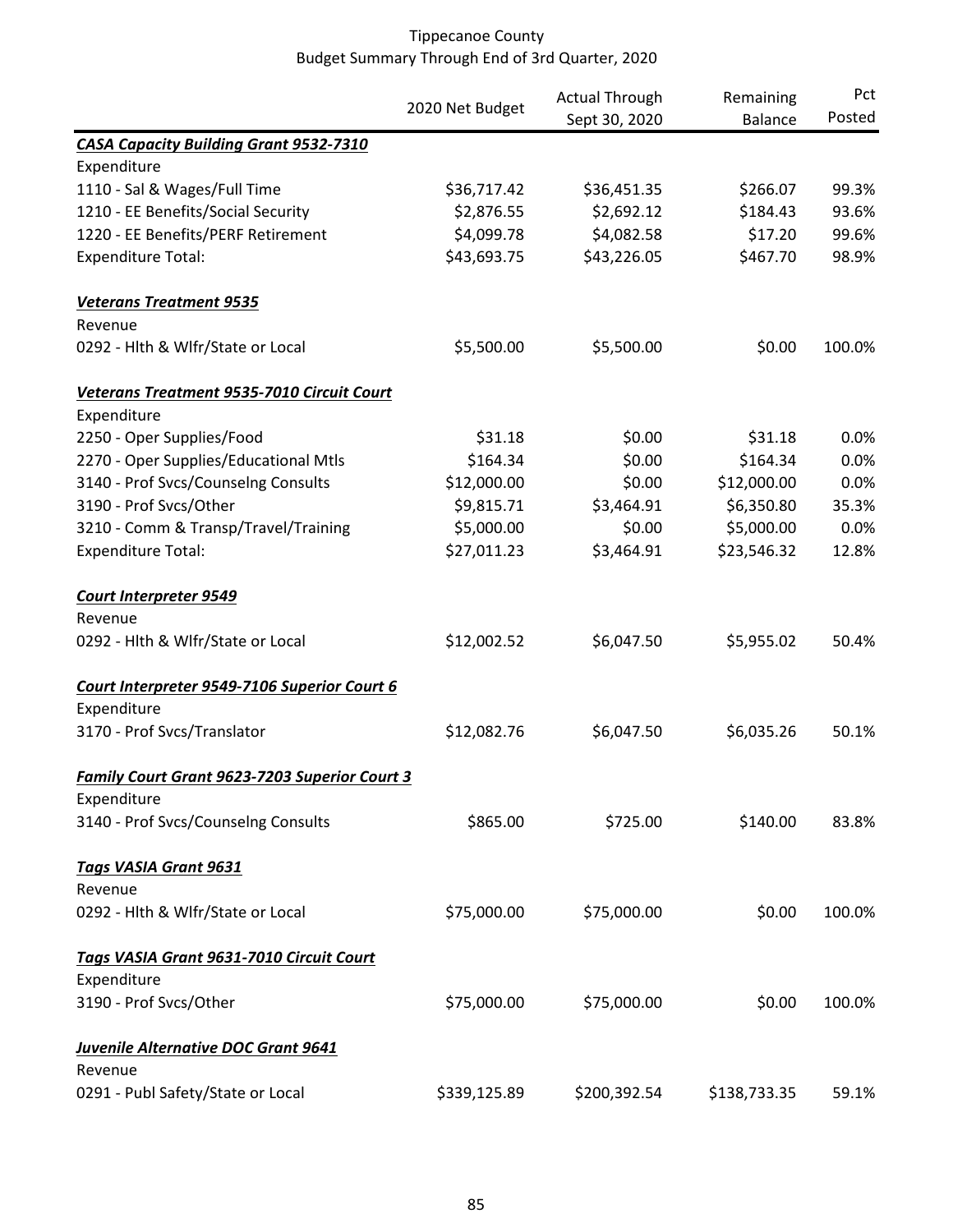Tippecanoe County
Budget Summary Through End of 3rd Quarter, 2020

| | 2020 Net Budget | Actual Through Sept 30, 2020 | Remaining Balance | Pct Posted |
|---|---|---|---|---|
| ***CASA Capacity Building Grant 9532-7310*** | | | | |
| Expenditure | | | | |
| 1110 - Sal & Wages/Full Time | $36,717.42 | $36,451.35 | $266.07 | 99.3% |
| 1210 - EE Benefits/Social Security | $2,876.55 | $2,692.12 | $184.43 | 93.6% |
| 1220 - EE Benefits/PERF Retirement | $4,099.78 | $4,082.58 | $17.20 | 99.6% |
| Expenditure Total: | $43,693.75 | $43,226.05 | $467.70 | 98.9% |
| ***Veterans Treatment 9535*** | | | | |
| Revenue | | | | |
| 0292 - Hlth & Wlfr/State or Local | $5,500.00 | $5,500.00 | $0.00 | 100.0% |
| ***Veterans Treatment 9535-7010 Circuit Court*** | | | | |
| Expenditure | | | | |
| 2250 - Oper Supplies/Food | $31.18 | $0.00 | $31.18 | 0.0% |
| 2270 - Oper Supplies/Educational Mtls | $164.34 | $0.00 | $164.34 | 0.0% |
| 3140 - Prof Svcs/Counselng Consults | $12,000.00 | $0.00 | $12,000.00 | 0.0% |
| 3190 - Prof Svcs/Other | $9,815.71 | $3,464.91 | $6,350.80 | 35.3% |
| 3210 - Comm & Transp/Travel/Training | $5,000.00 | $0.00 | $5,000.00 | 0.0% |
| Expenditure Total: | $27,011.23 | $3,464.91 | $23,546.32 | 12.8% |
| ***Court Interpreter 9549*** | | | | |
| Revenue | | | | |
| 0292 - Hlth & Wlfr/State or Local | $12,002.52 | $6,047.50 | $5,955.02 | 50.4% |
| ***Court Interpreter 9549-7106 Superior Court 6*** | | | | |
| Expenditure | | | | |
| 3170 - Prof Svcs/Translator | $12,082.76 | $6,047.50 | $6,035.26 | 50.1% |
| ***Family Court Grant 9623-7203 Superior Court 3*** | | | | |
| Expenditure | | | | |
| 3140 - Prof Svcs/Counselng Consults | $865.00 | $725.00 | $140.00 | 83.8% |
| ***Tags VASIA Grant 9631*** | | | | |
| Revenue | | | | |
| 0292 - Hlth & Wlfr/State or Local | $75,000.00 | $75,000.00 | $0.00 | 100.0% |
| ***Tags VASIA Grant 9631-7010 Circuit Court*** | | | | |
| Expenditure | | | | |
| 3190 - Prof Svcs/Other | $75,000.00 | $75,000.00 | $0.00 | 100.0% |
| ***Juvenile Alternative DOC Grant 9641*** | | | | |
| Revenue | | | | |
| 0291 - Publ Safety/State or Local | $339,125.89 | $200,392.54 | $138,733.35 | 59.1% |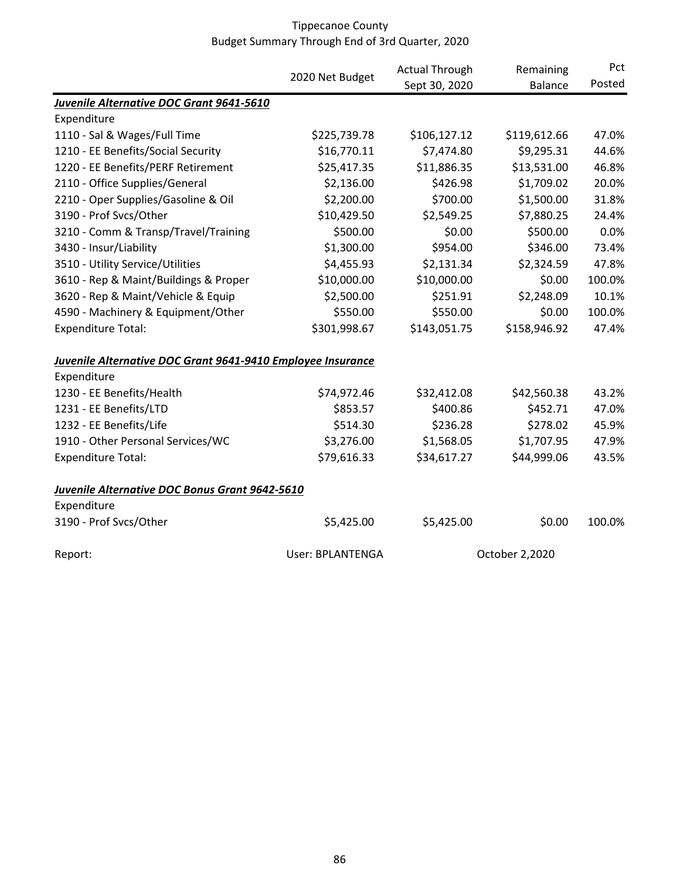Tippecanoe County
Budget Summary Through End of 3rd Quarter, 2020

| | 2020 Net Budget | Actual Through Sept 30, 2020 | Remaining Balance | Pct Posted |
|---|---|---|---|---|
| ***Juvenile Alternative DOC Grant 9641-5610*** | | | | |
| Expenditure | | | | |
| 1110 - Sal & Wages/Full Time | $225,739.78 | $106,127.12 | $119,612.66 | 47.0% |
| 1210 - EE Benefits/Social Security | $16,770.11 | $7,474.80 | $9,295.31 | 44.6% |
| 1220 - EE Benefits/PERF Retirement | $25,417.35 | $11,886.35 | $13,531.00 | 46.8% |
| 2110 - Office Supplies/General | $2,136.00 | $426.98 | $1,709.02 | 20.0% |
| 2210 - Oper Supplies/Gasoline & Oil | $2,200.00 | $700.00 | $1,500.00 | 31.8% |
| 3190 - Prof Svcs/Other | $10,429.50 | $2,549.25 | $7,880.25 | 24.4% |
| 3210 - Comm & Transp/Travel/Training | $500.00 | $0.00 | $500.00 | 0.0% |
| 3430 - Insur/Liability | $1,300.00 | $954.00 | $346.00 | 73.4% |
| 3510 - Utility Service/Utilities | $4,455.93 | $2,131.34 | $2,324.59 | 47.8% |
| 3610 - Rep & Maint/Buildings & Proper | $10,000.00 | $10,000.00 | $0.00 | 100.0% |
| 3620 - Rep & Maint/Vehicle & Equip | $2,500.00 | $251.91 | $2,248.09 | 10.1% |
| 4590 - Machinery & Equipment/Other | $550.00 | $550.00 | $0.00 | 100.0% |
| Expenditure Total: | $301,998.67 | $143,051.75 | $158,946.92 | 47.4% |
| ***Juvenile Alternative DOC Grant 9641-9410 Employee Insurance*** | | | | |
| Expenditure | | | | |
| 1230 - EE Benefits/Health | $74,972.46 | $32,412.08 | $42,560.38 | 43.2% |
| 1231 - EE Benefits/LTD | $853.57 | $400.86 | $452.71 | 47.0% |
| 1232 - EE Benefits/Life | $514.30 | $236.28 | $278.02 | 45.9% |
| 1910 - Other Personal Services/WC | $3,276.00 | $1,568.05 | $1,707.95 | 47.9% |
| Expenditure Total: | $79,616.33 | $34,617.27 | $44,999.06 | 43.5% |
| ***Juvenile Alternative DOC Bonus Grant 9642-5610*** | | | | |
| Expenditure | | | | |
| 3190 - Prof Svcs/Other | $5,425.00 | $5,425.00 | $0.00 | 100.0% |

Report: User: BPLANTENGA October 2,2020